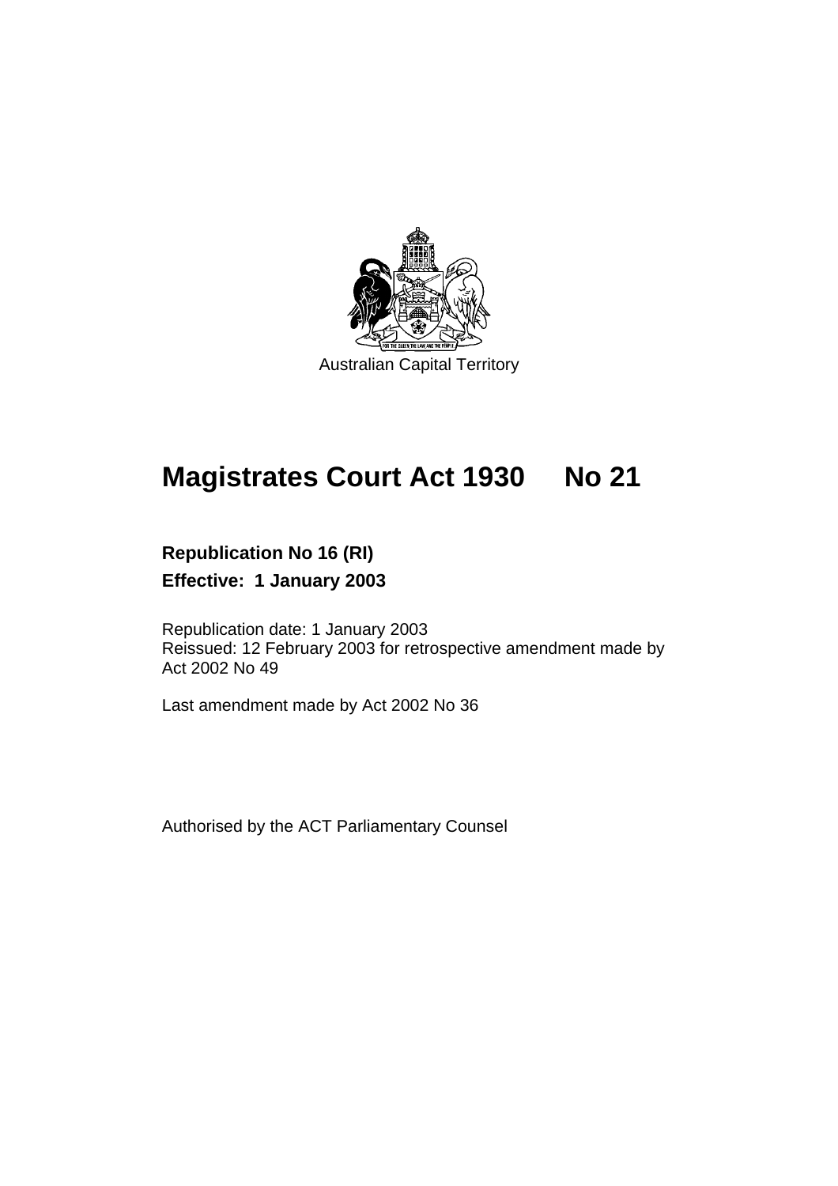Australian Capital Territory

# Magistrates Court Act 1930 No 21

**Republication No 16 (RI)**

**Effective: 1 January 2003**

Republication date: 1 January 2003
Reissued: 12 February 2003 for retrospective amendment made by Act 2002 No 49

Last amendment made by Act 2002 No 36

Authorised by the ACT Parliamentary Counsel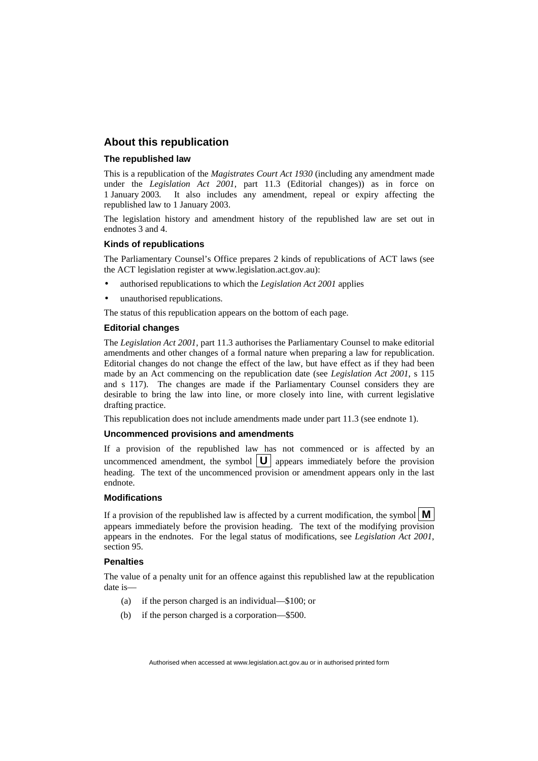## About this republication

### The republished law

This is a republication of the *Magistrates Court Act 1930* (including any amendment made under the *Legislation Act 2001*, part 11.3 (Editorial changes)) as in force on 1 January 2003*.* It also includes any amendment, repeal or expiry affecting the republished law to 1 January 2003.

The legislation history and amendment history of the republished law are set out in endnotes 3 and 4.

### Kinds of republications

The Parliamentary Counsel's Office prepares 2 kinds of republications of ACT laws (see the ACT legislation register at www.legislation.act.gov.au):

- authorised republications to which the *Legislation Act 2001* applies
- unauthorised republications.

The status of this republication appears on the bottom of each page.

### Editorial changes

The *Legislation Act 2001*, part 11.3 authorises the Parliamentary Counsel to make editorial amendments and other changes of a formal nature when preparing a law for republication. Editorial changes do not change the effect of the law, but have effect as if they had been made by an Act commencing on the republication date (see *Legislation Act 2001*, s 115 and s 117). The changes are made if the Parliamentary Counsel considers they are desirable to bring the law into line, or more closely into line, with current legislative drafting practice.

This republication does not include amendments made under part 11.3 (see endnote 1).

### Uncommenced provisions and amendments

If a provision of the republished law has not commenced or is affected by an uncommenced amendment, the symbol **U** appears immediately before the provision heading. The text of the uncommenced provision or amendment appears only in the last endnote.

### Modifications

If a provision of the republished law is affected by a current modification, the symbol **M** appears immediately before the provision heading. The text of the modifying provision appears in the endnotes. For the legal status of modifications, see *Legislation Act 2001*, section 95.

### Penalties

The value of a penalty unit for an offence against this republished law at the republication date is—

(a) if the person charged is an individual—$100; or

(b) if the person charged is a corporation—$500.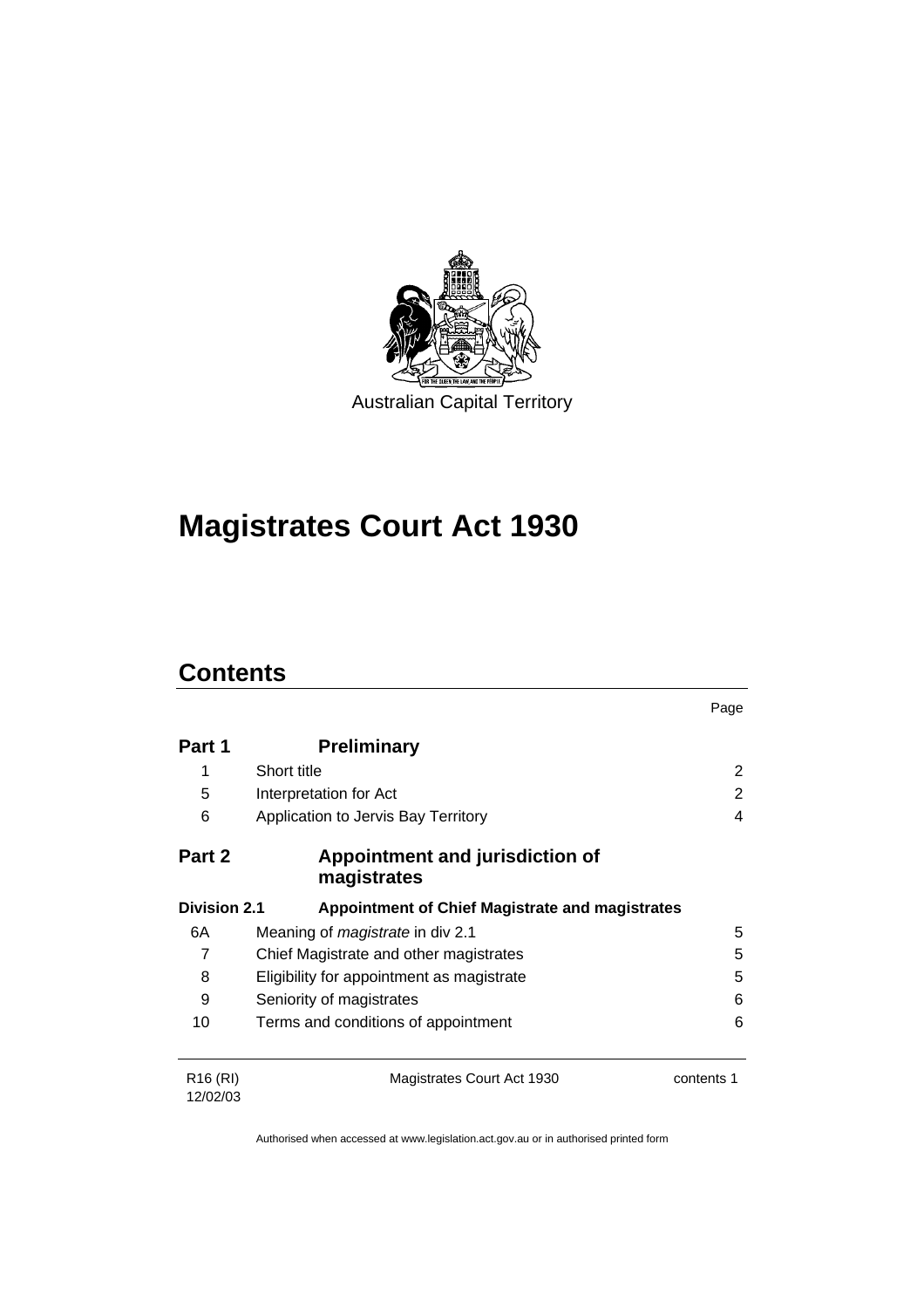Australian Capital Territory

# Magistrates Court Act 1930

## Contents

| | | Page |
|---|---|---|
| **Part 1** | **Preliminary** | |
| 1 | Short title | 2 |
| 5 | Interpretation for Act | 2 |
| 6 | Application to Jervis Bay Territory | 4 |
| **Part 2** | **Appointment and jurisdiction of magistrates** | |
| **Division 2.1** | **Appointment of Chief Magistrate and magistrates** | |
| 6A | Meaning of *magistrate* in div 2.1 | 5 |
| 7 | Chief Magistrate and other magistrates | 5 |
| 8 | Eligibility for appointment as magistrate | 5 |
| 9 | Seniority of magistrates | 6 |
| 10 | Terms and conditions of appointment | 6 |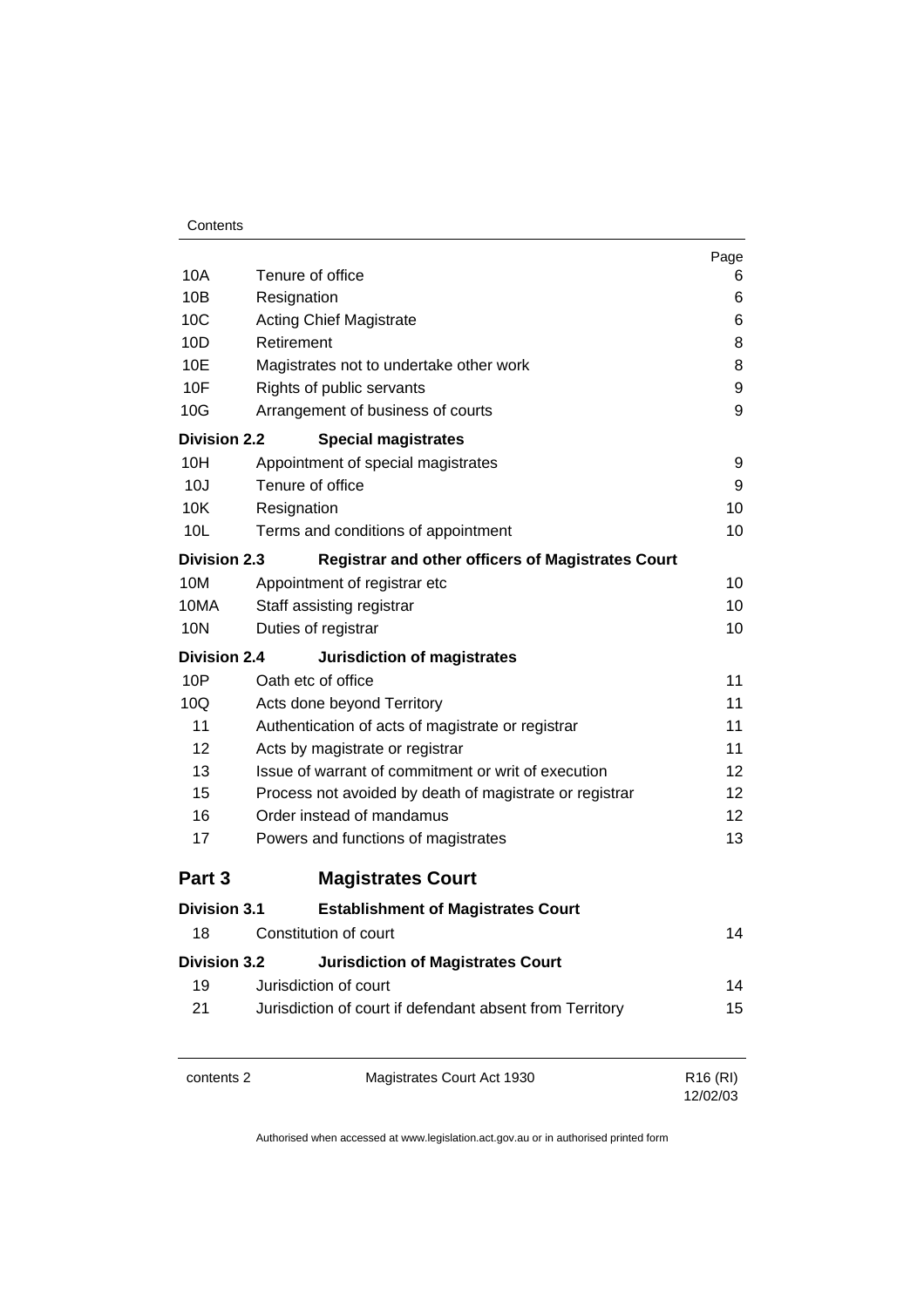| | | Page |
|---|---|---|
| 10A | Tenure of office | 6 |
| 10B | Resignation | 6 |
| 10C | Acting Chief Magistrate | 6 |
| 10D | Retirement | 8 |
| 10E | Magistrates not to undertake other work | 8 |
| 10F | Rights of public servants | 9 |
| 10G | Arrangement of business of courts | 9 |
| **Division 2.2** | **Special magistrates** | |
| 10H | Appointment of special magistrates | 9 |
| 10J | Tenure of office | 9 |
| 10K | Resignation | 10 |
| 10L | Terms and conditions of appointment | 10 |
| **Division 2.3** | **Registrar and other officers of Magistrates Court** | |
| 10M | Appointment of registrar etc | 10 |
| 10MA | Staff assisting registrar | 10 |
| 10N | Duties of registrar | 10 |
| **Division 2.4** | **Jurisdiction of magistrates** | |
| 10P | Oath etc of office | 11 |
| 10Q | Acts done beyond Territory | 11 |
| 11 | Authentication of acts of magistrate or registrar | 11 |
| 12 | Acts by magistrate or registrar | 11 |
| 13 | Issue of warrant of commitment or writ of execution | 12 |
| 15 | Process not avoided by death of magistrate or registrar | 12 |
| 16 | Order instead of mandamus | 12 |
| 17 | Powers and functions of magistrates | 13 |

## Part 3 Magistrates Court

| | | |
|---|---|---|
| **Division 3.1** | **Establishment of Magistrates Court** | |
| 18 | Constitution of court | 14 |
| **Division 3.2** | **Jurisdiction of Magistrates Court** | |
| 19 | Jurisdiction of court | 14 |
| 21 | Jurisdiction of court if defendant absent from Territory | 15 |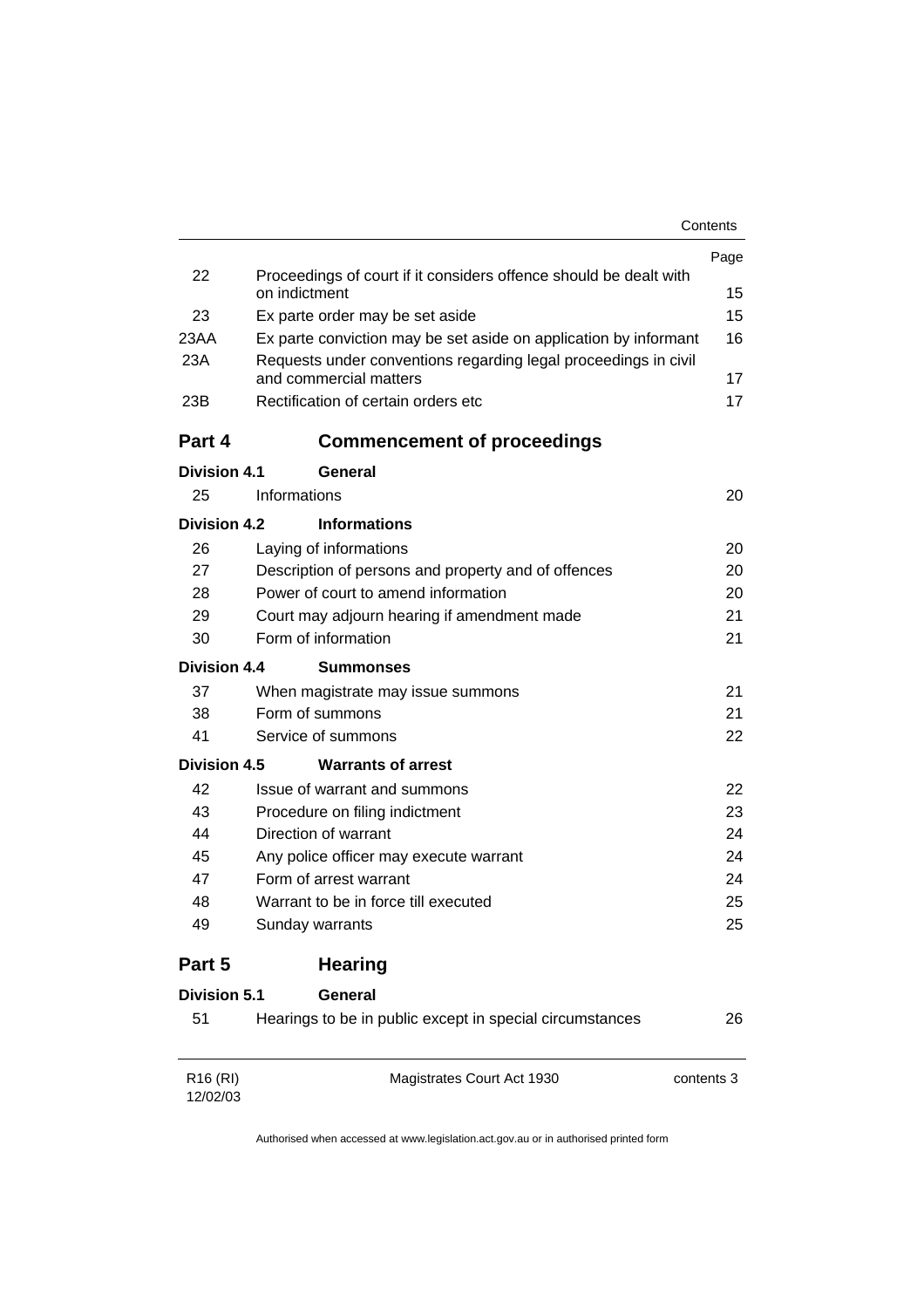| | | Page |
|---|---|---|
| 22 | Proceedings of court if it considers offence should be dealt with on indictment | 15 |
| 23 | Ex parte order may be set aside | 15 |
| 23AA | Ex parte conviction may be set aside on application by informant | 16 |
| 23A | Requests under conventions regarding legal proceedings in civil and commercial matters | 17 |
| 23B | Rectification of certain orders etc | 17 |

## Part 4 Commencement of proceedings

**Division 4.1 General**

| | | |
|---|---|---|
| 25 | Informations | 20 |

**Division 4.2 Informations**

| | | |
|---|---|---|
| 26 | Laying of informations | 20 |
| 27 | Description of persons and property and of offences | 20 |
| 28 | Power of court to amend information | 20 |
| 29 | Court may adjourn hearing if amendment made | 21 |
| 30 | Form of information | 21 |

**Division 4.4 Summonses**

| | | |
|---|---|---|
| 37 | When magistrate may issue summons | 21 |
| 38 | Form of summons | 21 |
| 41 | Service of summons | 22 |

**Division 4.5 Warrants of arrest**

| | | |
|---|---|---|
| 42 | Issue of warrant and summons | 22 |
| 43 | Procedure on filing indictment | 23 |
| 44 | Direction of warrant | 24 |
| 45 | Any police officer may execute warrant | 24 |
| 47 | Form of arrest warrant | 24 |
| 48 | Warrant to be in force till executed | 25 |
| 49 | Sunday warrants | 25 |

## Part 5 Hearing

**Division 5.1 General**

| | | |
|---|---|---|
| 51 | Hearings to be in public except in special circumstances | 26 |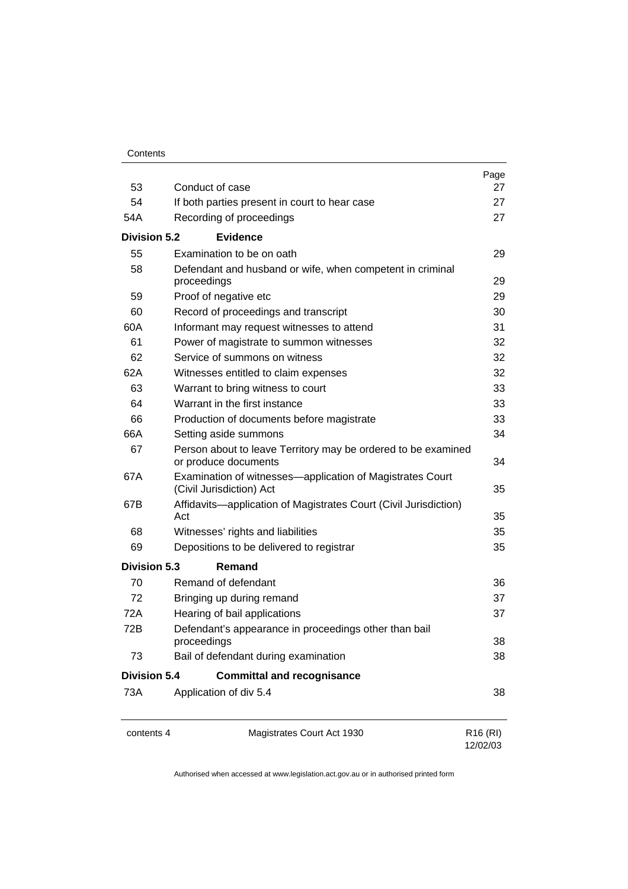| | | Page |
|---|---|---|
| 53 | Conduct of case | 27 |
| 54 | If both parties present in court to hear case | 27 |
| 54A | Recording of proceedings | 27 |
| **Division 5.2** | **Evidence** | |
| 55 | Examination to be on oath | 29 |
| 58 | Defendant and husband or wife, when competent in criminal proceedings | 29 |
| 59 | Proof of negative etc | 29 |
| 60 | Record of proceedings and transcript | 30 |
| 60A | Informant may request witnesses to attend | 31 |
| 61 | Power of magistrate to summon witnesses | 32 |
| 62 | Service of summons on witness | 32 |
| 62A | Witnesses entitled to claim expenses | 32 |
| 63 | Warrant to bring witness to court | 33 |
| 64 | Warrant in the first instance | 33 |
| 66 | Production of documents before magistrate | 33 |
| 66A | Setting aside summons | 34 |
| 67 | Person about to leave Territory may be ordered to be examined or produce documents | 34 |
| 67A | Examination of witnesses—application of Magistrates Court (Civil Jurisdiction) Act | 35 |
| 67B | Affidavits—application of Magistrates Court (Civil Jurisdiction) Act | 35 |
| 68 | Witnesses' rights and liabilities | 35 |
| 69 | Depositions to be delivered to registrar | 35 |
| **Division 5.3** | **Remand** | |
| 70 | Remand of defendant | 36 |
| 72 | Bringing up during remand | 37 |
| 72A | Hearing of bail applications | 37 |
| 72B | Defendant's appearance in proceedings other than bail proceedings | 38 |
| 73 | Bail of defendant during examination | 38 |
| **Division 5.4** | **Committal and recognisance** | |
| 73A | Application of div 5.4 | 38 |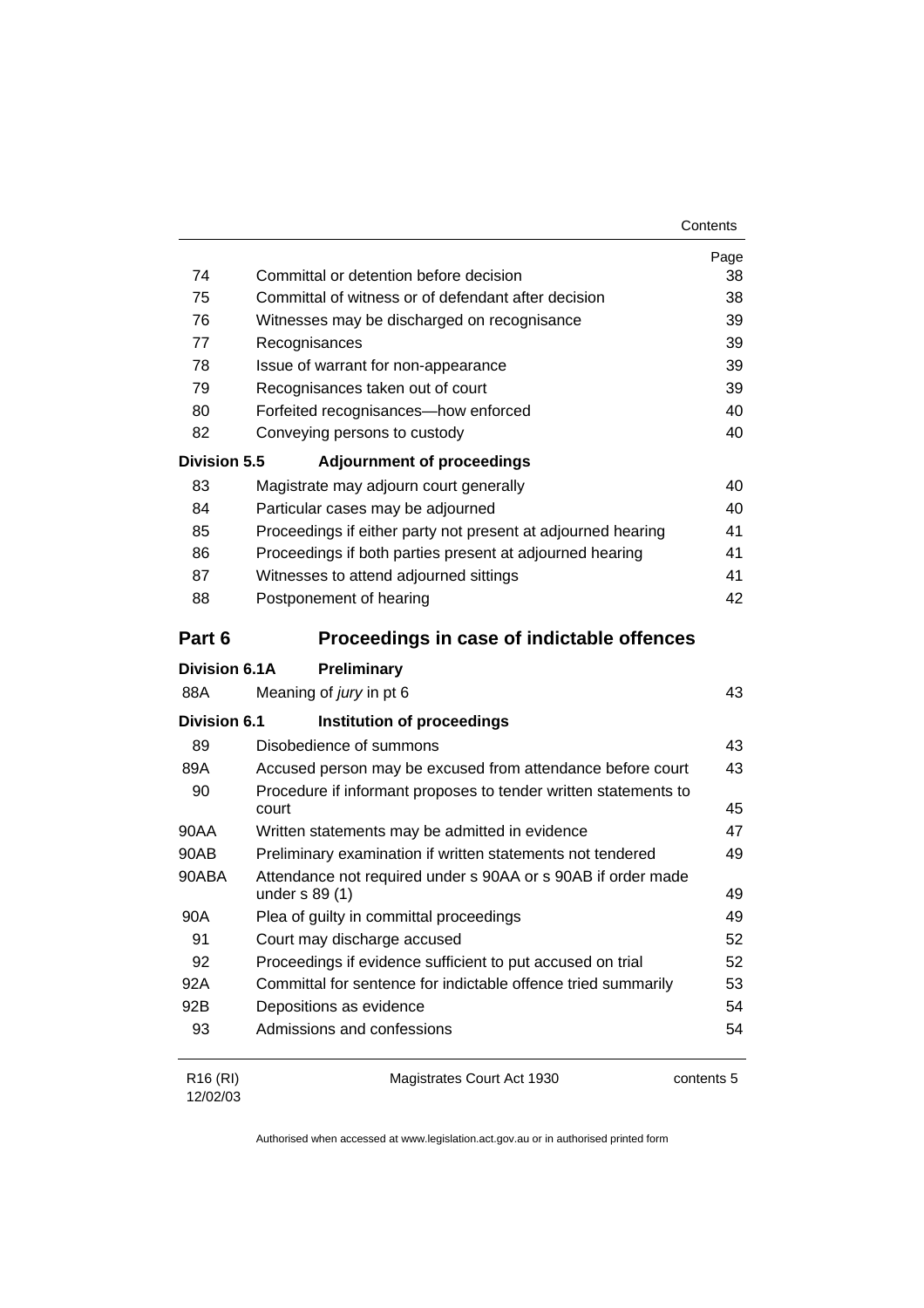| | | Page |
|---|---|---|
| 74 | Committal or detention before decision | 38 |
| 75 | Committal of witness or of defendant after decision | 38 |
| 76 | Witnesses may be discharged on recognisance | 39 |
| 77 | Recognisances | 39 |
| 78 | Issue of warrant for non-appearance | 39 |
| 79 | Recognisances taken out of court | 39 |
| 80 | Forfeited recognisances—how enforced | 40 |
| 82 | Conveying persons to custody | 40 |
| **Division 5.5** | **Adjournment of proceedings** | |
| 83 | Magistrate may adjourn court generally | 40 |
| 84 | Particular cases may be adjourned | 40 |
| 85 | Proceedings if either party not present at adjourned hearing | 41 |
| 86 | Proceedings if both parties present at adjourned hearing | 41 |
| 87 | Witnesses to attend adjourned sittings | 41 |
| 88 | Postponement of hearing | 42 |

## Part 6 Proceedings in case of indictable offences

| | | |
|---|---|---|
| **Division 6.1A** | **Preliminary** | |
| 88A | Meaning of *jury* in pt 6 | 43 |
| **Division 6.1** | **Institution of proceedings** | |
| 89 | Disobedience of summons | 43 |
| 89A | Accused person may be excused from attendance before court | 43 |
| 90 | Procedure if informant proposes to tender written statements to court | 45 |
| 90AA | Written statements may be admitted in evidence | 47 |
| 90AB | Preliminary examination if written statements not tendered | 49 |
| 90ABA | Attendance not required under s 90AA or s 90AB if order made under s 89 (1) | 49 |
| 90A | Plea of guilty in committal proceedings | 49 |
| 91 | Court may discharge accused | 52 |
| 92 | Proceedings if evidence sufficient to put accused on trial | 52 |
| 92A | Committal for sentence for indictable offence tried summarily | 53 |
| 92B | Depositions as evidence | 54 |
| 93 | Admissions and confessions | 54 |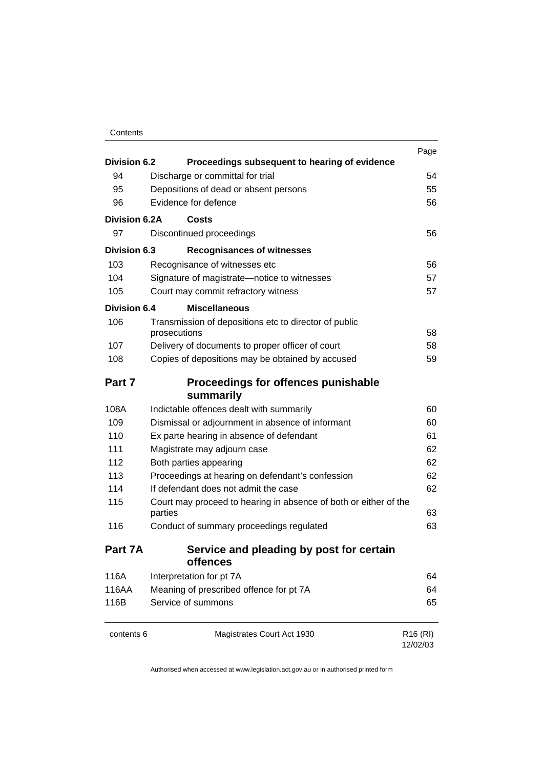| | | Page |
|---|---|---|
| **Division 6.2** | **Proceedings subsequent to hearing of evidence** | |
| 94 | Discharge or committal for trial | 54 |
| 95 | Depositions of dead or absent persons | 55 |
| 96 | Evidence for defence | 56 |
| **Division 6.2A** | **Costs** | |
| 97 | Discontinued proceedings | 56 |
| **Division 6.3** | **Recognisances of witnesses** | |
| 103 | Recognisance of witnesses etc | 56 |
| 104 | Signature of magistrate—notice to witnesses | 57 |
| 105 | Court may commit refractory witness | 57 |
| **Division 6.4** | **Miscellaneous** | |
| 106 | Transmission of depositions etc to director of public prosecutions | 58 |
| 107 | Delivery of documents to proper officer of court | 58 |
| 108 | Copies of depositions may be obtained by accused | 59 |
| **Part 7** | **Proceedings for offences punishable summarily** | |
| 108A | Indictable offences dealt with summarily | 60 |
| 109 | Dismissal or adjournment in absence of informant | 60 |
| 110 | Ex parte hearing in absence of defendant | 61 |
| 111 | Magistrate may adjourn case | 62 |
| 112 | Both parties appearing | 62 |
| 113 | Proceedings at hearing on defendant's confession | 62 |
| 114 | If defendant does not admit the case | 62 |
| 115 | Court may proceed to hearing in absence of both or either of the parties | 63 |
| 116 | Conduct of summary proceedings regulated | 63 |
| **Part 7A** | **Service and pleading by post for certain offences** | |
| 116A | Interpretation for pt 7A | 64 |
| 116AA | Meaning of prescribed offence for pt 7A | 64 |
| 116B | Service of summons | 65 |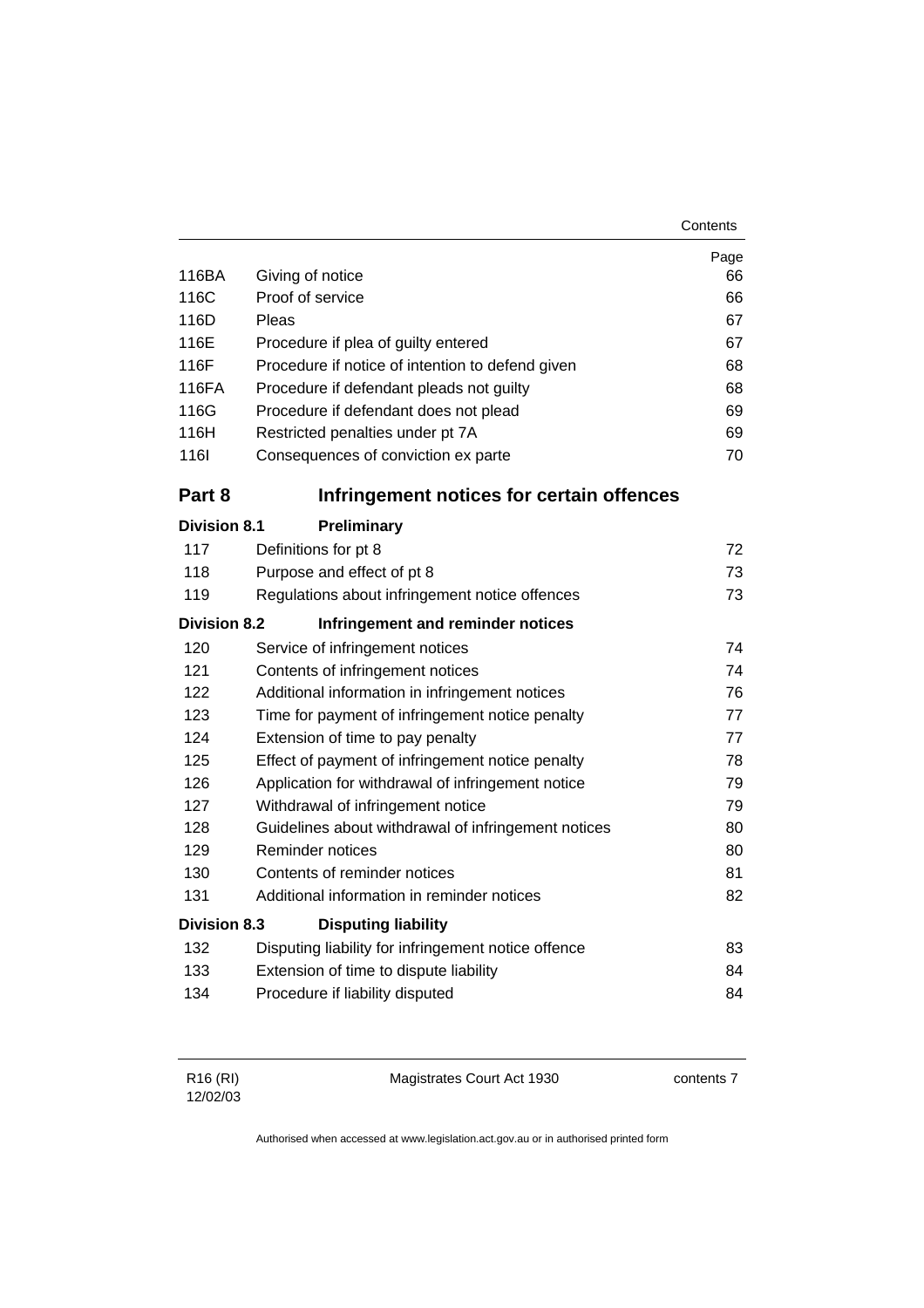| | | Page |
|---|---|---|
| 116BA | Giving of notice | 66 |
| 116C | Proof of service | 66 |
| 116D | Pleas | 67 |
| 116E | Procedure if plea of guilty entered | 67 |
| 116F | Procedure if notice of intention to defend given | 68 |
| 116FA | Procedure if defendant pleads not guilty | 68 |
| 116G | Procedure if defendant does not plead | 69 |
| 116H | Restricted penalties under pt 7A | 69 |
| 116I | Consequences of conviction ex parte | 70 |

## Part 8 Infringement notices for certain offences

### Division 8.1 Preliminary

| | | |
|---|---|---|
| 117 | Definitions for pt 8 | 72 |
| 118 | Purpose and effect of pt 8 | 73 |
| 119 | Regulations about infringement notice offences | 73 |

### Division 8.2 Infringement and reminder notices

| | | |
|---|---|---|
| 120 | Service of infringement notices | 74 |
| 121 | Contents of infringement notices | 74 |
| 122 | Additional information in infringement notices | 76 |
| 123 | Time for payment of infringement notice penalty | 77 |
| 124 | Extension of time to pay penalty | 77 |
| 125 | Effect of payment of infringement notice penalty | 78 |
| 126 | Application for withdrawal of infringement notice | 79 |
| 127 | Withdrawal of infringement notice | 79 |
| 128 | Guidelines about withdrawal of infringement notices | 80 |
| 129 | Reminder notices | 80 |
| 130 | Contents of reminder notices | 81 |
| 131 | Additional information in reminder notices | 82 |

### Division 8.3 Disputing liability

| | | |
|---|---|---|
| 132 | Disputing liability for infringement notice offence | 83 |
| 133 | Extension of time to dispute liability | 84 |
| 134 | Procedure if liability disputed | 84 |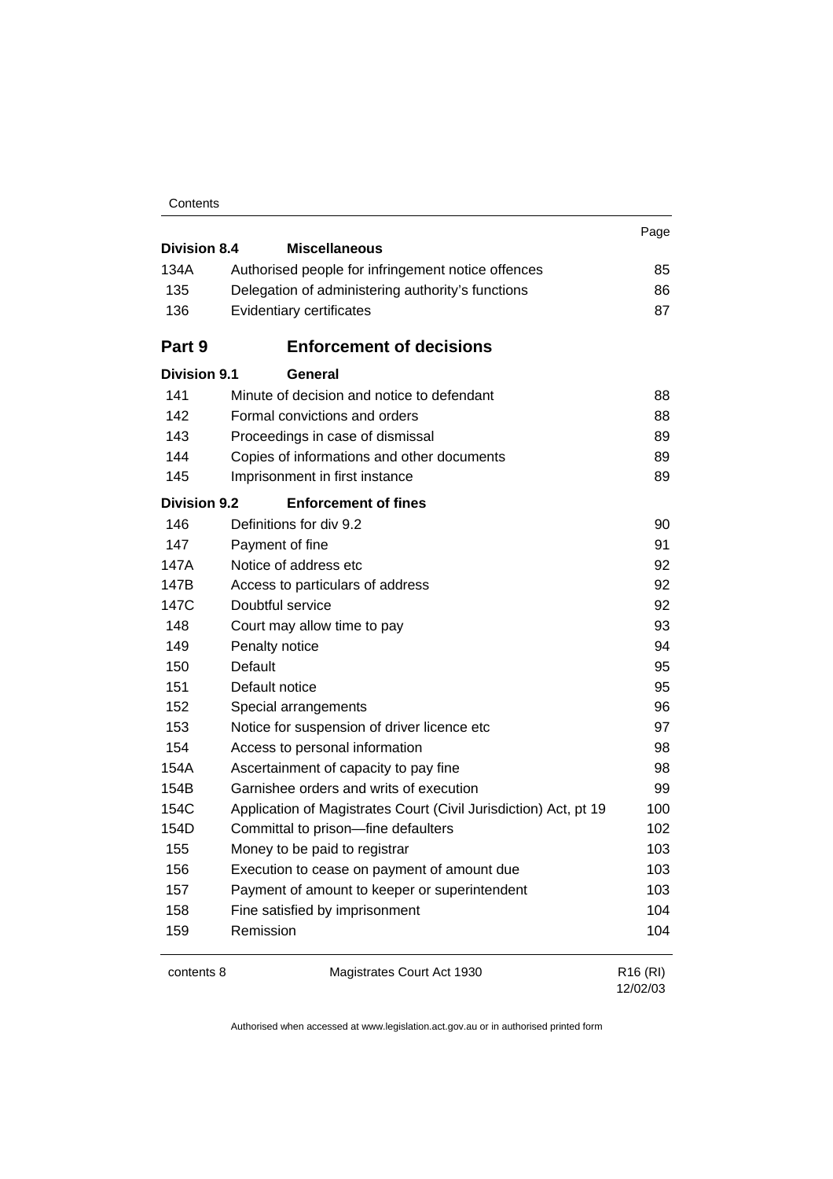| | | Page |
|---|---|---|
| **Division 8.4** | **Miscellaneous** | |
| 134A | Authorised people for infringement notice offences | 85 |
| 135 | Delegation of administering authority's functions | 86 |
| 136 | Evidentiary certificates | 87 |
| **Part 9** | **Enforcement of decisions** | |
| **Division 9.1** | **General** | |
| 141 | Minute of decision and notice to defendant | 88 |
| 142 | Formal convictions and orders | 88 |
| 143 | Proceedings in case of dismissal | 89 |
| 144 | Copies of informations and other documents | 89 |
| 145 | Imprisonment in first instance | 89 |
| **Division 9.2** | **Enforcement of fines** | |
| 146 | Definitions for div 9.2 | 90 |
| 147 | Payment of fine | 91 |
| 147A | Notice of address etc | 92 |
| 147B | Access to particulars of address | 92 |
| 147C | Doubtful service | 92 |
| 148 | Court may allow time to pay | 93 |
| 149 | Penalty notice | 94 |
| 150 | Default | 95 |
| 151 | Default notice | 95 |
| 152 | Special arrangements | 96 |
| 153 | Notice for suspension of driver licence etc | 97 |
| 154 | Access to personal information | 98 |
| 154A | Ascertainment of capacity to pay fine | 98 |
| 154B | Garnishee orders and writs of execution | 99 |
| 154C | Application of Magistrates Court (Civil Jurisdiction) Act, pt 19 | 100 |
| 154D | Committal to prison—fine defaulters | 102 |
| 155 | Money to be paid to registrar | 103 |
| 156 | Execution to cease on payment of amount due | 103 |
| 157 | Payment of amount to keeper or superintendent | 103 |
| 158 | Fine satisfied by imprisonment | 104 |
| 159 | Remission | 104 |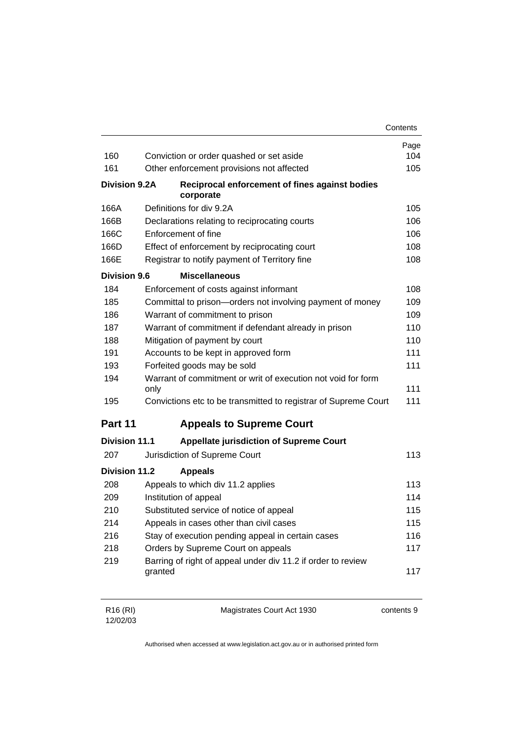| | | Page |
|---|---|---|
| 160 | Conviction or order quashed or set aside | 104 |
| 161 | Other enforcement provisions not affected | 105 |
| **Division 9.2A** | **Reciprocal enforcement of fines against bodies corporate** | |
| 166A | Definitions for div 9.2A | 105 |
| 166B | Declarations relating to reciprocating courts | 106 |
| 166C | Enforcement of fine | 106 |
| 166D | Effect of enforcement by reciprocating court | 108 |
| 166E | Registrar to notify payment of Territory fine | 108 |
| **Division 9.6** | **Miscellaneous** | |
| 184 | Enforcement of costs against informant | 108 |
| 185 | Committal to prison—orders not involving payment of money | 109 |
| 186 | Warrant of commitment to prison | 109 |
| 187 | Warrant of commitment if defendant already in prison | 110 |
| 188 | Mitigation of payment by court | 110 |
| 191 | Accounts to be kept in approved form | 111 |
| 193 | Forfeited goods may be sold | 111 |
| 194 | Warrant of commitment or writ of execution not void for form only | 111 |
| 195 | Convictions etc to be transmitted to registrar of Supreme Court | 111 |

## Part 11 Appeals to Supreme Court

| | | |
|---|---|---|
| **Division 11.1** | **Appellate jurisdiction of Supreme Court** | |
| 207 | Jurisdiction of Supreme Court | 113 |
| **Division 11.2** | **Appeals** | |
| 208 | Appeals to which div 11.2 applies | 113 |
| 209 | Institution of appeal | 114 |
| 210 | Substituted service of notice of appeal | 115 |
| 214 | Appeals in cases other than civil cases | 115 |
| 216 | Stay of execution pending appeal in certain cases | 116 |
| 218 | Orders by Supreme Court on appeals | 117 |
| 219 | Barring of right of appeal under div 11.2 if order to review granted | 117 |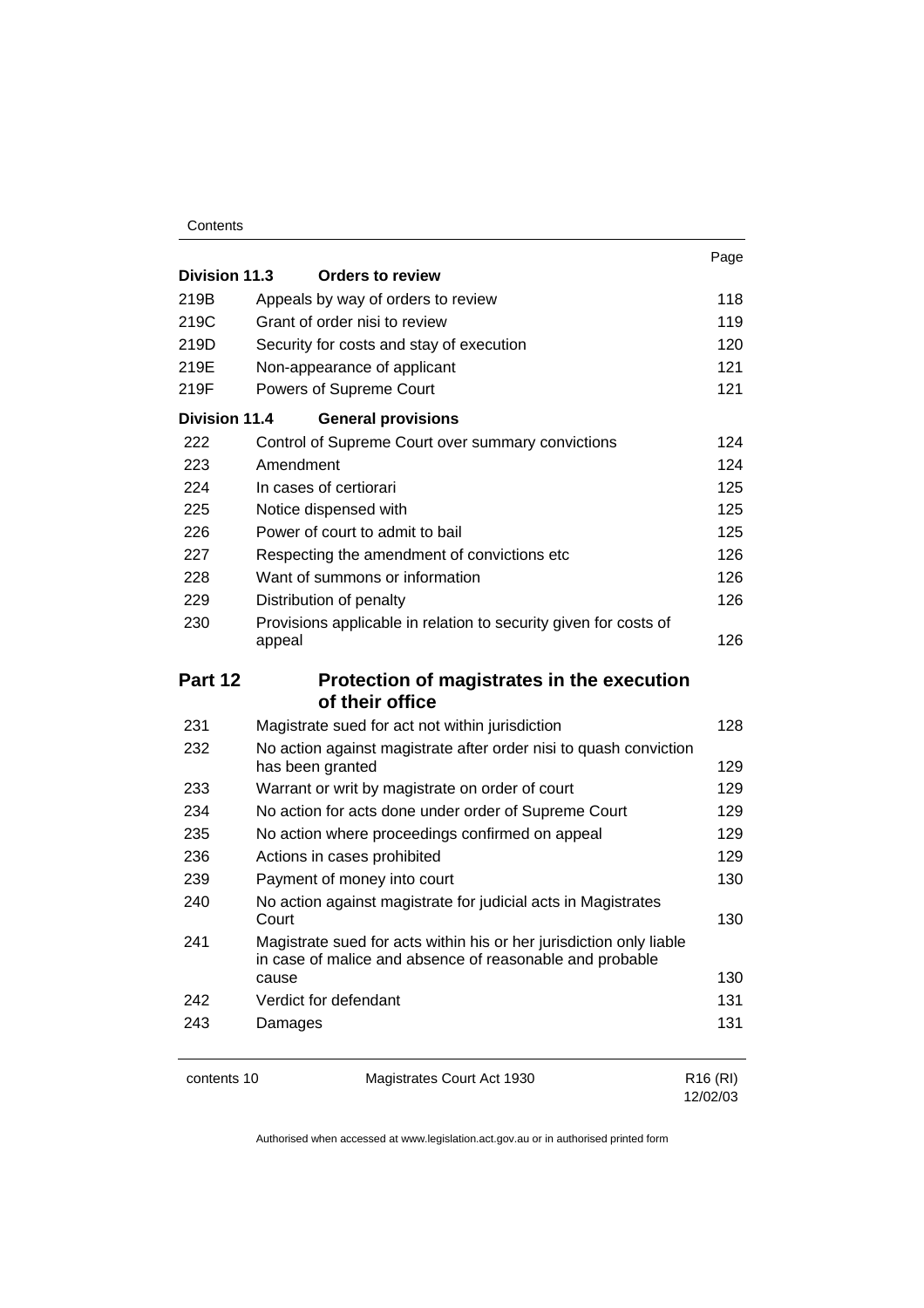| | | Page |
|---|---|---|
| **Division 11.3** | **Orders to review** | |
| 219B | Appeals by way of orders to review | 118 |
| 219C | Grant of order nisi to review | 119 |
| 219D | Security for costs and stay of execution | 120 |
| 219E | Non-appearance of applicant | 121 |
| 219F | Powers of Supreme Court | 121 |
| **Division 11.4** | **General provisions** | |
| 222 | Control of Supreme Court over summary convictions | 124 |
| 223 | Amendment | 124 |
| 224 | In cases of certiorari | 125 |
| 225 | Notice dispensed with | 125 |
| 226 | Power of court to admit to bail | 125 |
| 227 | Respecting the amendment of convictions etc | 126 |
| 228 | Want of summons or information | 126 |
| 229 | Distribution of penalty | 126 |
| 230 | Provisions applicable in relation to security given for costs of appeal | 126 |

## Part 12 Protection of magistrates in the execution of their office

| | | |
|---|---|---|
| 231 | Magistrate sued for act not within jurisdiction | 128 |
| 232 | No action against magistrate after order nisi to quash conviction has been granted | 129 |
| 233 | Warrant or writ by magistrate on order of court | 129 |
| 234 | No action for acts done under order of Supreme Court | 129 |
| 235 | No action where proceedings confirmed on appeal | 129 |
| 236 | Actions in cases prohibited | 129 |
| 239 | Payment of money into court | 130 |
| 240 | No action against magistrate for judicial acts in Magistrates Court | 130 |
| 241 | Magistrate sued for acts within his or her jurisdiction only liable in case of malice and absence of reasonable and probable cause | 130 |
| 242 | Verdict for defendant | 131 |
| 243 | Damages | 131 |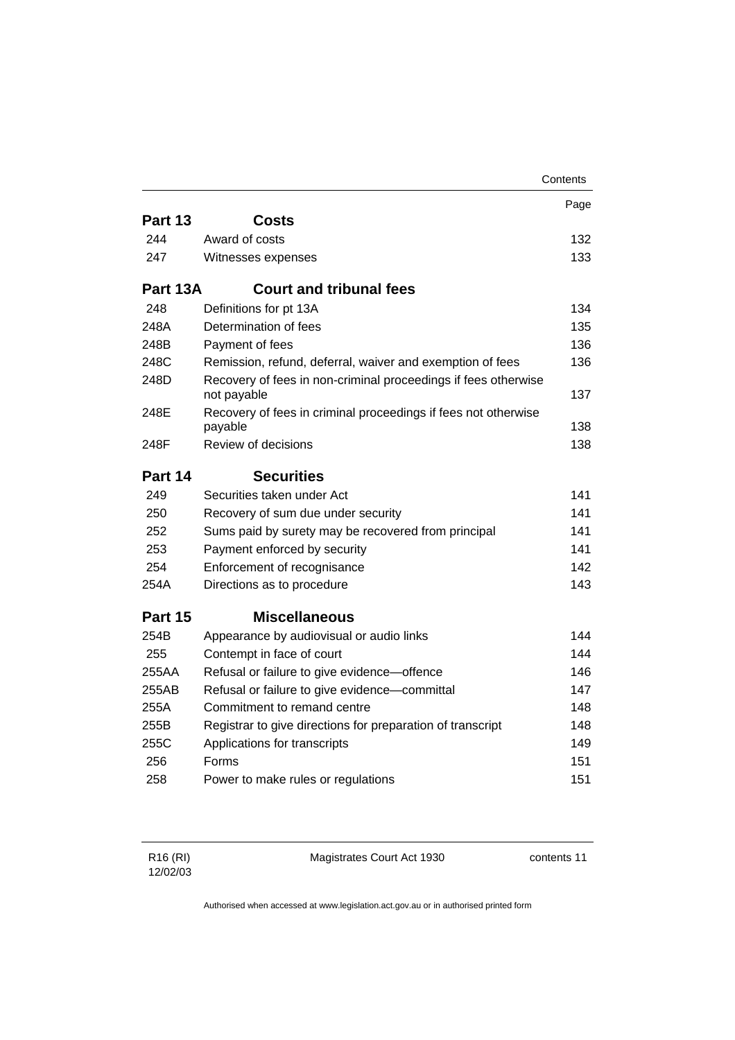| | | Page |
|---|---|---|
| **Part 13** | **Costs** | |
| 244 | Award of costs | 132 |
| 247 | Witnesses expenses | 133 |
| **Part 13A** | **Court and tribunal fees** | |
| 248 | Definitions for pt 13A | 134 |
| 248A | Determination of fees | 135 |
| 248B | Payment of fees | 136 |
| 248C | Remission, refund, deferral, waiver and exemption of fees | 136 |
| 248D | Recovery of fees in non-criminal proceedings if fees otherwise not payable | 137 |
| 248E | Recovery of fees in criminal proceedings if fees not otherwise payable | 138 |
| 248F | Review of decisions | 138 |
| **Part 14** | **Securities** | |
| 249 | Securities taken under Act | 141 |
| 250 | Recovery of sum due under security | 141 |
| 252 | Sums paid by surety may be recovered from principal | 141 |
| 253 | Payment enforced by security | 141 |
| 254 | Enforcement of recognisance | 142 |
| 254A | Directions as to procedure | 143 |
| **Part 15** | **Miscellaneous** | |
| 254B | Appearance by audiovisual or audio links | 144 |
| 255 | Contempt in face of court | 144 |
| 255AA | Refusal or failure to give evidence—offence | 146 |
| 255AB | Refusal or failure to give evidence—committal | 147 |
| 255A | Commitment to remand centre | 148 |
| 255B | Registrar to give directions for preparation of transcript | 148 |
| 255C | Applications for transcripts | 149 |
| 256 | Forms | 151 |
| 258 | Power to make rules or regulations | 151 |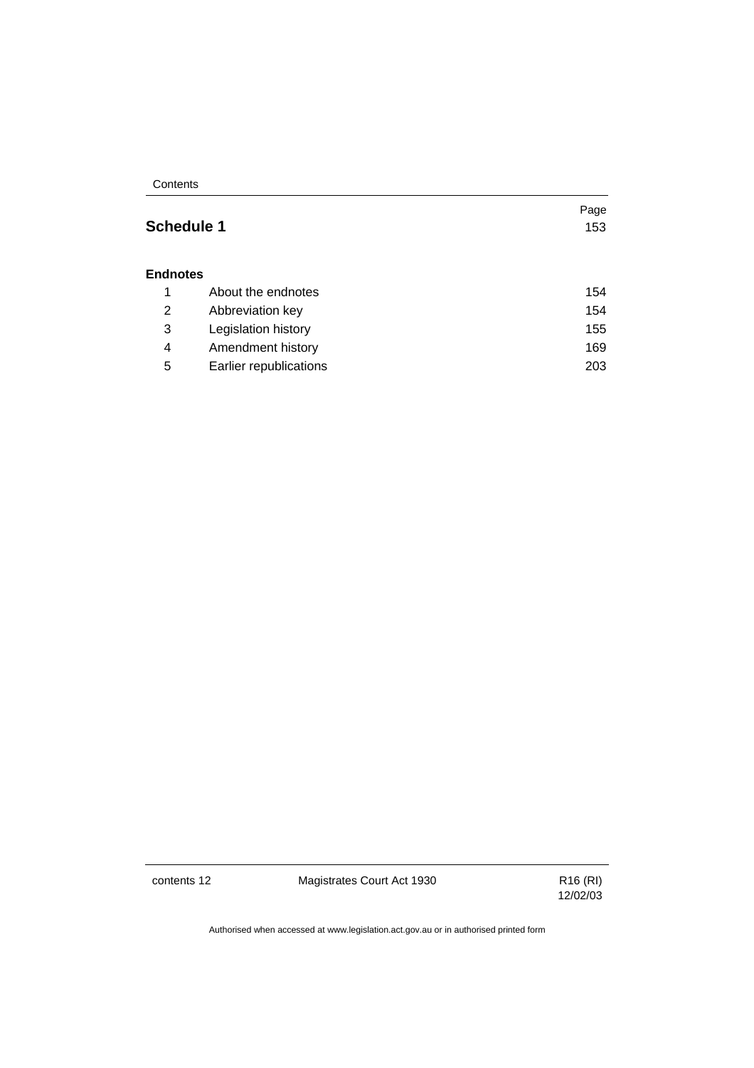| | | Page |
|---|---|---|
| **Schedule 1** | | 153 |
| **Endnotes** | | |
| 1 | About the endnotes | 154 |
| 2 | Abbreviation key | 154 |
| 3 | Legislation history | 155 |
| 4 | Amendment history | 169 |
| 5 | Earlier republications | 203 |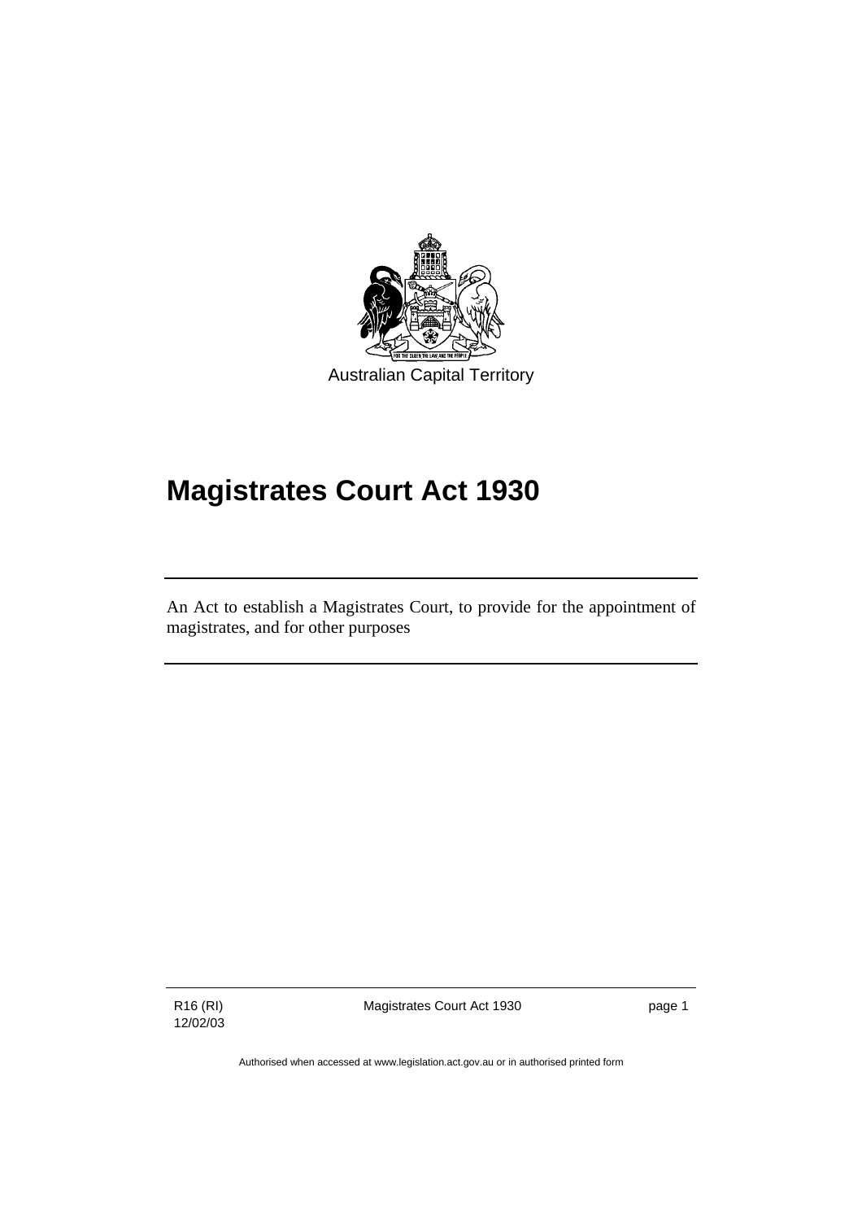Australian Capital Territory

# Magistrates Court Act 1930

An Act to establish a Magistrates Court, to provide for the appointment of magistrates, and for other purposes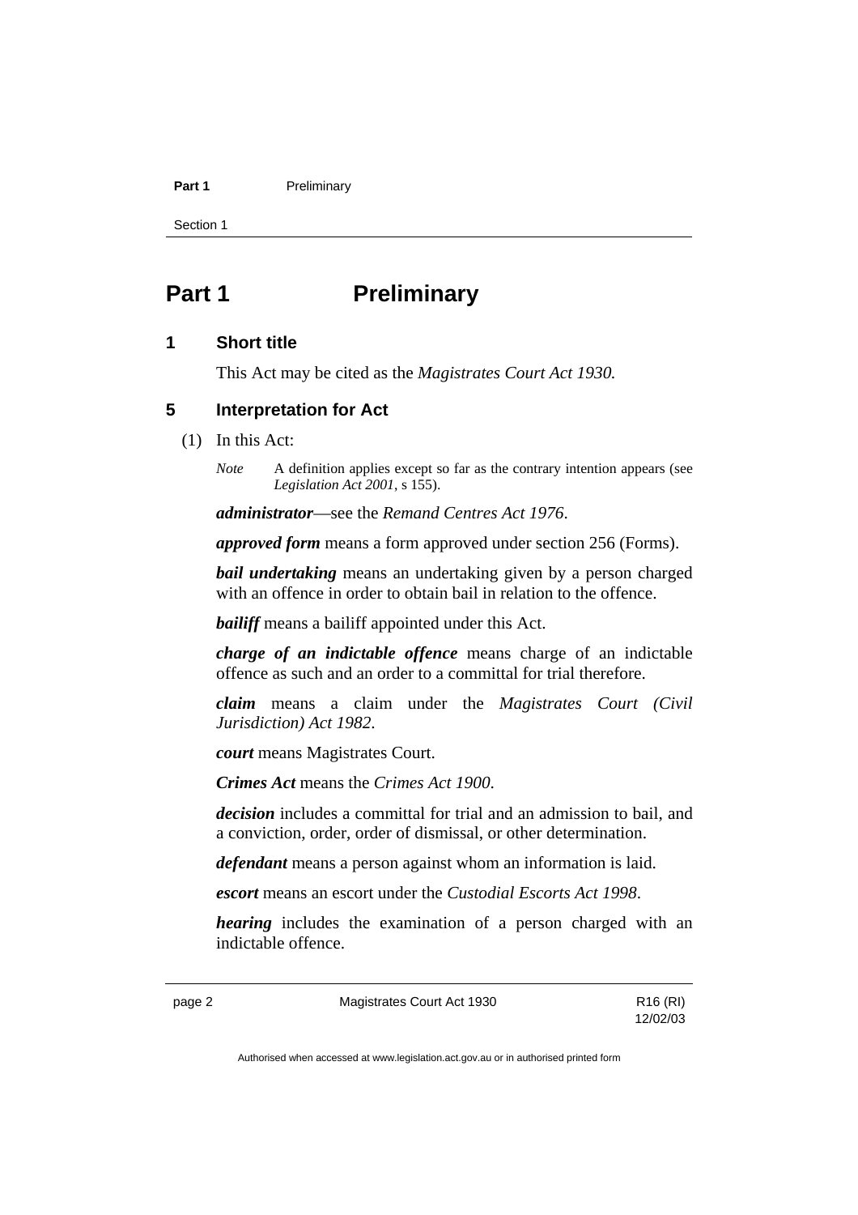# Part 1 Preliminary

## 1 Short title

This Act may be cited as the *Magistrates Court Act 1930.*

## 5 Interpretation for Act

(1) In this Act:

*Note* A definition applies except so far as the contrary intention appears (see *Legislation Act 2001*, s 155).

***administrator***—see the *Remand Centres Act 1976*.

***approved form*** means a form approved under section 256 (Forms).

***bail undertaking*** means an undertaking given by a person charged with an offence in order to obtain bail in relation to the offence.

***bailiff*** means a bailiff appointed under this Act.

***charge of an indictable offence*** means charge of an indictable offence as such and an order to a committal for trial therefore.

***claim*** means a claim under the *Magistrates Court (Civil Jurisdiction) Act 1982*.

***court*** means Magistrates Court.

***Crimes Act*** means the *Crimes Act 1900*.

***decision*** includes a committal for trial and an admission to bail, and a conviction, order, order of dismissal, or other determination.

***defendant*** means a person against whom an information is laid.

***escort*** means an escort under the *Custodial Escorts Act 1998*.

***hearing*** includes the examination of a person charged with an indictable offence.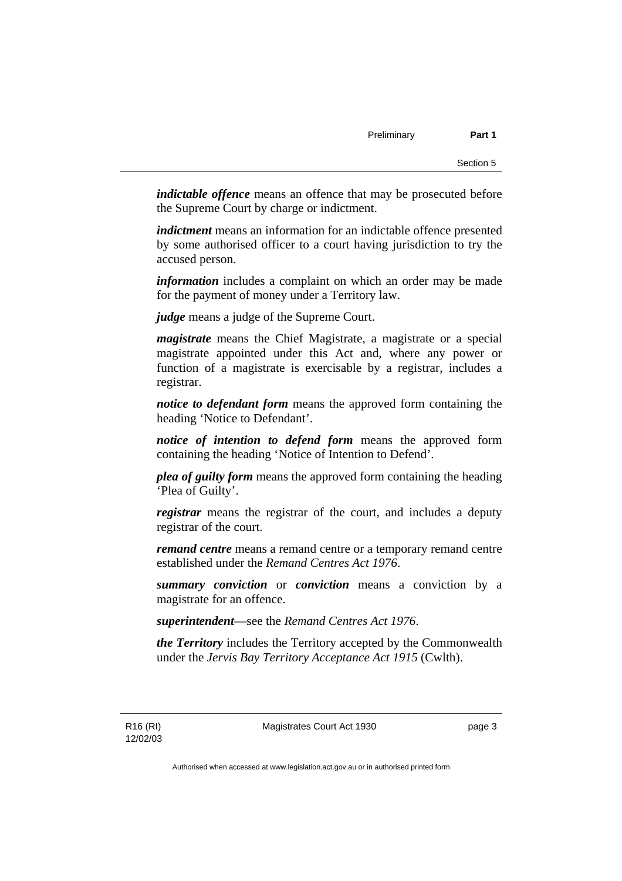***indictable offence*** means an offence that may be prosecuted before the Supreme Court by charge or indictment.

***indictment*** means an information for an indictable offence presented by some authorised officer to a court having jurisdiction to try the accused person.

***information*** includes a complaint on which an order may be made for the payment of money under a Territory law.

***judge*** means a judge of the Supreme Court.

***magistrate*** means the Chief Magistrate, a magistrate or a special magistrate appointed under this Act and, where any power or function of a magistrate is exercisable by a registrar, includes a registrar.

***notice to defendant form*** means the approved form containing the heading 'Notice to Defendant'.

***notice of intention to defend form*** means the approved form containing the heading 'Notice of Intention to Defend'.

***plea of guilty form*** means the approved form containing the heading 'Plea of Guilty'.

***registrar*** means the registrar of the court, and includes a deputy registrar of the court.

***remand centre*** means a remand centre or a temporary remand centre established under the *Remand Centres Act 1976*.

***summary conviction*** or ***conviction*** means a conviction by a magistrate for an offence.

***superintendent***—see the *Remand Centres Act 1976*.

***the Territory*** includes the Territory accepted by the Commonwealth under the *Jervis Bay Territory Acceptance Act 1915* (Cwlth).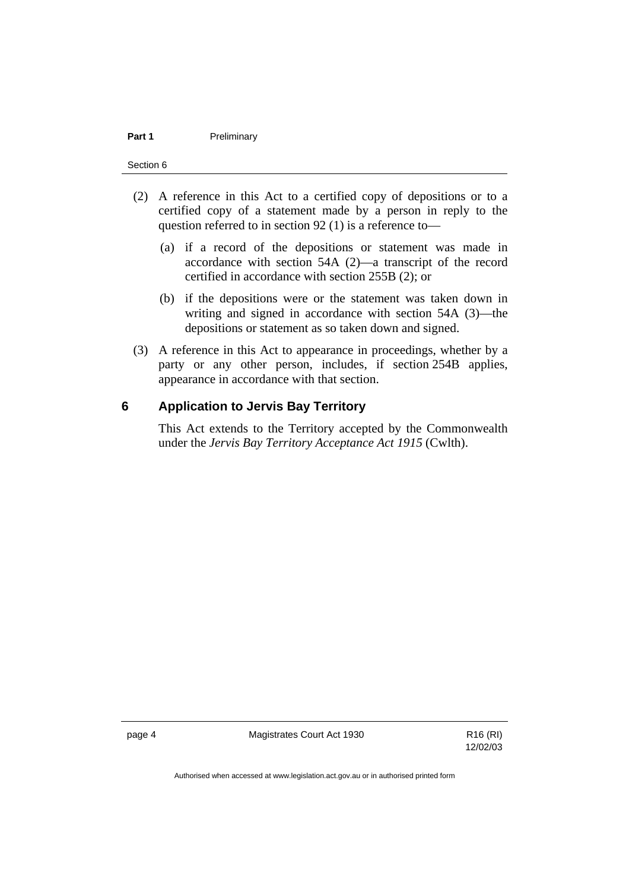(2) A reference in this Act to a certified copy of depositions or to a certified copy of a statement made by a person in reply to the question referred to in section 92 (1) is a reference to—

(a) if a record of the depositions or statement was made in accordance with section 54A (2)—a transcript of the record certified in accordance with section 255B (2); or

(b) if the depositions were or the statement was taken down in writing and signed in accordance with section 54A (3)—the depositions or statement as so taken down and signed.

(3) A reference in this Act to appearance in proceedings, whether by a party or any other person, includes, if section 254B applies, appearance in accordance with that section.

## 6 Application to Jervis Bay Territory

This Act extends to the Territory accepted by the Commonwealth under the *Jervis Bay Territory Acceptance Act 1915* (Cwlth).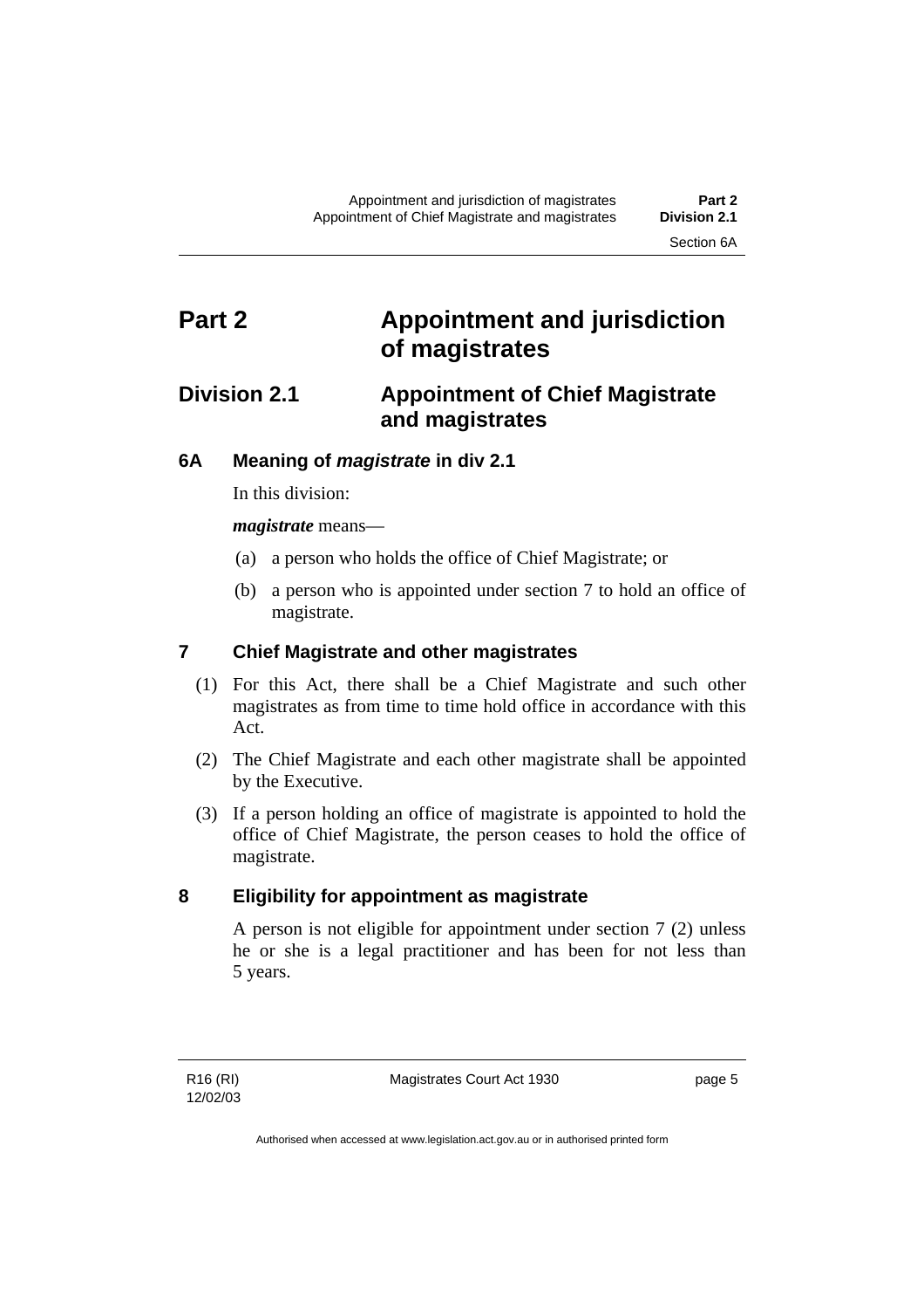# Part 2 Appointment and jurisdiction of magistrates

## Division 2.1 Appointment of Chief Magistrate and magistrates

### 6A Meaning of *magistrate* in div 2.1

In this division:

***magistrate*** means—

(a) a person who holds the office of Chief Magistrate; or

(b) a person who is appointed under section 7 to hold an office of magistrate.

### 7 Chief Magistrate and other magistrates

(1) For this Act, there shall be a Chief Magistrate and such other magistrates as from time to time hold office in accordance with this Act.

(2) The Chief Magistrate and each other magistrate shall be appointed by the Executive.

(3) If a person holding an office of magistrate is appointed to hold the office of Chief Magistrate, the person ceases to hold the office of magistrate.

### 8 Eligibility for appointment as magistrate

A person is not eligible for appointment under section 7 (2) unless he or she is a legal practitioner and has been for not less than 5 years.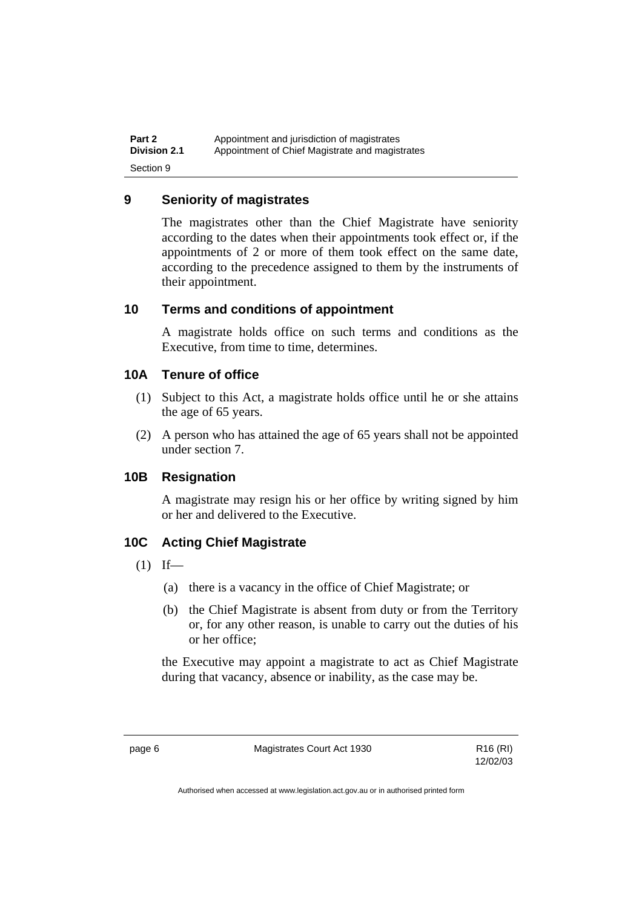## 9 Seniority of magistrates

The magistrates other than the Chief Magistrate have seniority according to the dates when their appointments took effect or, if the appointments of 2 or more of them took effect on the same date, according to the precedence assigned to them by the instruments of their appointment.

## 10 Terms and conditions of appointment

A magistrate holds office on such terms and conditions as the Executive, from time to time, determines.

## 10A Tenure of office

(1) Subject to this Act, a magistrate holds office until he or she attains the age of 65 years.

(2) A person who has attained the age of 65 years shall not be appointed under section 7.

## 10B Resignation

A magistrate may resign his or her office by writing signed by him or her and delivered to the Executive.

## 10C Acting Chief Magistrate

(1) If—

(a) there is a vacancy in the office of Chief Magistrate; or

(b) the Chief Magistrate is absent from duty or from the Territory or, for any other reason, is unable to carry out the duties of his or her office;

the Executive may appoint a magistrate to act as Chief Magistrate during that vacancy, absence or inability, as the case may be.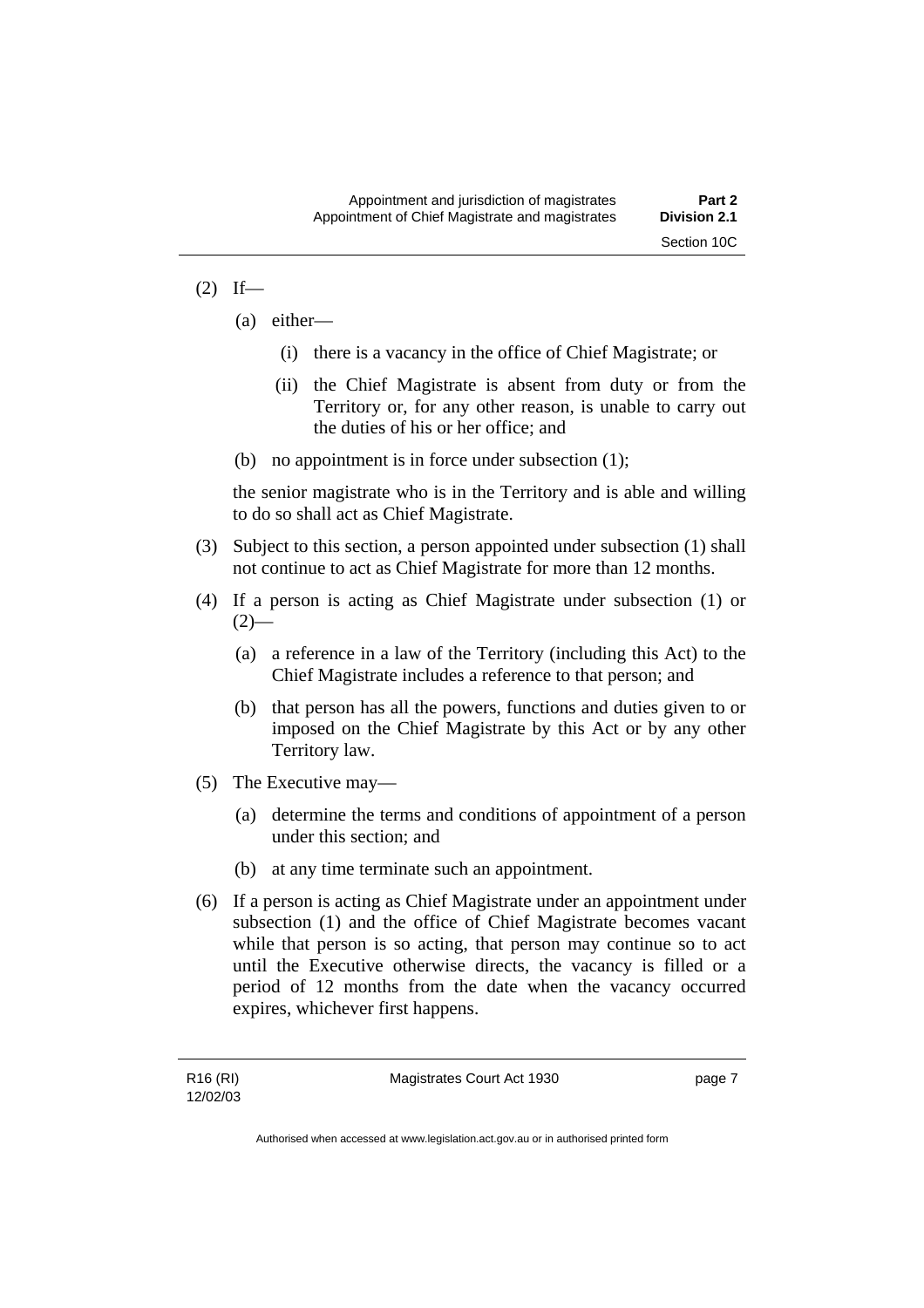(2) If—

   (a) either—

      (i) there is a vacancy in the office of Chief Magistrate; or

      (ii) the Chief Magistrate is absent from duty or from the Territory or, for any other reason, is unable to carry out the duties of his or her office; and

   (b) no appointment is in force under subsection (1);

   the senior magistrate who is in the Territory and is able and willing to do so shall act as Chief Magistrate.

(3) Subject to this section, a person appointed under subsection (1) shall not continue to act as Chief Magistrate for more than 12 months.

(4) If a person is acting as Chief Magistrate under subsection (1) or (2)—

   (a) a reference in a law of the Territory (including this Act) to the Chief Magistrate includes a reference to that person; and

   (b) that person has all the powers, functions and duties given to or imposed on the Chief Magistrate by this Act or by any other Territory law.

(5) The Executive may—

   (a) determine the terms and conditions of appointment of a person under this section; and

   (b) at any time terminate such an appointment.

(6) If a person is acting as Chief Magistrate under an appointment under subsection (1) and the office of Chief Magistrate becomes vacant while that person is so acting, that person may continue so to act until the Executive otherwise directs, the vacancy is filled or a period of 12 months from the date when the vacancy occurred expires, whichever first happens.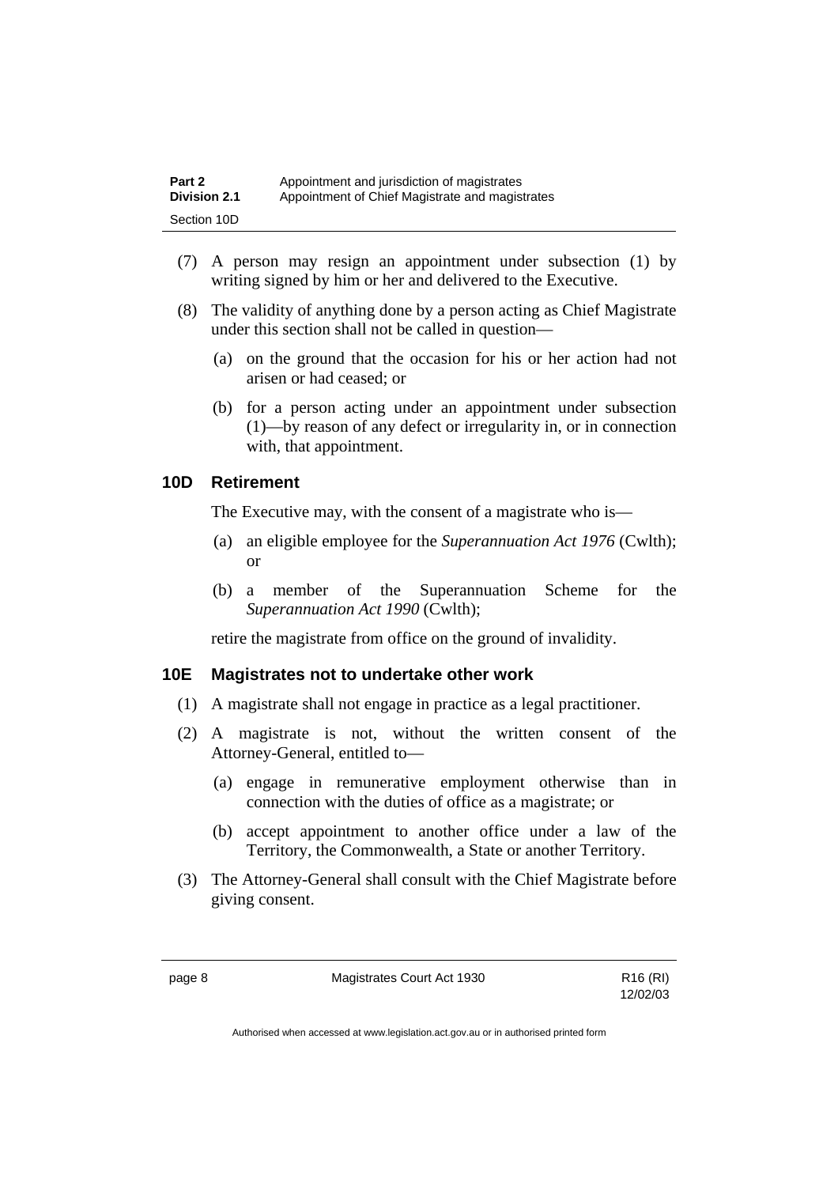(7) A person may resign an appointment under subsection (1) by writing signed by him or her and delivered to the Executive.

(8) The validity of anything done by a person acting as Chief Magistrate under this section shall not be called in question—

(a) on the ground that the occasion for his or her action had not arisen or had ceased; or

(b) for a person acting under an appointment under subsection (1)—by reason of any defect or irregularity in, or in connection with, that appointment.

### 10D Retirement

The Executive may, with the consent of a magistrate who is—

(a) an eligible employee for the *Superannuation Act 1976* (Cwlth); or

(b) a member of the Superannuation Scheme for the *Superannuation Act 1990* (Cwlth);

retire the magistrate from office on the ground of invalidity.

### 10E Magistrates not to undertake other work

(1) A magistrate shall not engage in practice as a legal practitioner.

(2) A magistrate is not, without the written consent of the Attorney-General, entitled to—

(a) engage in remunerative employment otherwise than in connection with the duties of office as a magistrate; or

(b) accept appointment to another office under a law of the Territory, the Commonwealth, a State or another Territory.

(3) The Attorney-General shall consult with the Chief Magistrate before giving consent.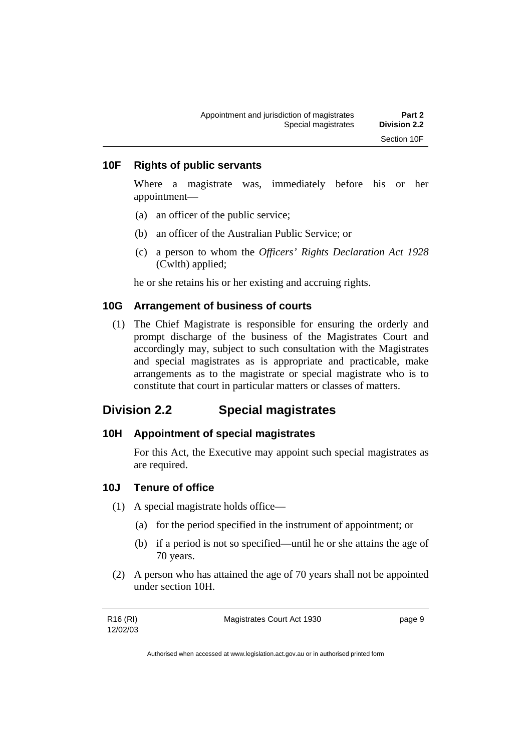### 10F Rights of public servants

Where a magistrate was, immediately before his or her appointment—

(a) an officer of the public service;

(b) an officer of the Australian Public Service; or

(c) a person to whom the *Officers' Rights Declaration Act 1928* (Cwlth) applied;

he or she retains his or her existing and accruing rights.

### 10G Arrangement of business of courts

(1) The Chief Magistrate is responsible for ensuring the orderly and prompt discharge of the business of the Magistrates Court and accordingly may, subject to such consultation with the Magistrates and special magistrates as is appropriate and practicable, make arrangements as to the magistrate or special magistrate who is to constitute that court in particular matters or classes of matters.

## Division 2.2 Special magistrates

### 10H Appointment of special magistrates

For this Act, the Executive may appoint such special magistrates as are required.

### 10J Tenure of office

(1) A special magistrate holds office—

(a) for the period specified in the instrument of appointment; or

(b) if a period is not so specified—until he or she attains the age of 70 years.

(2) A person who has attained the age of 70 years shall not be appointed under section 10H.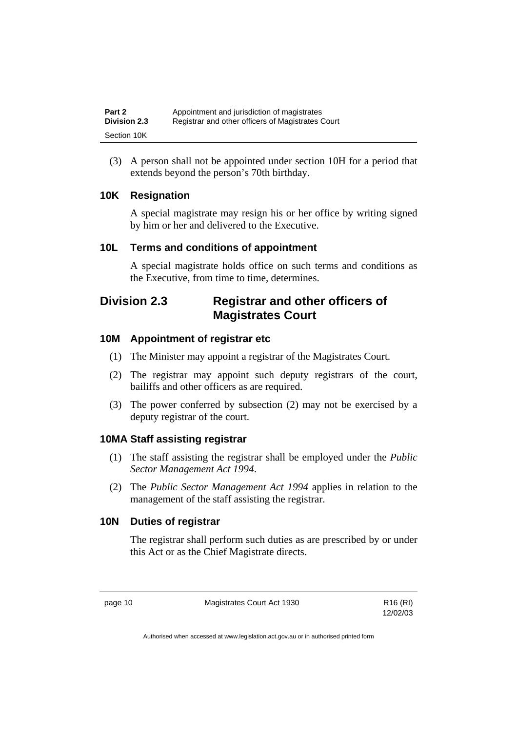(3) A person shall not be appointed under section 10H for a period that extends beyond the person's 70th birthday.

### 10K Resignation

A special magistrate may resign his or her office by writing signed by him or her and delivered to the Executive.

### 10L Terms and conditions of appointment

A special magistrate holds office on such terms and conditions as the Executive, from time to time, determines.

## Division 2.3 Registrar and other officers of Magistrates Court

### 10M Appointment of registrar etc

(1) The Minister may appoint a registrar of the Magistrates Court.

(2) The registrar may appoint such deputy registrars of the court, bailiffs and other officers as are required.

(3) The power conferred by subsection (2) may not be exercised by a deputy registrar of the court.

### 10MA Staff assisting registrar

(1) The staff assisting the registrar shall be employed under the *Public Sector Management Act 1994*.

(2) The *Public Sector Management Act 1994* applies in relation to the management of the staff assisting the registrar.

### 10N Duties of registrar

The registrar shall perform such duties as are prescribed by or under this Act or as the Chief Magistrate directs.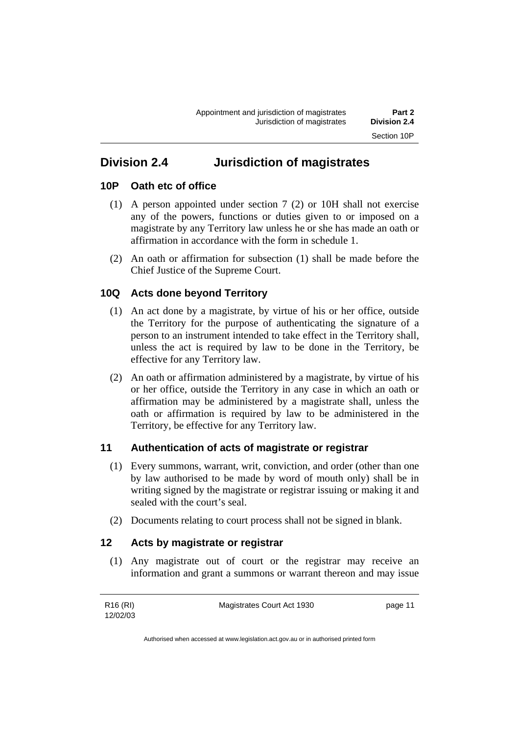## Division 2.4 Jurisdiction of magistrates

### 10P Oath etc of office

(1) A person appointed under section 7 (2) or 10H shall not exercise any of the powers, functions or duties given to or imposed on a magistrate by any Territory law unless he or she has made an oath or affirmation in accordance with the form in schedule 1.

(2) An oath or affirmation for subsection (1) shall be made before the Chief Justice of the Supreme Court.

### 10Q Acts done beyond Territory

(1) An act done by a magistrate, by virtue of his or her office, outside the Territory for the purpose of authenticating the signature of a person to an instrument intended to take effect in the Territory shall, unless the act is required by law to be done in the Territory, be effective for any Territory law.

(2) An oath or affirmation administered by a magistrate, by virtue of his or her office, outside the Territory in any case in which an oath or affirmation may be administered by a magistrate shall, unless the oath or affirmation is required by law to be administered in the Territory, be effective for any Territory law.

### 11 Authentication of acts of magistrate or registrar

(1) Every summons, warrant, writ, conviction, and order (other than one by law authorised to be made by word of mouth only) shall be in writing signed by the magistrate or registrar issuing or making it and sealed with the court's seal.

(2) Documents relating to court process shall not be signed in blank.

### 12 Acts by magistrate or registrar

(1) Any magistrate out of court or the registrar may receive an information and grant a summons or warrant thereon and may issue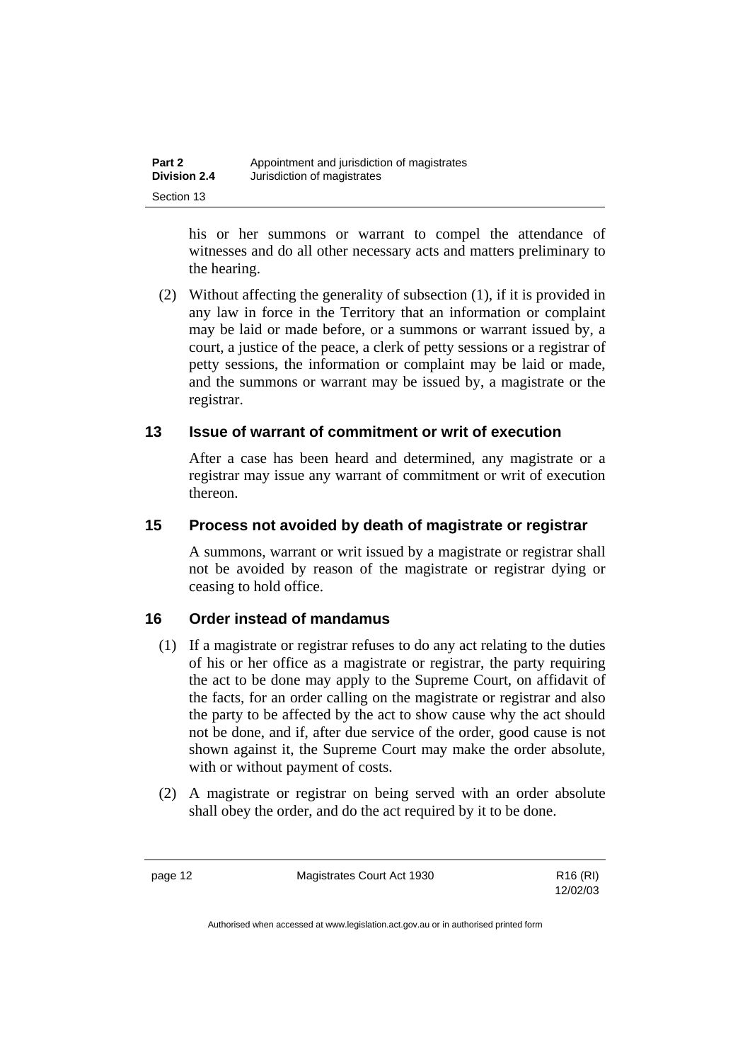his or her summons or warrant to compel the attendance of witnesses and do all other necessary acts and matters preliminary to the hearing.

(2) Without affecting the generality of subsection (1), if it is provided in any law in force in the Territory that an information or complaint may be laid or made before, or a summons or warrant issued by, a court, a justice of the peace, a clerk of petty sessions or a registrar of petty sessions, the information or complaint may be laid or made, and the summons or warrant may be issued by, a magistrate or the registrar.

## 13 Issue of warrant of commitment or writ of execution

After a case has been heard and determined, any magistrate or a registrar may issue any warrant of commitment or writ of execution thereon.

## 15 Process not avoided by death of magistrate or registrar

A summons, warrant or writ issued by a magistrate or registrar shall not be avoided by reason of the magistrate or registrar dying or ceasing to hold office.

## 16 Order instead of mandamus

(1) If a magistrate or registrar refuses to do any act relating to the duties of his or her office as a magistrate or registrar, the party requiring the act to be done may apply to the Supreme Court, on affidavit of the facts, for an order calling on the magistrate or registrar and also the party to be affected by the act to show cause why the act should not be done, and if, after due service of the order, good cause is not shown against it, the Supreme Court may make the order absolute, with or without payment of costs.

(2) A magistrate or registrar on being served with an order absolute shall obey the order, and do the act required by it to be done.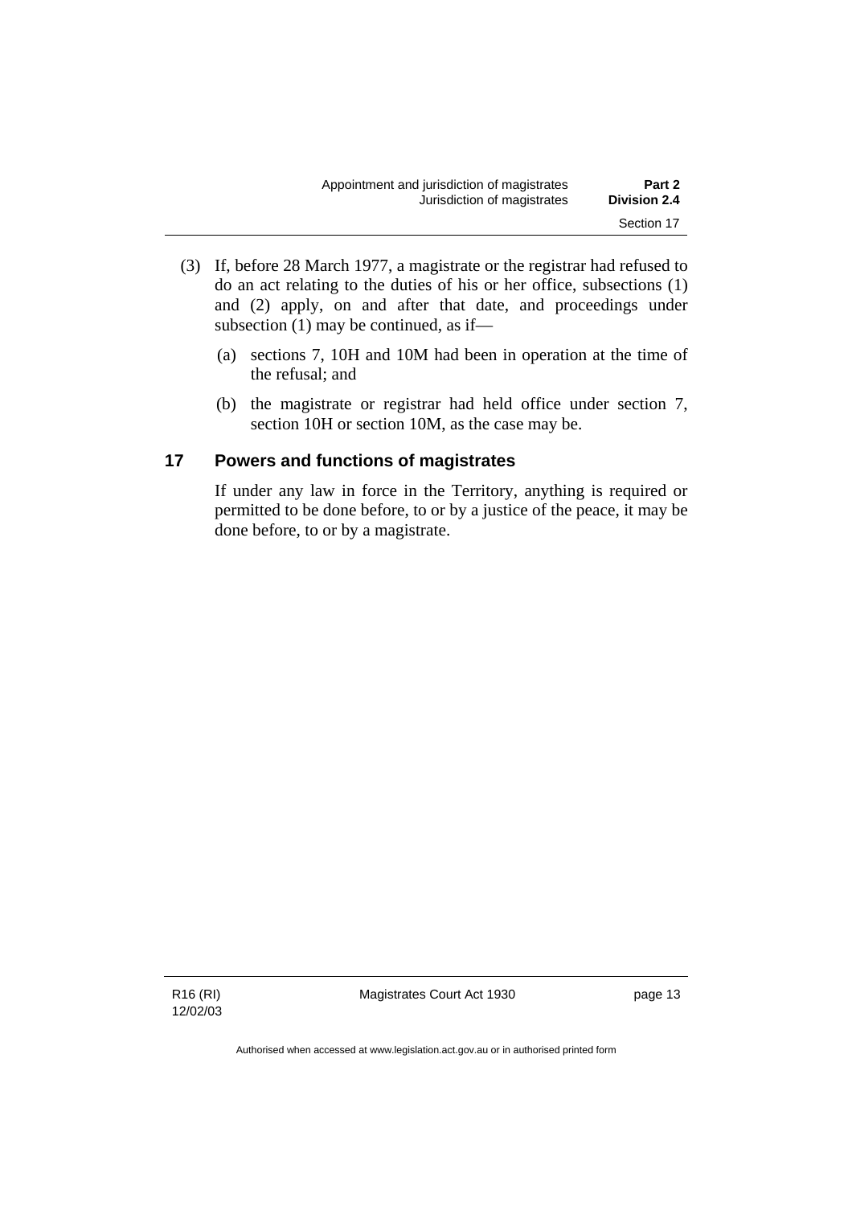(3) If, before 28 March 1977, a magistrate or the registrar had refused to do an act relating to the duties of his or her office, subsections (1) and (2) apply, on and after that date, and proceedings under subsection (1) may be continued, as if—

(a) sections 7, 10H and 10M had been in operation at the time of the refusal; and

(b) the magistrate or registrar had held office under section 7, section 10H or section 10M, as the case may be.

## 17 Powers and functions of magistrates

If under any law in force in the Territory, anything is required or permitted to be done before, to or by a justice of the peace, it may be done before, to or by a magistrate.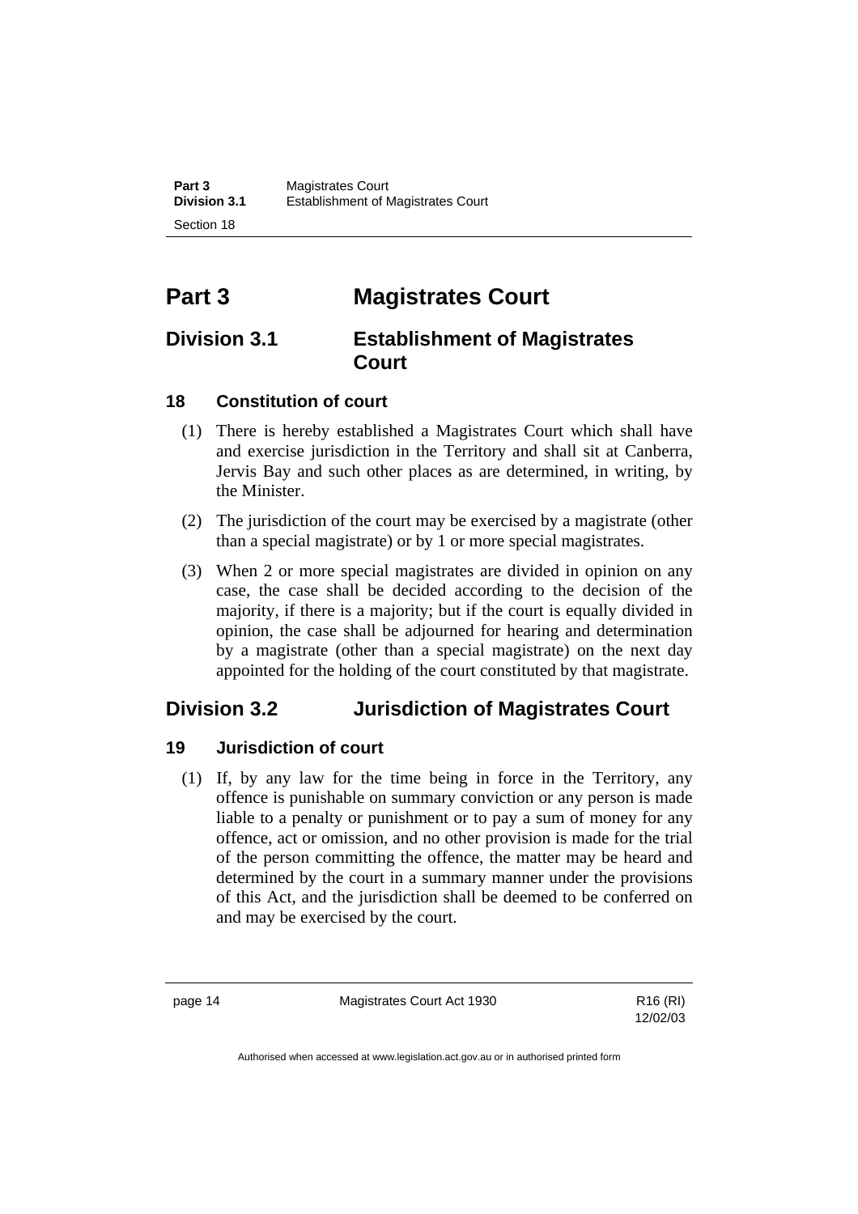# Part 3 Magistrates Court

## Division 3.1 Establishment of Magistrates Court

### 18 Constitution of court

(1) There is hereby established a Magistrates Court which shall have and exercise jurisdiction in the Territory and shall sit at Canberra, Jervis Bay and such other places as are determined, in writing, by the Minister.

(2) The jurisdiction of the court may be exercised by a magistrate (other than a special magistrate) or by 1 or more special magistrates.

(3) When 2 or more special magistrates are divided in opinion on any case, the case shall be decided according to the decision of the majority, if there is a majority; but if the court is equally divided in opinion, the case shall be adjourned for hearing and determination by a magistrate (other than a special magistrate) on the next day appointed for the holding of the court constituted by that magistrate.

## Division 3.2 Jurisdiction of Magistrates Court

### 19 Jurisdiction of court

(1) If, by any law for the time being in force in the Territory, any offence is punishable on summary conviction or any person is made liable to a penalty or punishment or to pay a sum of money for any offence, act or omission, and no other provision is made for the trial of the person committing the offence, the matter may be heard and determined by the court in a summary manner under the provisions of this Act, and the jurisdiction shall be deemed to be conferred on and may be exercised by the court.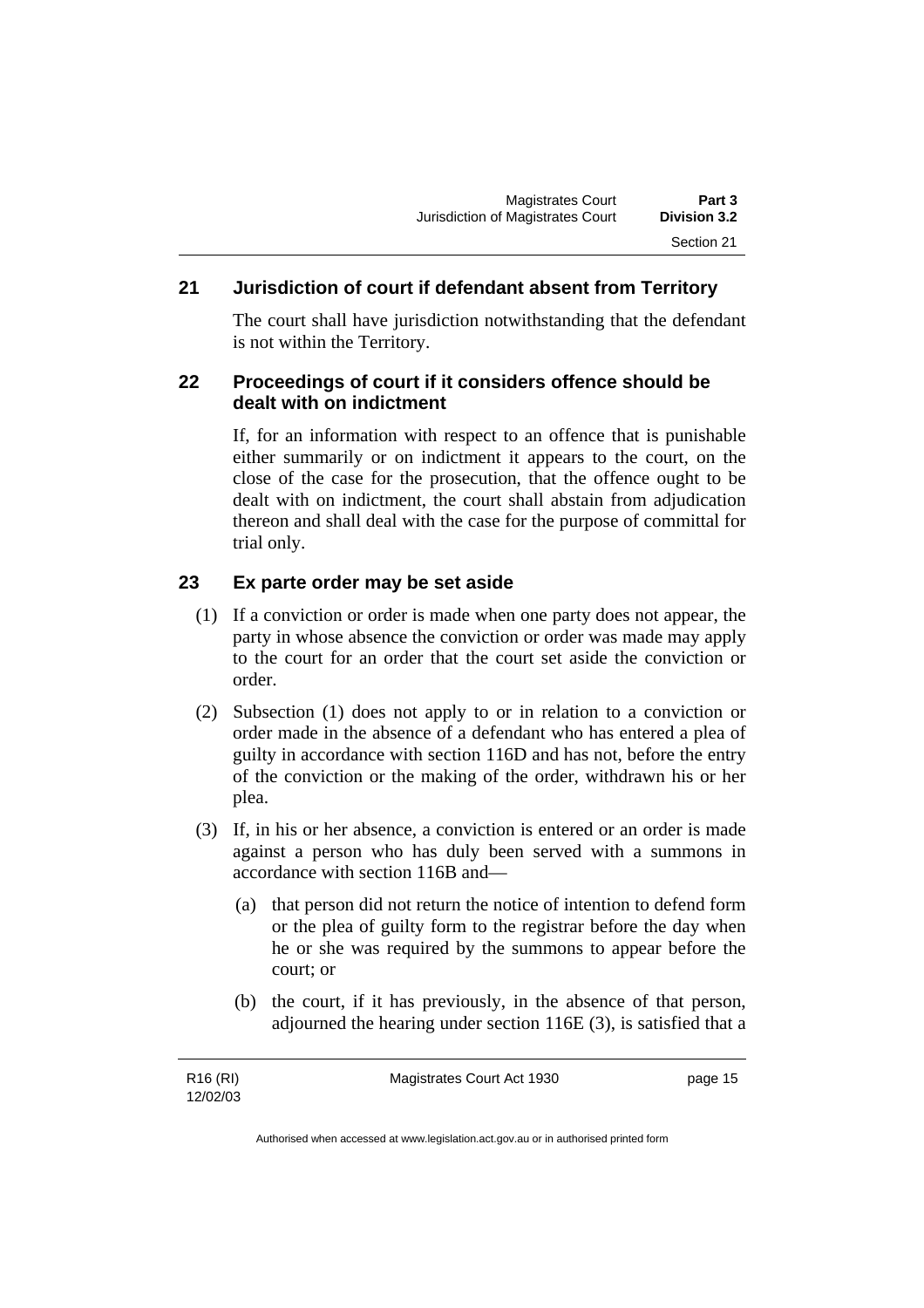## 21 Jurisdiction of court if defendant absent from Territory

The court shall have jurisdiction notwithstanding that the defendant is not within the Territory.

## 22 Proceedings of court if it considers offence should be dealt with on indictment

If, for an information with respect to an offence that is punishable either summarily or on indictment it appears to the court, on the close of the case for the prosecution, that the offence ought to be dealt with on indictment, the court shall abstain from adjudication thereon and shall deal with the case for the purpose of committal for trial only.

## 23 Ex parte order may be set aside

(1) If a conviction or order is made when one party does not appear, the party in whose absence the conviction or order was made may apply to the court for an order that the court set aside the conviction or order.

(2) Subsection (1) does not apply to or in relation to a conviction or order made in the absence of a defendant who has entered a plea of guilty in accordance with section 116D and has not, before the entry of the conviction or the making of the order, withdrawn his or her plea.

(3) If, in his or her absence, a conviction is entered or an order is made against a person who has duly been served with a summons in accordance with section 116B and—

(a) that person did not return the notice of intention to defend form or the plea of guilty form to the registrar before the day when he or she was required by the summons to appear before the court; or

(b) the court, if it has previously, in the absence of that person, adjourned the hearing under section 116E (3), is satisfied that a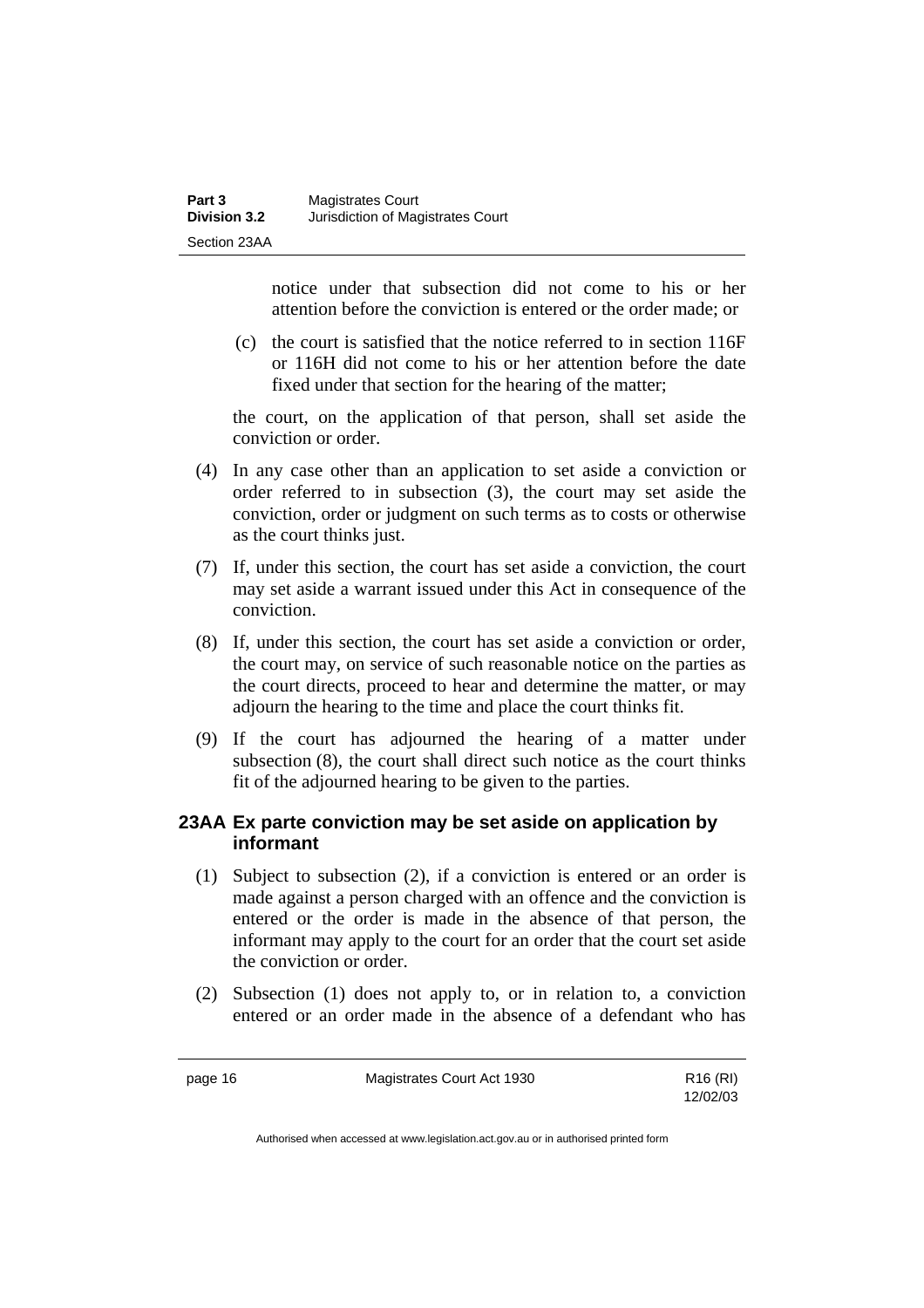notice under that subsection did not come to his or her attention before the conviction is entered or the order made; or

(c) the court is satisfied that the notice referred to in section 116F or 116H did not come to his or her attention before the date fixed under that section for the hearing of the matter;

the court, on the application of that person, shall set aside the conviction or order.

(4) In any case other than an application to set aside a conviction or order referred to in subsection (3), the court may set aside the conviction, order or judgment on such terms as to costs or otherwise as the court thinks just.

(7) If, under this section, the court has set aside a conviction, the court may set aside a warrant issued under this Act in consequence of the conviction.

(8) If, under this section, the court has set aside a conviction or order, the court may, on service of such reasonable notice on the parties as the court directs, proceed to hear and determine the matter, or may adjourn the hearing to the time and place the court thinks fit.

(9) If the court has adjourned the hearing of a matter under subsection (8), the court shall direct such notice as the court thinks fit of the adjourned hearing to be given to the parties.

### 23AA Ex parte conviction may be set aside on application by informant

(1) Subject to subsection (2), if a conviction is entered or an order is made against a person charged with an offence and the conviction is entered or the order is made in the absence of that person, the informant may apply to the court for an order that the court set aside the conviction or order.

(2) Subsection (1) does not apply to, or in relation to, a conviction entered or an order made in the absence of a defendant who has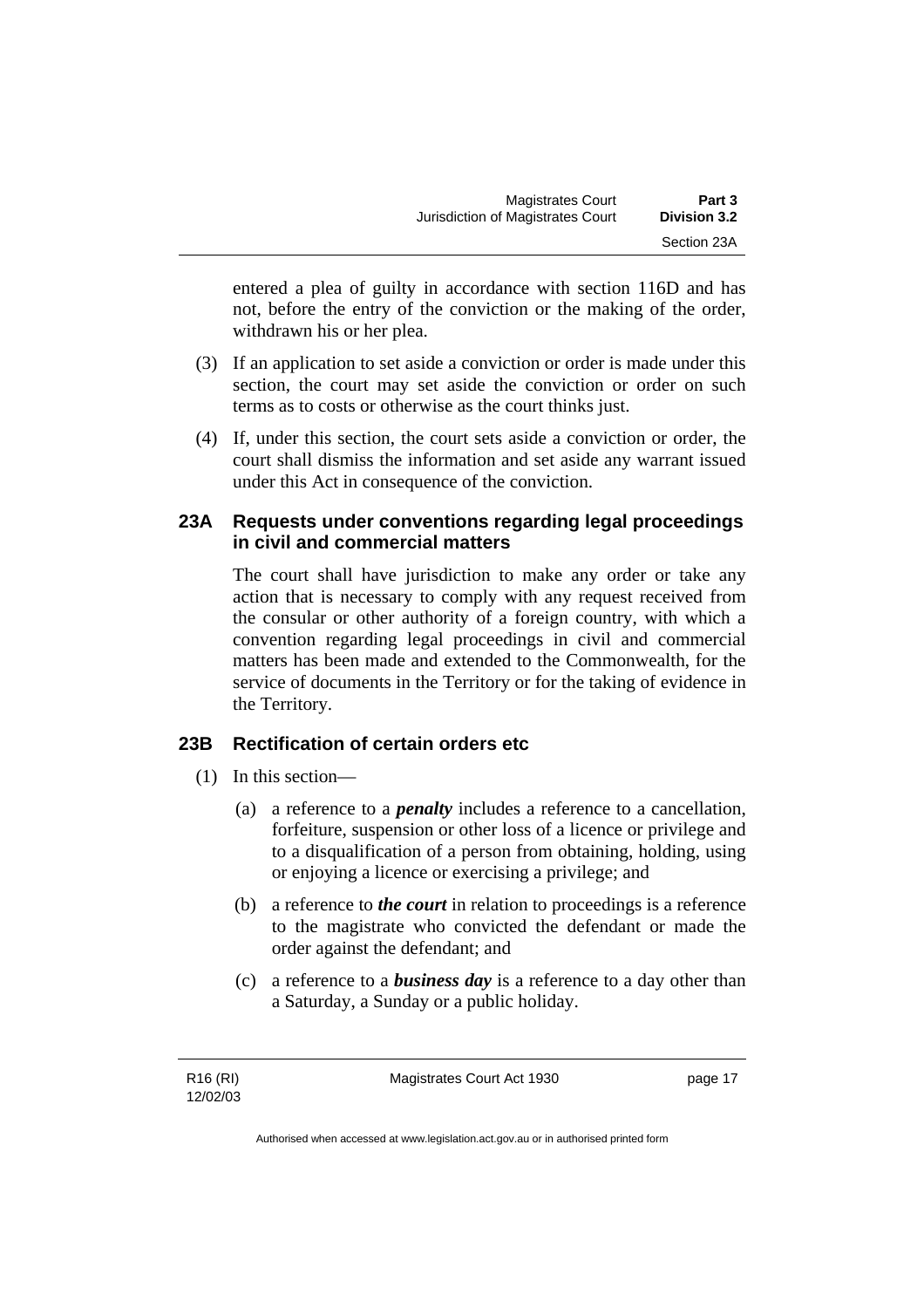entered a plea of guilty in accordance with section 116D and has not, before the entry of the conviction or the making of the order, withdrawn his or her plea.

(3) If an application to set aside a conviction or order is made under this section, the court may set aside the conviction or order on such terms as to costs or otherwise as the court thinks just.

(4) If, under this section, the court sets aside a conviction or order, the court shall dismiss the information and set aside any warrant issued under this Act in consequence of the conviction.

### 23A Requests under conventions regarding legal proceedings in civil and commercial matters

The court shall have jurisdiction to make any order or take any action that is necessary to comply with any request received from the consular or other authority of a foreign country, with which a convention regarding legal proceedings in civil and commercial matters has been made and extended to the Commonwealth, for the service of documents in the Territory or for the taking of evidence in the Territory.

### 23B Rectification of certain orders etc

(1) In this section—

(a) a reference to a ***penalty*** includes a reference to a cancellation, forfeiture, suspension or other loss of a licence or privilege and to a disqualification of a person from obtaining, holding, using or enjoying a licence or exercising a privilege; and

(b) a reference to ***the court*** in relation to proceedings is a reference to the magistrate who convicted the defendant or made the order against the defendant; and

(c) a reference to a ***business day*** is a reference to a day other than a Saturday, a Sunday or a public holiday.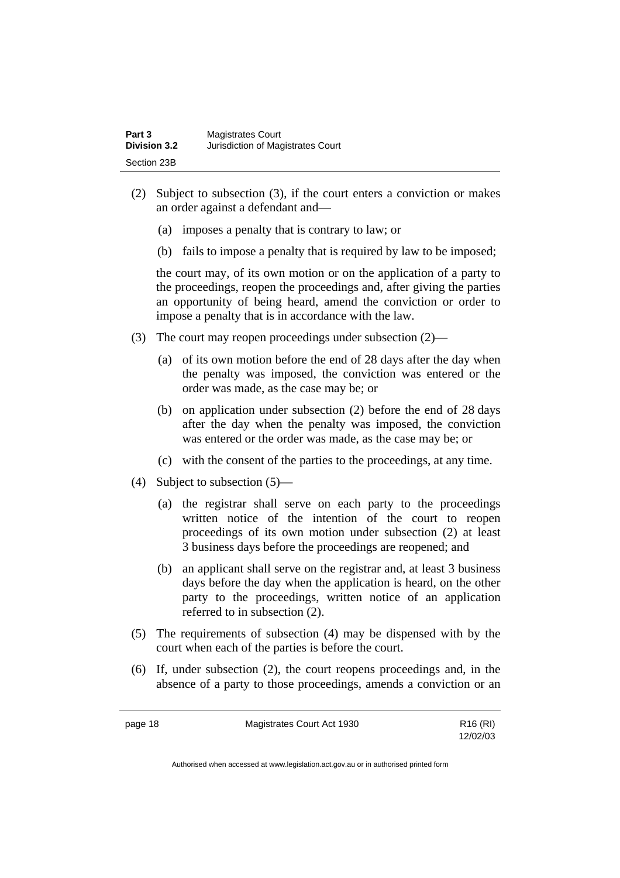(2) Subject to subsection (3), if the court enters a conviction or makes an order against a defendant and—

(a) imposes a penalty that is contrary to law; or

(b) fails to impose a penalty that is required by law to be imposed;

the court may, of its own motion or on the application of a party to the proceedings, reopen the proceedings and, after giving the parties an opportunity of being heard, amend the conviction or order to impose a penalty that is in accordance with the law.

(3) The court may reopen proceedings under subsection (2)—

(a) of its own motion before the end of 28 days after the day when the penalty was imposed, the conviction was entered or the order was made, as the case may be; or

(b) on application under subsection (2) before the end of 28 days after the day when the penalty was imposed, the conviction was entered or the order was made, as the case may be; or

(c) with the consent of the parties to the proceedings, at any time.

(4) Subject to subsection (5)—

(a) the registrar shall serve on each party to the proceedings written notice of the intention of the court to reopen proceedings of its own motion under subsection (2) at least 3 business days before the proceedings are reopened; and

(b) an applicant shall serve on the registrar and, at least 3 business days before the day when the application is heard, on the other party to the proceedings, written notice of an application referred to in subsection (2).

(5) The requirements of subsection (4) may be dispensed with by the court when each of the parties is before the court.

(6) If, under subsection (2), the court reopens proceedings and, in the absence of a party to those proceedings, amends a conviction or an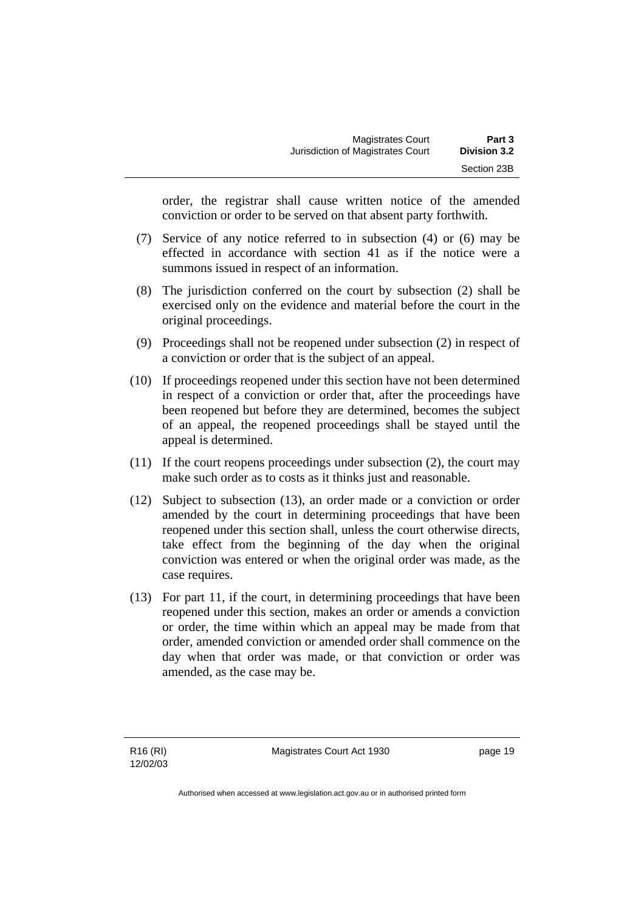order, the registrar shall cause written notice of the amended conviction or order to be served on that absent party forthwith.

(7) Service of any notice referred to in subsection (4) or (6) may be effected in accordance with section 41 as if the notice were a summons issued in respect of an information.

(8) The jurisdiction conferred on the court by subsection (2) shall be exercised only on the evidence and material before the court in the original proceedings.

(9) Proceedings shall not be reopened under subsection (2) in respect of a conviction or order that is the subject of an appeal.

(10) If proceedings reopened under this section have not been determined in respect of a conviction or order that, after the proceedings have been reopened but before they are determined, becomes the subject of an appeal, the reopened proceedings shall be stayed until the appeal is determined.

(11) If the court reopens proceedings under subsection (2), the court may make such order as to costs as it thinks just and reasonable.

(12) Subject to subsection (13), an order made or a conviction or order amended by the court in determining proceedings that have been reopened under this section shall, unless the court otherwise directs, take effect from the beginning of the day when the original conviction was entered or when the original order was made, as the case requires.

(13) For part 11, if the court, in determining proceedings that have been reopened under this section, makes an order or amends a conviction or order, the time within which an appeal may be made from that order, amended conviction or amended order shall commence on the day when that order was made, or that conviction or order was amended, as the case may be.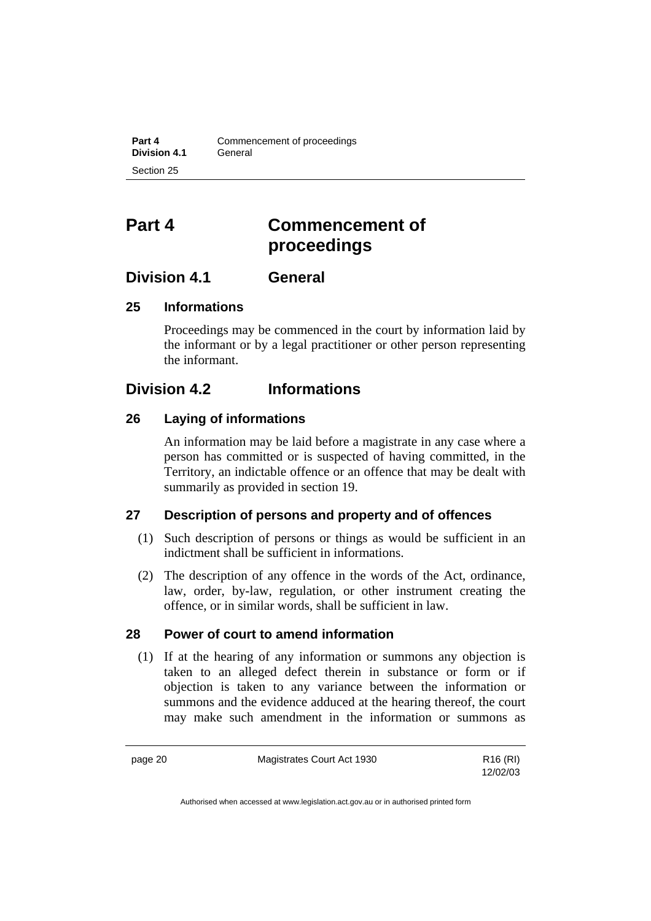# Part 4 Commencement of proceedings

## Division 4.1 General

### 25 Informations

Proceedings may be commenced in the court by information laid by the informant or by a legal practitioner or other person representing the informant.

## Division 4.2 Informations

### 26 Laying of informations

An information may be laid before a magistrate in any case where a person has committed or is suspected of having committed, in the Territory, an indictable offence or an offence that may be dealt with summarily as provided in section 19.

### 27 Description of persons and property and of offences

(1) Such description of persons or things as would be sufficient in an indictment shall be sufficient in informations.

(2) The description of any offence in the words of the Act, ordinance, law, order, by-law, regulation, or other instrument creating the offence, or in similar words, shall be sufficient in law.

### 28 Power of court to amend information

(1) If at the hearing of any information or summons any objection is taken to an alleged defect therein in substance or form or if objection is taken to any variance between the information or summons and the evidence adduced at the hearing thereof, the court may make such amendment in the information or summons as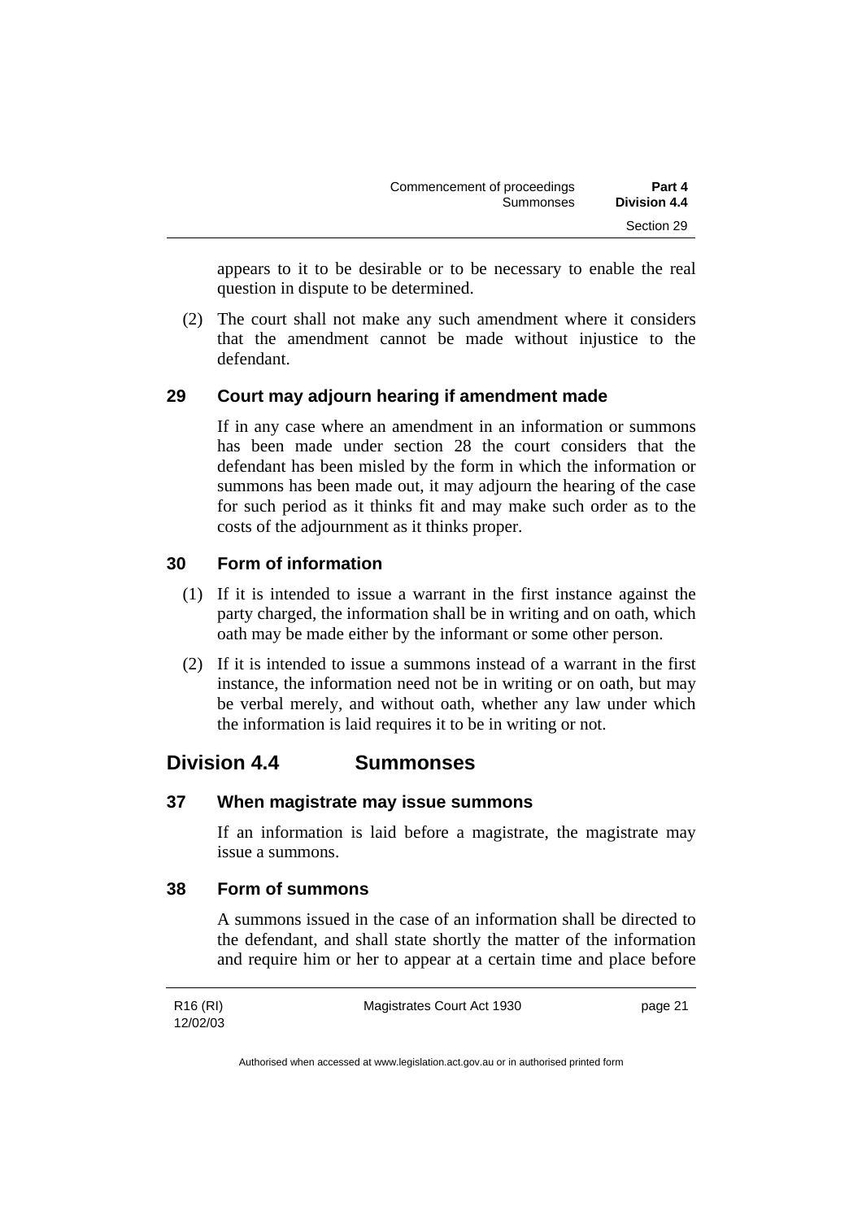appears to it to be desirable or to be necessary to enable the real question in dispute to be determined.

(2) The court shall not make any such amendment where it considers that the amendment cannot be made without injustice to the defendant.

### 29 Court may adjourn hearing if amendment made

If in any case where an amendment in an information or summons has been made under section 28 the court considers that the defendant has been misled by the form in which the information or summons has been made out, it may adjourn the hearing of the case for such period as it thinks fit and may make such order as to the costs of the adjournment as it thinks proper.

### 30 Form of information

(1) If it is intended to issue a warrant in the first instance against the party charged, the information shall be in writing and on oath, which oath may be made either by the informant or some other person.

(2) If it is intended to issue a summons instead of a warrant in the first instance, the information need not be in writing or on oath, but may be verbal merely, and without oath, whether any law under which the information is laid requires it to be in writing or not.

## Division 4.4 Summonses

### 37 When magistrate may issue summons

If an information is laid before a magistrate, the magistrate may issue a summons.

### 38 Form of summons

A summons issued in the case of an information shall be directed to the defendant, and shall state shortly the matter of the information and require him or her to appear at a certain time and place before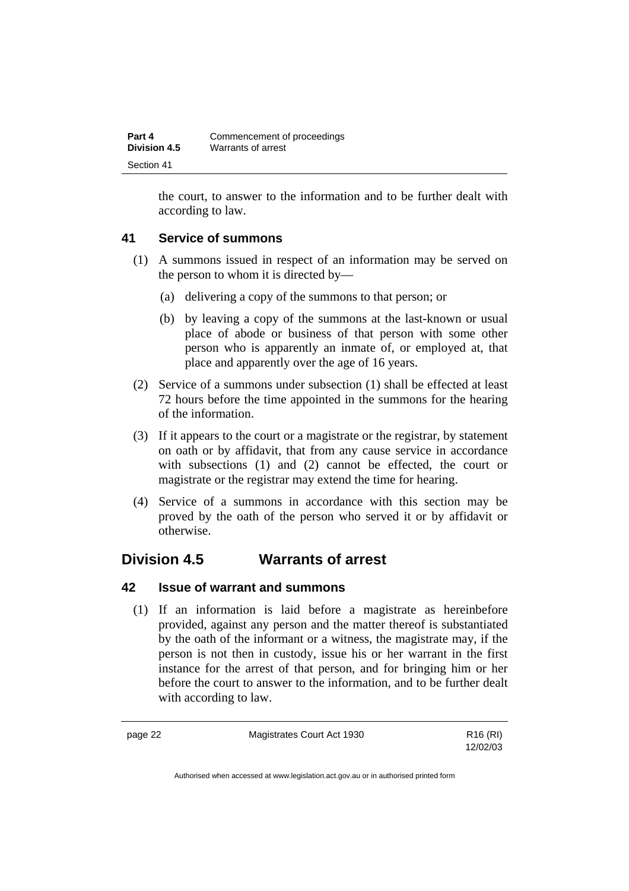the court, to answer to the information and to be further dealt with according to law.

### 41 Service of summons

(1) A summons issued in respect of an information may be served on the person to whom it is directed by—

(a) delivering a copy of the summons to that person; or

(b) by leaving a copy of the summons at the last-known or usual place of abode or business of that person with some other person who is apparently an inmate of, or employed at, that place and apparently over the age of 16 years.

(2) Service of a summons under subsection (1) shall be effected at least 72 hours before the time appointed in the summons for the hearing of the information.

(3) If it appears to the court or a magistrate or the registrar, by statement on oath or by affidavit, that from any cause service in accordance with subsections (1) and (2) cannot be effected, the court or magistrate or the registrar may extend the time for hearing.

(4) Service of a summons in accordance with this section may be proved by the oath of the person who served it or by affidavit or otherwise.

## Division 4.5 Warrants of arrest

### 42 Issue of warrant and summons

(1) If an information is laid before a magistrate as hereinbefore provided, against any person and the matter thereof is substantiated by the oath of the informant or a witness, the magistrate may, if the person is not then in custody, issue his or her warrant in the first instance for the arrest of that person, and for bringing him or her before the court to answer to the information, and to be further dealt with according to law.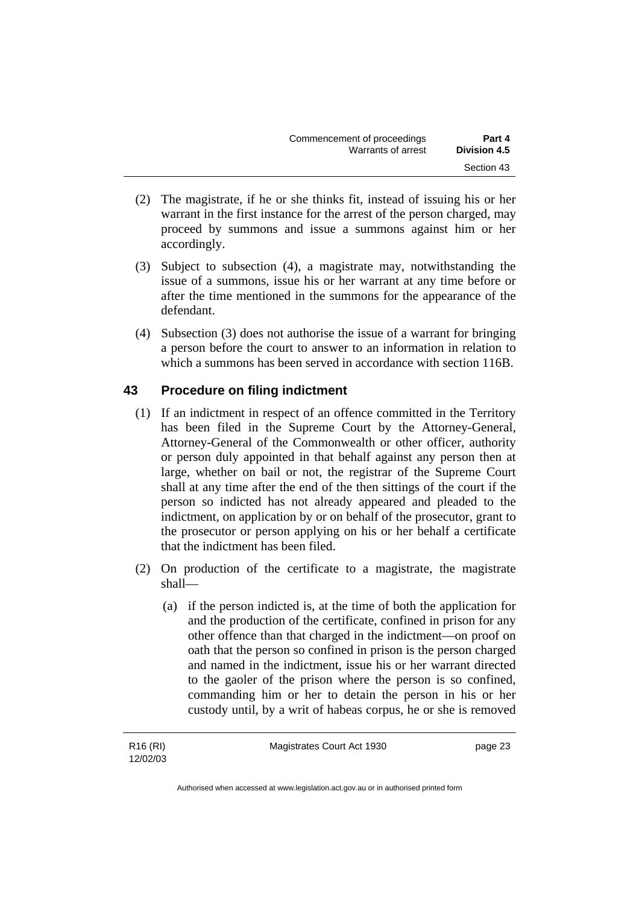(2) The magistrate, if he or she thinks fit, instead of issuing his or her warrant in the first instance for the arrest of the person charged, may proceed by summons and issue a summons against him or her accordingly.

(3) Subject to subsection (4), a magistrate may, notwithstanding the issue of a summons, issue his or her warrant at any time before or after the time mentioned in the summons for the appearance of the defendant.

(4) Subsection (3) does not authorise the issue of a warrant for bringing a person before the court to answer to an information in relation to which a summons has been served in accordance with section 116B.

## 43 Procedure on filing indictment

(1) If an indictment in respect of an offence committed in the Territory has been filed in the Supreme Court by the Attorney-General, Attorney-General of the Commonwealth or other officer, authority or person duly appointed in that behalf against any person then at large, whether on bail or not, the registrar of the Supreme Court shall at any time after the end of the then sittings of the court if the person so indicted has not already appeared and pleaded to the indictment, on application by or on behalf of the prosecutor, grant to the prosecutor or person applying on his or her behalf a certificate that the indictment has been filed.

(2) On production of the certificate to a magistrate, the magistrate shall—

(a) if the person indicted is, at the time of both the application for and the production of the certificate, confined in prison for any other offence than that charged in the indictment—on proof on oath that the person so confined in prison is the person charged and named in the indictment, issue his or her warrant directed to the gaoler of the prison where the person is so confined, commanding him or her to detain the person in his or her custody until, by a writ of habeas corpus, he or she is removed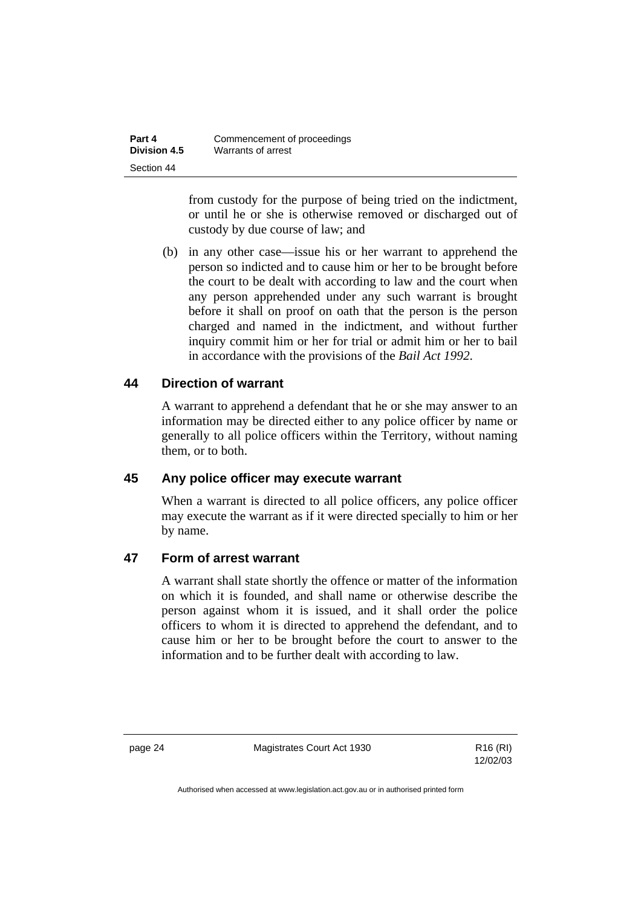from custody for the purpose of being tried on the indictment, or until he or she is otherwise removed or discharged out of custody by due course of law; and

(b) in any other case—issue his or her warrant to apprehend the person so indicted and to cause him or her to be brought before the court to be dealt with according to law and the court when any person apprehended under any such warrant is brought before it shall on proof on oath that the person is the person charged and named in the indictment, and without further inquiry commit him or her for trial or admit him or her to bail in accordance with the provisions of the *Bail Act 1992*.

## 44 Direction of warrant

A warrant to apprehend a defendant that he or she may answer to an information may be directed either to any police officer by name or generally to all police officers within the Territory, without naming them, or to both.

## 45 Any police officer may execute warrant

When a warrant is directed to all police officers, any police officer may execute the warrant as if it were directed specially to him or her by name.

## 47 Form of arrest warrant

A warrant shall state shortly the offence or matter of the information on which it is founded, and shall name or otherwise describe the person against whom it is issued, and it shall order the police officers to whom it is directed to apprehend the defendant, and to cause him or her to be brought before the court to answer to the information and to be further dealt with according to law.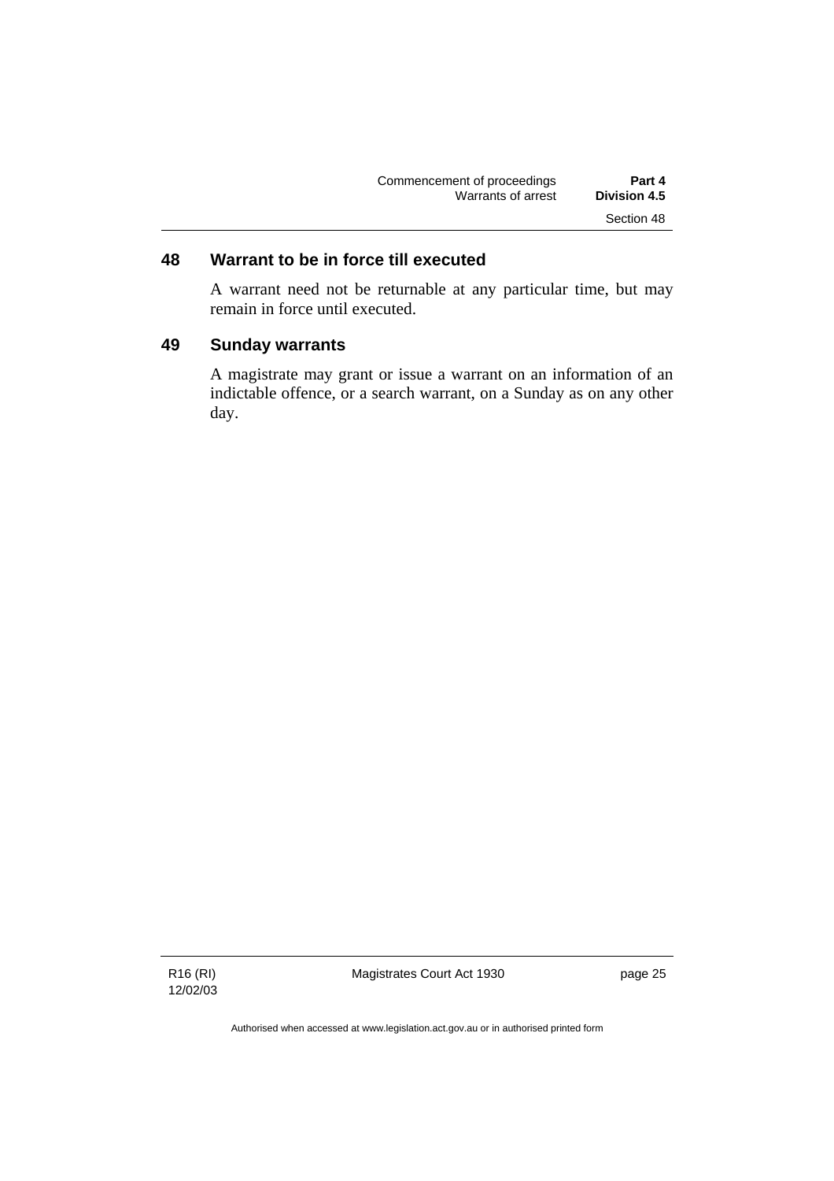## 48 Warrant to be in force till executed

A warrant need not be returnable at any particular time, but may remain in force until executed.

## 49 Sunday warrants

A magistrate may grant or issue a warrant on an information of an indictable offence, or a search warrant, on a Sunday as on any other day.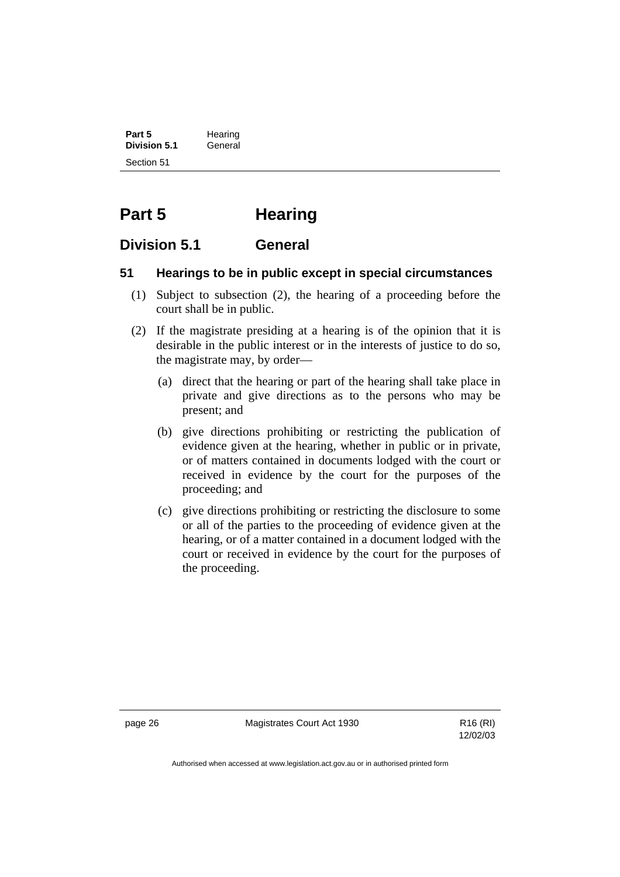# Part 5 Hearing

## Division 5.1 General

### 51 Hearings to be in public except in special circumstances

(1) Subject to subsection (2), the hearing of a proceeding before the court shall be in public.

(2) If the magistrate presiding at a hearing is of the opinion that it is desirable in the public interest or in the interests of justice to do so, the magistrate may, by order—

(a) direct that the hearing or part of the hearing shall take place in private and give directions as to the persons who may be present; and

(b) give directions prohibiting or restricting the publication of evidence given at the hearing, whether in public or in private, or of matters contained in documents lodged with the court or received in evidence by the court for the purposes of the proceeding; and

(c) give directions prohibiting or restricting the disclosure to some or all of the parties to the proceeding of evidence given at the hearing, or of a matter contained in a document lodged with the court or received in evidence by the court for the purposes of the proceeding.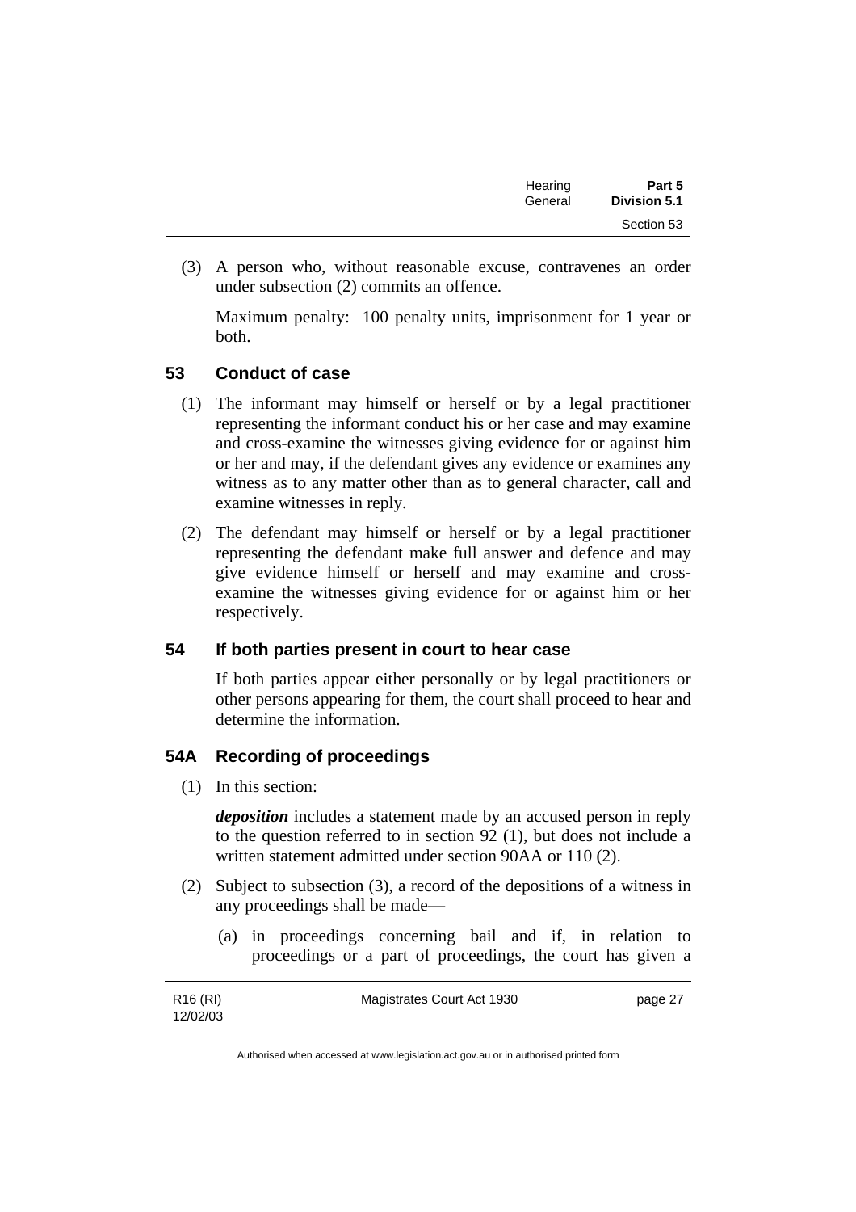(3) A person who, without reasonable excuse, contravenes an order under subsection (2) commits an offence.

Maximum penalty: 100 penalty units, imprisonment for 1 year or both.

### 53 Conduct of case

(1) The informant may himself or herself or by a legal practitioner representing the informant conduct his or her case and may examine and cross-examine the witnesses giving evidence for or against him or her and may, if the defendant gives any evidence or examines any witness as to any matter other than as to general character, call and examine witnesses in reply.

(2) The defendant may himself or herself or by a legal practitioner representing the defendant make full answer and defence and may give evidence himself or herself and may examine and cross-examine the witnesses giving evidence for or against him or her respectively.

### 54 If both parties present in court to hear case

If both parties appear either personally or by legal practitioners or other persons appearing for them, the court shall proceed to hear and determine the information.

### 54A Recording of proceedings

(1) In this section:

***deposition*** includes a statement made by an accused person in reply to the question referred to in section 92 (1), but does not include a written statement admitted under section 90AA or 110 (2).

(2) Subject to subsection (3), a record of the depositions of a witness in any proceedings shall be made—

(a) in proceedings concerning bail and if, in relation to proceedings or a part of proceedings, the court has given a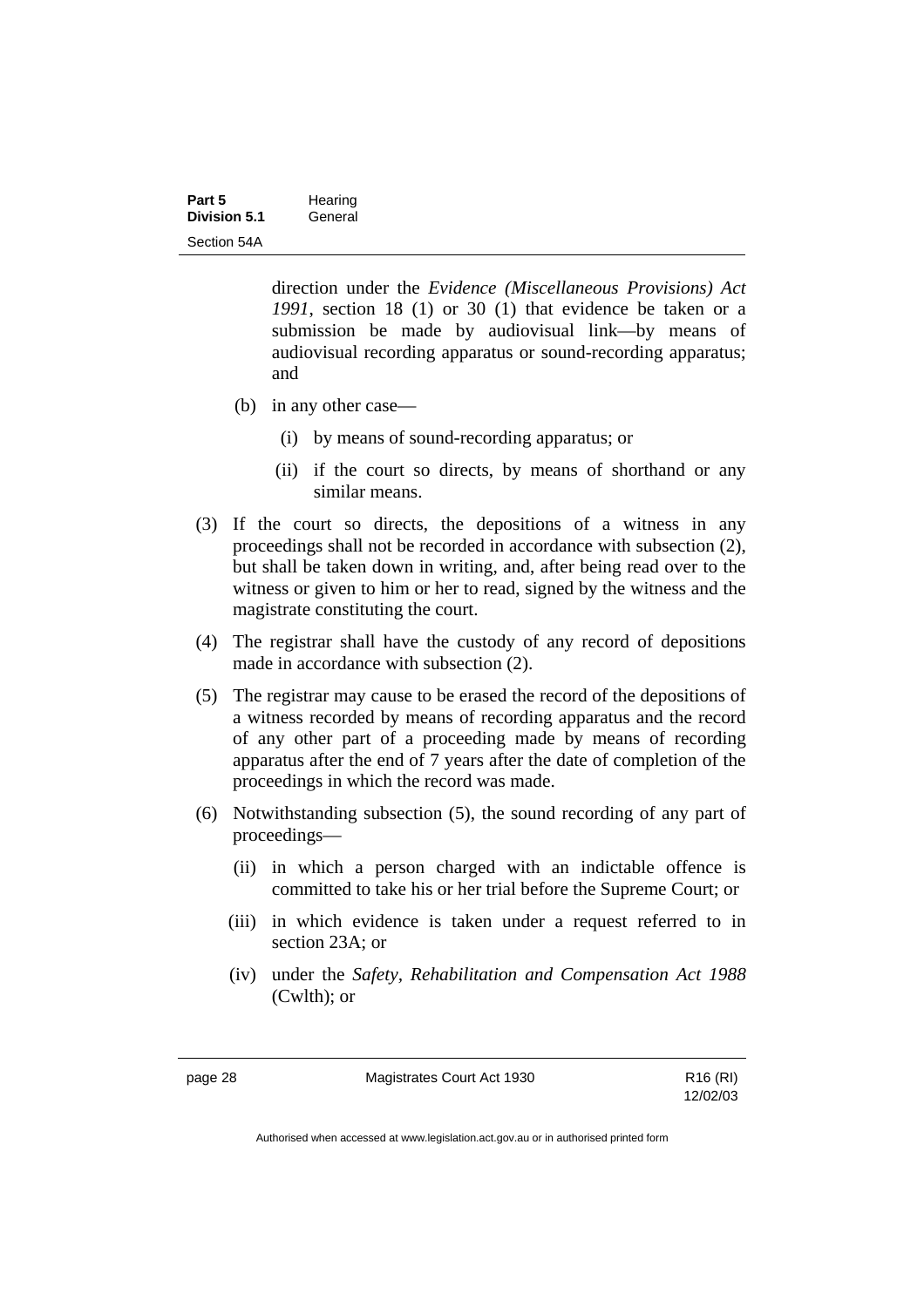direction under the *Evidence (Miscellaneous Provisions) Act 1991*, section 18 (1) or 30 (1) that evidence be taken or a submission be made by audiovisual link—by means of audiovisual recording apparatus or sound-recording apparatus; and

(b) in any other case—

(i) by means of sound-recording apparatus; or

(ii) if the court so directs, by means of shorthand or any similar means.

(3) If the court so directs, the depositions of a witness in any proceedings shall not be recorded in accordance with subsection (2), but shall be taken down in writing, and, after being read over to the witness or given to him or her to read, signed by the witness and the magistrate constituting the court.

(4) The registrar shall have the custody of any record of depositions made in accordance with subsection (2).

(5) The registrar may cause to be erased the record of the depositions of a witness recorded by means of recording apparatus and the record of any other part of a proceeding made by means of recording apparatus after the end of 7 years after the date of completion of the proceedings in which the record was made.

(6) Notwithstanding subsection (5), the sound recording of any part of proceedings—

(ii) in which a person charged with an indictable offence is committed to take his or her trial before the Supreme Court; or

(iii) in which evidence is taken under a request referred to in section 23A; or

(iv) under the *Safety, Rehabilitation and Compensation Act 1988* (Cwlth); or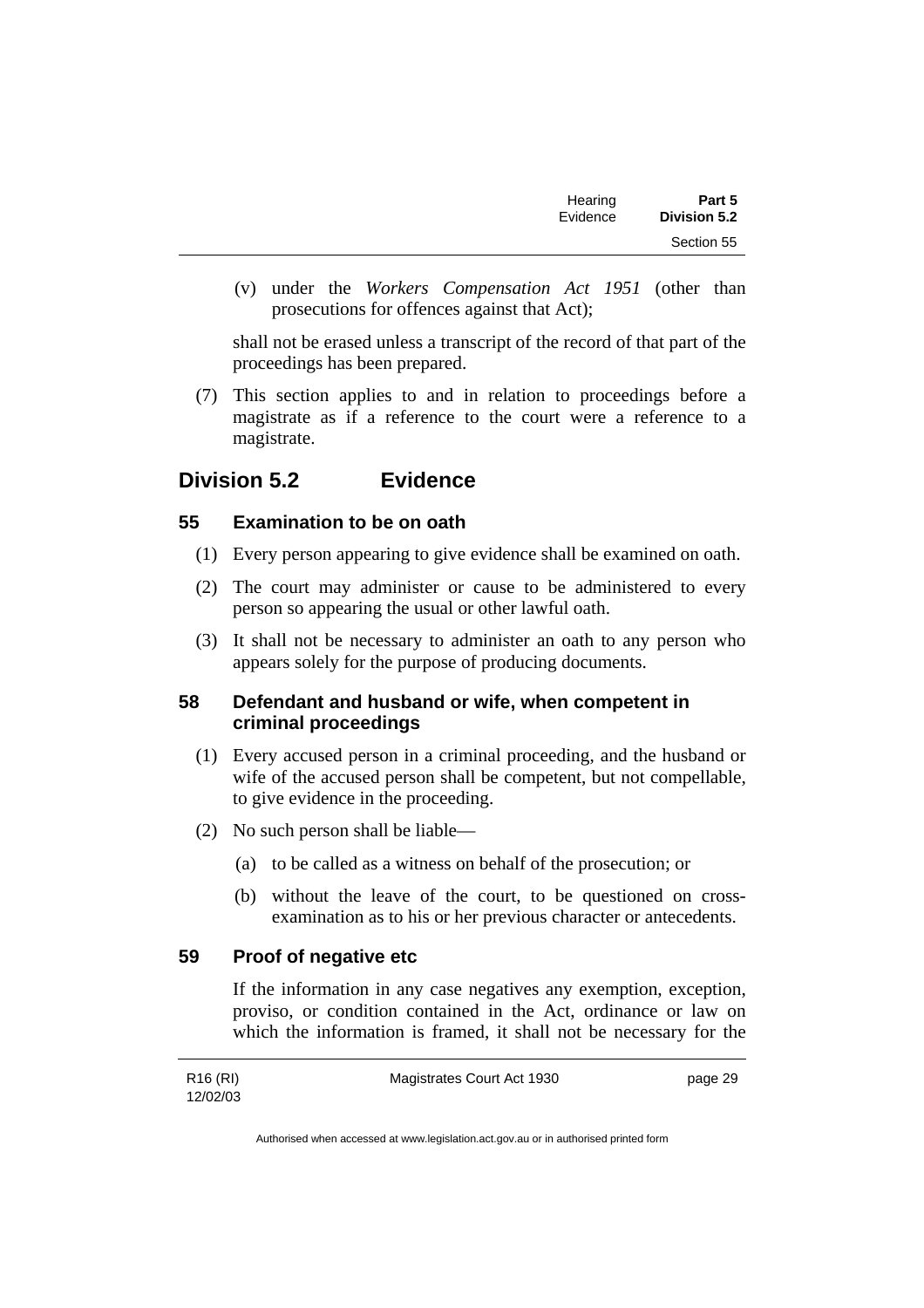(v) under the *Workers Compensation Act 1951* (other than prosecutions for offences against that Act);

shall not be erased unless a transcript of the record of that part of the proceedings has been prepared.

(7) This section applies to and in relation to proceedings before a magistrate as if a reference to the court were a reference to a magistrate.

## Division 5.2 Evidence

### 55 Examination to be on oath

(1) Every person appearing to give evidence shall be examined on oath.

(2) The court may administer or cause to be administered to every person so appearing the usual or other lawful oath.

(3) It shall not be necessary to administer an oath to any person who appears solely for the purpose of producing documents.

### 58 Defendant and husband or wife, when competent in criminal proceedings

(1) Every accused person in a criminal proceeding, and the husband or wife of the accused person shall be competent, but not compellable, to give evidence in the proceeding.

(2) No such person shall be liable—

(a) to be called as a witness on behalf of the prosecution; or

(b) without the leave of the court, to be questioned on cross-examination as to his or her previous character or antecedents.

### 59 Proof of negative etc

If the information in any case negatives any exemption, exception, proviso, or condition contained in the Act, ordinance or law on which the information is framed, it shall not be necessary for the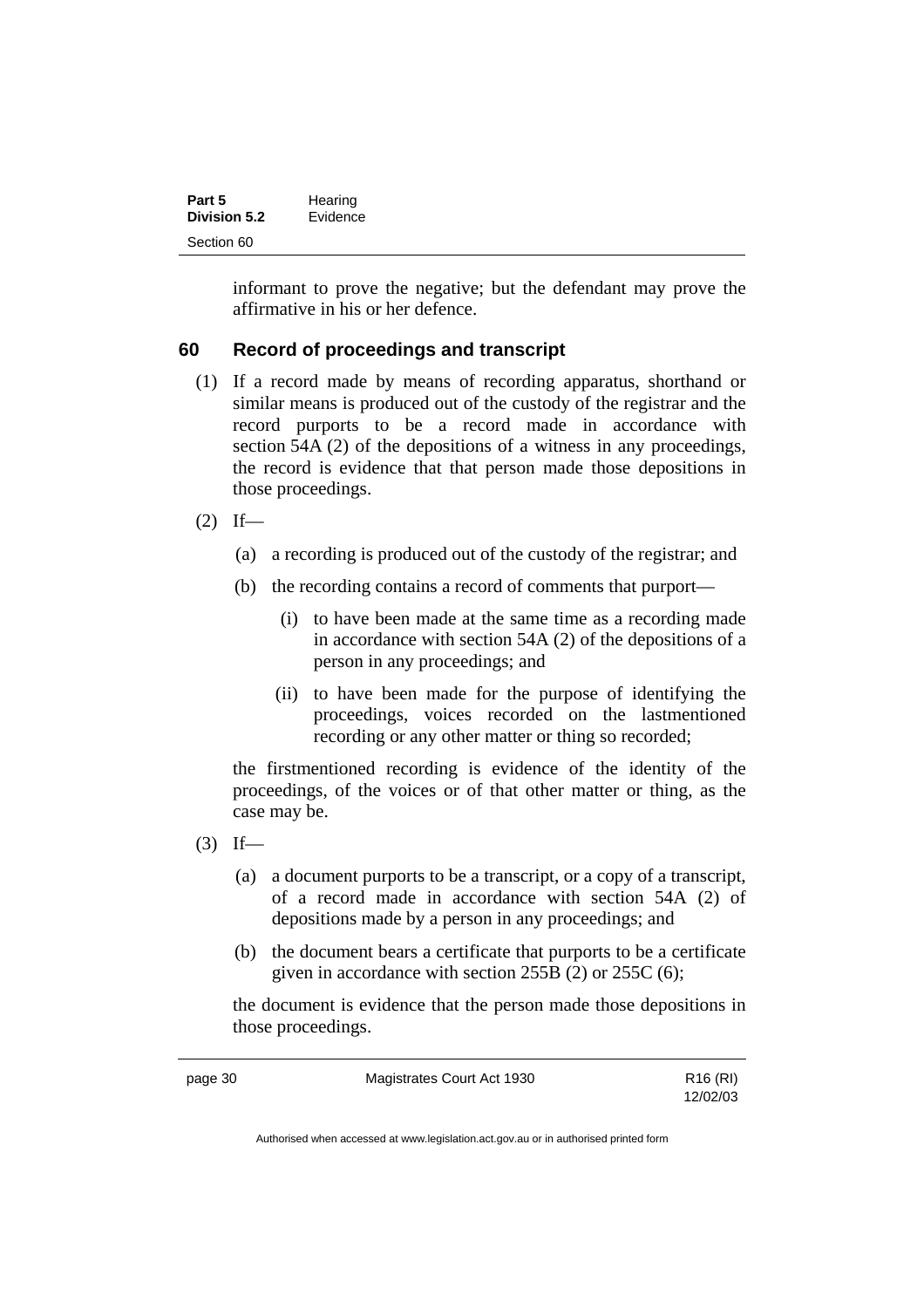informant to prove the negative; but the defendant may prove the affirmative in his or her defence.

## 60 Record of proceedings and transcript

(1) If a record made by means of recording apparatus, shorthand or similar means is produced out of the custody of the registrar and the record purports to be a record made in accordance with section 54A (2) of the depositions of a witness in any proceedings, the record is evidence that that person made those depositions in those proceedings.

(2) If—

(a) a recording is produced out of the custody of the registrar; and

(b) the recording contains a record of comments that purport—

(i) to have been made at the same time as a recording made in accordance with section 54A (2) of the depositions of a person in any proceedings; and

(ii) to have been made for the purpose of identifying the proceedings, voices recorded on the lastmentioned recording or any other matter or thing so recorded;

the firstmentioned recording is evidence of the identity of the proceedings, of the voices or of that other matter or thing, as the case may be.

(3) If—

(a) a document purports to be a transcript, or a copy of a transcript, of a record made in accordance with section 54A (2) of depositions made by a person in any proceedings; and

(b) the document bears a certificate that purports to be a certificate given in accordance with section 255B (2) or 255C (6);

the document is evidence that the person made those depositions in those proceedings.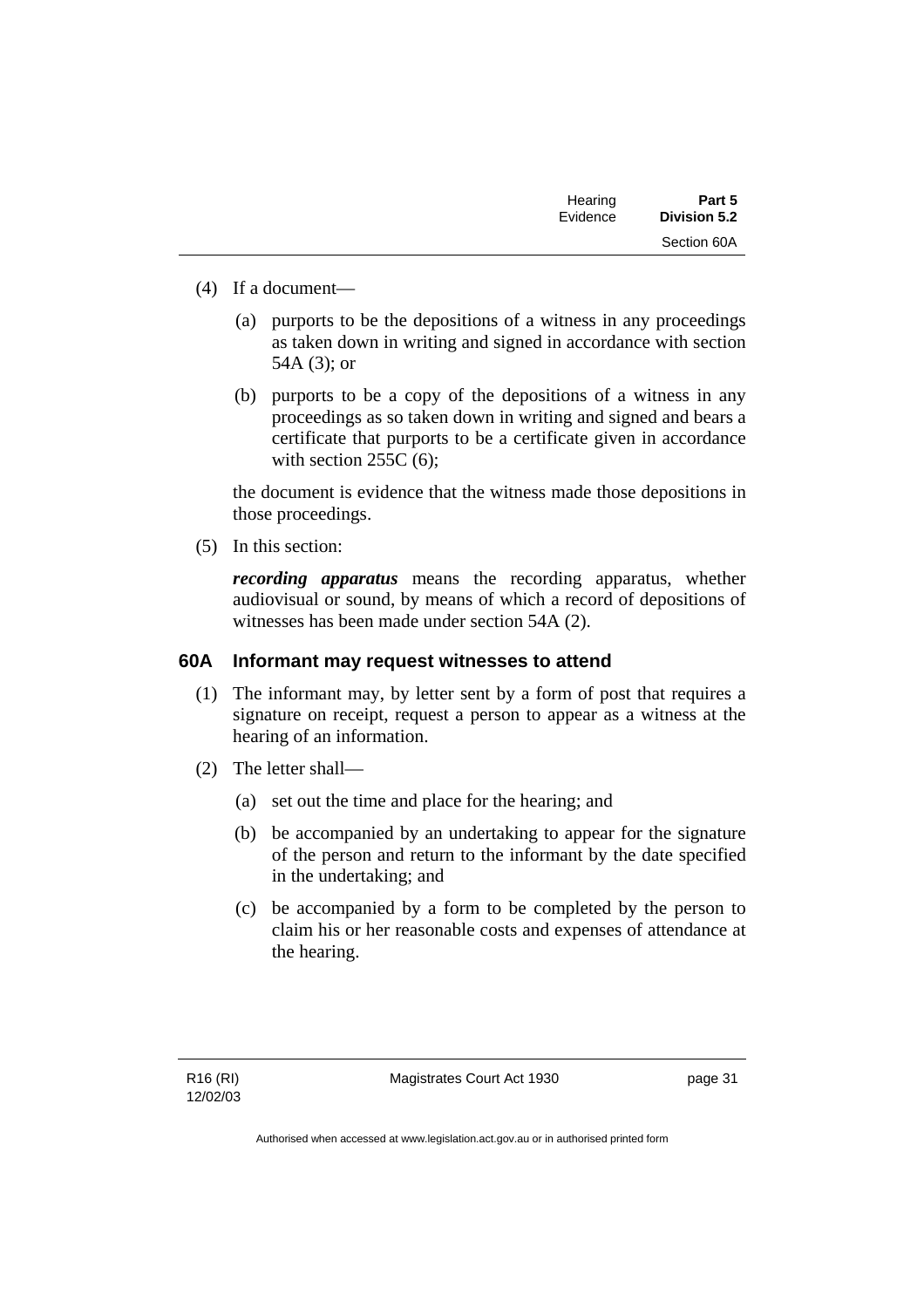(4) If a document—

(a) purports to be the depositions of a witness in any proceedings as taken down in writing and signed in accordance with section 54A (3); or

(b) purports to be a copy of the depositions of a witness in any proceedings as so taken down in writing and signed and bears a certificate that purports to be a certificate given in accordance with section 255C (6);

the document is evidence that the witness made those depositions in those proceedings.

(5) In this section:

***recording apparatus*** means the recording apparatus, whether audiovisual or sound, by means of which a record of depositions of witnesses has been made under section 54A (2).

### 60A Informant may request witnesses to attend

(1) The informant may, by letter sent by a form of post that requires a signature on receipt, request a person to appear as a witness at the hearing of an information.

(2) The letter shall—

(a) set out the time and place for the hearing; and

(b) be accompanied by an undertaking to appear for the signature of the person and return to the informant by the date specified in the undertaking; and

(c) be accompanied by a form to be completed by the person to claim his or her reasonable costs and expenses of attendance at the hearing.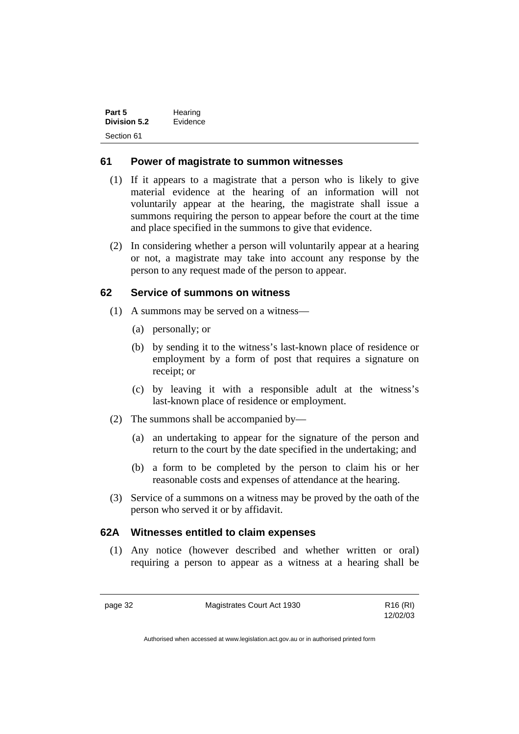## 61 Power of magistrate to summon witnesses

(1) If it appears to a magistrate that a person who is likely to give material evidence at the hearing of an information will not voluntarily appear at the hearing, the magistrate shall issue a summons requiring the person to appear before the court at the time and place specified in the summons to give that evidence.

(2) In considering whether a person will voluntarily appear at a hearing or not, a magistrate may take into account any response by the person to any request made of the person to appear.

## 62 Service of summons on witness

(1) A summons may be served on a witness—

(a) personally; or

(b) by sending it to the witness's last-known place of residence or employment by a form of post that requires a signature on receipt; or

(c) by leaving it with a responsible adult at the witness's last-known place of residence or employment.

(2) The summons shall be accompanied by—

(a) an undertaking to appear for the signature of the person and return to the court by the date specified in the undertaking; and

(b) a form to be completed by the person to claim his or her reasonable costs and expenses of attendance at the hearing.

(3) Service of a summons on a witness may be proved by the oath of the person who served it or by affidavit.

## 62A Witnesses entitled to claim expenses

(1) Any notice (however described and whether written or oral) requiring a person to appear as a witness at a hearing shall be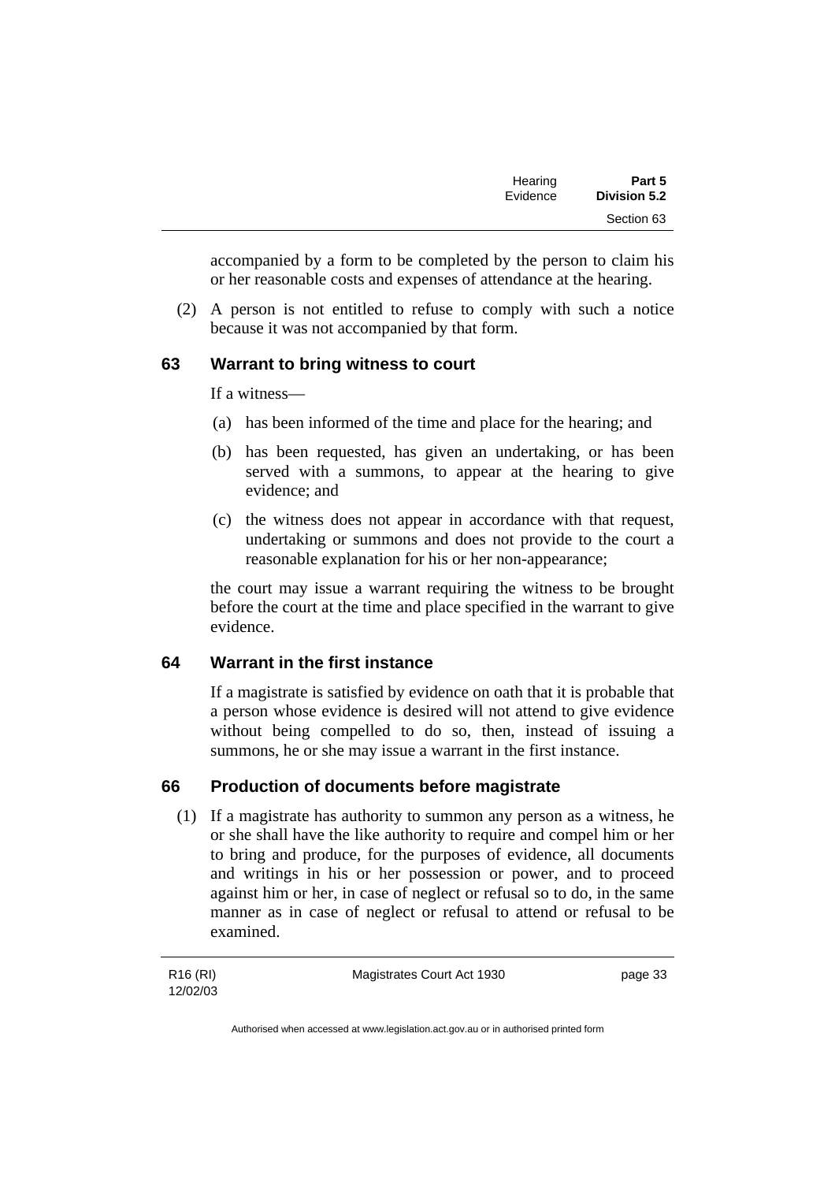accompanied by a form to be completed by the person to claim his or her reasonable costs and expenses of attendance at the hearing.

(2) A person is not entitled to refuse to comply with such a notice because it was not accompanied by that form.

## 63 Warrant to bring witness to court

If a witness—

(a) has been informed of the time and place for the hearing; and

(b) has been requested, has given an undertaking, or has been served with a summons, to appear at the hearing to give evidence; and

(c) the witness does not appear in accordance with that request, undertaking or summons and does not provide to the court a reasonable explanation for his or her non-appearance;

the court may issue a warrant requiring the witness to be brought before the court at the time and place specified in the warrant to give evidence.

## 64 Warrant in the first instance

If a magistrate is satisfied by evidence on oath that it is probable that a person whose evidence is desired will not attend to give evidence without being compelled to do so, then, instead of issuing a summons, he or she may issue a warrant in the first instance.

## 66 Production of documents before magistrate

(1) If a magistrate has authority to summon any person as a witness, he or she shall have the like authority to require and compel him or her to bring and produce, for the purposes of evidence, all documents and writings in his or her possession or power, and to proceed against him or her, in case of neglect or refusal so to do, in the same manner as in case of neglect or refusal to attend or refusal to be examined.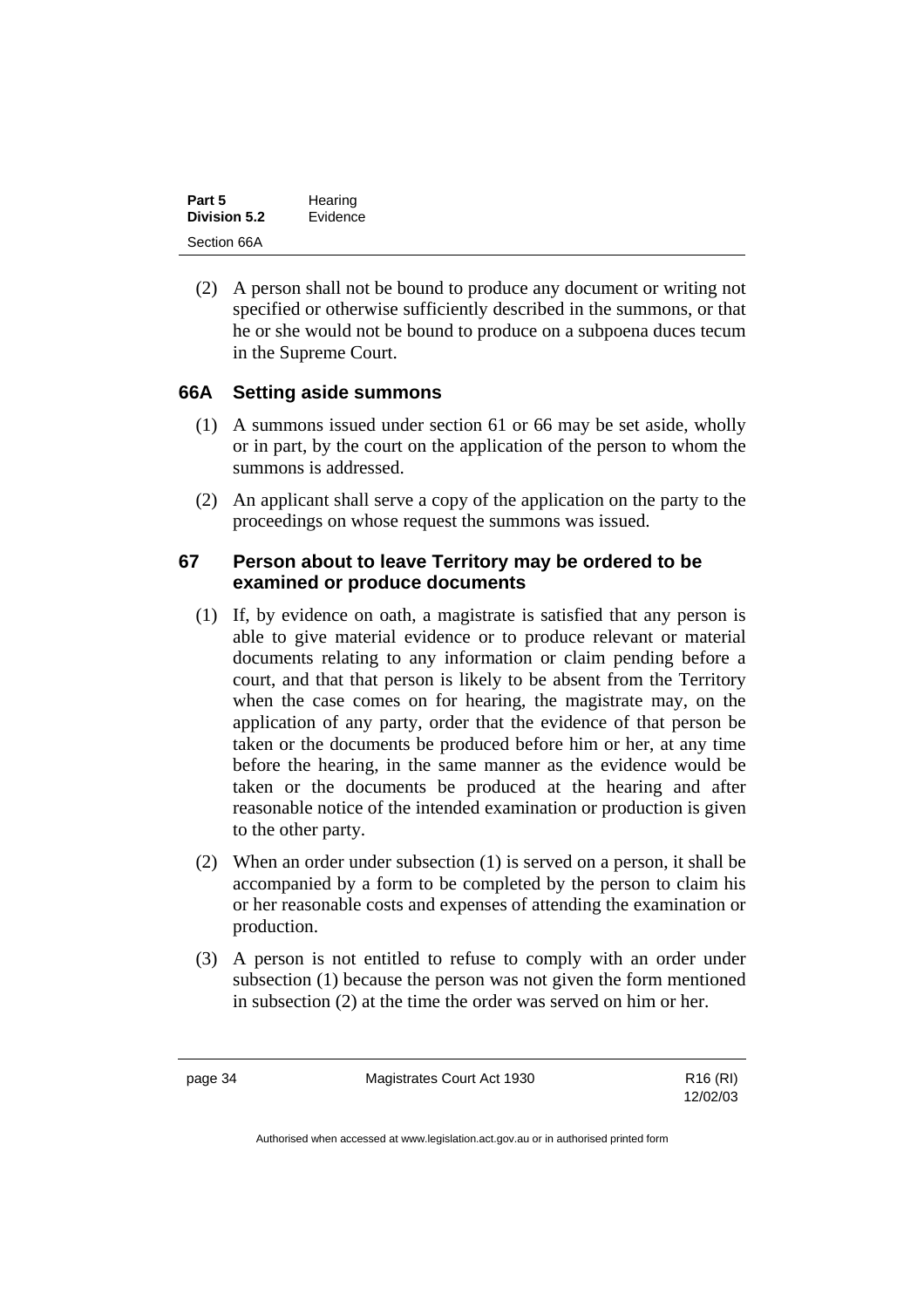(2) A person shall not be bound to produce any document or writing not specified or otherwise sufficiently described in the summons, or that he or she would not be bound to produce on a subpoena duces tecum in the Supreme Court.

## 66A Setting aside summons

(1) A summons issued under section 61 or 66 may be set aside, wholly or in part, by the court on the application of the person to whom the summons is addressed.

(2) An applicant shall serve a copy of the application on the party to the proceedings on whose request the summons was issued.

## 67 Person about to leave Territory may be ordered to be examined or produce documents

(1) If, by evidence on oath, a magistrate is satisfied that any person is able to give material evidence or to produce relevant or material documents relating to any information or claim pending before a court, and that that person is likely to be absent from the Territory when the case comes on for hearing, the magistrate may, on the application of any party, order that the evidence of that person be taken or the documents be produced before him or her, at any time before the hearing, in the same manner as the evidence would be taken or the documents be produced at the hearing and after reasonable notice of the intended examination or production is given to the other party.

(2) When an order under subsection (1) is served on a person, it shall be accompanied by a form to be completed by the person to claim his or her reasonable costs and expenses of attending the examination or production.

(3) A person is not entitled to refuse to comply with an order under subsection (1) because the person was not given the form mentioned in subsection (2) at the time the order was served on him or her.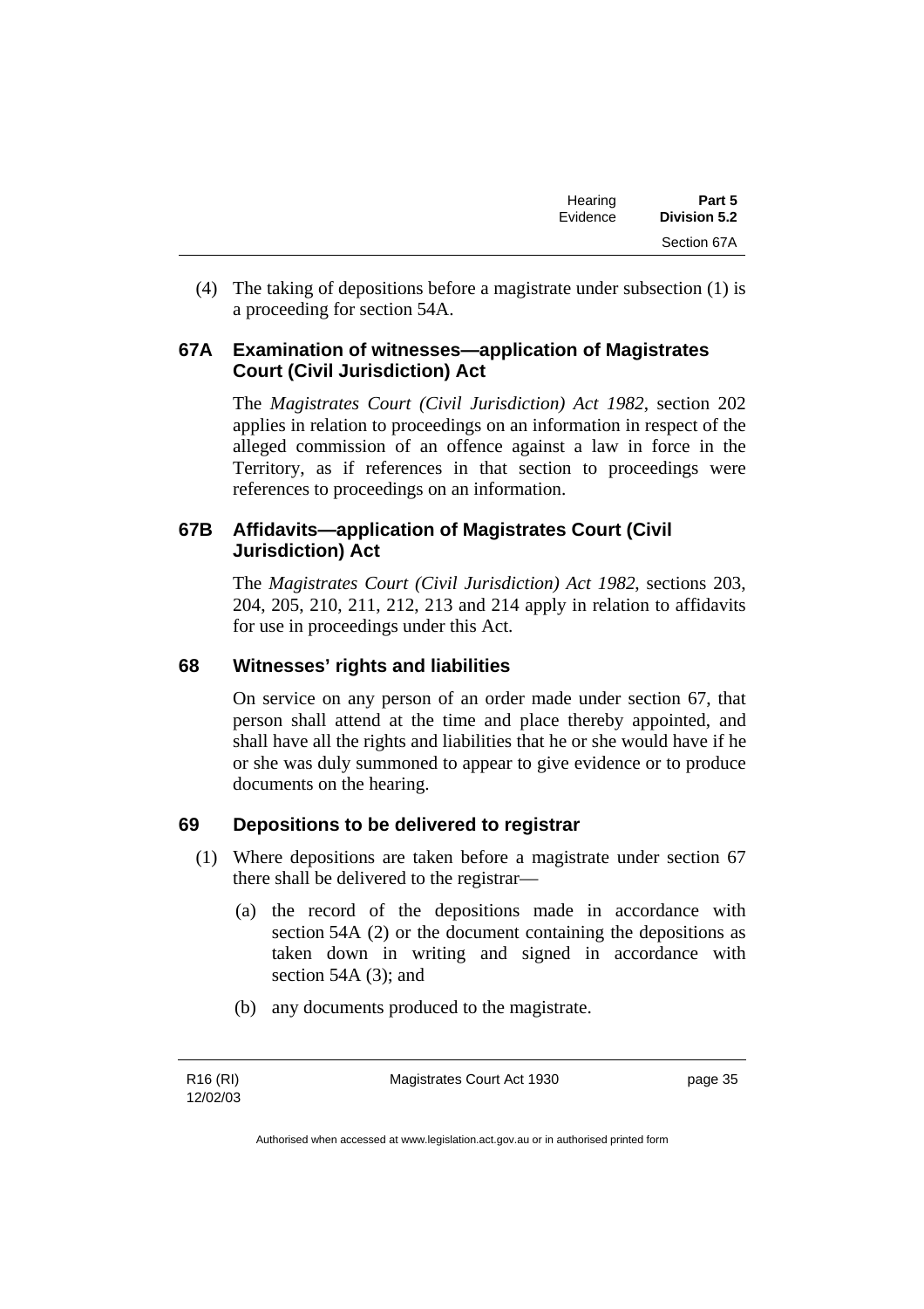(4) The taking of depositions before a magistrate under subsection (1) is a proceeding for section 54A.

### 67A Examination of witnesses—application of Magistrates Court (Civil Jurisdiction) Act

The *Magistrates Court (Civil Jurisdiction) Act 1982*, section 202 applies in relation to proceedings on an information in respect of the alleged commission of an offence against a law in force in the Territory, as if references in that section to proceedings were references to proceedings on an information.

### 67B Affidavits—application of Magistrates Court (Civil Jurisdiction) Act

The *Magistrates Court (Civil Jurisdiction) Act 1982*, sections 203, 204, 205, 210, 211, 212, 213 and 214 apply in relation to affidavits for use in proceedings under this Act.

### 68 Witnesses' rights and liabilities

On service on any person of an order made under section 67, that person shall attend at the time and place thereby appointed, and shall have all the rights and liabilities that he or she would have if he or she was duly summoned to appear to give evidence or to produce documents on the hearing.

### 69 Depositions to be delivered to registrar

(1) Where depositions are taken before a magistrate under section 67 there shall be delivered to the registrar—

(a) the record of the depositions made in accordance with section 54A (2) or the document containing the depositions as taken down in writing and signed in accordance with section 54A (3); and

(b) any documents produced to the magistrate.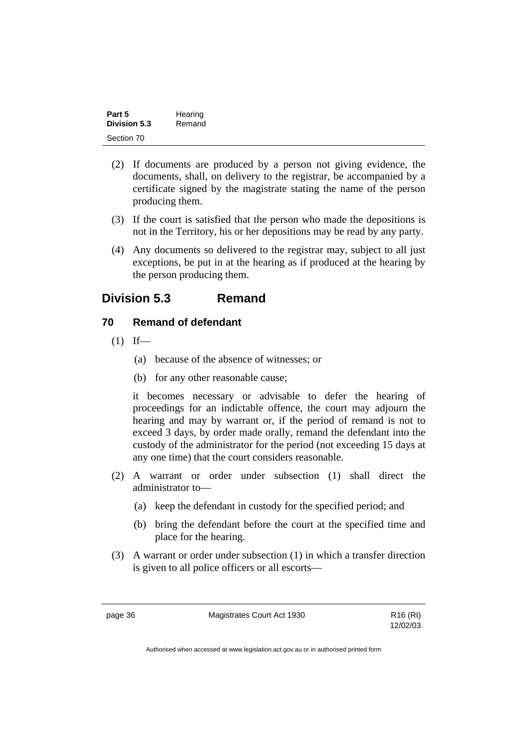(2) If documents are produced by a person not giving evidence, the documents, shall, on delivery to the registrar, be accompanied by a certificate signed by the magistrate stating the name of the person producing them.

(3) If the court is satisfied that the person who made the depositions is not in the Territory, his or her depositions may be read by any party.

(4) Any documents so delivered to the registrar may, subject to all just exceptions, be put in at the hearing as if produced at the hearing by the person producing them.

## Division 5.3 Remand

### 70 Remand of defendant

(1) If—

(a) because of the absence of witnesses; or

(b) for any other reasonable cause;

it becomes necessary or advisable to defer the hearing of proceedings for an indictable offence, the court may adjourn the hearing and may by warrant or, if the period of remand is not to exceed 3 days, by order made orally, remand the defendant into the custody of the administrator for the period (not exceeding 15 days at any one time) that the court considers reasonable.

(2) A warrant or order under subsection (1) shall direct the administrator to—

(a) keep the defendant in custody for the specified period; and

(b) bring the defendant before the court at the specified time and place for the hearing.

(3) A warrant or order under subsection (1) in which a transfer direction is given to all police officers or all escorts—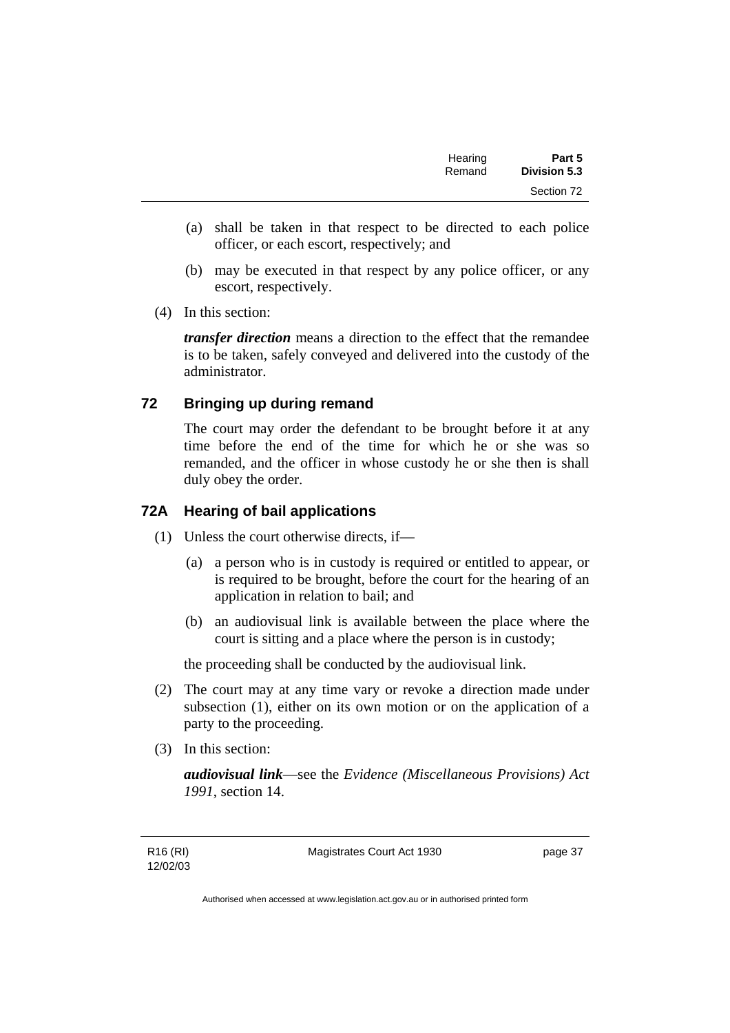(a) shall be taken in that respect to be directed to each police officer, or each escort, respectively; and

(b) may be executed in that respect by any police officer, or any escort, respectively.

(4) In this section:

***transfer direction*** means a direction to the effect that the remandee is to be taken, safely conveyed and delivered into the custody of the administrator.

## 72 Bringing up during remand

The court may order the defendant to be brought before it at any time before the end of the time for which he or she was so remanded, and the officer in whose custody he or she then is shall duly obey the order.

## 72A Hearing of bail applications

(1) Unless the court otherwise directs, if—

(a) a person who is in custody is required or entitled to appear, or is required to be brought, before the court for the hearing of an application in relation to bail; and

(b) an audiovisual link is available between the place where the court is sitting and a place where the person is in custody;

the proceeding shall be conducted by the audiovisual link.

(2) The court may at any time vary or revoke a direction made under subsection (1), either on its own motion or on the application of a party to the proceeding.

(3) In this section:

***audiovisual link***—see the *Evidence (Miscellaneous Provisions) Act 1991*, section 14.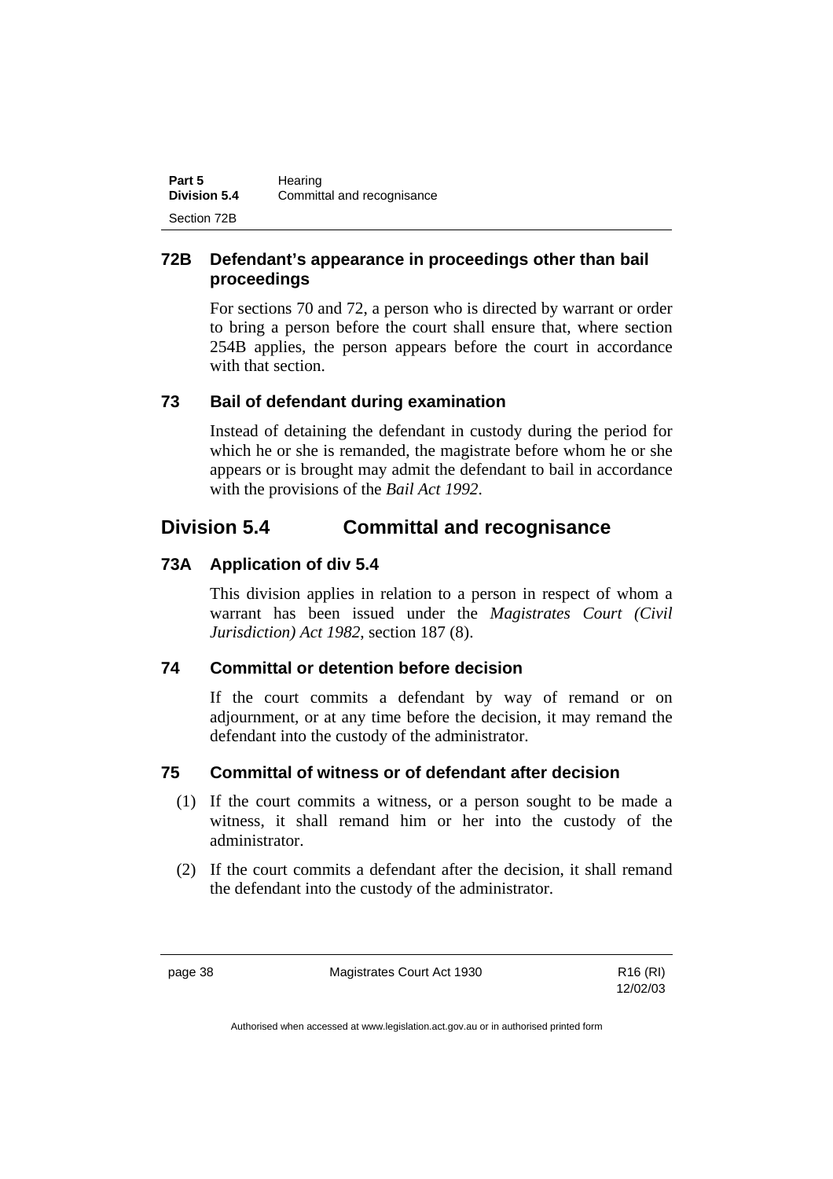### 72B Defendant's appearance in proceedings other than bail proceedings

For sections 70 and 72, a person who is directed by warrant or order to bring a person before the court shall ensure that, where section 254B applies, the person appears before the court in accordance with that section.

### 73 Bail of defendant during examination

Instead of detaining the defendant in custody during the period for which he or she is remanded, the magistrate before whom he or she appears or is brought may admit the defendant to bail in accordance with the provisions of the *Bail Act 1992*.

## Division 5.4 Committal and recognisance

### 73A Application of div 5.4

This division applies in relation to a person in respect of whom a warrant has been issued under the *Magistrates Court (Civil Jurisdiction) Act 1982*, section 187 (8).

### 74 Committal or detention before decision

If the court commits a defendant by way of remand or on adjournment, or at any time before the decision, it may remand the defendant into the custody of the administrator.

### 75 Committal of witness or of defendant after decision

(1) If the court commits a witness, or a person sought to be made a witness, it shall remand him or her into the custody of the administrator.

(2) If the court commits a defendant after the decision, it shall remand the defendant into the custody of the administrator.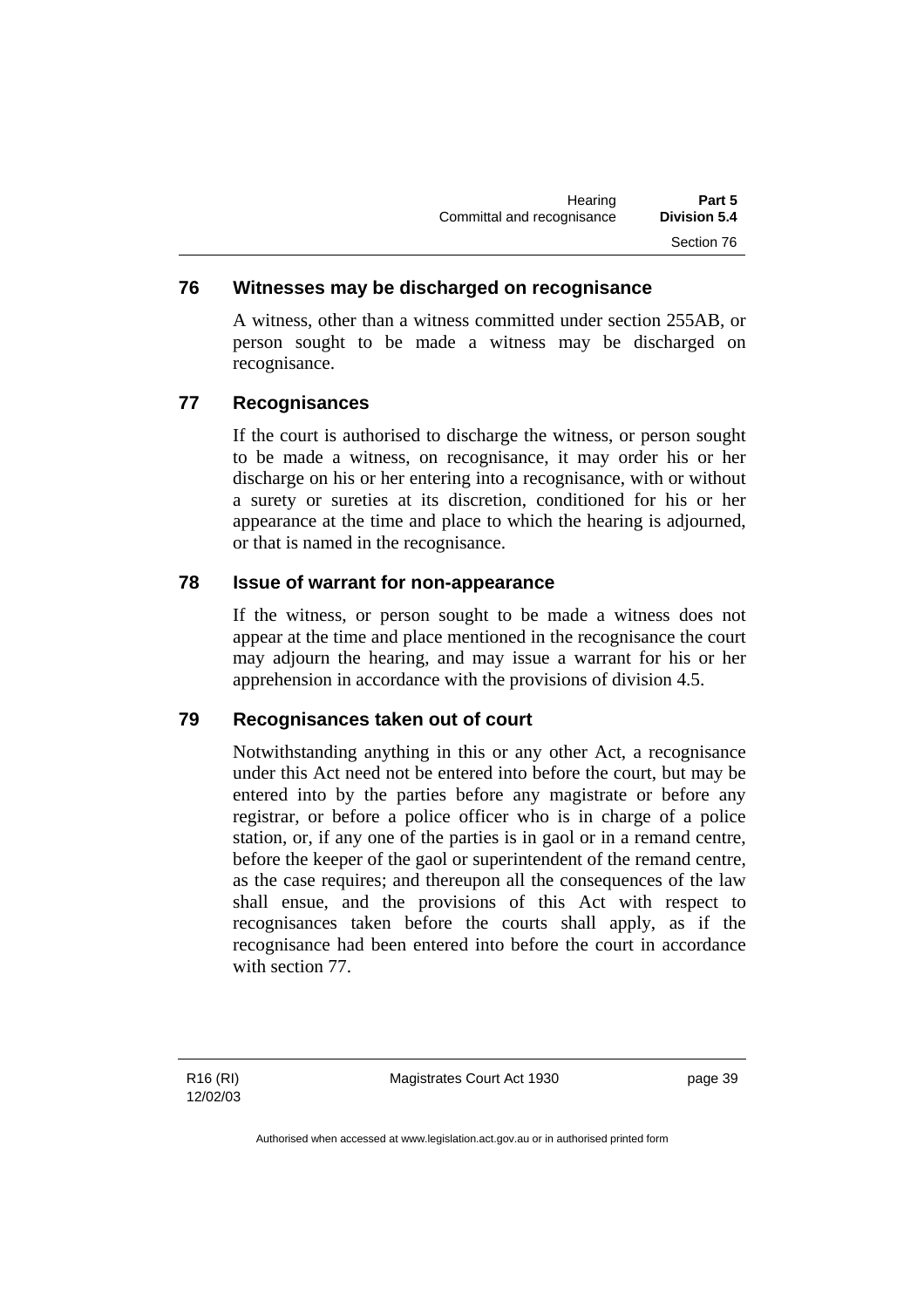## 76 Witnesses may be discharged on recognisance

A witness, other than a witness committed under section 255AB, or person sought to be made a witness may be discharged on recognisance.

## 77 Recognisances

If the court is authorised to discharge the witness, or person sought to be made a witness, on recognisance, it may order his or her discharge on his or her entering into a recognisance, with or without a surety or sureties at its discretion, conditioned for his or her appearance at the time and place to which the hearing is adjourned, or that is named in the recognisance.

## 78 Issue of warrant for non-appearance

If the witness, or person sought to be made a witness does not appear at the time and place mentioned in the recognisance the court may adjourn the hearing, and may issue a warrant for his or her apprehension in accordance with the provisions of division 4.5.

## 79 Recognisances taken out of court

Notwithstanding anything in this or any other Act, a recognisance under this Act need not be entered into before the court, but may be entered into by the parties before any magistrate or before any registrar, or before a police officer who is in charge of a police station, or, if any one of the parties is in gaol or in a remand centre, before the keeper of the gaol or superintendent of the remand centre, as the case requires; and thereupon all the consequences of the law shall ensue, and the provisions of this Act with respect to recognisances taken before the courts shall apply, as if the recognisance had been entered into before the court in accordance with section 77.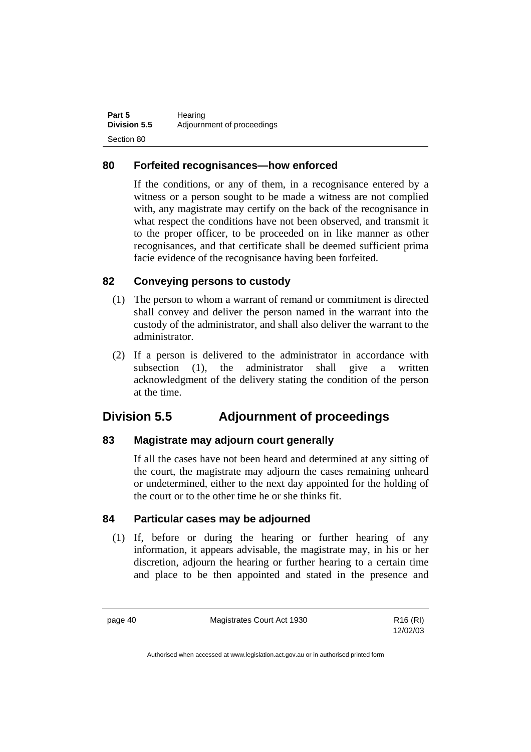## 80 Forfeited recognisances—how enforced

If the conditions, or any of them, in a recognisance entered by a witness or a person sought to be made a witness are not complied with, any magistrate may certify on the back of the recognisance in what respect the conditions have not been observed, and transmit it to the proper officer, to be proceeded on in like manner as other recognisances, and that certificate shall be deemed sufficient prima facie evidence of the recognisance having been forfeited.

## 82 Conveying persons to custody

(1) The person to whom a warrant of remand or commitment is directed shall convey and deliver the person named in the warrant into the custody of the administrator, and shall also deliver the warrant to the administrator.

(2) If a person is delivered to the administrator in accordance with subsection (1), the administrator shall give a written acknowledgment of the delivery stating the condition of the person at the time.

# Division 5.5 Adjournment of proceedings

## 83 Magistrate may adjourn court generally

If all the cases have not been heard and determined at any sitting of the court, the magistrate may adjourn the cases remaining unheard or undetermined, either to the next day appointed for the holding of the court or to the other time he or she thinks fit.

## 84 Particular cases may be adjourned

(1) If, before or during the hearing or further hearing of any information, it appears advisable, the magistrate may, in his or her discretion, adjourn the hearing or further hearing to a certain time and place to be then appointed and stated in the presence and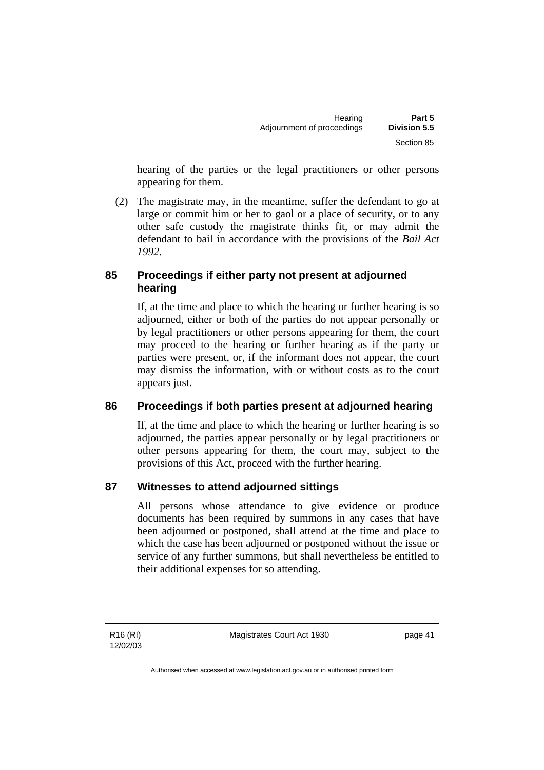hearing of the parties or the legal practitioners or other persons appearing for them.

(2) The magistrate may, in the meantime, suffer the defendant to go at large or commit him or her to gaol or a place of security, or to any other safe custody the magistrate thinks fit, or may admit the defendant to bail in accordance with the provisions of the *Bail Act 1992*.

## 85 Proceedings if either party not present at adjourned hearing

If, at the time and place to which the hearing or further hearing is so adjourned, either or both of the parties do not appear personally or by legal practitioners or other persons appearing for them, the court may proceed to the hearing or further hearing as if the party or parties were present, or, if the informant does not appear, the court may dismiss the information, with or without costs as to the court appears just.

## 86 Proceedings if both parties present at adjourned hearing

If, at the time and place to which the hearing or further hearing is so adjourned, the parties appear personally or by legal practitioners or other persons appearing for them, the court may, subject to the provisions of this Act, proceed with the further hearing.

## 87 Witnesses to attend adjourned sittings

All persons whose attendance to give evidence or produce documents has been required by summons in any cases that have been adjourned or postponed, shall attend at the time and place to which the case has been adjourned or postponed without the issue or service of any further summons, but shall nevertheless be entitled to their additional expenses for so attending.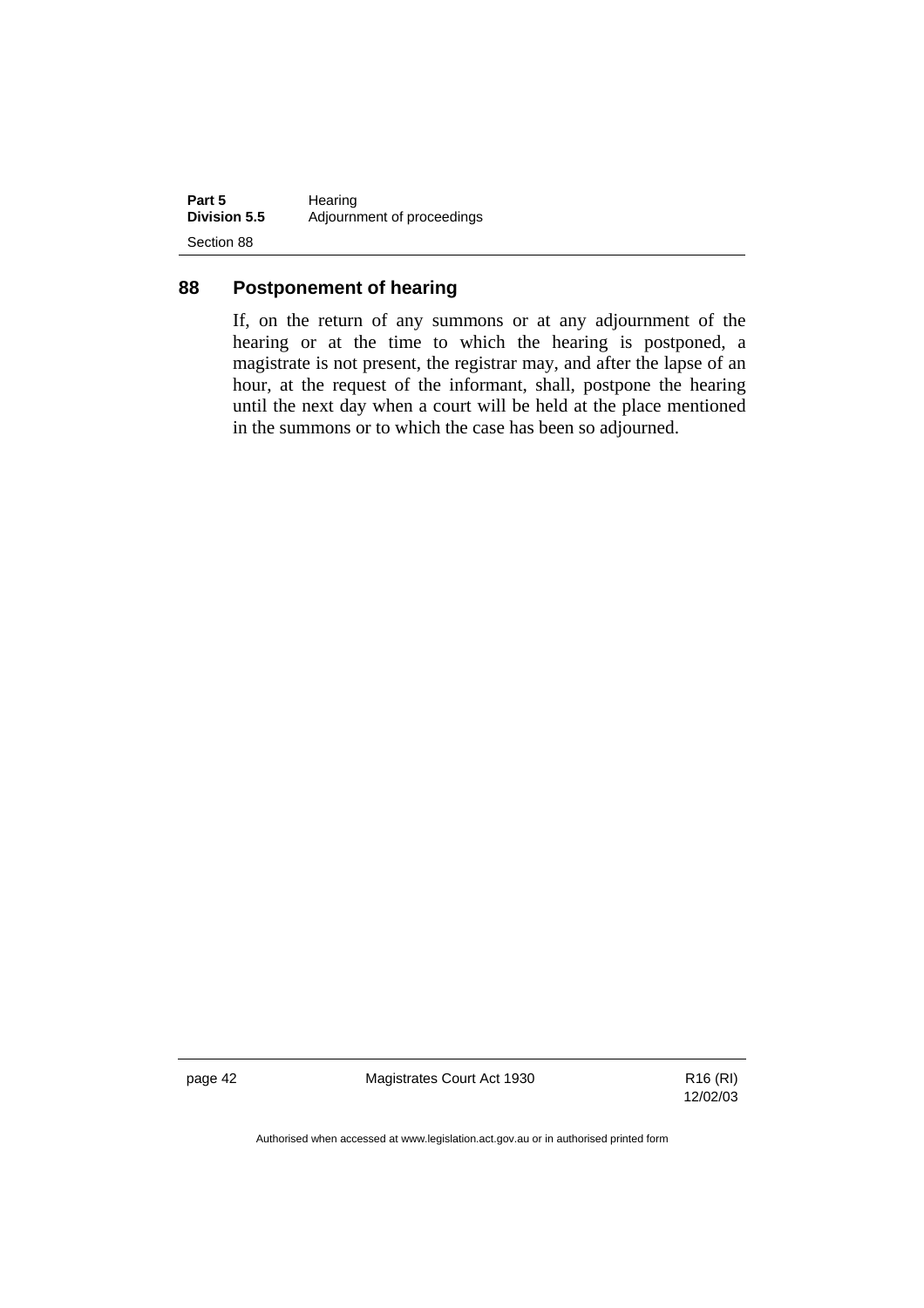## 88 Postponement of hearing

If, on the return of any summons or at any adjournment of the hearing or at the time to which the hearing is postponed, a magistrate is not present, the registrar may, and after the lapse of an hour, at the request of the informant, shall, postpone the hearing until the next day when a court will be held at the place mentioned in the summons or to which the case has been so adjourned.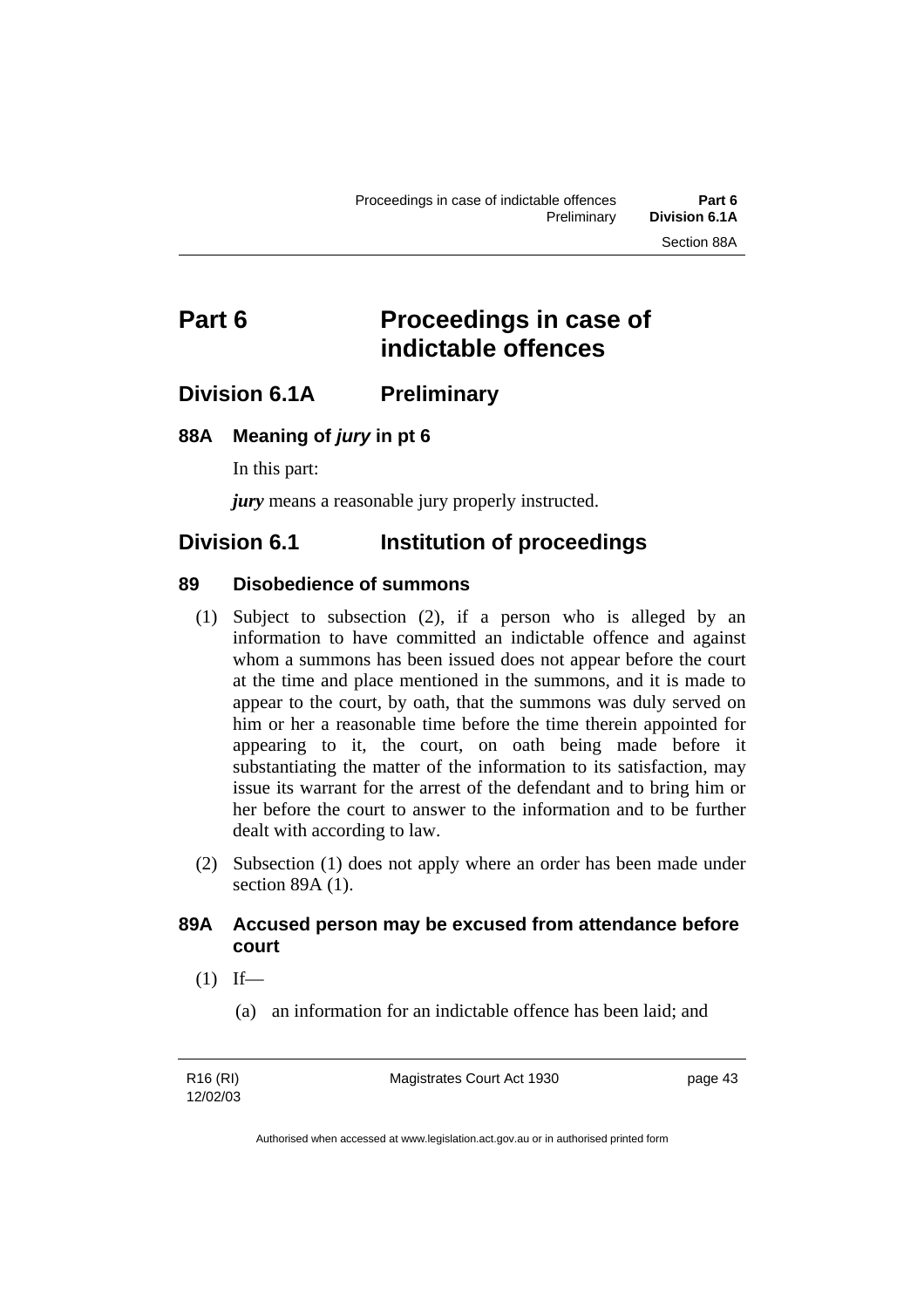# Part 6 Proceedings in case of indictable offences

## Division 6.1A Preliminary

### 88A Meaning of *jury* in pt 6

In this part:

***jury*** means a reasonable jury properly instructed.

## Division 6.1 Institution of proceedings

### 89 Disobedience of summons

(1) Subject to subsection (2), if a person who is alleged by an information to have committed an indictable offence and against whom a summons has been issued does not appear before the court at the time and place mentioned in the summons, and it is made to appear to the court, by oath, that the summons was duly served on him or her a reasonable time before the time therein appointed for appearing to it, the court, on oath being made before it substantiating the matter of the information to its satisfaction, may issue its warrant for the arrest of the defendant and to bring him or her before the court to answer to the information and to be further dealt with according to law.

(2) Subsection (1) does not apply where an order has been made under section 89A (1).

### 89A Accused person may be excused from attendance before court

(1) If—

(a) an information for an indictable offence has been laid; and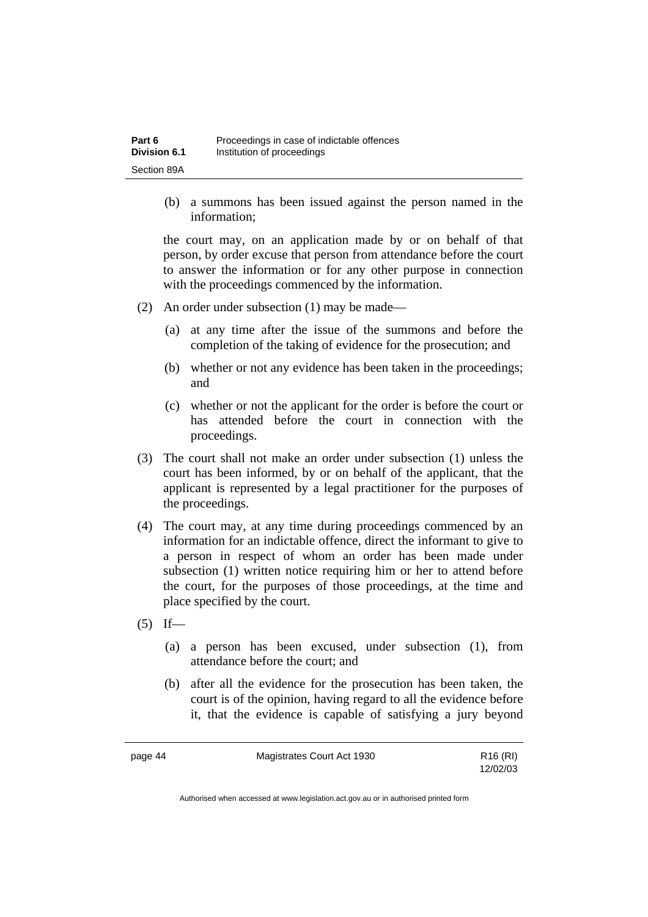(b) a summons has been issued against the person named in the information;

the court may, on an application made by or on behalf of that person, by order excuse that person from attendance before the court to answer the information or for any other purpose in connection with the proceedings commenced by the information.

(2) An order under subsection (1) may be made—

(a) at any time after the issue of the summons and before the completion of the taking of evidence for the prosecution; and

(b) whether or not any evidence has been taken in the proceedings; and

(c) whether or not the applicant for the order is before the court or has attended before the court in connection with the proceedings.

(3) The court shall not make an order under subsection (1) unless the court has been informed, by or on behalf of the applicant, that the applicant is represented by a legal practitioner for the purposes of the proceedings.

(4) The court may, at any time during proceedings commenced by an information for an indictable offence, direct the informant to give to a person in respect of whom an order has been made under subsection (1) written notice requiring him or her to attend before the court, for the purposes of those proceedings, at the time and place specified by the court.

(5) If—

(a) a person has been excused, under subsection (1), from attendance before the court; and

(b) after all the evidence for the prosecution has been taken, the court is of the opinion, having regard to all the evidence before it, that the evidence is capable of satisfying a jury beyond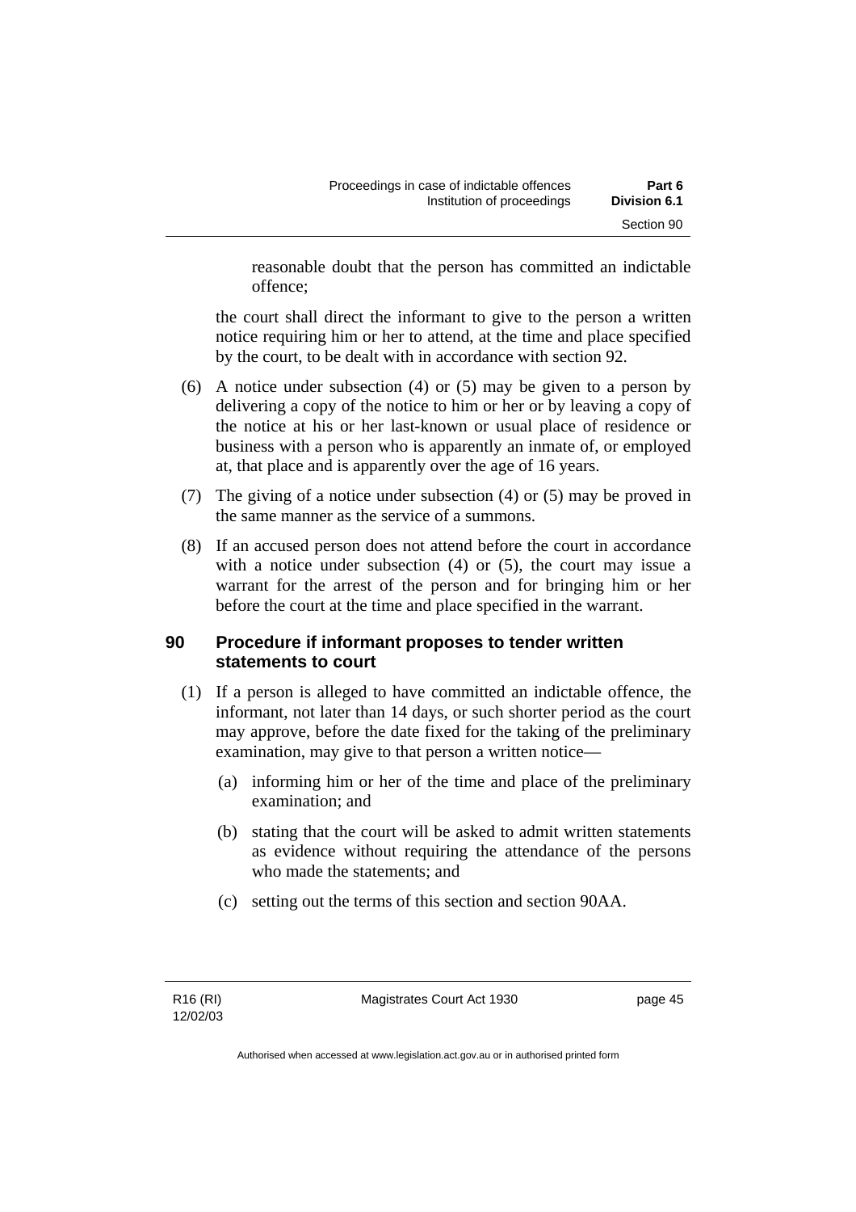reasonable doubt that the person has committed an indictable offence;

the court shall direct the informant to give to the person a written notice requiring him or her to attend, at the time and place specified by the court, to be dealt with in accordance with section 92.

(6) A notice under subsection (4) or (5) may be given to a person by delivering a copy of the notice to him or her or by leaving a copy of the notice at his or her last-known or usual place of residence or business with a person who is apparently an inmate of, or employed at, that place and is apparently over the age of 16 years.

(7) The giving of a notice under subsection (4) or (5) may be proved in the same manner as the service of a summons.

(8) If an accused person does not attend before the court in accordance with a notice under subsection (4) or (5), the court may issue a warrant for the arrest of the person and for bringing him or her before the court at the time and place specified in the warrant.

## 90 Procedure if informant proposes to tender written statements to court

(1) If a person is alleged to have committed an indictable offence, the informant, not later than 14 days, or such shorter period as the court may approve, before the date fixed for the taking of the preliminary examination, may give to that person a written notice—

(a) informing him or her of the time and place of the preliminary examination; and

(b) stating that the court will be asked to admit written statements as evidence without requiring the attendance of the persons who made the statements; and

(c) setting out the terms of this section and section 90AA.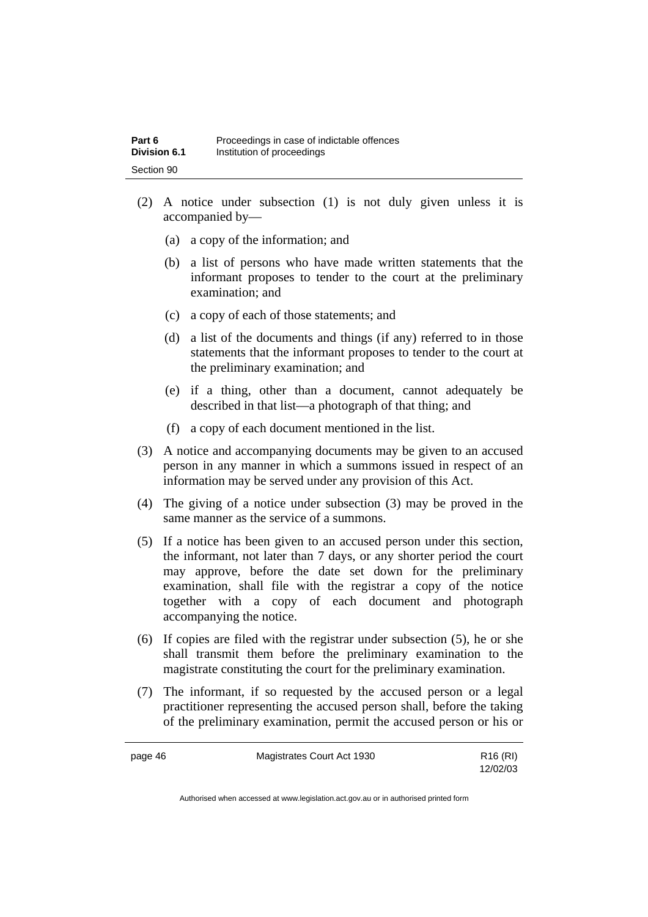(2) A notice under subsection (1) is not duly given unless it is accompanied by—

(a) a copy of the information; and

(b) a list of persons who have made written statements that the informant proposes to tender to the court at the preliminary examination; and

(c) a copy of each of those statements; and

(d) a list of the documents and things (if any) referred to in those statements that the informant proposes to tender to the court at the preliminary examination; and

(e) if a thing, other than a document, cannot adequately be described in that list—a photograph of that thing; and

(f) a copy of each document mentioned in the list.

(3) A notice and accompanying documents may be given to an accused person in any manner in which a summons issued in respect of an information may be served under any provision of this Act.

(4) The giving of a notice under subsection (3) may be proved in the same manner as the service of a summons.

(5) If a notice has been given to an accused person under this section, the informant, not later than 7 days, or any shorter period the court may approve, before the date set down for the preliminary examination, shall file with the registrar a copy of the notice together with a copy of each document and photograph accompanying the notice.

(6) If copies are filed with the registrar under subsection (5), he or she shall transmit them before the preliminary examination to the magistrate constituting the court for the preliminary examination.

(7) The informant, if so requested by the accused person or a legal practitioner representing the accused person shall, before the taking of the preliminary examination, permit the accused person or his or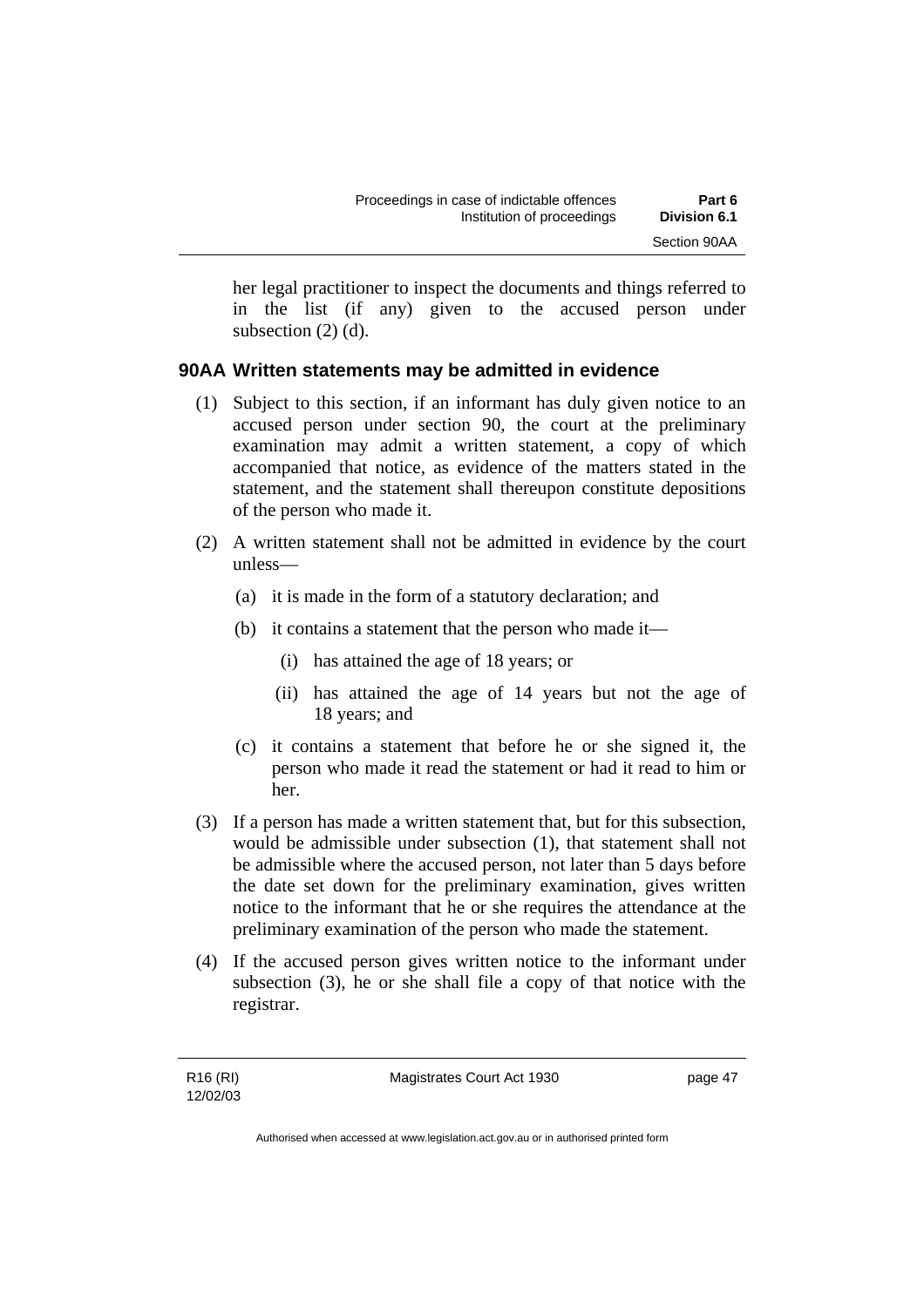her legal practitioner to inspect the documents and things referred to in the list (if any) given to the accused person under subsection (2) (d).

### 90AA Written statements may be admitted in evidence

(1) Subject to this section, if an informant has duly given notice to an accused person under section 90, the court at the preliminary examination may admit a written statement, a copy of which accompanied that notice, as evidence of the matters stated in the statement, and the statement shall thereupon constitute depositions of the person who made it.

(2) A written statement shall not be admitted in evidence by the court unless—

- (a) it is made in the form of a statutory declaration; and
- (b) it contains a statement that the person who made it—
  - (i) has attained the age of 18 years; or
  - (ii) has attained the age of 14 years but not the age of 18 years; and
- (c) it contains a statement that before he or she signed it, the person who made it read the statement or had it read to him or her.

(3) If a person has made a written statement that, but for this subsection, would be admissible under subsection (1), that statement shall not be admissible where the accused person, not later than 5 days before the date set down for the preliminary examination, gives written notice to the informant that he or she requires the attendance at the preliminary examination of the person who made the statement.

(4) If the accused person gives written notice to the informant under subsection (3), he or she shall file a copy of that notice with the registrar.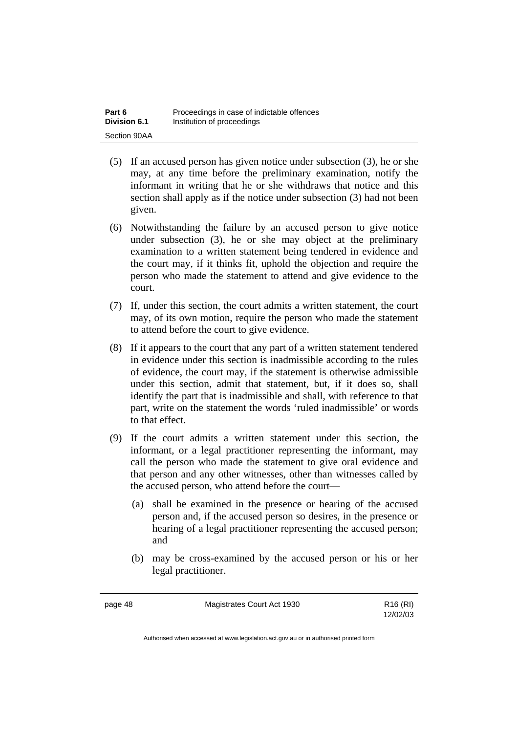(5) If an accused person has given notice under subsection (3), he or she may, at any time before the preliminary examination, notify the informant in writing that he or she withdraws that notice and this section shall apply as if the notice under subsection (3) had not been given.

(6) Notwithstanding the failure by an accused person to give notice under subsection (3), he or she may object at the preliminary examination to a written statement being tendered in evidence and the court may, if it thinks fit, uphold the objection and require the person who made the statement to attend and give evidence to the court.

(7) If, under this section, the court admits a written statement, the court may, of its own motion, require the person who made the statement to attend before the court to give evidence.

(8) If it appears to the court that any part of a written statement tendered in evidence under this section is inadmissible according to the rules of evidence, the court may, if the statement is otherwise admissible under this section, admit that statement, but, if it does so, shall identify the part that is inadmissible and shall, with reference to that part, write on the statement the words 'ruled inadmissible' or words to that effect.

(9) If the court admits a written statement under this section, the informant, or a legal practitioner representing the informant, may call the person who made the statement to give oral evidence and that person and any other witnesses, other than witnesses called by the accused person, who attend before the court—

(a) shall be examined in the presence or hearing of the accused person and, if the accused person so desires, in the presence or hearing of a legal practitioner representing the accused person; and

(b) may be cross-examined by the accused person or his or her legal practitioner.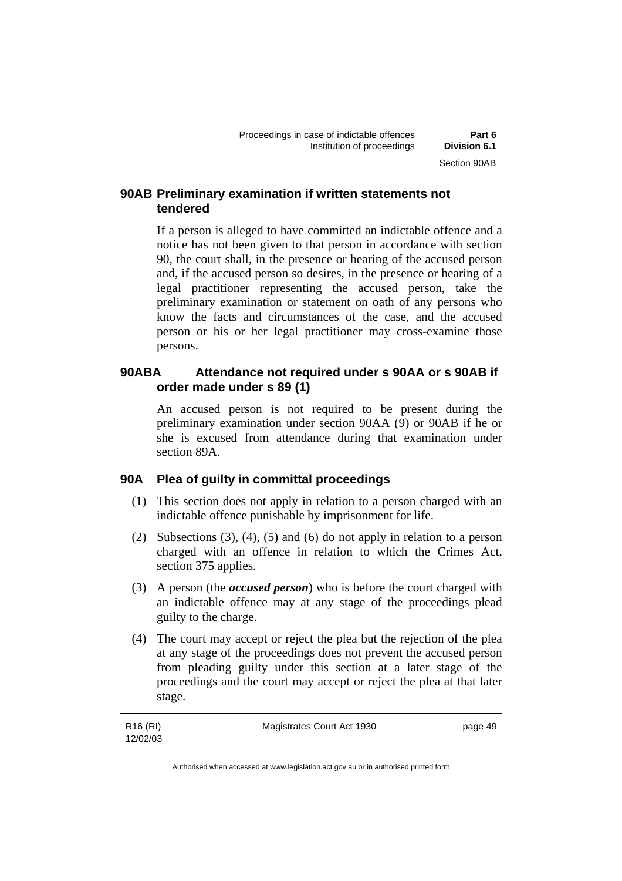### 90AB Preliminary examination if written statements not tendered

If a person is alleged to have committed an indictable offence and a notice has not been given to that person in accordance with section 90, the court shall, in the presence or hearing of the accused person and, if the accused person so desires, in the presence or hearing of a legal practitioner representing the accused person, take the preliminary examination or statement on oath of any persons who know the facts and circumstances of the case, and the accused person or his or her legal practitioner may cross-examine those persons.

### 90ABA Attendance not required under s 90AA or s 90AB if order made under s 89 (1)

An accused person is not required to be present during the preliminary examination under section 90AA (9) or 90AB if he or she is excused from attendance during that examination under section 89A.

### 90A Plea of guilty in committal proceedings

(1) This section does not apply in relation to a person charged with an indictable offence punishable by imprisonment for life.

(2) Subsections (3), (4), (5) and (6) do not apply in relation to a person charged with an offence in relation to which the Crimes Act, section 375 applies.

(3) A person (the ***accused person***) who is before the court charged with an indictable offence may at any stage of the proceedings plead guilty to the charge.

(4) The court may accept or reject the plea but the rejection of the plea at any stage of the proceedings does not prevent the accused person from pleading guilty under this section at a later stage of the proceedings and the court may accept or reject the plea at that later stage.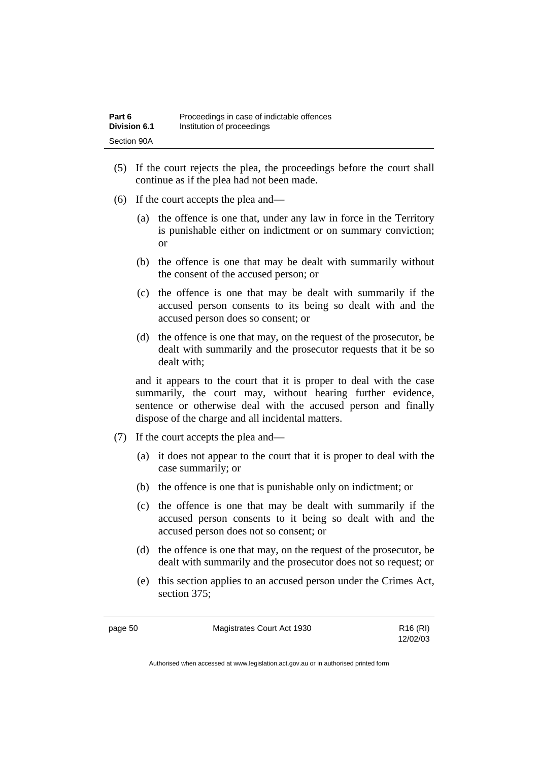(5) If the court rejects the plea, the proceedings before the court shall continue as if the plea had not been made.

(6) If the court accepts the plea and—

(a) the offence is one that, under any law in force in the Territory is punishable either on indictment or on summary conviction; or

(b) the offence is one that may be dealt with summarily without the consent of the accused person; or

(c) the offence is one that may be dealt with summarily if the accused person consents to its being so dealt with and the accused person does so consent; or

(d) the offence is one that may, on the request of the prosecutor, be dealt with summarily and the prosecutor requests that it be so dealt with;

and it appears to the court that it is proper to deal with the case summarily, the court may, without hearing further evidence, sentence or otherwise deal with the accused person and finally dispose of the charge and all incidental matters.

(7) If the court accepts the plea and—

(a) it does not appear to the court that it is proper to deal with the case summarily; or

(b) the offence is one that is punishable only on indictment; or

(c) the offence is one that may be dealt with summarily if the accused person consents to it being so dealt with and the accused person does not so consent; or

(d) the offence is one that may, on the request of the prosecutor, be dealt with summarily and the prosecutor does not so request; or

(e) this section applies to an accused person under the Crimes Act, section 375;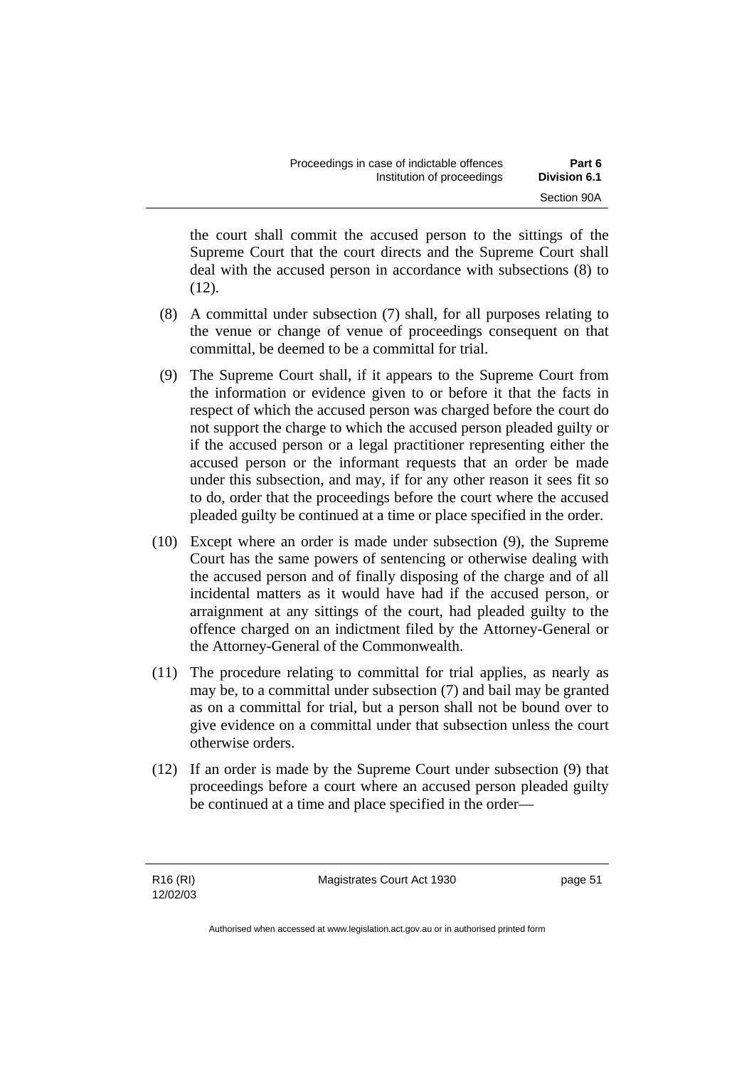the court shall commit the accused person to the sittings of the Supreme Court that the court directs and the Supreme Court shall deal with the accused person in accordance with subsections (8) to (12).

(8) A committal under subsection (7) shall, for all purposes relating to the venue or change of venue of proceedings consequent on that committal, be deemed to be a committal for trial.

(9) The Supreme Court shall, if it appears to the Supreme Court from the information or evidence given to or before it that the facts in respect of which the accused person was charged before the court do not support the charge to which the accused person pleaded guilty or if the accused person or a legal practitioner representing either the accused person or the informant requests that an order be made under this subsection, and may, if for any other reason it sees fit so to do, order that the proceedings before the court where the accused pleaded guilty be continued at a time or place specified in the order.

(10) Except where an order is made under subsection (9), the Supreme Court has the same powers of sentencing or otherwise dealing with the accused person and of finally disposing of the charge and of all incidental matters as it would have had if the accused person, or arraignment at any sittings of the court, had pleaded guilty to the offence charged on an indictment filed by the Attorney-General or the Attorney-General of the Commonwealth.

(11) The procedure relating to committal for trial applies, as nearly as may be, to a committal under subsection (7) and bail may be granted as on a committal for trial, but a person shall not be bound over to give evidence on a committal under that subsection unless the court otherwise orders.

(12) If an order is made by the Supreme Court under subsection (9) that proceedings before a court where an accused person pleaded guilty be continued at a time and place specified in the order—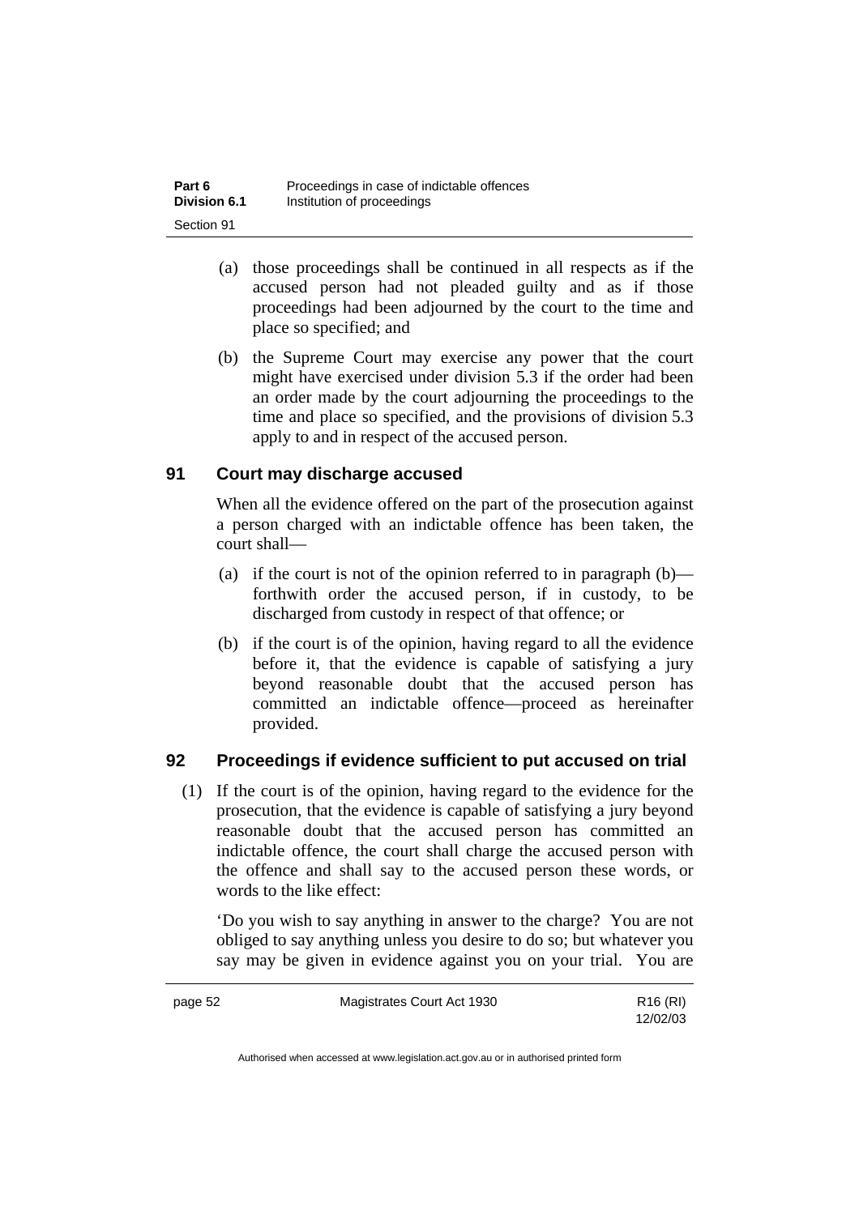(a) those proceedings shall be continued in all respects as if the accused person had not pleaded guilty and as if those proceedings had been adjourned by the court to the time and place so specified; and

(b) the Supreme Court may exercise any power that the court might have exercised under division 5.3 if the order had been an order made by the court adjourning the proceedings to the time and place so specified, and the provisions of division 5.3 apply to and in respect of the accused person.

## 91 Court may discharge accused

When all the evidence offered on the part of the prosecution against a person charged with an indictable offence has been taken, the court shall—

(a) if the court is not of the opinion referred to in paragraph (b)—forthwith order the accused person, if in custody, to be discharged from custody in respect of that offence; or

(b) if the court is of the opinion, having regard to all the evidence before it, that the evidence is capable of satisfying a jury beyond reasonable doubt that the accused person has committed an indictable offence—proceed as hereinafter provided.

## 92 Proceedings if evidence sufficient to put accused on trial

(1) If the court is of the opinion, having regard to the evidence for the prosecution, that the evidence is capable of satisfying a jury beyond reasonable doubt that the accused person has committed an indictable offence, the court shall charge the accused person with the offence and shall say to the accused person these words, or words to the like effect:

'Do you wish to say anything in answer to the charge? You are not obliged to say anything unless you desire to do so; but whatever you say may be given in evidence against you on your trial. You are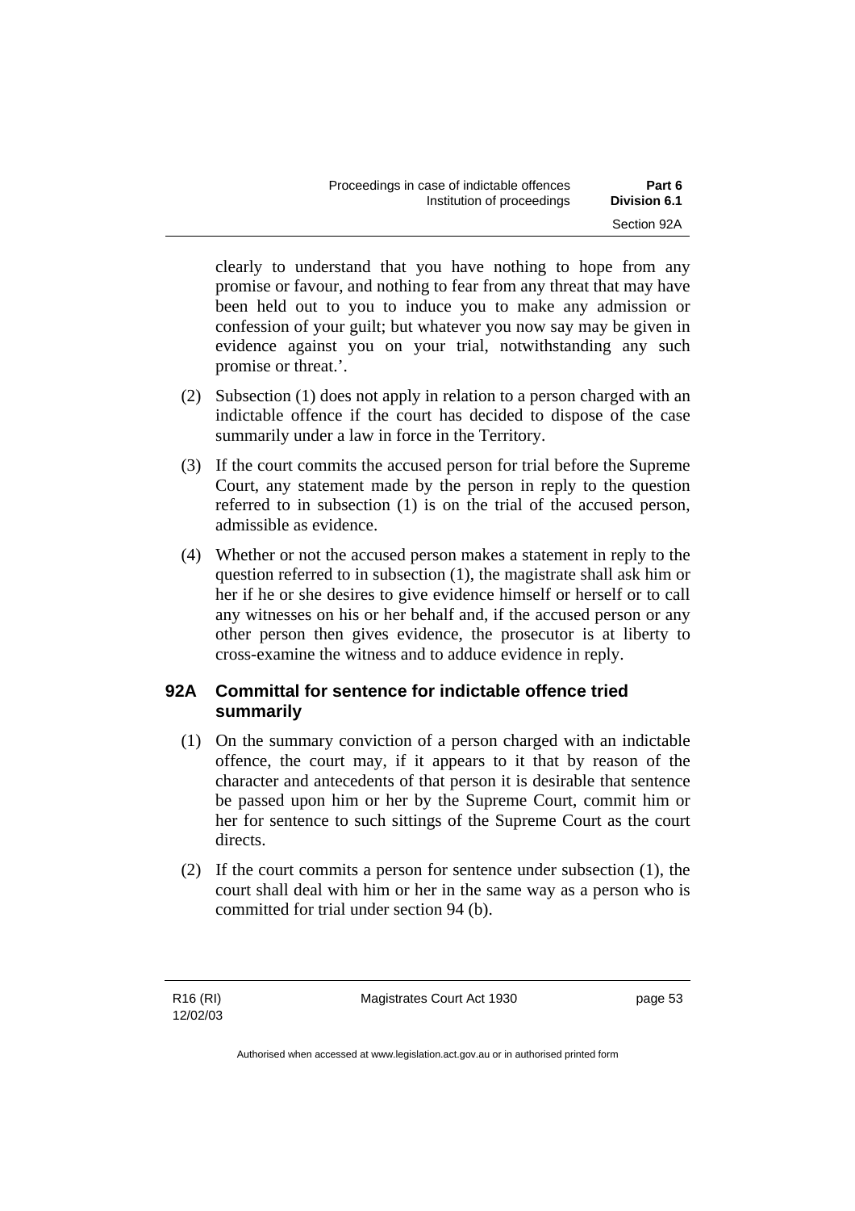clearly to understand that you have nothing to hope from any promise or favour, and nothing to fear from any threat that may have been held out to you to induce you to make any admission or confession of your guilt; but whatever you now say may be given in evidence against you on your trial, notwithstanding any such promise or threat.'.

(2) Subsection (1) does not apply in relation to a person charged with an indictable offence if the court has decided to dispose of the case summarily under a law in force in the Territory.

(3) If the court commits the accused person for trial before the Supreme Court, any statement made by the person in reply to the question referred to in subsection (1) is on the trial of the accused person, admissible as evidence.

(4) Whether or not the accused person makes a statement in reply to the question referred to in subsection (1), the magistrate shall ask him or her if he or she desires to give evidence himself or herself or to call any witnesses on his or her behalf and, if the accused person or any other person then gives evidence, the prosecutor is at liberty to cross-examine the witness and to adduce evidence in reply.

## 92A Committal for sentence for indictable offence tried summarily

(1) On the summary conviction of a person charged with an indictable offence, the court may, if it appears to it that by reason of the character and antecedents of that person it is desirable that sentence be passed upon him or her by the Supreme Court, commit him or her for sentence to such sittings of the Supreme Court as the court directs.

(2) If the court commits a person for sentence under subsection (1), the court shall deal with him or her in the same way as a person who is committed for trial under section 94 (b).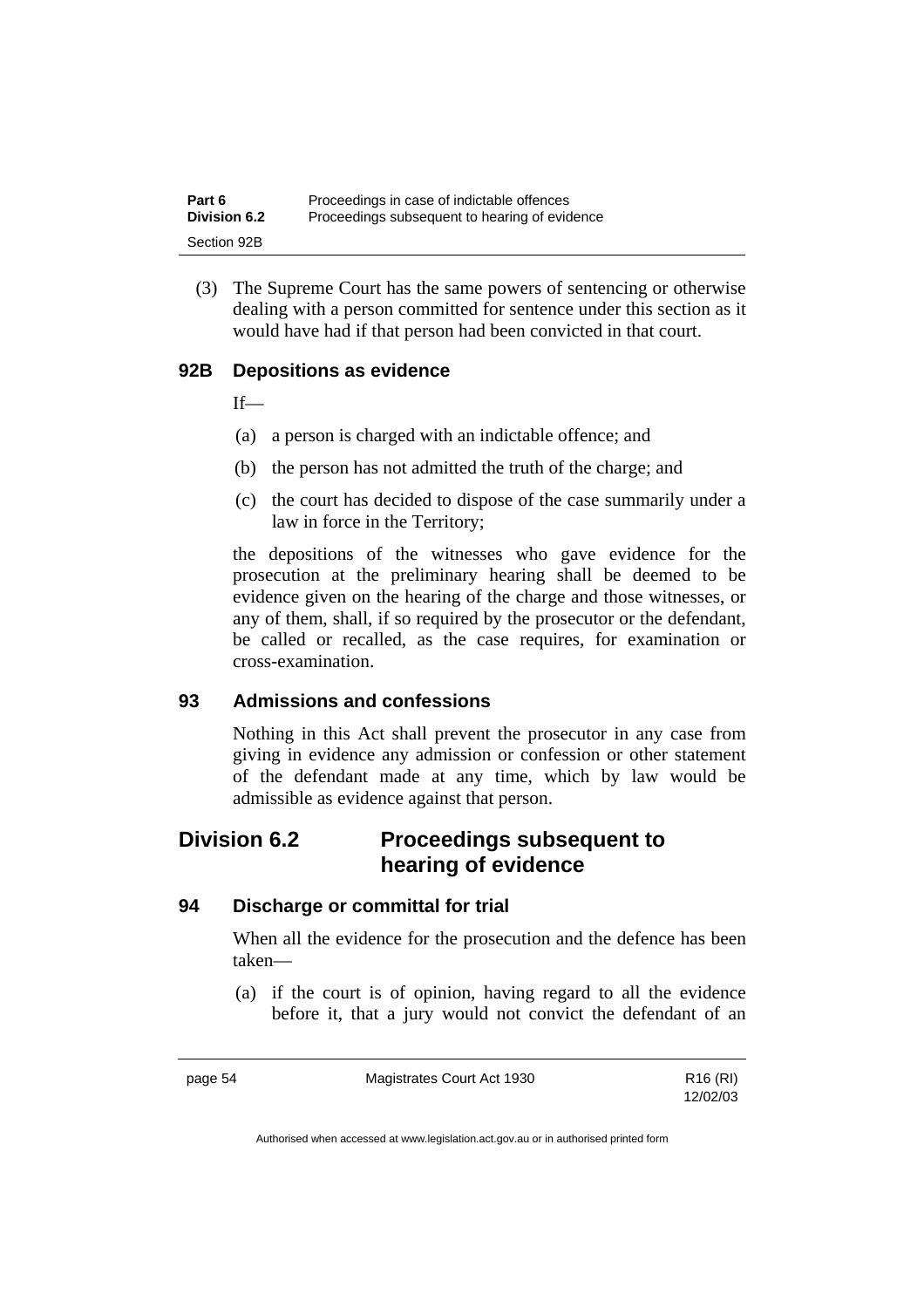(3) The Supreme Court has the same powers of sentencing or otherwise dealing with a person committed for sentence under this section as it would have had if that person had been convicted in that court.

### 92B Depositions as evidence

If—

(a) a person is charged with an indictable offence; and

(b) the person has not admitted the truth of the charge; and

(c) the court has decided to dispose of the case summarily under a law in force in the Territory;

the depositions of the witnesses who gave evidence for the prosecution at the preliminary hearing shall be deemed to be evidence given on the hearing of the charge and those witnesses, or any of them, shall, if so required by the prosecutor or the defendant, be called or recalled, as the case requires, for examination or cross-examination.

### 93 Admissions and confessions

Nothing in this Act shall prevent the prosecutor in any case from giving in evidence any admission or confession or other statement of the defendant made at any time, which by law would be admissible as evidence against that person.

## Division 6.2 Proceedings subsequent to hearing of evidence

### 94 Discharge or committal for trial

When all the evidence for the prosecution and the defence has been taken—

(a) if the court is of opinion, having regard to all the evidence before it, that a jury would not convict the defendant of an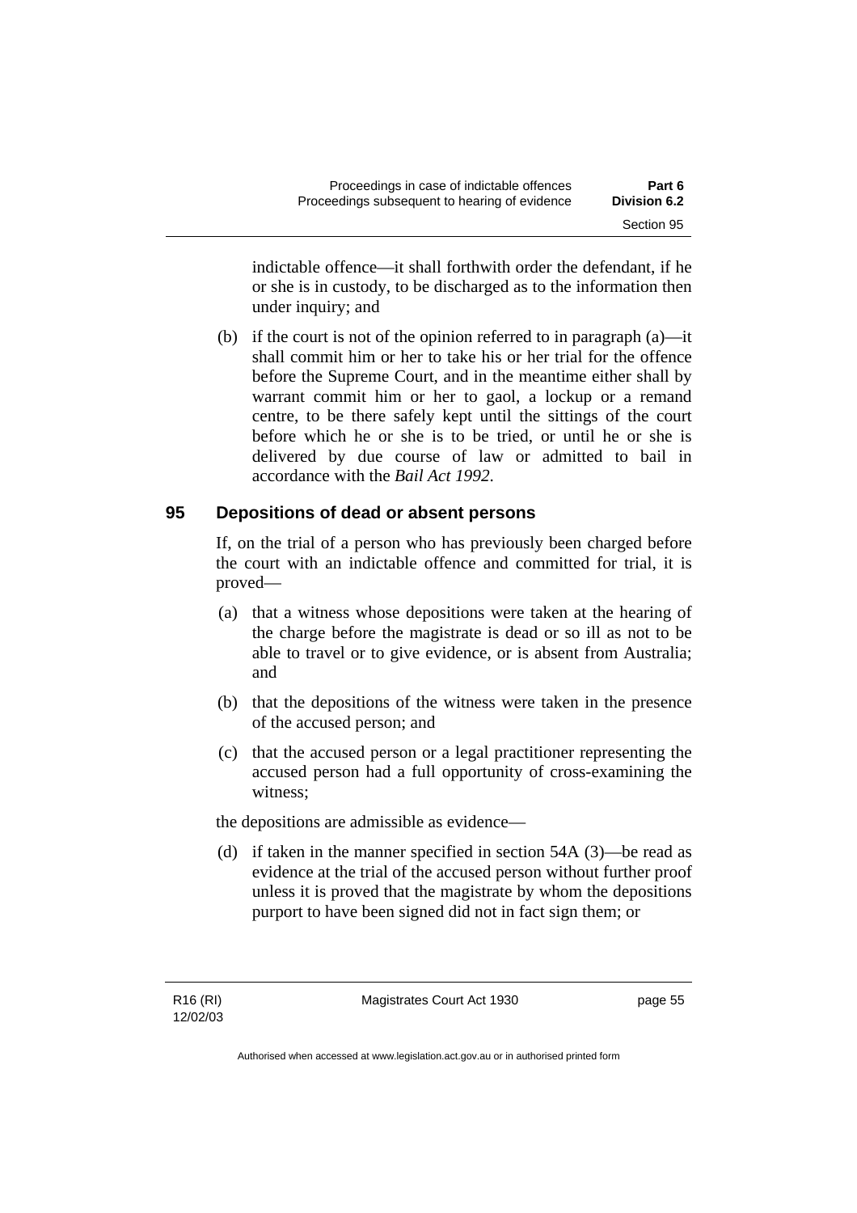indictable offence—it shall forthwith order the defendant, if he or she is in custody, to be discharged as to the information then under inquiry; and

(b) if the court is not of the opinion referred to in paragraph (a)—it shall commit him or her to take his or her trial for the offence before the Supreme Court, and in the meantime either shall by warrant commit him or her to gaol, a lockup or a remand centre, to be there safely kept until the sittings of the court before which he or she is to be tried, or until he or she is delivered by due course of law or admitted to bail in accordance with the *Bail Act 1992*.

## 95 Depositions of dead or absent persons

If, on the trial of a person who has previously been charged before the court with an indictable offence and committed for trial, it is proved—

(a) that a witness whose depositions were taken at the hearing of the charge before the magistrate is dead or so ill as not to be able to travel or to give evidence, or is absent from Australia; and

(b) that the depositions of the witness were taken in the presence of the accused person; and

(c) that the accused person or a legal practitioner representing the accused person had a full opportunity of cross-examining the witness;

the depositions are admissible as evidence—

(d) if taken in the manner specified in section 54A (3)—be read as evidence at the trial of the accused person without further proof unless it is proved that the magistrate by whom the depositions purport to have been signed did not in fact sign them; or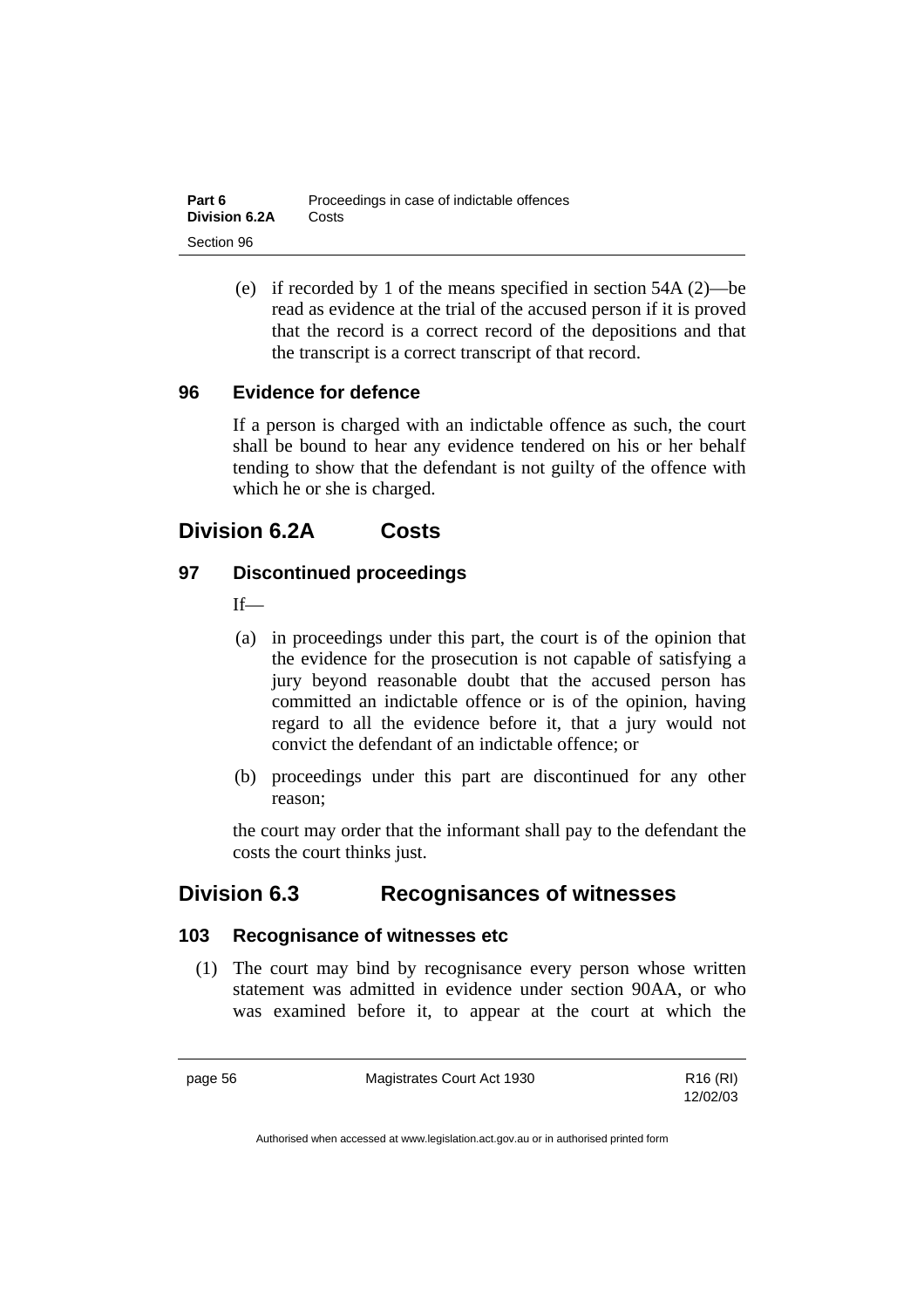(e) if recorded by 1 of the means specified in section 54A (2)—be read as evidence at the trial of the accused person if it is proved that the record is a correct record of the depositions and that the transcript is a correct transcript of that record.

### 96 Evidence for defence

If a person is charged with an indictable offence as such, the court shall be bound to hear any evidence tendered on his or her behalf tending to show that the defendant is not guilty of the offence with which he or she is charged.

## Division 6.2A Costs

### 97 Discontinued proceedings

If—

(a) in proceedings under this part, the court is of the opinion that the evidence for the prosecution is not capable of satisfying a jury beyond reasonable doubt that the accused person has committed an indictable offence or is of the opinion, having regard to all the evidence before it, that a jury would not convict the defendant of an indictable offence; or

(b) proceedings under this part are discontinued for any other reason;

the court may order that the informant shall pay to the defendant the costs the court thinks just.

## Division 6.3 Recognisances of witnesses

### 103 Recognisance of witnesses etc

(1) The court may bind by recognisance every person whose written statement was admitted in evidence under section 90AA, or who was examined before it, to appear at the court at which the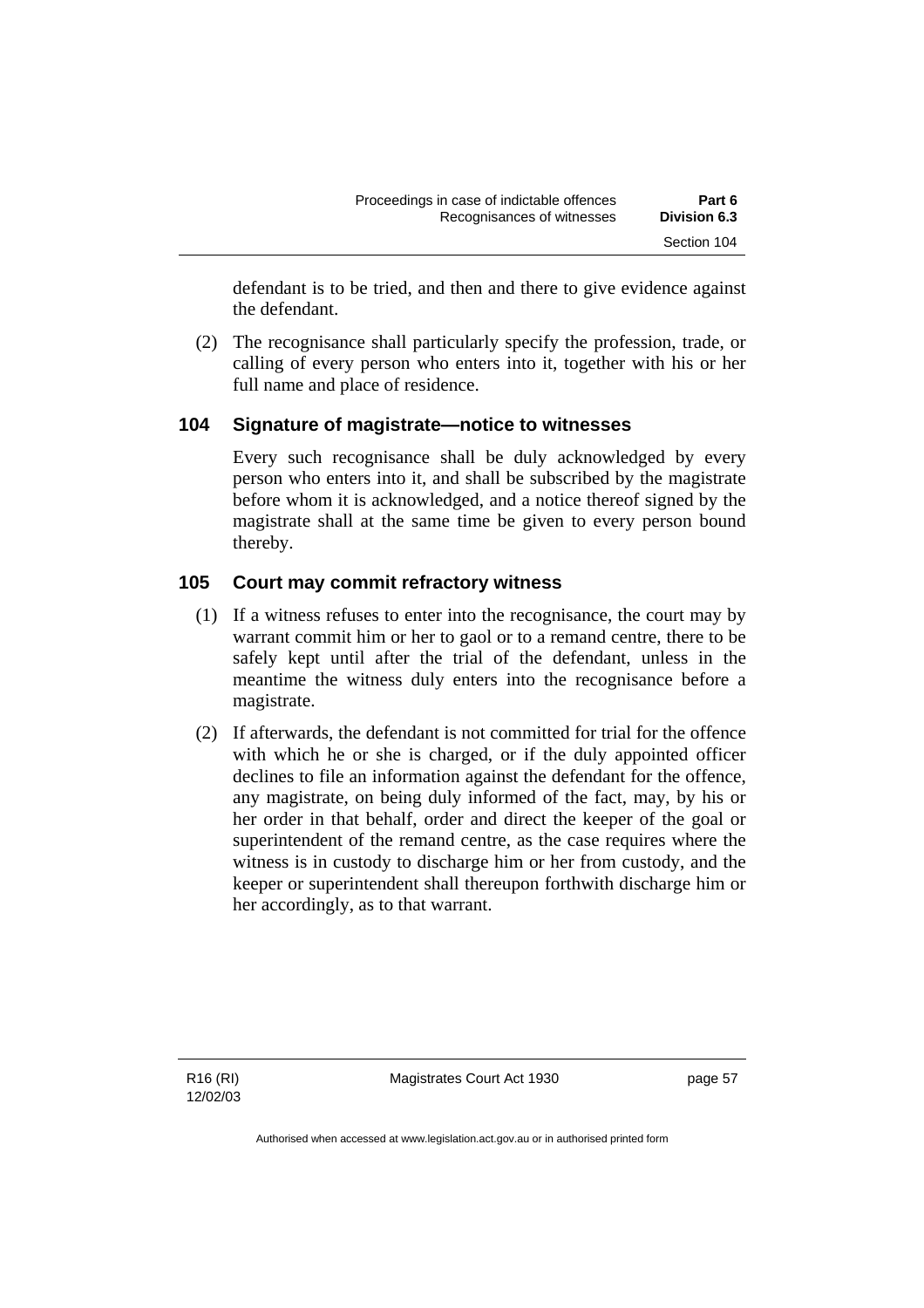defendant is to be tried, and then and there to give evidence against the defendant.

(2) The recognisance shall particularly specify the profession, trade, or calling of every person who enters into it, together with his or her full name and place of residence.

### 104 Signature of magistrate—notice to witnesses

Every such recognisance shall be duly acknowledged by every person who enters into it, and shall be subscribed by the magistrate before whom it is acknowledged, and a notice thereof signed by the magistrate shall at the same time be given to every person bound thereby.

### 105 Court may commit refractory witness

(1) If a witness refuses to enter into the recognisance, the court may by warrant commit him or her to gaol or to a remand centre, there to be safely kept until after the trial of the defendant, unless in the meantime the witness duly enters into the recognisance before a magistrate.

(2) If afterwards, the defendant is not committed for trial for the offence with which he or she is charged, or if the duly appointed officer declines to file an information against the defendant for the offence, any magistrate, on being duly informed of the fact, may, by his or her order in that behalf, order and direct the keeper of the goal or superintendent of the remand centre, as the case requires where the witness is in custody to discharge him or her from custody, and the keeper or superintendent shall thereupon forthwith discharge him or her accordingly, as to that warrant.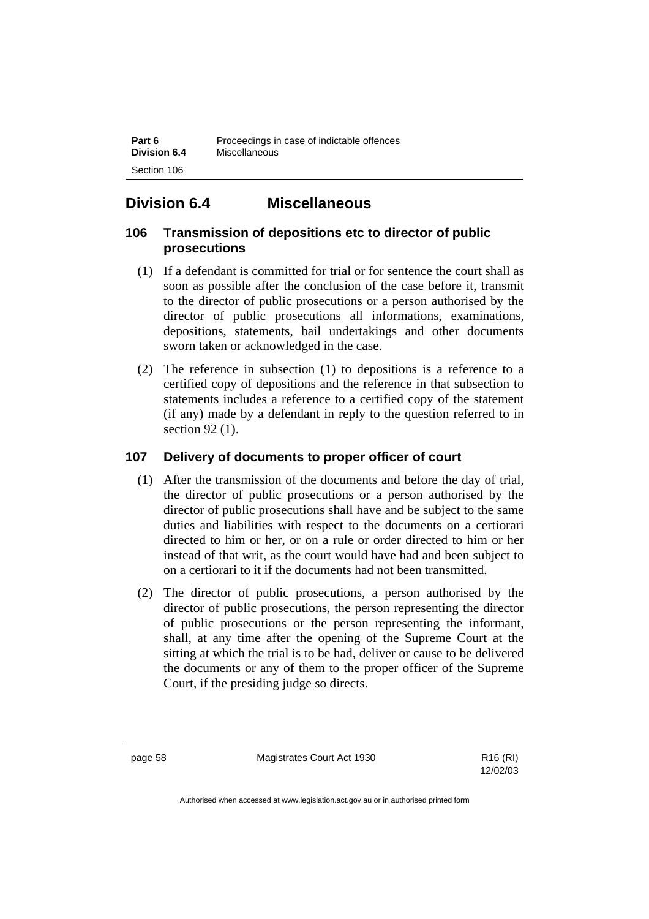## Division 6.4 Miscellaneous

### 106 Transmission of depositions etc to director of public prosecutions

(1) If a defendant is committed for trial or for sentence the court shall as soon as possible after the conclusion of the case before it, transmit to the director of public prosecutions or a person authorised by the director of public prosecutions all informations, examinations, depositions, statements, bail undertakings and other documents sworn taken or acknowledged in the case.

(2) The reference in subsection (1) to depositions is a reference to a certified copy of depositions and the reference in that subsection to statements includes a reference to a certified copy of the statement (if any) made by a defendant in reply to the question referred to in section 92 (1).

### 107 Delivery of documents to proper officer of court

(1) After the transmission of the documents and before the day of trial, the director of public prosecutions or a person authorised by the director of public prosecutions shall have and be subject to the same duties and liabilities with respect to the documents on a certiorari directed to him or her, or on a rule or order directed to him or her instead of that writ, as the court would have had and been subject to on a certiorari to it if the documents had not been transmitted.

(2) The director of public prosecutions, a person authorised by the director of public prosecutions, the person representing the director of public prosecutions or the person representing the informant, shall, at any time after the opening of the Supreme Court at the sitting at which the trial is to be had, deliver or cause to be delivered the documents or any of them to the proper officer of the Supreme Court, if the presiding judge so directs.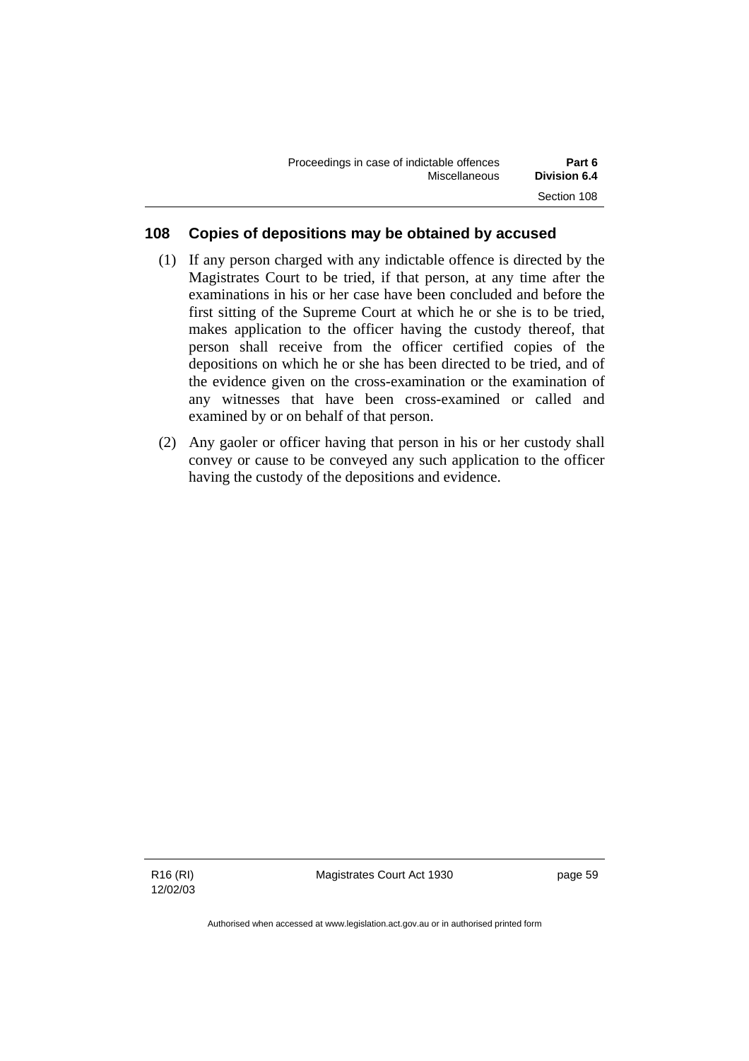## 108 Copies of depositions may be obtained by accused

(1) If any person charged with any indictable offence is directed by the Magistrates Court to be tried, if that person, at any time after the examinations in his or her case have been concluded and before the first sitting of the Supreme Court at which he or she is to be tried, makes application to the officer having the custody thereof, that person shall receive from the officer certified copies of the depositions on which he or she has been directed to be tried, and of the evidence given on the cross-examination or the examination of any witnesses that have been cross-examined or called and examined by or on behalf of that person.

(2) Any gaoler or officer having that person in his or her custody shall convey or cause to be conveyed any such application to the officer having the custody of the depositions and evidence.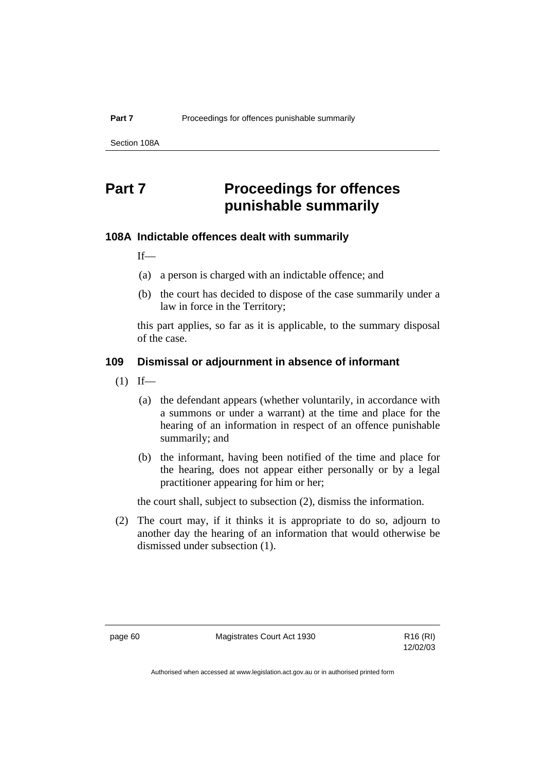# Part 7 Proceedings for offences punishable summarily

## 108A Indictable offences dealt with summarily

If—

(a) a person is charged with an indictable offence; and

(b) the court has decided to dispose of the case summarily under a law in force in the Territory;

this part applies, so far as it is applicable, to the summary disposal of the case.

## 109 Dismissal or adjournment in absence of informant

(1) If—

(a) the defendant appears (whether voluntarily, in accordance with a summons or under a warrant) at the time and place for the hearing of an information in respect of an offence punishable summarily; and

(b) the informant, having been notified of the time and place for the hearing, does not appear either personally or by a legal practitioner appearing for him or her;

the court shall, subject to subsection (2), dismiss the information.

(2) The court may, if it thinks it is appropriate to do so, adjourn to another day the hearing of an information that would otherwise be dismissed under subsection (1).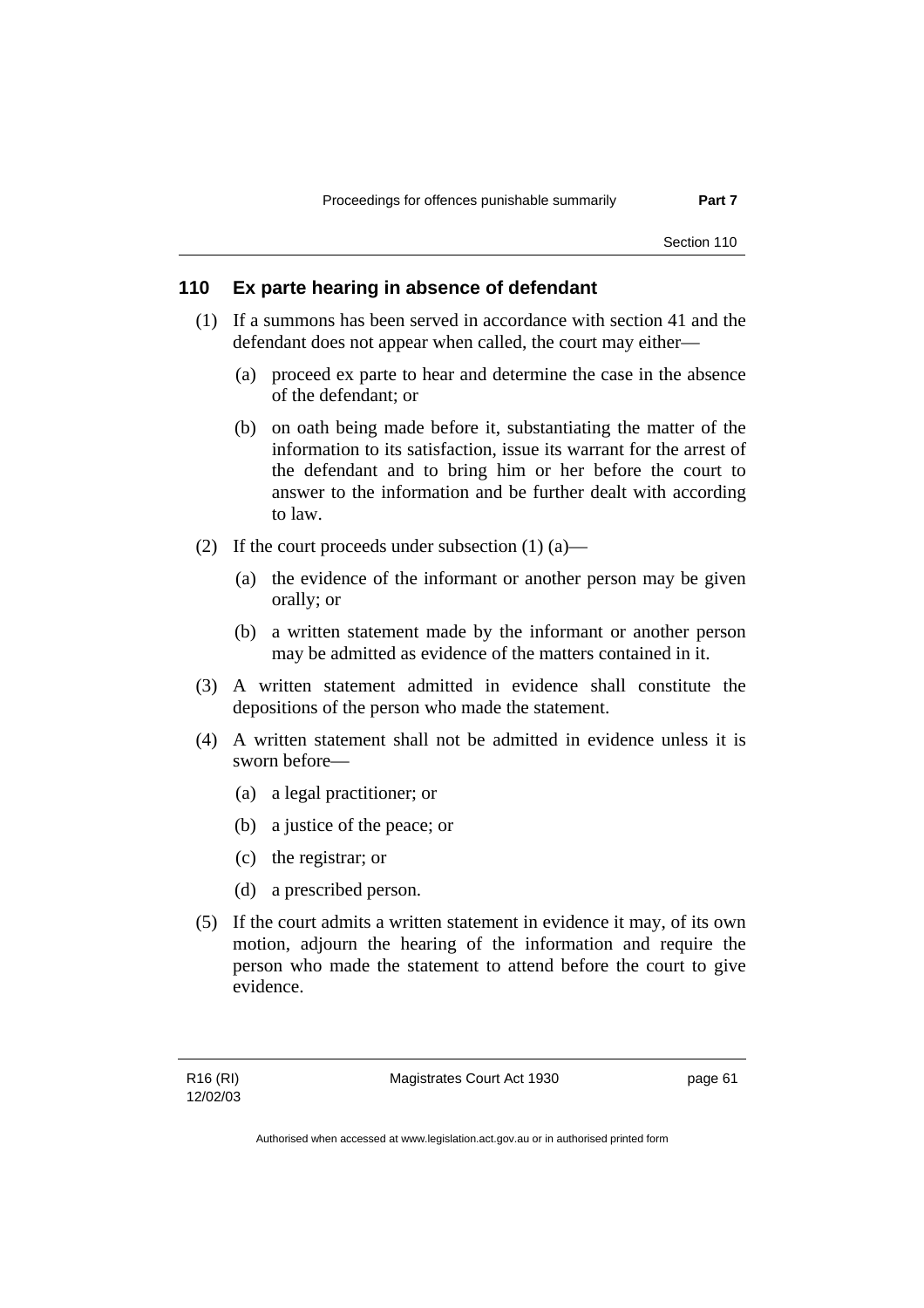## 110 Ex parte hearing in absence of defendant

(1) If a summons has been served in accordance with section 41 and the defendant does not appear when called, the court may either—

(a) proceed ex parte to hear and determine the case in the absence of the defendant; or

(b) on oath being made before it, substantiating the matter of the information to its satisfaction, issue its warrant for the arrest of the defendant and to bring him or her before the court to answer to the information and be further dealt with according to law.

(2) If the court proceeds under subsection (1) (a)—

(a) the evidence of the informant or another person may be given orally; or

(b) a written statement made by the informant or another person may be admitted as evidence of the matters contained in it.

(3) A written statement admitted in evidence shall constitute the depositions of the person who made the statement.

(4) A written statement shall not be admitted in evidence unless it is sworn before—

(a) a legal practitioner; or

(b) a justice of the peace; or

(c) the registrar; or

(d) a prescribed person.

(5) If the court admits a written statement in evidence it may, of its own motion, adjourn the hearing of the information and require the person who made the statement to attend before the court to give evidence.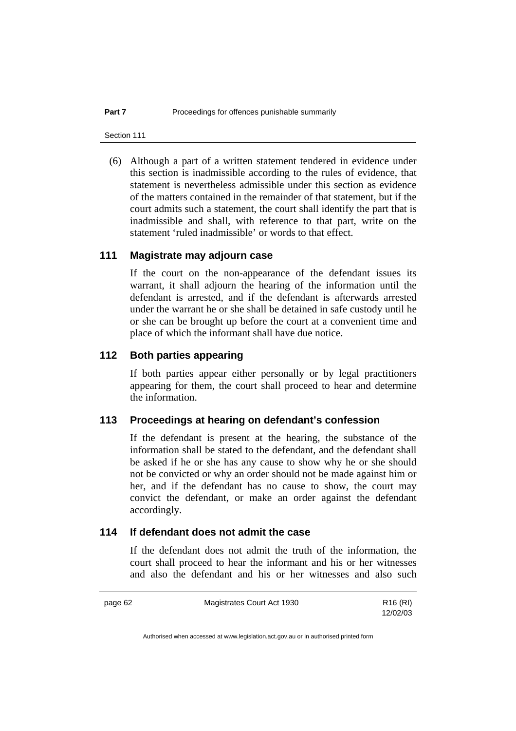(6) Although a part of a written statement tendered in evidence under this section is inadmissible according to the rules of evidence, that statement is nevertheless admissible under this section as evidence of the matters contained in the remainder of that statement, but if the court admits such a statement, the court shall identify the part that is inadmissible and shall, with reference to that part, write on the statement 'ruled inadmissible' or words to that effect.

## 111 Magistrate may adjourn case

If the court on the non-appearance of the defendant issues its warrant, it shall adjourn the hearing of the information until the defendant is arrested, and if the defendant is afterwards arrested under the warrant he or she shall be detained in safe custody until he or she can be brought up before the court at a convenient time and place of which the informant shall have due notice.

## 112 Both parties appearing

If both parties appear either personally or by legal practitioners appearing for them, the court shall proceed to hear and determine the information.

## 113 Proceedings at hearing on defendant's confession

If the defendant is present at the hearing, the substance of the information shall be stated to the defendant, and the defendant shall be asked if he or she has any cause to show why he or she should not be convicted or why an order should not be made against him or her, and if the defendant has no cause to show, the court may convict the defendant, or make an order against the defendant accordingly.

## 114 If defendant does not admit the case

If the defendant does not admit the truth of the information, the court shall proceed to hear the informant and his or her witnesses and also the defendant and his or her witnesses and also such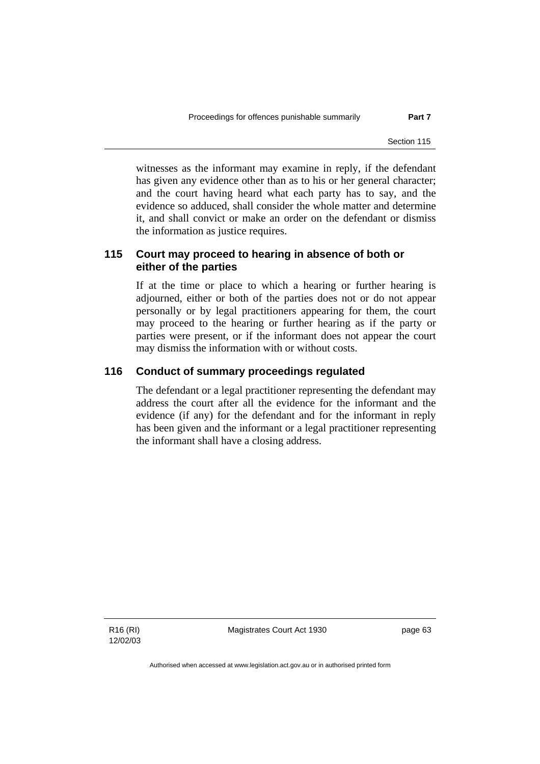witnesses as the informant may examine in reply, if the defendant has given any evidence other than as to his or her general character; and the court having heard what each party has to say, and the evidence so adduced, shall consider the whole matter and determine it, and shall convict or make an order on the defendant or dismiss the information as justice requires.

## 115 Court may proceed to hearing in absence of both or either of the parties

If at the time or place to which a hearing or further hearing is adjourned, either or both of the parties does not or do not appear personally or by legal practitioners appearing for them, the court may proceed to the hearing or further hearing as if the party or parties were present, or if the informant does not appear the court may dismiss the information with or without costs.

## 116 Conduct of summary proceedings regulated

The defendant or a legal practitioner representing the defendant may address the court after all the evidence for the informant and the evidence (if any) for the defendant and for the informant in reply has been given and the informant or a legal practitioner representing the informant shall have a closing address.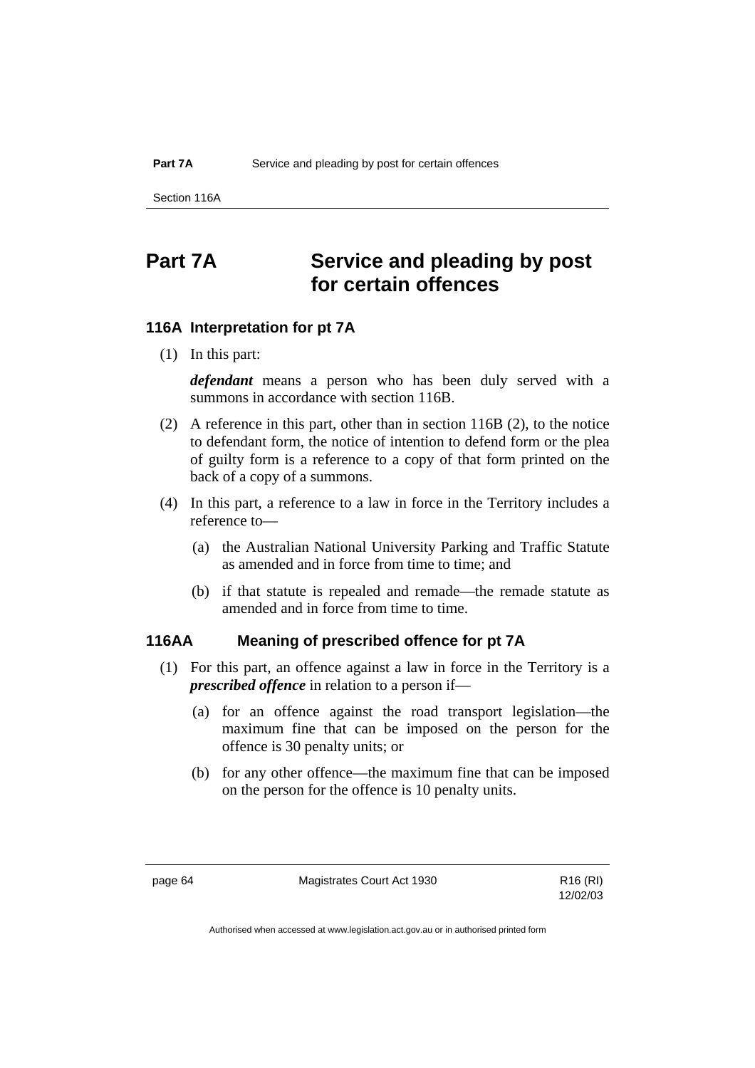# Part 7A Service and pleading by post for certain offences

## 116A Interpretation for pt 7A

(1) In this part:

***defendant*** means a person who has been duly served with a summons in accordance with section 116B.

(2) A reference in this part, other than in section 116B (2), to the notice to defendant form, the notice of intention to defend form or the plea of guilty form is a reference to a copy of that form printed on the back of a copy of a summons.

(4) In this part, a reference to a law in force in the Territory includes a reference to—

(a) the Australian National University Parking and Traffic Statute as amended and in force from time to time; and

(b) if that statute is repealed and remade—the remade statute as amended and in force from time to time.

## 116AA Meaning of prescribed offence for pt 7A

(1) For this part, an offence against a law in force in the Territory is a ***prescribed offence*** in relation to a person if—

(a) for an offence against the road transport legislation—the maximum fine that can be imposed on the person for the offence is 30 penalty units; or

(b) for any other offence—the maximum fine that can be imposed on the person for the offence is 10 penalty units.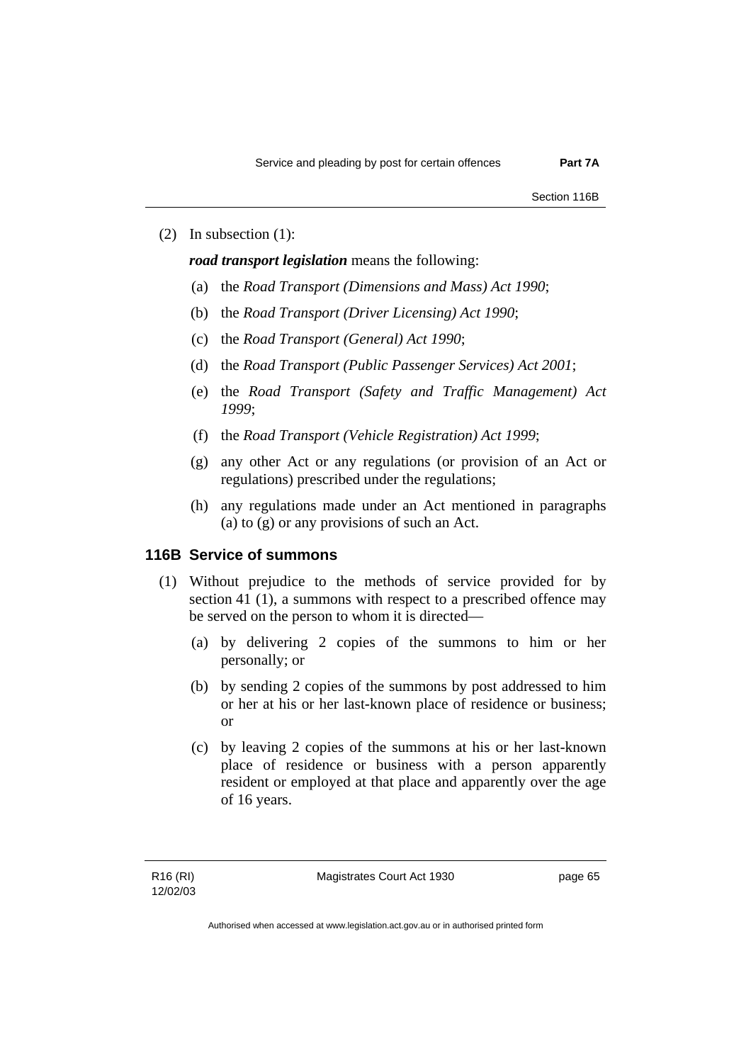(2) In subsection (1):

***road transport legislation*** means the following:

(a) the *Road Transport (Dimensions and Mass) Act 1990*;

(b) the *Road Transport (Driver Licensing) Act 1990*;

(c) the *Road Transport (General) Act 1990*;

(d) the *Road Transport (Public Passenger Services) Act 2001*;

(e) the *Road Transport (Safety and Traffic Management) Act 1999*;

(f) the *Road Transport (Vehicle Registration) Act 1999*;

(g) any other Act or any regulations (or provision of an Act or regulations) prescribed under the regulations;

(h) any regulations made under an Act mentioned in paragraphs (a) to (g) or any provisions of such an Act.

### 116B Service of summons

(1) Without prejudice to the methods of service provided for by section 41 (1), a summons with respect to a prescribed offence may be served on the person to whom it is directed—

(a) by delivering 2 copies of the summons to him or her personally; or

(b) by sending 2 copies of the summons by post addressed to him or her at his or her last-known place of residence or business; or

(c) by leaving 2 copies of the summons at his or her last-known place of residence or business with a person apparently resident or employed at that place and apparently over the age of 16 years.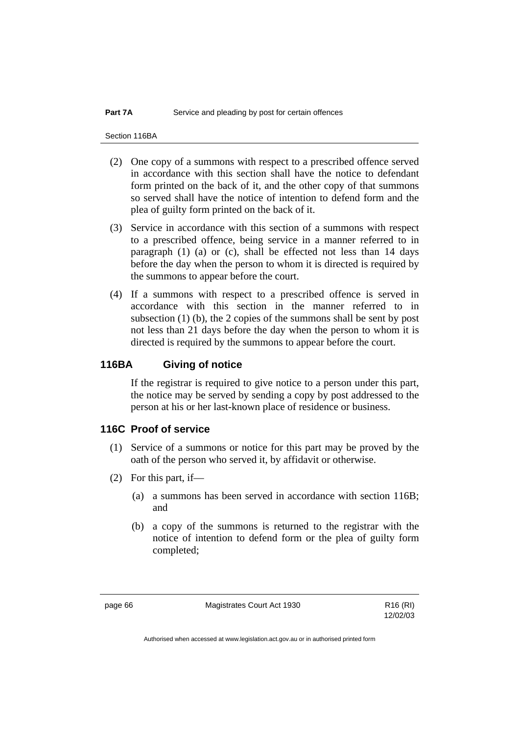(2) One copy of a summons with respect to a prescribed offence served in accordance with this section shall have the notice to defendant form printed on the back of it, and the other copy of that summons so served shall have the notice of intention to defend form and the plea of guilty form printed on the back of it.

(3) Service in accordance with this section of a summons with respect to a prescribed offence, being service in a manner referred to in paragraph (1) (a) or (c), shall be effected not less than 14 days before the day when the person to whom it is directed is required by the summons to appear before the court.

(4) If a summons with respect to a prescribed offence is served in accordance with this section in the manner referred to in subsection (1) (b), the 2 copies of the summons shall be sent by post not less than 21 days before the day when the person to whom it is directed is required by the summons to appear before the court.

### 116BA Giving of notice

If the registrar is required to give notice to a person under this part, the notice may be served by sending a copy by post addressed to the person at his or her last-known place of residence or business.

### 116C Proof of service

(1) Service of a summons or notice for this part may be proved by the oath of the person who served it, by affidavit or otherwise.

(2) For this part, if—

(a) a summons has been served in accordance with section 116B; and

(b) a copy of the summons is returned to the registrar with the notice of intention to defend form or the plea of guilty form completed;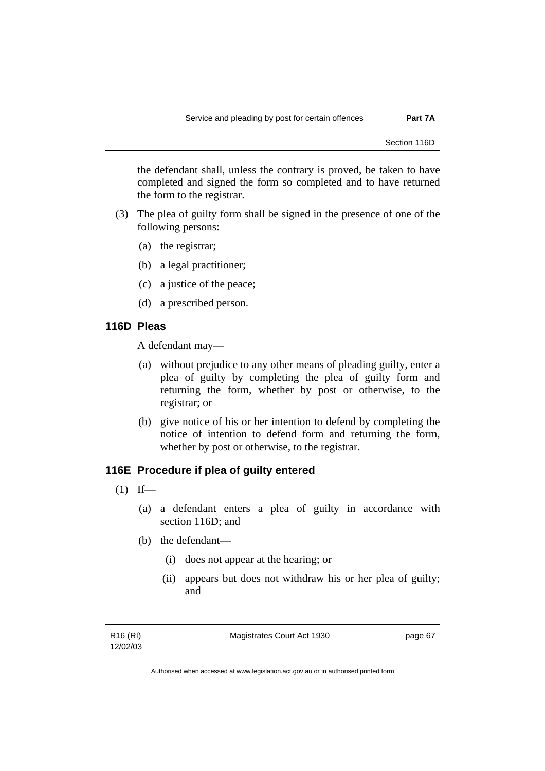the defendant shall, unless the contrary is proved, be taken to have completed and signed the form so completed and to have returned the form to the registrar.

(3) The plea of guilty form shall be signed in the presence of one of the following persons:

(a) the registrar;

(b) a legal practitioner;

(c) a justice of the peace;

(d) a prescribed person.

### 116D Pleas

A defendant may—

(a) without prejudice to any other means of pleading guilty, enter a plea of guilty by completing the plea of guilty form and returning the form, whether by post or otherwise, to the registrar; or

(b) give notice of his or her intention to defend by completing the notice of intention to defend form and returning the form, whether by post or otherwise, to the registrar.

### 116E Procedure if plea of guilty entered

(1) If—

(a) a defendant enters a plea of guilty in accordance with section 116D; and

(b) the defendant—

(i) does not appear at the hearing; or

(ii) appears but does not withdraw his or her plea of guilty; and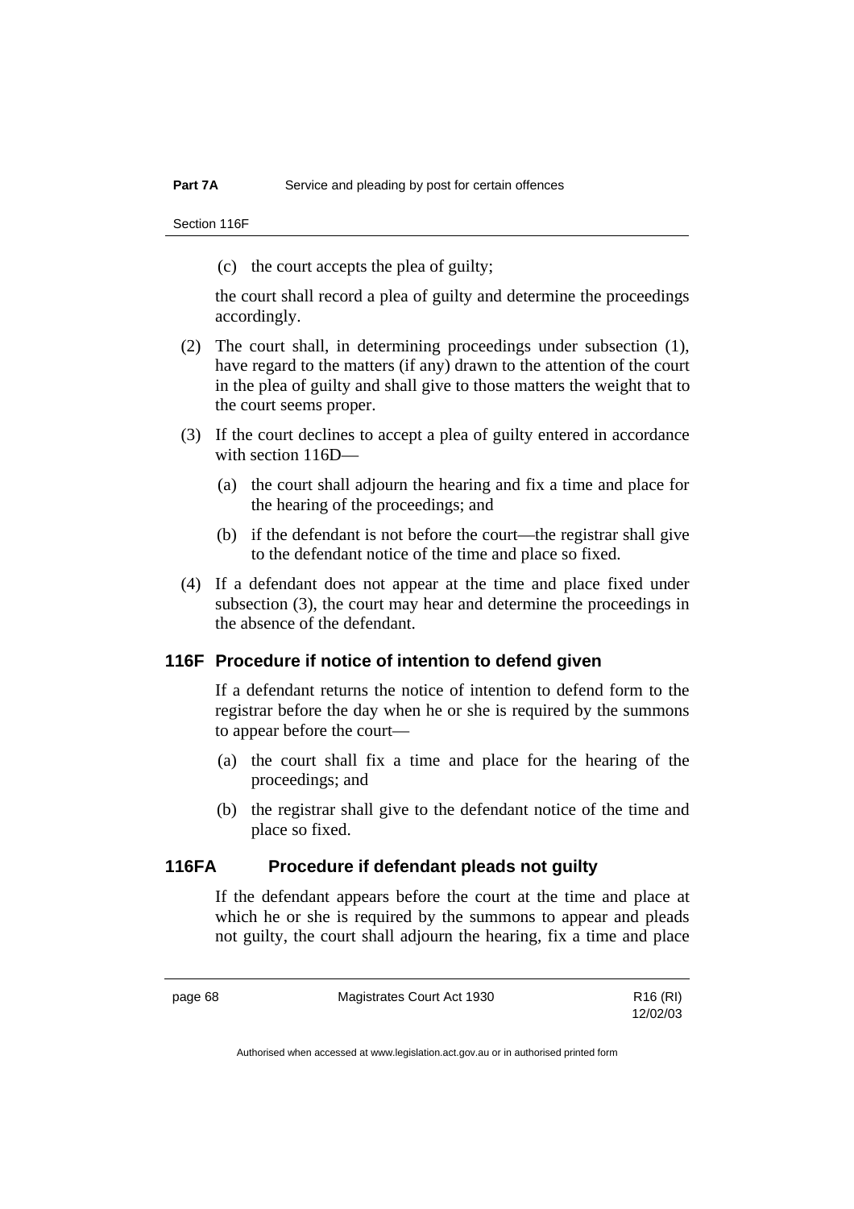(c) the court accepts the plea of guilty;

the court shall record a plea of guilty and determine the proceedings accordingly.

(2) The court shall, in determining proceedings under subsection (1), have regard to the matters (if any) drawn to the attention of the court in the plea of guilty and shall give to those matters the weight that to the court seems proper.

(3) If the court declines to accept a plea of guilty entered in accordance with section 116D—

(a) the court shall adjourn the hearing and fix a time and place for the hearing of the proceedings; and

(b) if the defendant is not before the court—the registrar shall give to the defendant notice of the time and place so fixed.

(4) If a defendant does not appear at the time and place fixed under subsection (3), the court may hear and determine the proceedings in the absence of the defendant.

## 116F Procedure if notice of intention to defend given

If a defendant returns the notice of intention to defend form to the registrar before the day when he or she is required by the summons to appear before the court—

(a) the court shall fix a time and place for the hearing of the proceedings; and

(b) the registrar shall give to the defendant notice of the time and place so fixed.

## 116FA Procedure if defendant pleads not guilty

If the defendant appears before the court at the time and place at which he or she is required by the summons to appear and pleads not guilty, the court shall adjourn the hearing, fix a time and place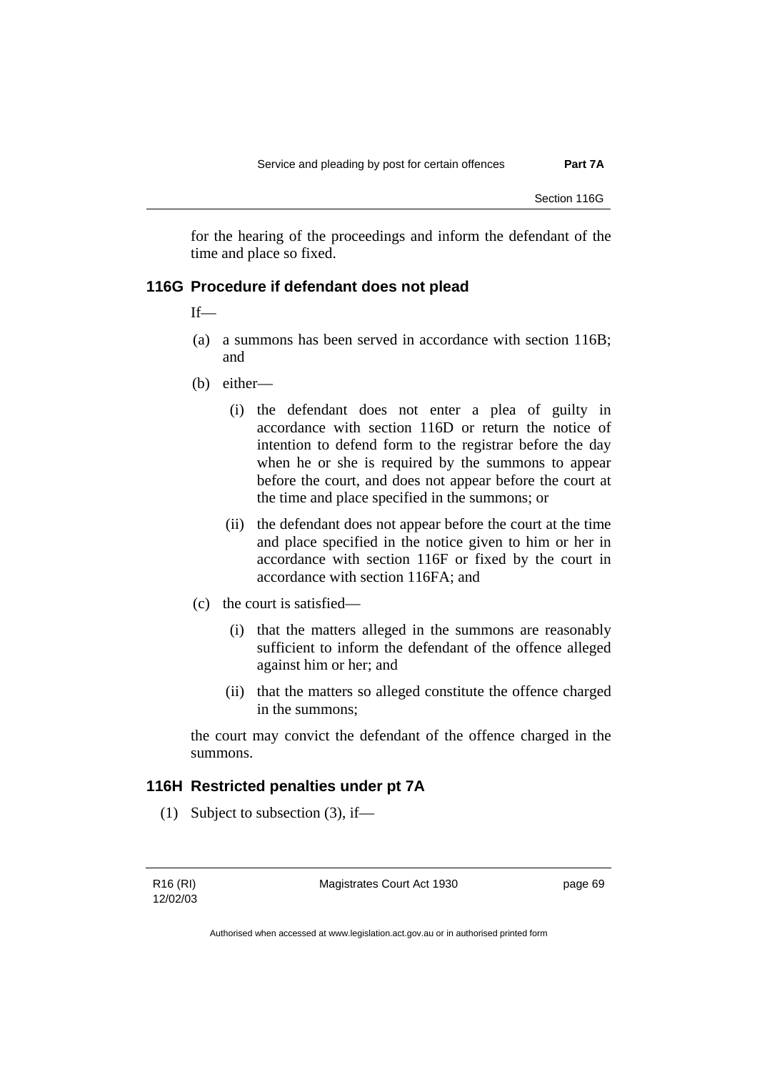for the hearing of the proceedings and inform the defendant of the time and place so fixed.

### 116G Procedure if defendant does not plead

If—

(a) a summons has been served in accordance with section 116B; and

(b) either—

  (i) the defendant does not enter a plea of guilty in accordance with section 116D or return the notice of intention to defend form to the registrar before the day when he or she is required by the summons to appear before the court, and does not appear before the court at the time and place specified in the summons; or

  (ii) the defendant does not appear before the court at the time and place specified in the notice given to him or her in accordance with section 116F or fixed by the court in accordance with section 116FA; and

(c) the court is satisfied—

  (i) that the matters alleged in the summons are reasonably sufficient to inform the defendant of the offence alleged against him or her; and

  (ii) that the matters so alleged constitute the offence charged in the summons;

the court may convict the defendant of the offence charged in the summons.

### 116H Restricted penalties under pt 7A

(1) Subject to subsection (3), if—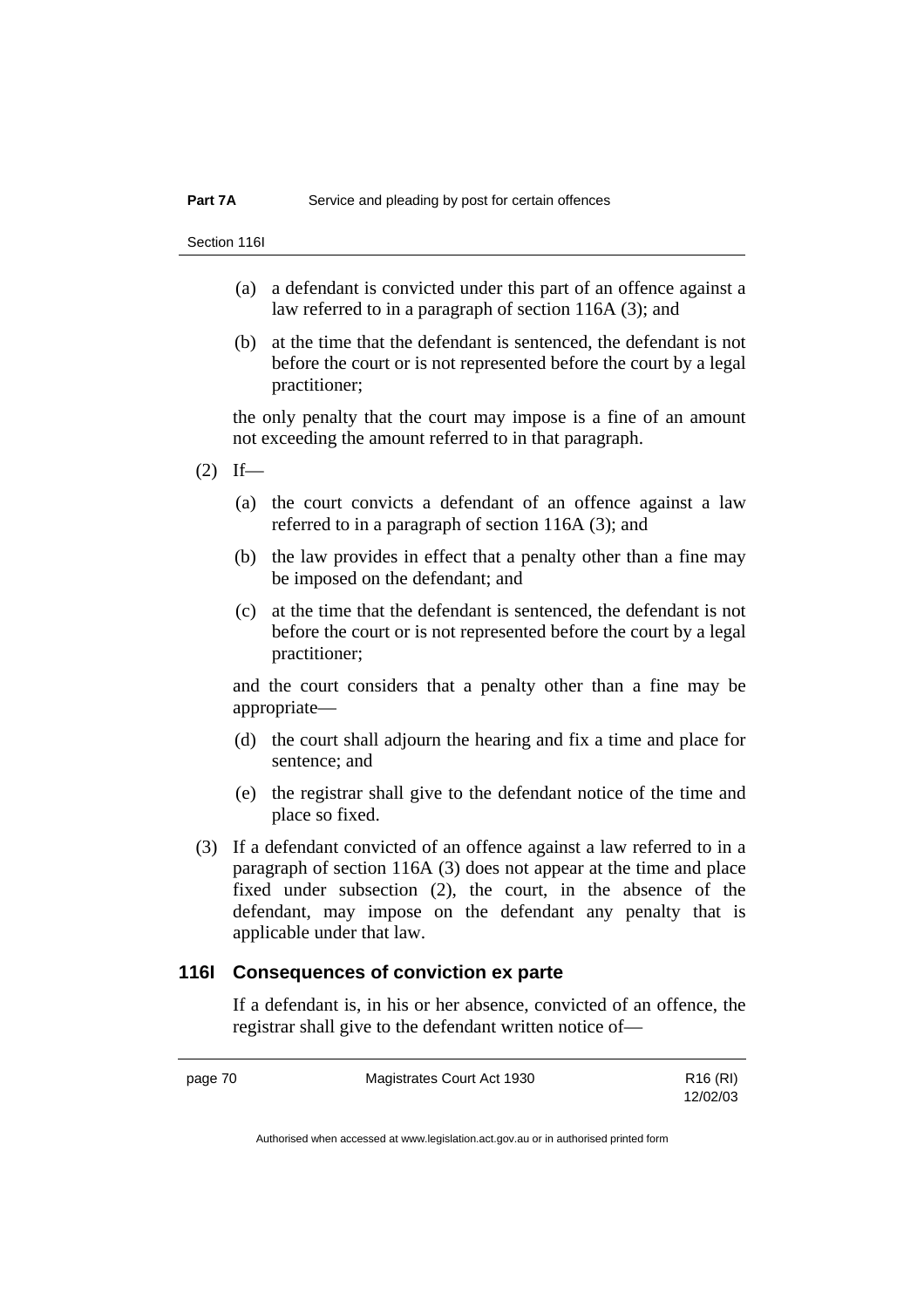(a) a defendant is convicted under this part of an offence against a law referred to in a paragraph of section 116A (3); and

(b) at the time that the defendant is sentenced, the defendant is not before the court or is not represented before the court by a legal practitioner;

the only penalty that the court may impose is a fine of an amount not exceeding the amount referred to in that paragraph.

(2) If—

(a) the court convicts a defendant of an offence against a law referred to in a paragraph of section 116A (3); and

(b) the law provides in effect that a penalty other than a fine may be imposed on the defendant; and

(c) at the time that the defendant is sentenced, the defendant is not before the court or is not represented before the court by a legal practitioner;

and the court considers that a penalty other than a fine may be appropriate—

(d) the court shall adjourn the hearing and fix a time and place for sentence; and

(e) the registrar shall give to the defendant notice of the time and place so fixed.

(3) If a defendant convicted of an offence against a law referred to in a paragraph of section 116A (3) does not appear at the time and place fixed under subsection (2), the court, in the absence of the defendant, may impose on the defendant any penalty that is applicable under that law.

### 116I Consequences of conviction ex parte

If a defendant is, in his or her absence, convicted of an offence, the registrar shall give to the defendant written notice of—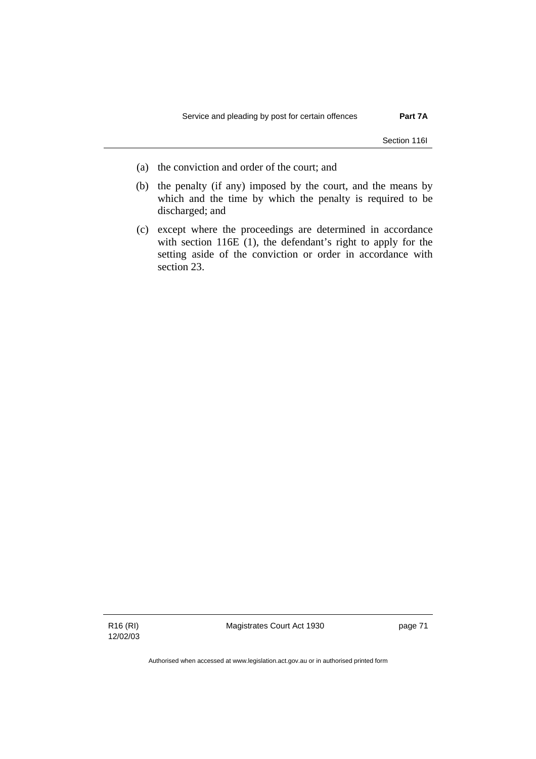(a) the conviction and order of the court; and

(b) the penalty (if any) imposed by the court, and the means by which and the time by which the penalty is required to be discharged; and

(c) except where the proceedings are determined in accordance with section 116E (1), the defendant's right to apply for the setting aside of the conviction or order in accordance with section 23.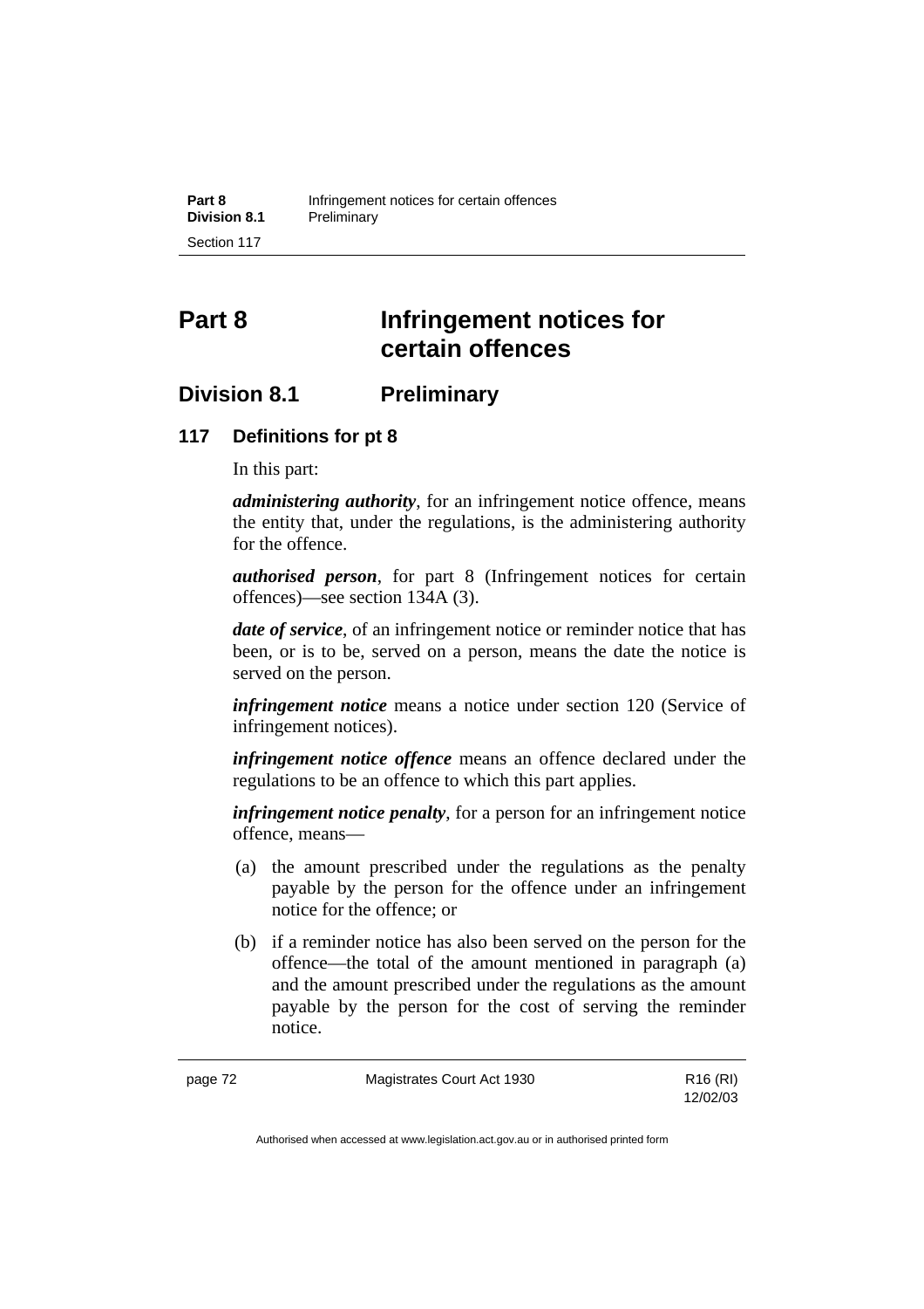# Part 8 Infringement notices for certain offences

## Division 8.1 Preliminary

### 117 Definitions for pt 8

In this part:

***administering authority***, for an infringement notice offence, means the entity that, under the regulations, is the administering authority for the offence.

***authorised person***, for part 8 (Infringement notices for certain offences)—see section 134A (3).

***date of service***, of an infringement notice or reminder notice that has been, or is to be, served on a person, means the date the notice is served on the person.

***infringement notice*** means a notice under section 120 (Service of infringement notices).

***infringement notice offence*** means an offence declared under the regulations to be an offence to which this part applies.

***infringement notice penalty***, for a person for an infringement notice offence, means—

(a) the amount prescribed under the regulations as the penalty payable by the person for the offence under an infringement notice for the offence; or

(b) if a reminder notice has also been served on the person for the offence—the total of the amount mentioned in paragraph (a) and the amount prescribed under the regulations as the amount payable by the person for the cost of serving the reminder notice.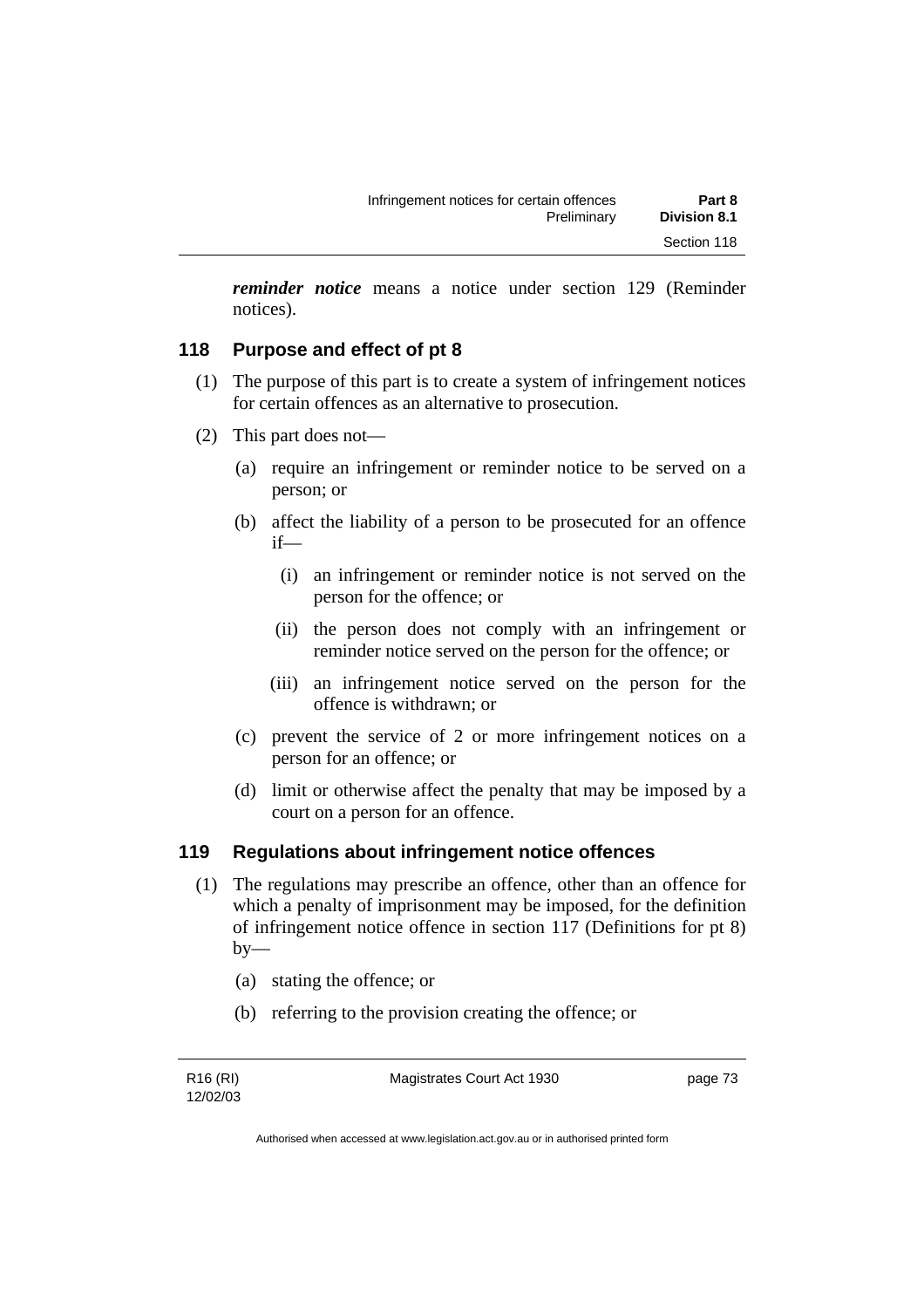***reminder notice*** means a notice under section 129 (Reminder notices).

## 118 Purpose and effect of pt 8

(1) The purpose of this part is to create a system of infringement notices for certain offences as an alternative to prosecution.

(2) This part does not—

(a) require an infringement or reminder notice to be served on a person; or

(b) affect the liability of a person to be prosecuted for an offence if—

(i) an infringement or reminder notice is not served on the person for the offence; or

(ii) the person does not comply with an infringement or reminder notice served on the person for the offence; or

(iii) an infringement notice served on the person for the offence is withdrawn; or

(c) prevent the service of 2 or more infringement notices on a person for an offence; or

(d) limit or otherwise affect the penalty that may be imposed by a court on a person for an offence.

## 119 Regulations about infringement notice offences

(1) The regulations may prescribe an offence, other than an offence for which a penalty of imprisonment may be imposed, for the definition of infringement notice offence in section 117 (Definitions for pt 8) by—

(a) stating the offence; or

(b) referring to the provision creating the offence; or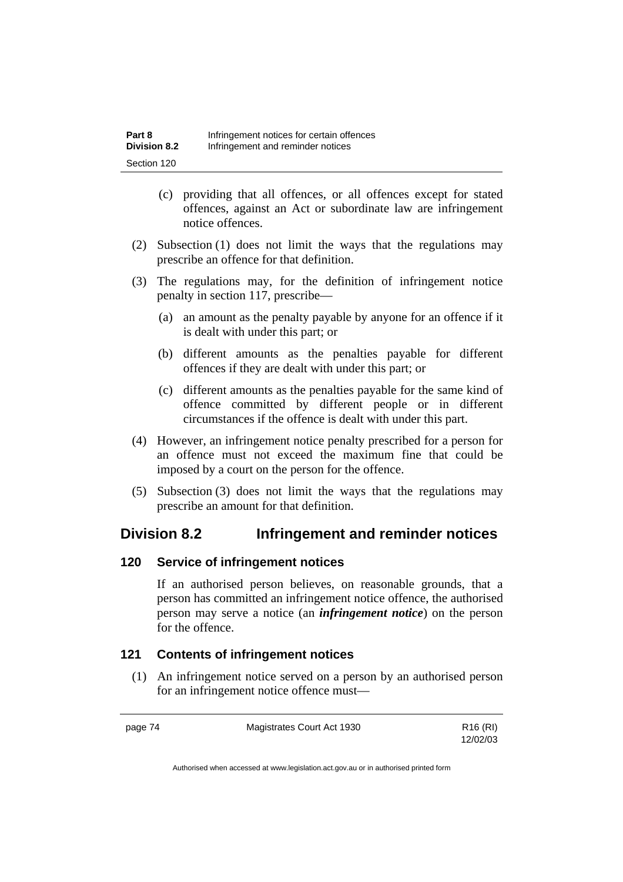(c) providing that all offences, or all offences except for stated offences, against an Act or subordinate law are infringement notice offences.

(2) Subsection (1) does not limit the ways that the regulations may prescribe an offence for that definition.

(3) The regulations may, for the definition of infringement notice penalty in section 117, prescribe—

(a) an amount as the penalty payable by anyone for an offence if it is dealt with under this part; or

(b) different amounts as the penalties payable for different offences if they are dealt with under this part; or

(c) different amounts as the penalties payable for the same kind of offence committed by different people or in different circumstances if the offence is dealt with under this part.

(4) However, an infringement notice penalty prescribed for a person for an offence must not exceed the maximum fine that could be imposed by a court on the person for the offence.

(5) Subsection (3) does not limit the ways that the regulations may prescribe an amount for that definition.

## Division 8.2 Infringement and reminder notices

### 120 Service of infringement notices

If an authorised person believes, on reasonable grounds, that a person has committed an infringement notice offence, the authorised person may serve a notice (an ***infringement notice***) on the person for the offence.

### 121 Contents of infringement notices

(1) An infringement notice served on a person by an authorised person for an infringement notice offence must—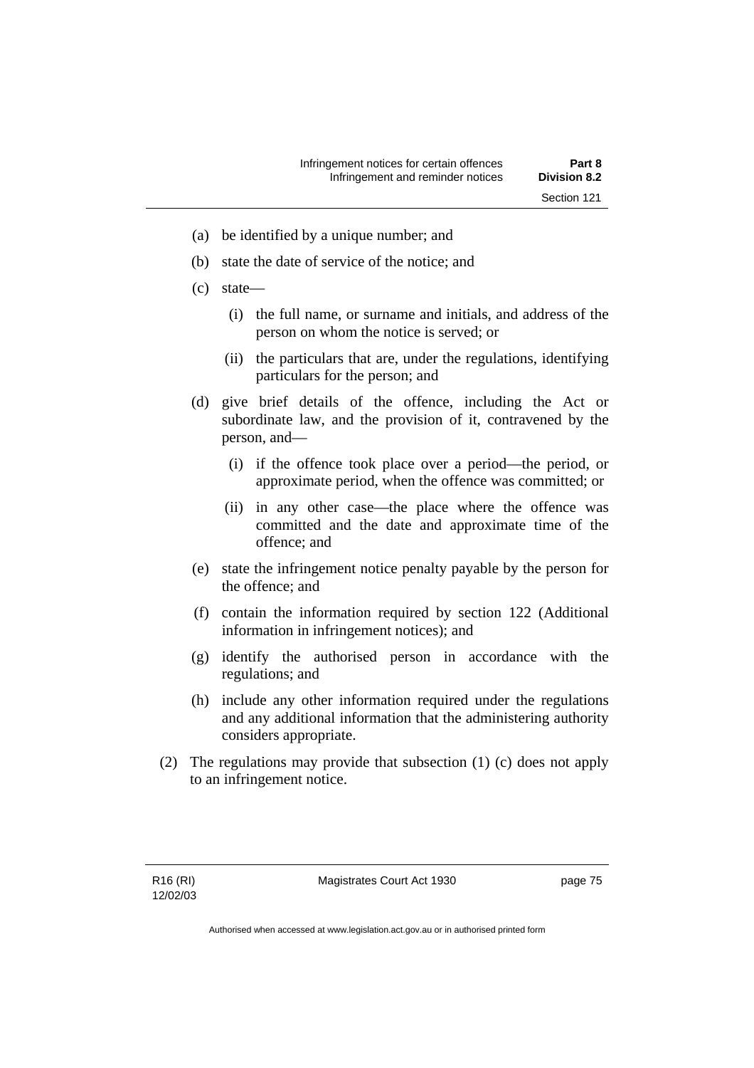(a) be identified by a unique number; and

(b) state the date of service of the notice; and

(c) state—

   (i) the full name, or surname and initials, and address of the person on whom the notice is served; or

   (ii) the particulars that are, under the regulations, identifying particulars for the person; and

(d) give brief details of the offence, including the Act or subordinate law, and the provision of it, contravened by the person, and—

   (i) if the offence took place over a period—the period, or approximate period, when the offence was committed; or

   (ii) in any other case—the place where the offence was committed and the date and approximate time of the offence; and

(e) state the infringement notice penalty payable by the person for the offence; and

(f) contain the information required by section 122 (Additional information in infringement notices); and

(g) identify the authorised person in accordance with the regulations; and

(h) include any other information required under the regulations and any additional information that the administering authority considers appropriate.

(2) The regulations may provide that subsection (1) (c) does not apply to an infringement notice.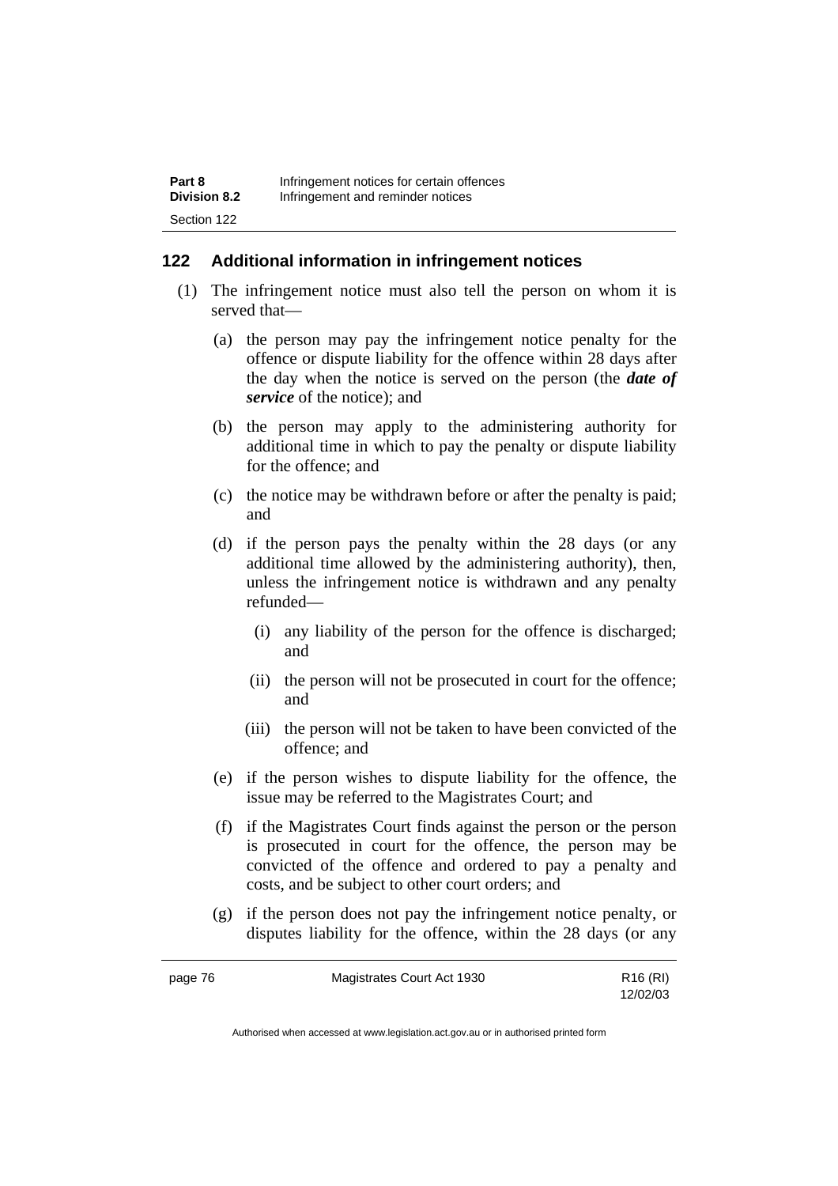## 122 Additional information in infringement notices

(1) The infringement notice must also tell the person on whom it is served that—

(a) the person may pay the infringement notice penalty for the offence or dispute liability for the offence within 28 days after the day when the notice is served on the person (the ***date of service*** of the notice); and

(b) the person may apply to the administering authority for additional time in which to pay the penalty or dispute liability for the offence; and

(c) the notice may be withdrawn before or after the penalty is paid; and

(d) if the person pays the penalty within the 28 days (or any additional time allowed by the administering authority), then, unless the infringement notice is withdrawn and any penalty refunded—

(i) any liability of the person for the offence is discharged; and

(ii) the person will not be prosecuted in court for the offence; and

(iii) the person will not be taken to have been convicted of the offence; and

(e) if the person wishes to dispute liability for the offence, the issue may be referred to the Magistrates Court; and

(f) if the Magistrates Court finds against the person or the person is prosecuted in court for the offence, the person may be convicted of the offence and ordered to pay a penalty and costs, and be subject to other court orders; and

(g) if the person does not pay the infringement notice penalty, or disputes liability for the offence, within the 28 days (or any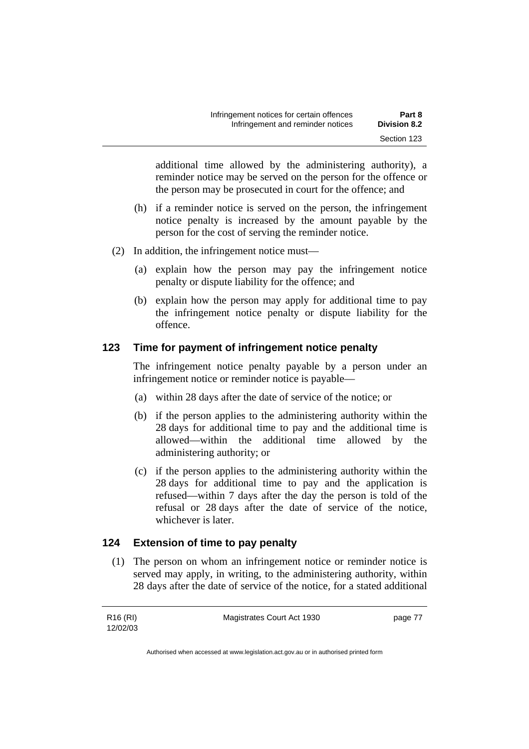additional time allowed by the administering authority), a reminder notice may be served on the person for the offence or the person may be prosecuted in court for the offence; and

(h) if a reminder notice is served on the person, the infringement notice penalty is increased by the amount payable by the person for the cost of serving the reminder notice.

(2) In addition, the infringement notice must—

(a) explain how the person may pay the infringement notice penalty or dispute liability for the offence; and

(b) explain how the person may apply for additional time to pay the infringement notice penalty or dispute liability for the offence.

## 123 Time for payment of infringement notice penalty

The infringement notice penalty payable by a person under an infringement notice or reminder notice is payable—

(a) within 28 days after the date of service of the notice; or

(b) if the person applies to the administering authority within the 28 days for additional time to pay and the additional time is allowed—within the additional time allowed by the administering authority; or

(c) if the person applies to the administering authority within the 28 days for additional time to pay and the application is refused—within 7 days after the day the person is told of the refusal or 28 days after the date of service of the notice, whichever is later.

## 124 Extension of time to pay penalty

(1) The person on whom an infringement notice or reminder notice is served may apply, in writing, to the administering authority, within 28 days after the date of service of the notice, for a stated additional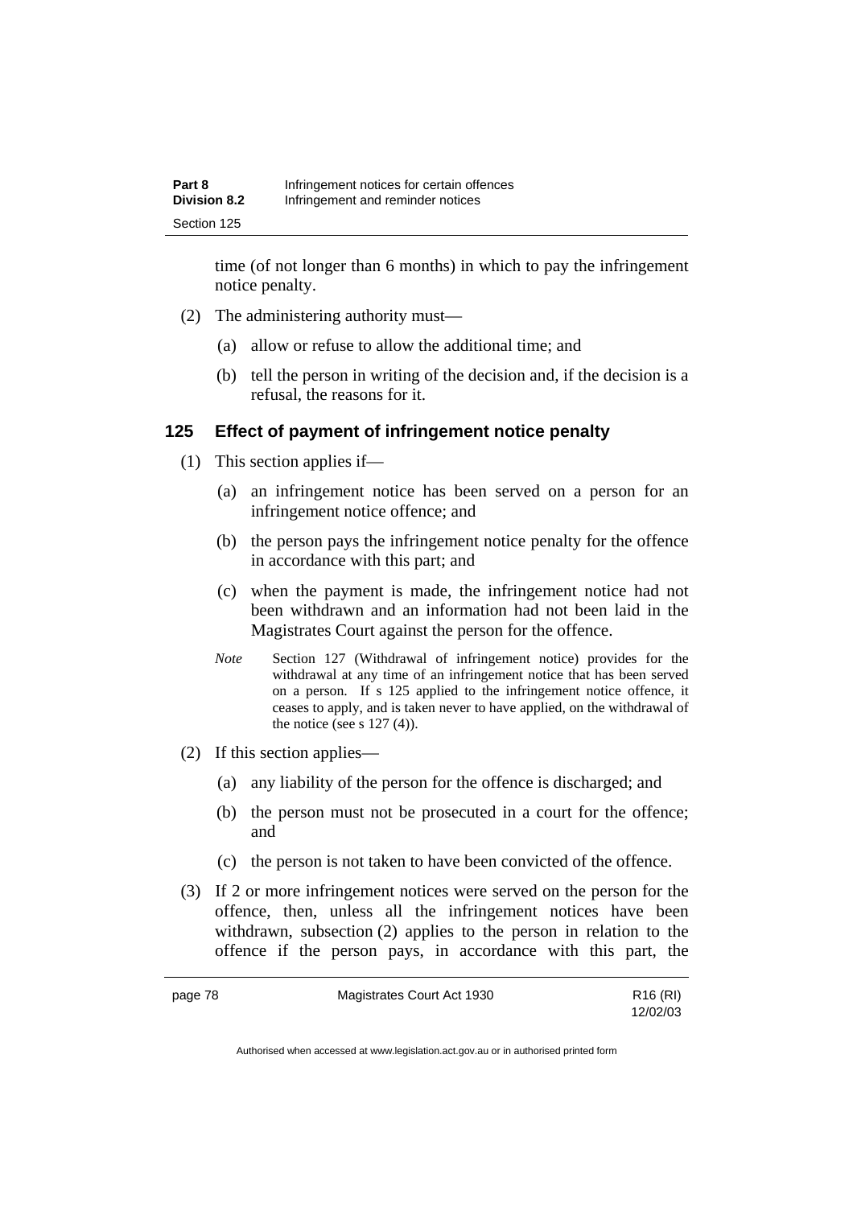time (of not longer than 6 months) in which to pay the infringement notice penalty.

(2) The administering authority must—

(a) allow or refuse to allow the additional time; and

(b) tell the person in writing of the decision and, if the decision is a refusal, the reasons for it.

## 125 Effect of payment of infringement notice penalty

(1) This section applies if—

(a) an infringement notice has been served on a person for an infringement notice offence; and

(b) the person pays the infringement notice penalty for the offence in accordance with this part; and

(c) when the payment is made, the infringement notice had not been withdrawn and an information had not been laid in the Magistrates Court against the person for the offence.

*Note* Section 127 (Withdrawal of infringement notice) provides for the withdrawal at any time of an infringement notice that has been served on a person. If s 125 applied to the infringement notice offence, it ceases to apply, and is taken never to have applied, on the withdrawal of the notice (see s 127 (4)).

(2) If this section applies—

(a) any liability of the person for the offence is discharged; and

(b) the person must not be prosecuted in a court for the offence; and

(c) the person is not taken to have been convicted of the offence.

(3) If 2 or more infringement notices were served on the person for the offence, then, unless all the infringement notices have been withdrawn, subsection (2) applies to the person in relation to the offence if the person pays, in accordance with this part, the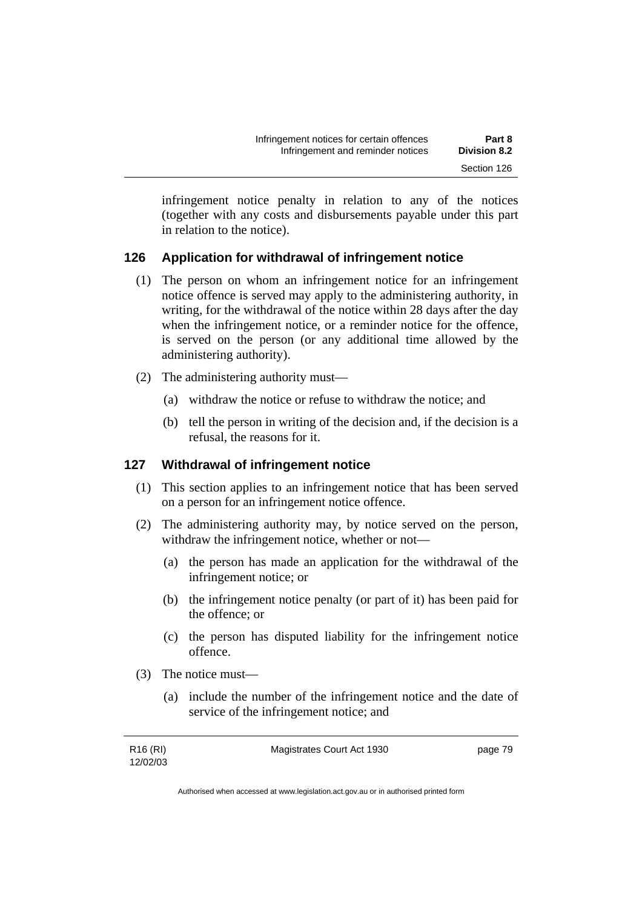infringement notice penalty in relation to any of the notices (together with any costs and disbursements payable under this part in relation to the notice).

### 126 Application for withdrawal of infringement notice

(1) The person on whom an infringement notice for an infringement notice offence is served may apply to the administering authority, in writing, for the withdrawal of the notice within 28 days after the day when the infringement notice, or a reminder notice for the offence, is served on the person (or any additional time allowed by the administering authority).

(2) The administering authority must—

(a) withdraw the notice or refuse to withdraw the notice; and

(b) tell the person in writing of the decision and, if the decision is a refusal, the reasons for it.

### 127 Withdrawal of infringement notice

(1) This section applies to an infringement notice that has been served on a person for an infringement notice offence.

(2) The administering authority may, by notice served on the person, withdraw the infringement notice, whether or not—

(a) the person has made an application for the withdrawal of the infringement notice; or

(b) the infringement notice penalty (or part of it) has been paid for the offence; or

(c) the person has disputed liability for the infringement notice offence.

(3) The notice must—

(a) include the number of the infringement notice and the date of service of the infringement notice; and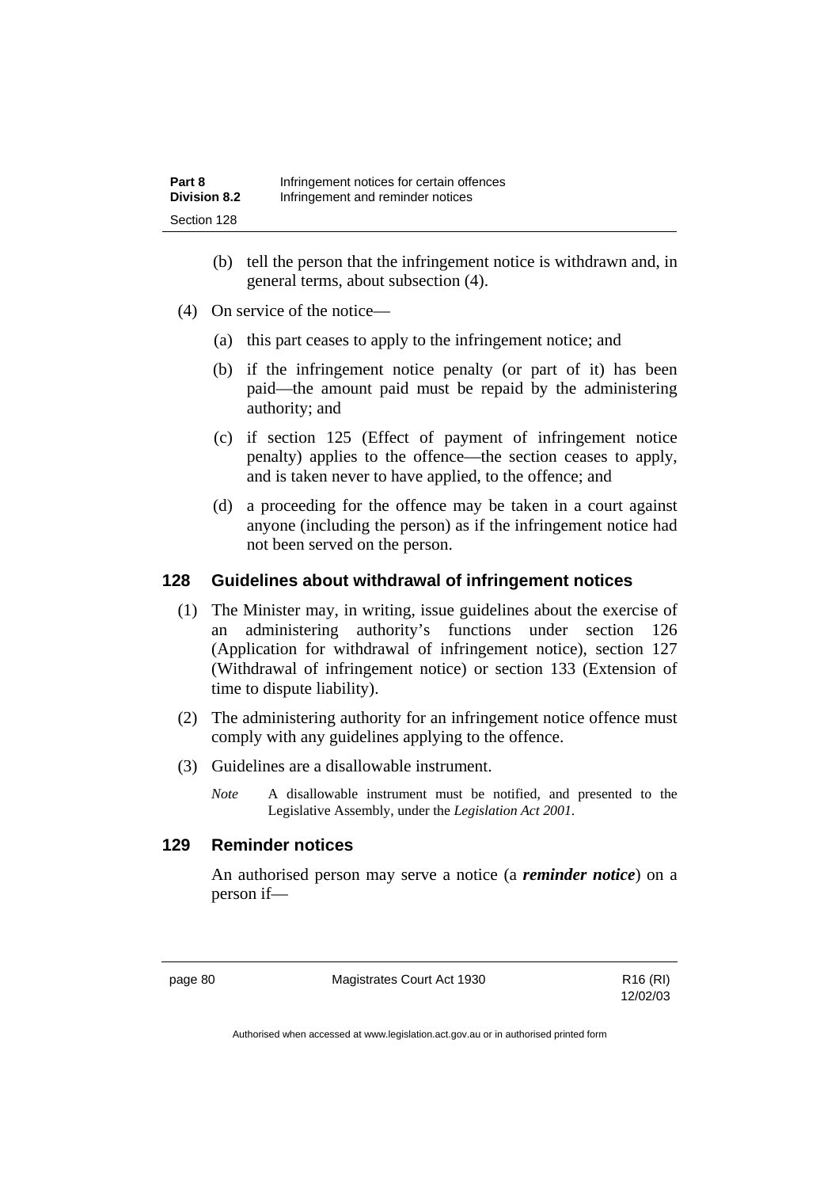(b) tell the person that the infringement notice is withdrawn and, in general terms, about subsection (4).

(4) On service of the notice—

(a) this part ceases to apply to the infringement notice; and

(b) if the infringement notice penalty (or part of it) has been paid—the amount paid must be repaid by the administering authority; and

(c) if section 125 (Effect of payment of infringement notice penalty) applies to the offence—the section ceases to apply, and is taken never to have applied, to the offence; and

(d) a proceeding for the offence may be taken in a court against anyone (including the person) as if the infringement notice had not been served on the person.

### 128 Guidelines about withdrawal of infringement notices

(1) The Minister may, in writing, issue guidelines about the exercise of an administering authority's functions under section 126 (Application for withdrawal of infringement notice), section 127 (Withdrawal of infringement notice) or section 133 (Extension of time to dispute liability).

(2) The administering authority for an infringement notice offence must comply with any guidelines applying to the offence.

(3) Guidelines are a disallowable instrument.

*Note* A disallowable instrument must be notified, and presented to the Legislative Assembly, under the *Legislation Act 2001*.

### 129 Reminder notices

An authorised person may serve a notice (a ***reminder notice***) on a person if—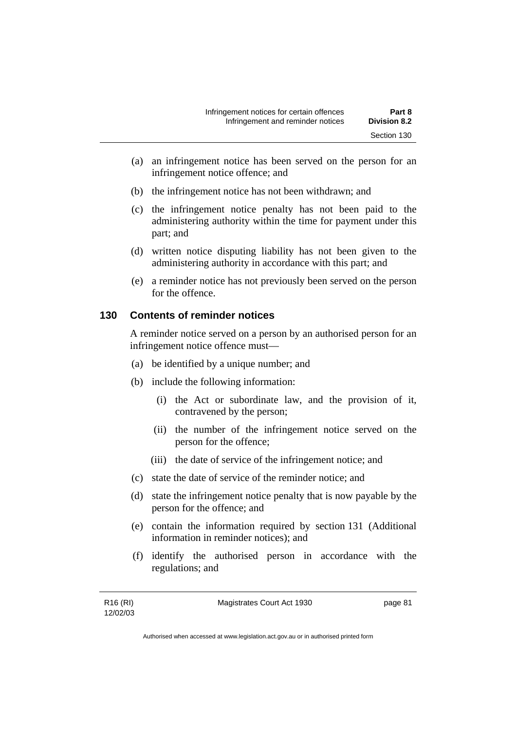(a) an infringement notice has been served on the person for an infringement notice offence; and

(b) the infringement notice has not been withdrawn; and

(c) the infringement notice penalty has not been paid to the administering authority within the time for payment under this part; and

(d) written notice disputing liability has not been given to the administering authority in accordance with this part; and

(e) a reminder notice has not previously been served on the person for the offence.

## 130 Contents of reminder notices

A reminder notice served on a person by an authorised person for an infringement notice offence must—

(a) be identified by a unique number; and

(b) include the following information:

   (i) the Act or subordinate law, and the provision of it, contravened by the person;

   (ii) the number of the infringement notice served on the person for the offence;

   (iii) the date of service of the infringement notice; and

(c) state the date of service of the reminder notice; and

(d) state the infringement notice penalty that is now payable by the person for the offence; and

(e) contain the information required by section 131 (Additional information in reminder notices); and

(f) identify the authorised person in accordance with the regulations; and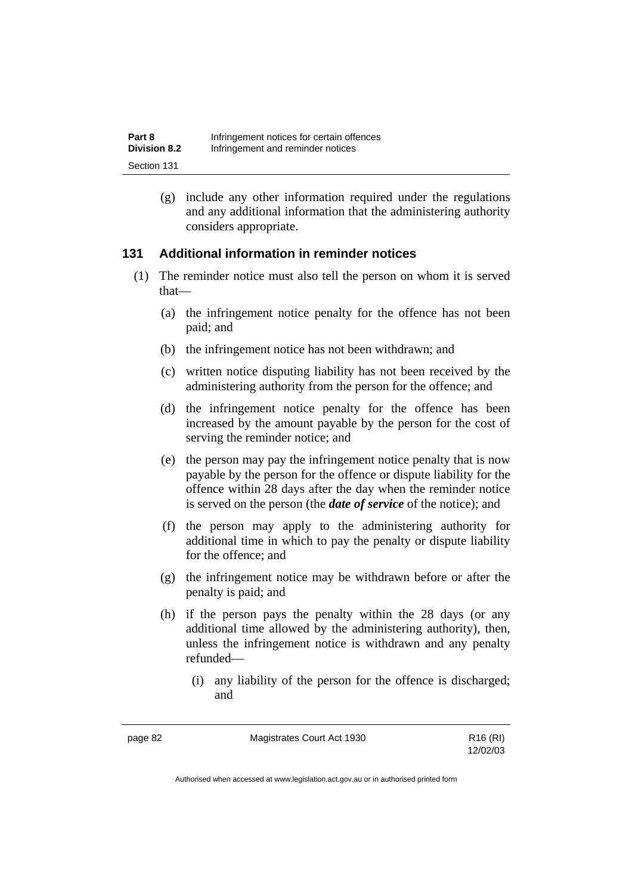(g) include any other information required under the regulations and any additional information that the administering authority considers appropriate.

### 131 Additional information in reminder notices

(1) The reminder notice must also tell the person on whom it is served that—

(a) the infringement notice penalty for the offence has not been paid; and

(b) the infringement notice has not been withdrawn; and

(c) written notice disputing liability has not been received by the administering authority from the person for the offence; and

(d) the infringement notice penalty for the offence has been increased by the amount payable by the person for the cost of serving the reminder notice; and

(e) the person may pay the infringement notice penalty that is now payable by the person for the offence or dispute liability for the offence within 28 days after the day when the reminder notice is served on the person (the ***date of service*** of the notice); and

(f) the person may apply to the administering authority for additional time in which to pay the penalty or dispute liability for the offence; and

(g) the infringement notice may be withdrawn before or after the penalty is paid; and

(h) if the person pays the penalty within the 28 days (or any additional time allowed by the administering authority), then, unless the infringement notice is withdrawn and any penalty refunded—

(i) any liability of the person for the offence is discharged; and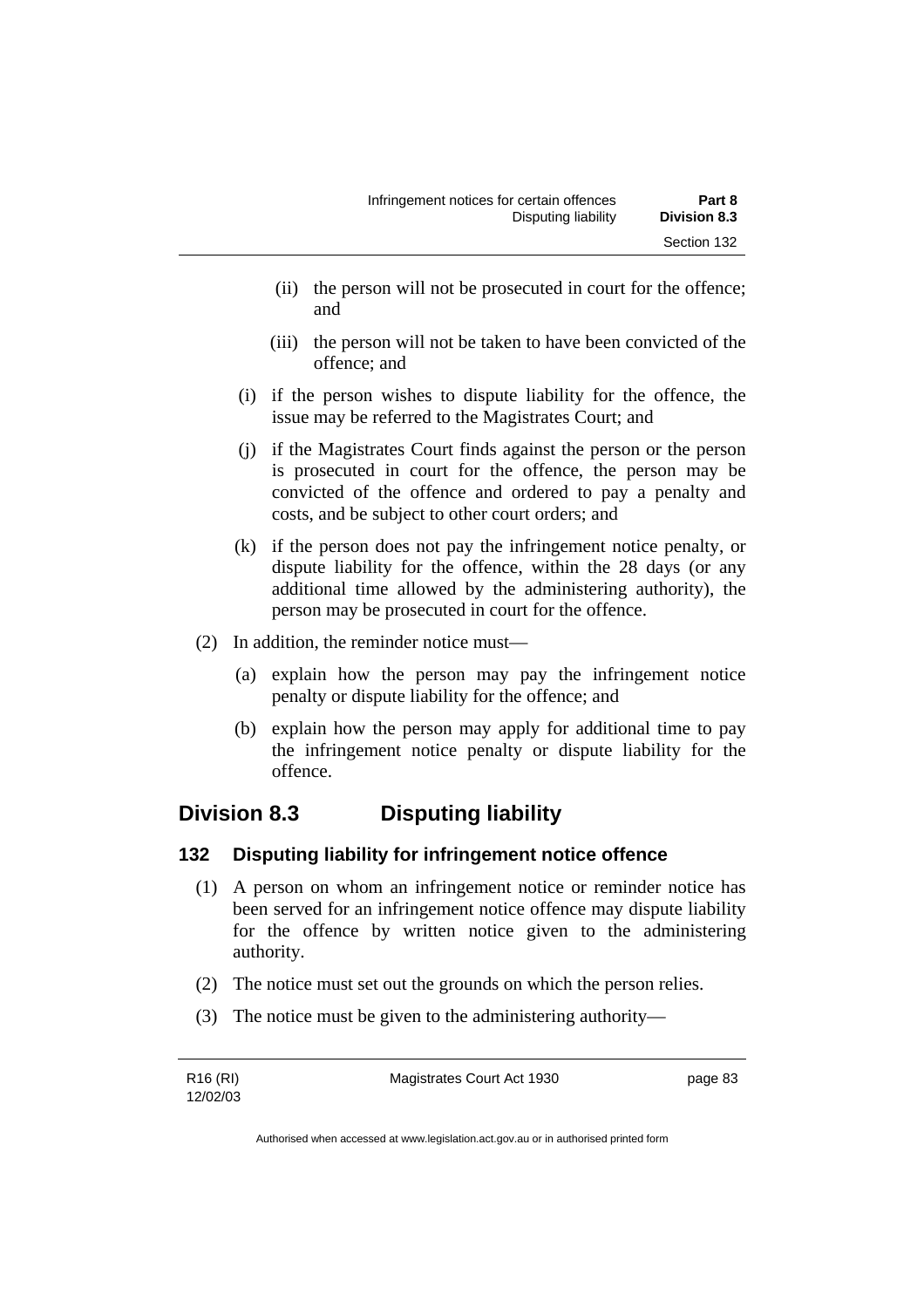(ii) the person will not be prosecuted in court for the offence; and

(iii) the person will not be taken to have been convicted of the offence; and

(i) if the person wishes to dispute liability for the offence, the issue may be referred to the Magistrates Court; and

(j) if the Magistrates Court finds against the person or the person is prosecuted in court for the offence, the person may be convicted of the offence and ordered to pay a penalty and costs, and be subject to other court orders; and

(k) if the person does not pay the infringement notice penalty, or dispute liability for the offence, within the 28 days (or any additional time allowed by the administering authority), the person may be prosecuted in court for the offence.

(2) In addition, the reminder notice must—

(a) explain how the person may pay the infringement notice penalty or dispute liability for the offence; and

(b) explain how the person may apply for additional time to pay the infringement notice penalty or dispute liability for the offence.

## Division 8.3 Disputing liability

### 132 Disputing liability for infringement notice offence

(1) A person on whom an infringement notice or reminder notice has been served for an infringement notice offence may dispute liability for the offence by written notice given to the administering authority.

(2) The notice must set out the grounds on which the person relies.

(3) The notice must be given to the administering authority—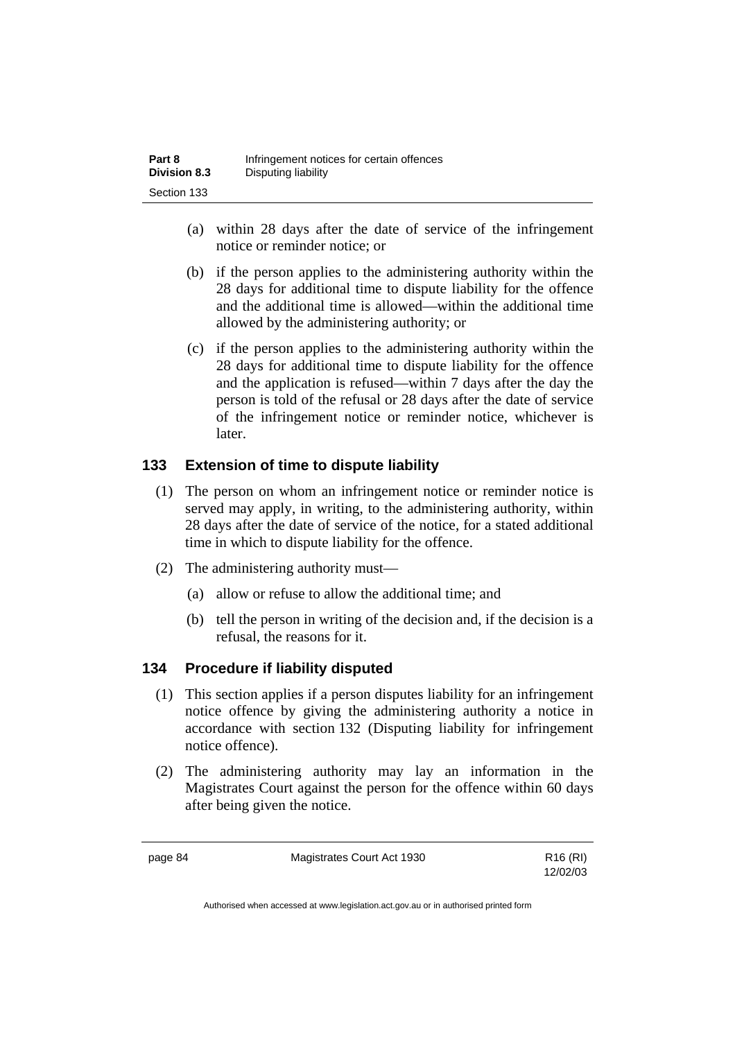(a) within 28 days after the date of service of the infringement notice or reminder notice; or

(b) if the person applies to the administering authority within the 28 days for additional time to dispute liability for the offence and the additional time is allowed—within the additional time allowed by the administering authority; or

(c) if the person applies to the administering authority within the 28 days for additional time to dispute liability for the offence and the application is refused—within 7 days after the day the person is told of the refusal or 28 days after the date of service of the infringement notice or reminder notice, whichever is later.

### 133 Extension of time to dispute liability

(1) The person on whom an infringement notice or reminder notice is served may apply, in writing, to the administering authority, within 28 days after the date of service of the notice, for a stated additional time in which to dispute liability for the offence.

(2) The administering authority must—

(a) allow or refuse to allow the additional time; and

(b) tell the person in writing of the decision and, if the decision is a refusal, the reasons for it.

### 134 Procedure if liability disputed

(1) This section applies if a person disputes liability for an infringement notice offence by giving the administering authority a notice in accordance with section 132 (Disputing liability for infringement notice offence).

(2) The administering authority may lay an information in the Magistrates Court against the person for the offence within 60 days after being given the notice.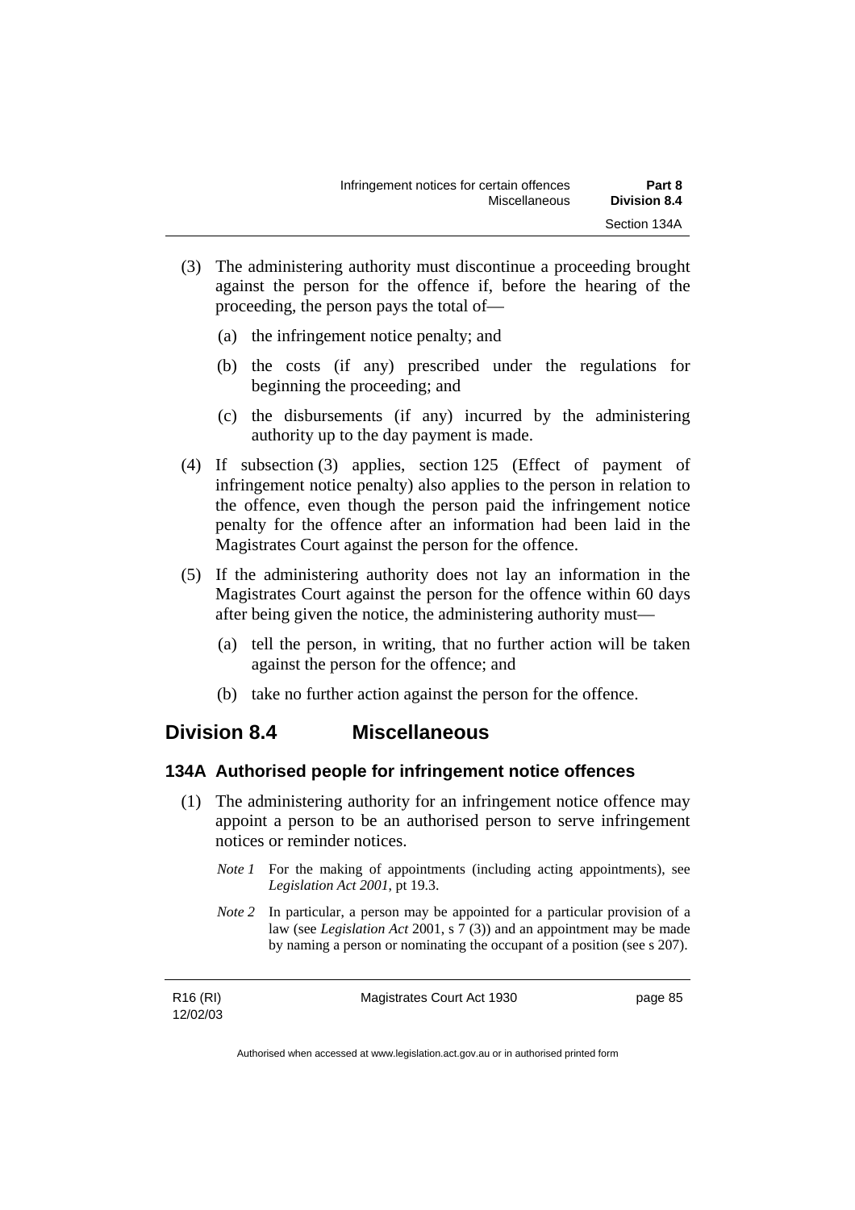(3) The administering authority must discontinue a proceeding brought against the person for the offence if, before the hearing of the proceeding, the person pays the total of—

(a) the infringement notice penalty; and

(b) the costs (if any) prescribed under the regulations for beginning the proceeding; and

(c) the disbursements (if any) incurred by the administering authority up to the day payment is made.

(4) If subsection (3) applies, section 125 (Effect of payment of infringement notice penalty) also applies to the person in relation to the offence, even though the person paid the infringement notice penalty for the offence after an information had been laid in the Magistrates Court against the person for the offence.

(5) If the administering authority does not lay an information in the Magistrates Court against the person for the offence within 60 days after being given the notice, the administering authority must—

(a) tell the person, in writing, that no further action will be taken against the person for the offence; and

(b) take no further action against the person for the offence.

## Division 8.4 Miscellaneous

### 134A Authorised people for infringement notice offences

(1) The administering authority for an infringement notice offence may appoint a person to be an authorised person to serve infringement notices or reminder notices.

*Note 1* For the making of appointments (including acting appointments), see *Legislation Act 2001*, pt 19.3.

*Note 2* In particular, a person may be appointed for a particular provision of a law (see *Legislation Act* 2001, s 7 (3)) and an appointment may be made by naming a person or nominating the occupant of a position (see s 207).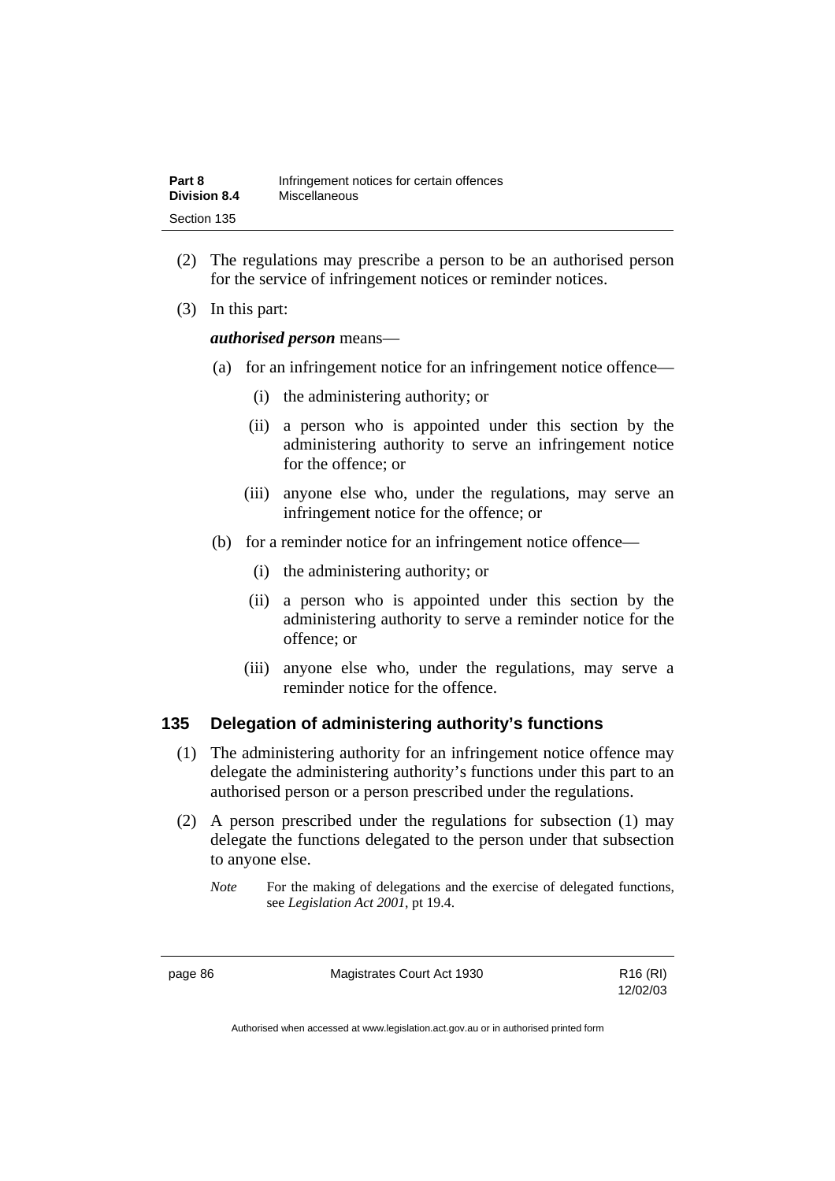(2) The regulations may prescribe a person to be an authorised person for the service of infringement notices or reminder notices.

(3) In this part:

***authorised person*** means—

(a) for an infringement notice for an infringement notice offence—

(i) the administering authority; or

(ii) a person who is appointed under this section by the administering authority to serve an infringement notice for the offence; or

(iii) anyone else who, under the regulations, may serve an infringement notice for the offence; or

(b) for a reminder notice for an infringement notice offence—

(i) the administering authority; or

(ii) a person who is appointed under this section by the administering authority to serve a reminder notice for the offence; or

(iii) anyone else who, under the regulations, may serve a reminder notice for the offence.

### 135 Delegation of administering authority's functions

(1) The administering authority for an infringement notice offence may delegate the administering authority's functions under this part to an authorised person or a person prescribed under the regulations.

(2) A person prescribed under the regulations for subsection (1) may delegate the functions delegated to the person under that subsection to anyone else.

*Note* For the making of delegations and the exercise of delegated functions, see *Legislation Act 2001*, pt 19.4.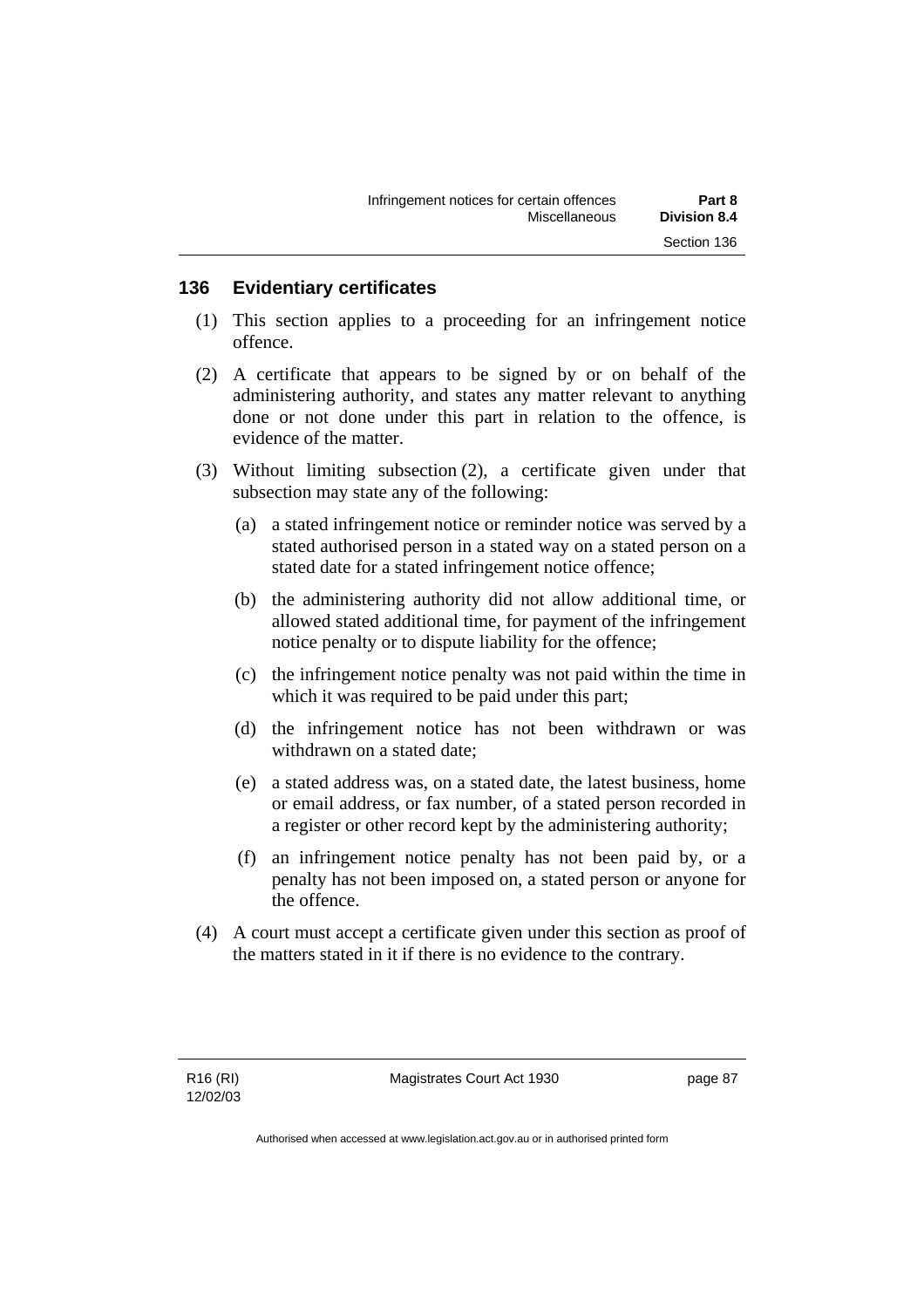## 136 Evidentiary certificates

(1) This section applies to a proceeding for an infringement notice offence.

(2) A certificate that appears to be signed by or on behalf of the administering authority, and states any matter relevant to anything done or not done under this part in relation to the offence, is evidence of the matter.

(3) Without limiting subsection (2), a certificate given under that subsection may state any of the following:

(a) a stated infringement notice or reminder notice was served by a stated authorised person in a stated way on a stated person on a stated date for a stated infringement notice offence;

(b) the administering authority did not allow additional time, or allowed stated additional time, for payment of the infringement notice penalty or to dispute liability for the offence;

(c) the infringement notice penalty was not paid within the time in which it was required to be paid under this part;

(d) the infringement notice has not been withdrawn or was withdrawn on a stated date;

(e) a stated address was, on a stated date, the latest business, home or email address, or fax number, of a stated person recorded in a register or other record kept by the administering authority;

(f) an infringement notice penalty has not been paid by, or a penalty has not been imposed on, a stated person or anyone for the offence.

(4) A court must accept a certificate given under this section as proof of the matters stated in it if there is no evidence to the contrary.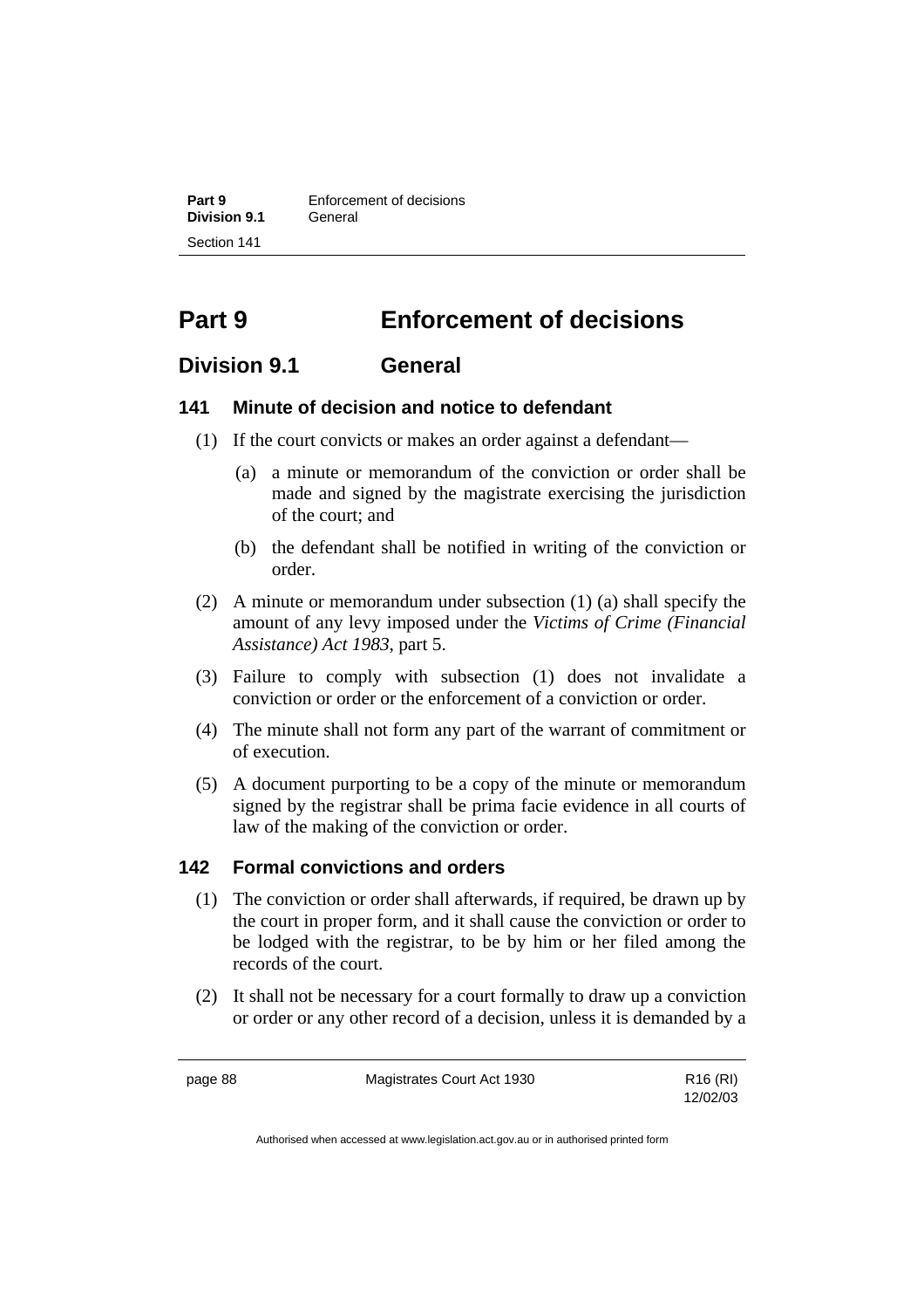# Part 9 Enforcement of decisions

## Division 9.1 General

### 141 Minute of decision and notice to defendant

(1) If the court convicts or makes an order against a defendant—

(a) a minute or memorandum of the conviction or order shall be made and signed by the magistrate exercising the jurisdiction of the court; and

(b) the defendant shall be notified in writing of the conviction or order.

(2) A minute or memorandum under subsection (1) (a) shall specify the amount of any levy imposed under the *Victims of Crime (Financial Assistance) Act 1983*, part 5.

(3) Failure to comply with subsection (1) does not invalidate a conviction or order or the enforcement of a conviction or order.

(4) The minute shall not form any part of the warrant of commitment or of execution.

(5) A document purporting to be a copy of the minute or memorandum signed by the registrar shall be prima facie evidence in all courts of law of the making of the conviction or order.

### 142 Formal convictions and orders

(1) The conviction or order shall afterwards, if required, be drawn up by the court in proper form, and it shall cause the conviction or order to be lodged with the registrar, to be by him or her filed among the records of the court.

(2) It shall not be necessary for a court formally to draw up a conviction or order or any other record of a decision, unless it is demanded by a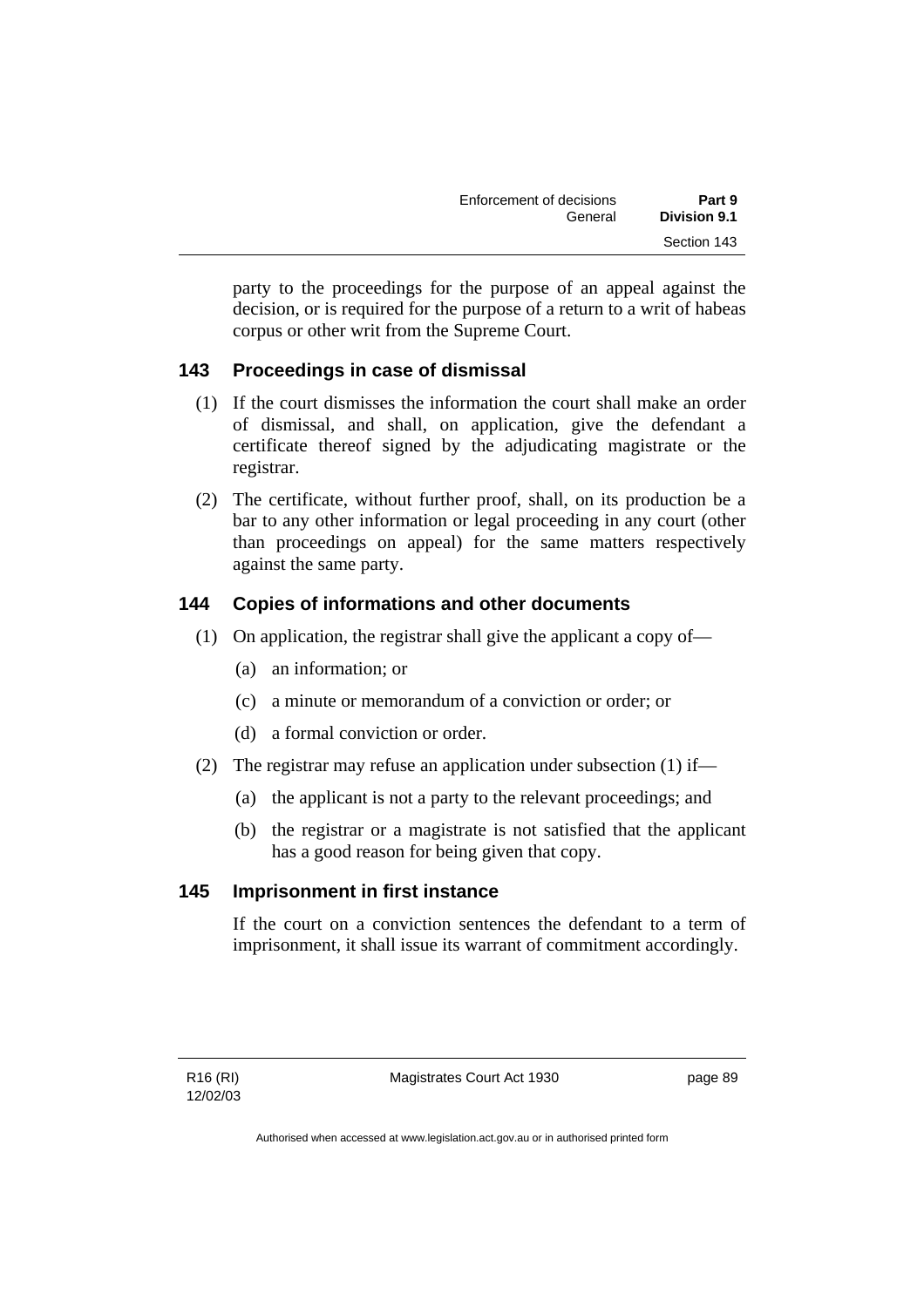party to the proceedings for the purpose of an appeal against the decision, or is required for the purpose of a return to a writ of habeas corpus or other writ from the Supreme Court.

## 143 Proceedings in case of dismissal

(1) If the court dismisses the information the court shall make an order of dismissal, and shall, on application, give the defendant a certificate thereof signed by the adjudicating magistrate or the registrar.

(2) The certificate, without further proof, shall, on its production be a bar to any other information or legal proceeding in any court (other than proceedings on appeal) for the same matters respectively against the same party.

## 144 Copies of informations and other documents

(1) On application, the registrar shall give the applicant a copy of—

(a) an information; or

(c) a minute or memorandum of a conviction or order; or

(d) a formal conviction or order.

(2) The registrar may refuse an application under subsection (1) if—

(a) the applicant is not a party to the relevant proceedings; and

(b) the registrar or a magistrate is not satisfied that the applicant has a good reason for being given that copy.

## 145 Imprisonment in first instance

If the court on a conviction sentences the defendant to a term of imprisonment, it shall issue its warrant of commitment accordingly.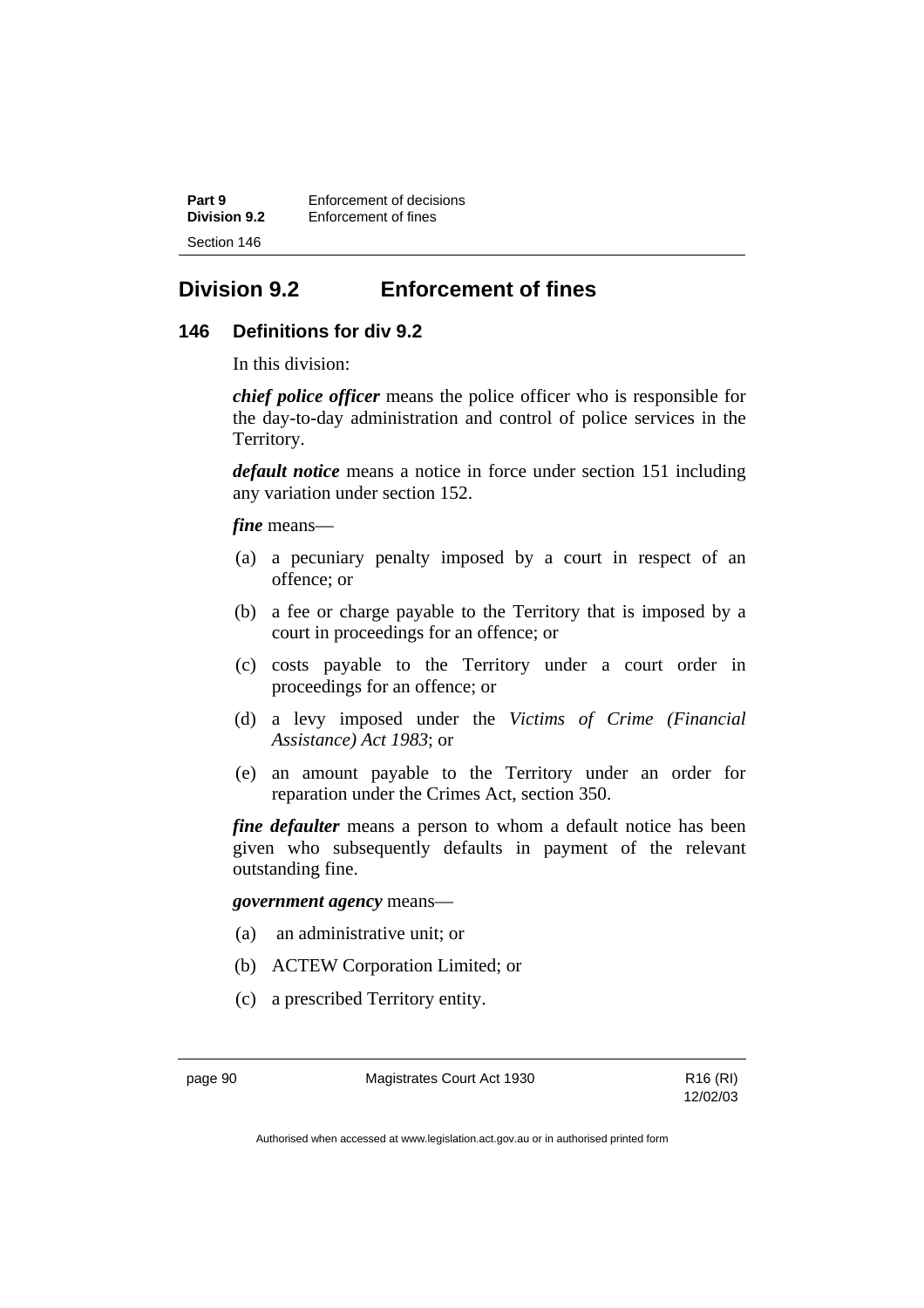## Division 9.2 Enforcement of fines

### 146 Definitions for div 9.2

In this division:

***chief police officer*** means the police officer who is responsible for the day-to-day administration and control of police services in the Territory.

***default notice*** means a notice in force under section 151 including any variation under section 152.

***fine*** means—

(a) a pecuniary penalty imposed by a court in respect of an offence; or

(b) a fee or charge payable to the Territory that is imposed by a court in proceedings for an offence; or

(c) costs payable to the Territory under a court order in proceedings for an offence; or

(d) a levy imposed under the *Victims of Crime (Financial Assistance) Act 1983*; or

(e) an amount payable to the Territory under an order for reparation under the Crimes Act, section 350.

***fine defaulter*** means a person to whom a default notice has been given who subsequently defaults in payment of the relevant outstanding fine.

***government agency*** means—

(a) an administrative unit; or

(b) ACTEW Corporation Limited; or

(c) a prescribed Territory entity.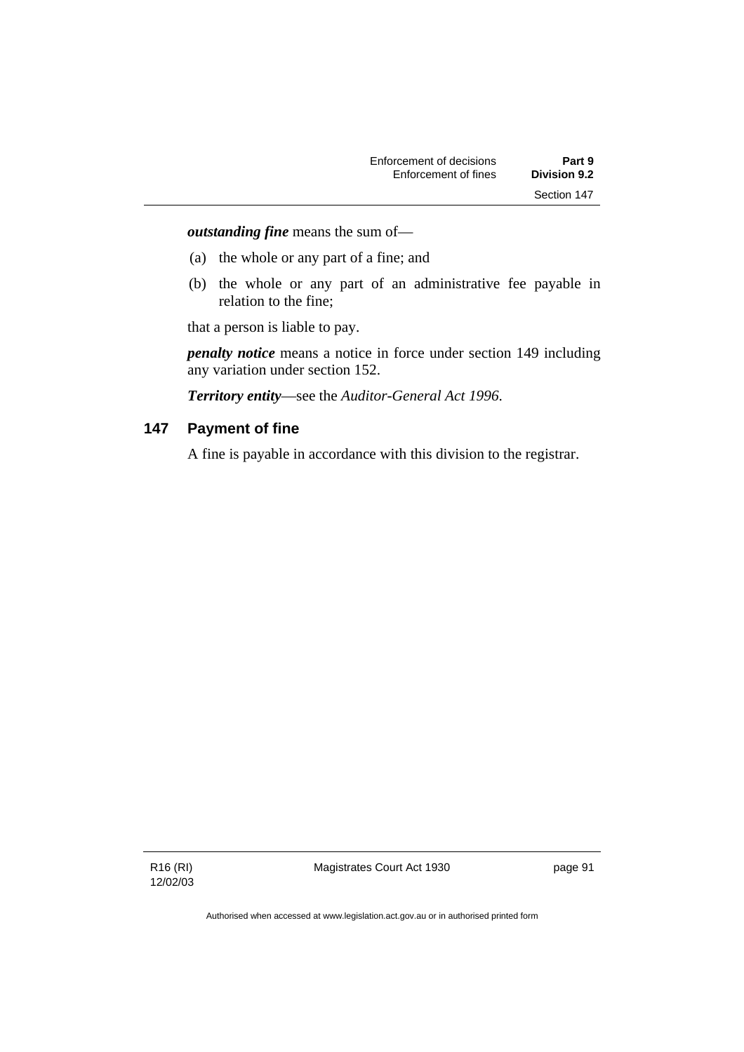***outstanding fine*** means the sum of—

(a) the whole or any part of a fine; and

(b) the whole or any part of an administrative fee payable in relation to the fine;

that a person is liable to pay.

***penalty notice*** means a notice in force under section 149 including any variation under section 152.

***Territory entity***—see the *Auditor-General Act 1996*.

### 147 Payment of fine

A fine is payable in accordance with this division to the registrar.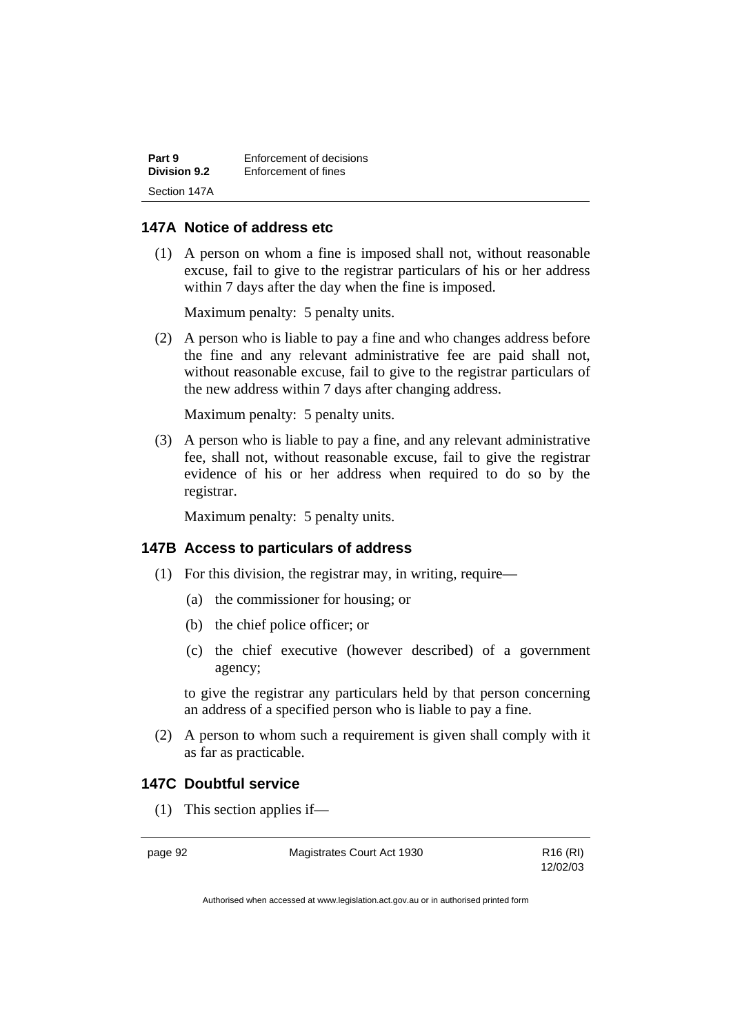### 147A Notice of address etc

(1) A person on whom a fine is imposed shall not, without reasonable excuse, fail to give to the registrar particulars of his or her address within 7 days after the day when the fine is imposed.

Maximum penalty: 5 penalty units.

(2) A person who is liable to pay a fine and who changes address before the fine and any relevant administrative fee are paid shall not, without reasonable excuse, fail to give to the registrar particulars of the new address within 7 days after changing address.

Maximum penalty: 5 penalty units.

(3) A person who is liable to pay a fine, and any relevant administrative fee, shall not, without reasonable excuse, fail to give the registrar evidence of his or her address when required to do so by the registrar.

Maximum penalty: 5 penalty units.

### 147B Access to particulars of address

(1) For this division, the registrar may, in writing, require—

(a) the commissioner for housing; or

(b) the chief police officer; or

(c) the chief executive (however described) of a government agency;

to give the registrar any particulars held by that person concerning an address of a specified person who is liable to pay a fine.

(2) A person to whom such a requirement is given shall comply with it as far as practicable.

### 147C Doubtful service

(1) This section applies if—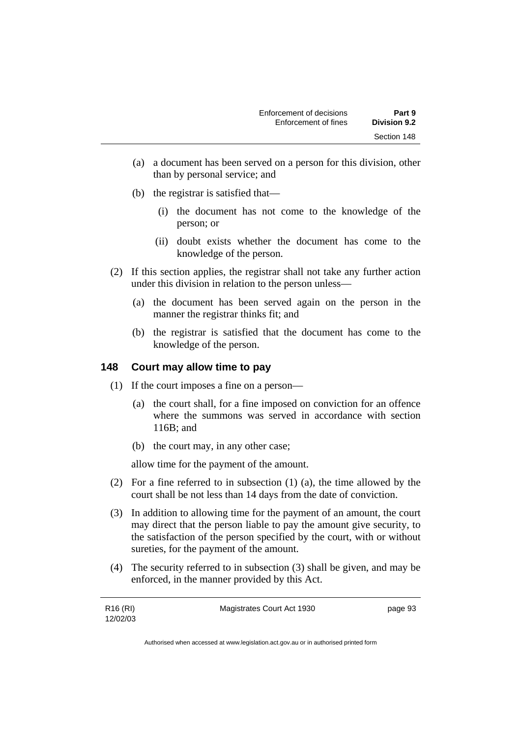(a) a document has been served on a person for this division, other than by personal service; and

(b) the registrar is satisfied that—

(i) the document has not come to the knowledge of the person; or

(ii) doubt exists whether the document has come to the knowledge of the person.

(2) If this section applies, the registrar shall not take any further action under this division in relation to the person unless—

(a) the document has been served again on the person in the manner the registrar thinks fit; and

(b) the registrar is satisfied that the document has come to the knowledge of the person.

## 148 Court may allow time to pay

(1) If the court imposes a fine on a person—

(a) the court shall, for a fine imposed on conviction for an offence where the summons was served in accordance with section 116B; and

(b) the court may, in any other case;

allow time for the payment of the amount.

(2) For a fine referred to in subsection (1) (a), the time allowed by the court shall be not less than 14 days from the date of conviction.

(3) In addition to allowing time for the payment of an amount, the court may direct that the person liable to pay the amount give security, to the satisfaction of the person specified by the court, with or without sureties, for the payment of the amount.

(4) The security referred to in subsection (3) shall be given, and may be enforced, in the manner provided by this Act.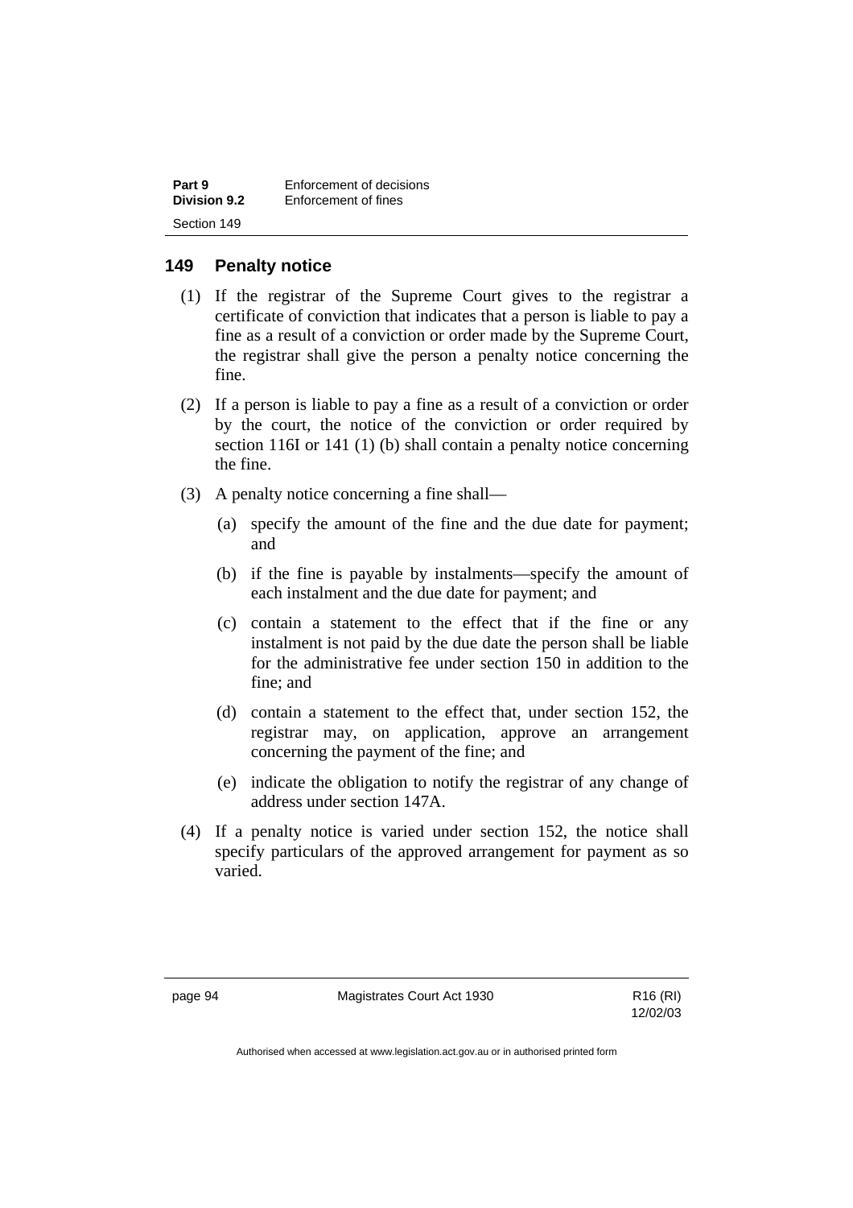## 149 Penalty notice

(1) If the registrar of the Supreme Court gives to the registrar a certificate of conviction that indicates that a person is liable to pay a fine as a result of a conviction or order made by the Supreme Court, the registrar shall give the person a penalty notice concerning the fine.

(2) If a person is liable to pay a fine as a result of a conviction or order by the court, the notice of the conviction or order required by section 116I or 141 (1) (b) shall contain a penalty notice concerning the fine.

(3) A penalty notice concerning a fine shall—

(a) specify the amount of the fine and the due date for payment; and

(b) if the fine is payable by instalments—specify the amount of each instalment and the due date for payment; and

(c) contain a statement to the effect that if the fine or any instalment is not paid by the due date the person shall be liable for the administrative fee under section 150 in addition to the fine; and

(d) contain a statement to the effect that, under section 152, the registrar may, on application, approve an arrangement concerning the payment of the fine; and

(e) indicate the obligation to notify the registrar of any change of address under section 147A.

(4) If a penalty notice is varied under section 152, the notice shall specify particulars of the approved arrangement for payment as so varied.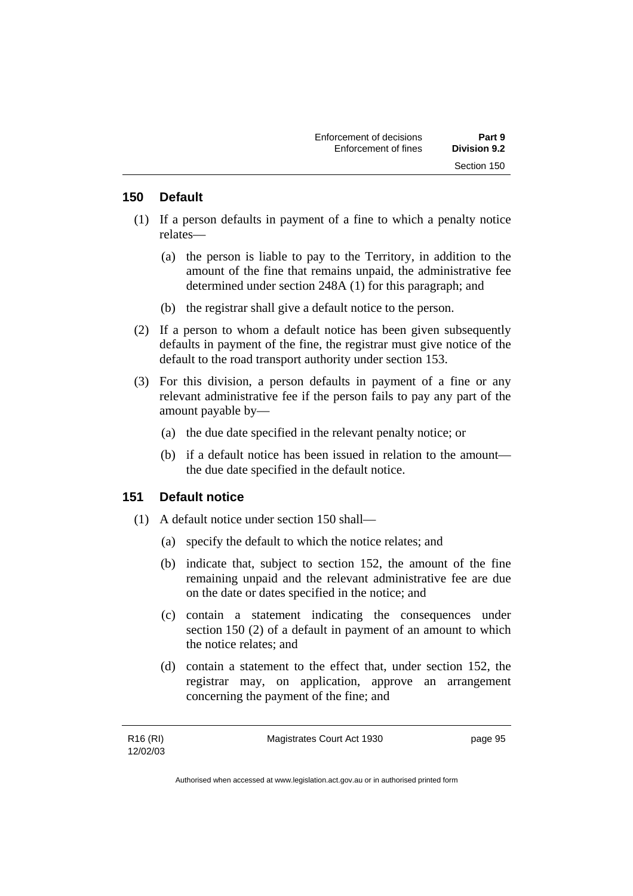## 150 Default

(1) If a person defaults in payment of a fine to which a penalty notice relates—

(a) the person is liable to pay to the Territory, in addition to the amount of the fine that remains unpaid, the administrative fee determined under section 248A (1) for this paragraph; and

(b) the registrar shall give a default notice to the person.

(2) If a person to whom a default notice has been given subsequently defaults in payment of the fine, the registrar must give notice of the default to the road transport authority under section 153.

(3) For this division, a person defaults in payment of a fine or any relevant administrative fee if the person fails to pay any part of the amount payable by—

(a) the due date specified in the relevant penalty notice; or

(b) if a default notice has been issued in relation to the amount—the due date specified in the default notice.

## 151 Default notice

(1) A default notice under section 150 shall—

(a) specify the default to which the notice relates; and

(b) indicate that, subject to section 152, the amount of the fine remaining unpaid and the relevant administrative fee are due on the date or dates specified in the notice; and

(c) contain a statement indicating the consequences under section 150 (2) of a default in payment of an amount to which the notice relates; and

(d) contain a statement to the effect that, under section 152, the registrar may, on application, approve an arrangement concerning the payment of the fine; and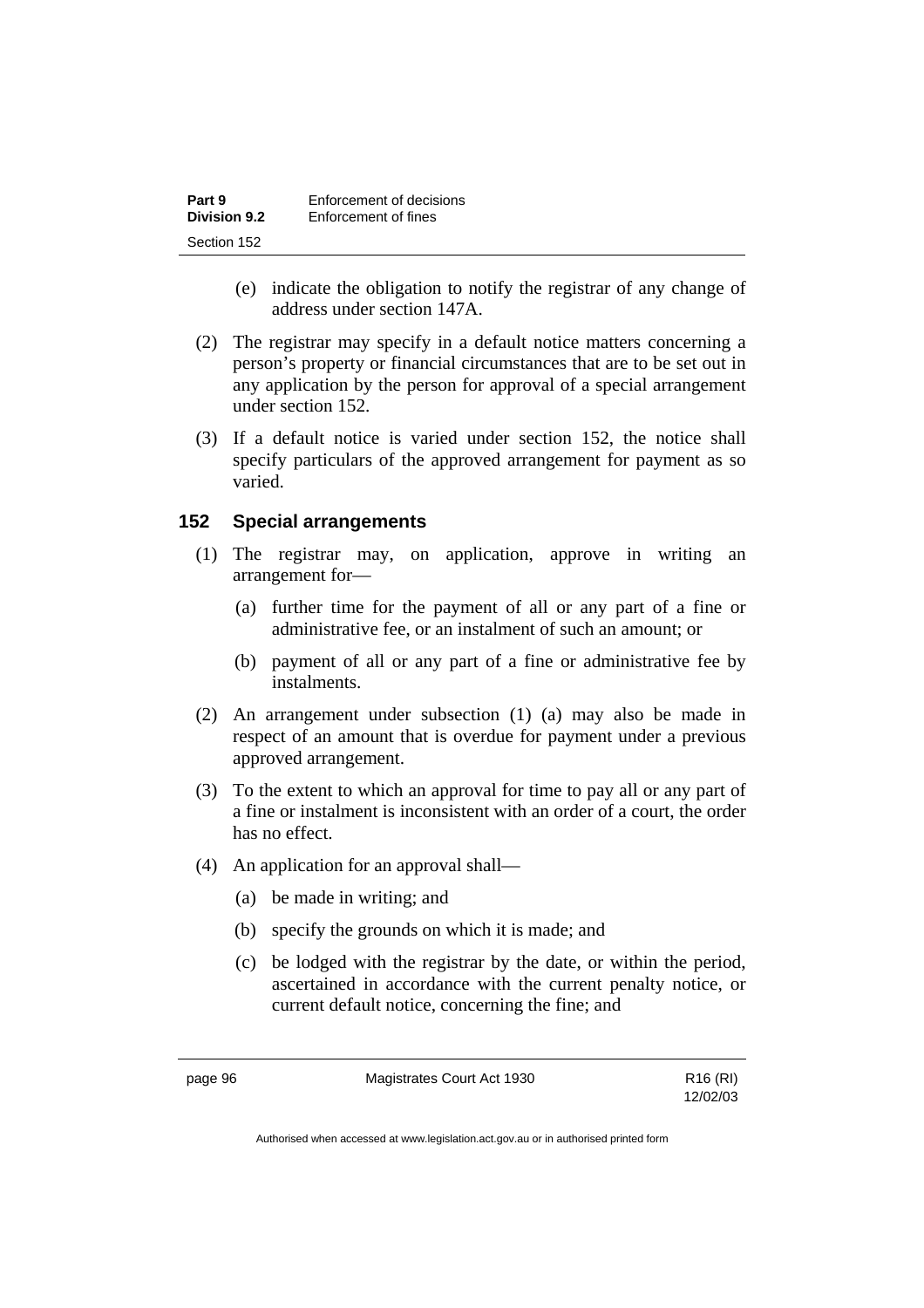(e) indicate the obligation to notify the registrar of any change of address under section 147A.

(2) The registrar may specify in a default notice matters concerning a person's property or financial circumstances that are to be set out in any application by the person for approval of a special arrangement under section 152.

(3) If a default notice is varied under section 152, the notice shall specify particulars of the approved arrangement for payment as so varied.

### 152 Special arrangements

(1) The registrar may, on application, approve in writing an arrangement for—

(a) further time for the payment of all or any part of a fine or administrative fee, or an instalment of such an amount; or

(b) payment of all or any part of a fine or administrative fee by instalments.

(2) An arrangement under subsection (1) (a) may also be made in respect of an amount that is overdue for payment under a previous approved arrangement.

(3) To the extent to which an approval for time to pay all or any part of a fine or instalment is inconsistent with an order of a court, the order has no effect.

(4) An application for an approval shall—

(a) be made in writing; and

(b) specify the grounds on which it is made; and

(c) be lodged with the registrar by the date, or within the period, ascertained in accordance with the current penalty notice, or current default notice, concerning the fine; and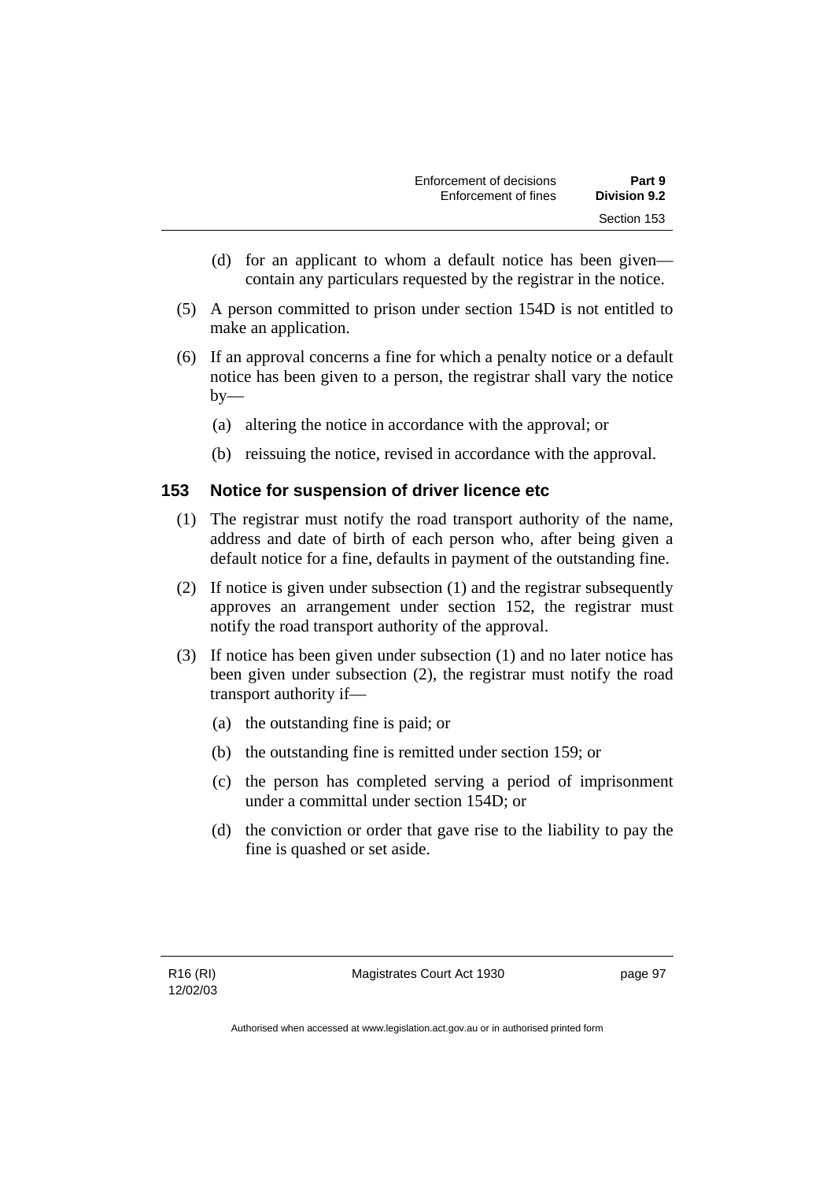(d) for an applicant to whom a default notice has been given—contain any particulars requested by the registrar in the notice.

(5) A person committed to prison under section 154D is not entitled to make an application.

(6) If an approval concerns a fine for which a penalty notice or a default notice has been given to a person, the registrar shall vary the notice by—

(a) altering the notice in accordance with the approval; or

(b) reissuing the notice, revised in accordance with the approval.

## 153 Notice for suspension of driver licence etc

(1) The registrar must notify the road transport authority of the name, address and date of birth of each person who, after being given a default notice for a fine, defaults in payment of the outstanding fine.

(2) If notice is given under subsection (1) and the registrar subsequently approves an arrangement under section 152, the registrar must notify the road transport authority of the approval.

(3) If notice has been given under subsection (1) and no later notice has been given under subsection (2), the registrar must notify the road transport authority if—

(a) the outstanding fine is paid; or

(b) the outstanding fine is remitted under section 159; or

(c) the person has completed serving a period of imprisonment under a committal under section 154D; or

(d) the conviction or order that gave rise to the liability to pay the fine is quashed or set aside.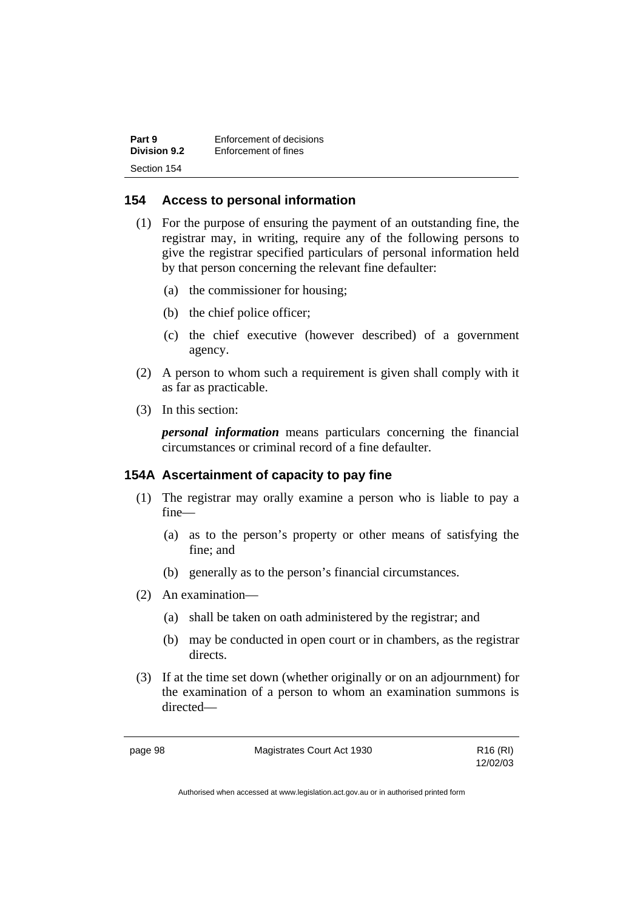## 154 Access to personal information

(1) For the purpose of ensuring the payment of an outstanding fine, the registrar may, in writing, require any of the following persons to give the registrar specified particulars of personal information held by that person concerning the relevant fine defaulter:

(a) the commissioner for housing;

(b) the chief police officer;

(c) the chief executive (however described) of a government agency.

(2) A person to whom such a requirement is given shall comply with it as far as practicable.

(3) In this section:

***personal information*** means particulars concerning the financial circumstances or criminal record of a fine defaulter.

## 154A Ascertainment of capacity to pay fine

(1) The registrar may orally examine a person who is liable to pay a fine—

(a) as to the person's property or other means of satisfying the fine; and

(b) generally as to the person's financial circumstances.

(2) An examination—

(a) shall be taken on oath administered by the registrar; and

(b) may be conducted in open court or in chambers, as the registrar directs.

(3) If at the time set down (whether originally or on an adjournment) for the examination of a person to whom an examination summons is directed—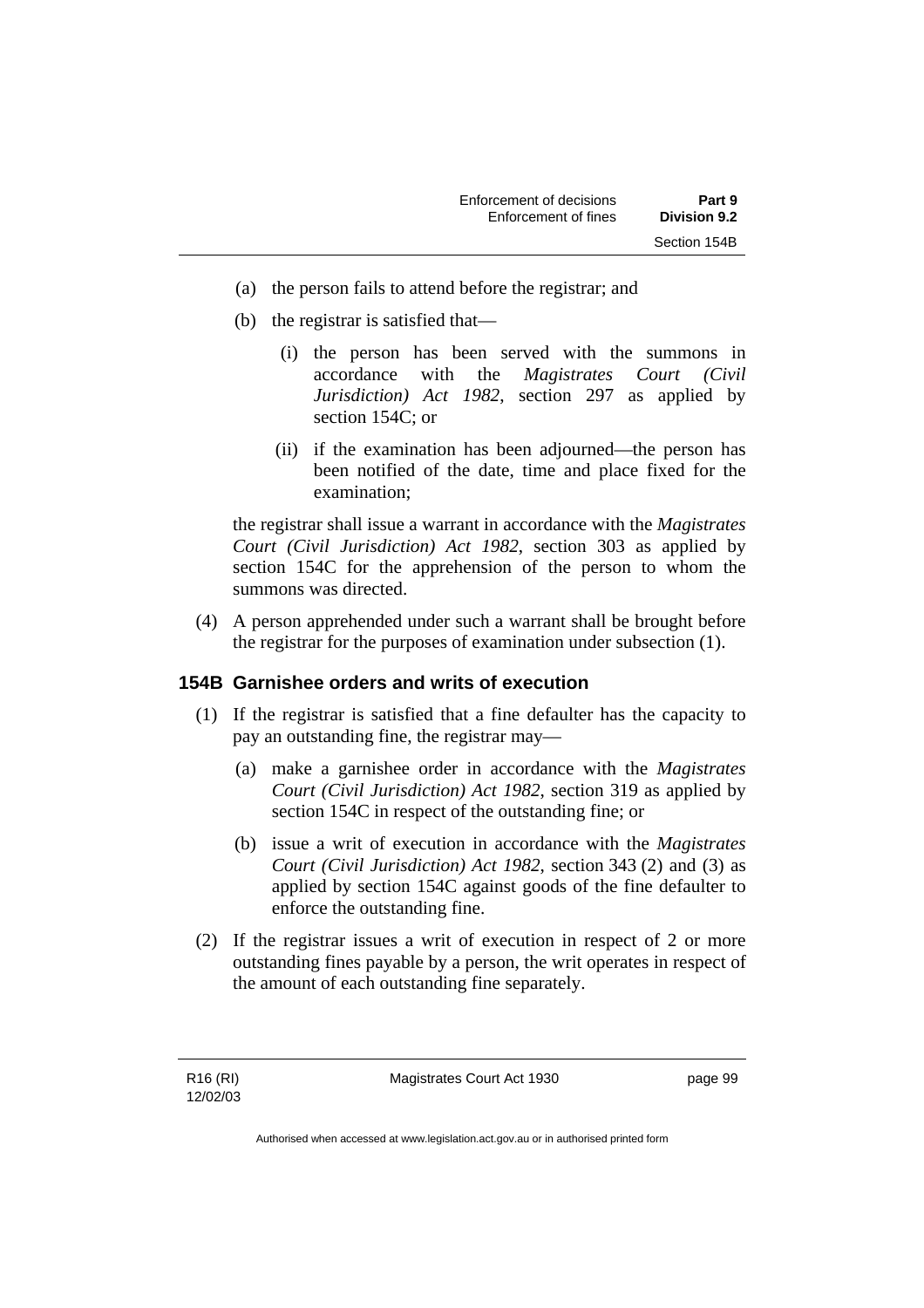(a) the person fails to attend before the registrar; and

(b) the registrar is satisfied that—

  (i) the person has been served with the summons in accordance with the *Magistrates Court (Civil Jurisdiction) Act 1982*, section 297 as applied by section 154C; or

  (ii) if the examination has been adjourned—the person has been notified of the date, time and place fixed for the examination;

the registrar shall issue a warrant in accordance with the *Magistrates Court (Civil Jurisdiction) Act 1982*, section 303 as applied by section 154C for the apprehension of the person to whom the summons was directed.

(4) A person apprehended under such a warrant shall be brought before the registrar for the purposes of examination under subsection (1).

### 154B Garnishee orders and writs of execution

(1) If the registrar is satisfied that a fine defaulter has the capacity to pay an outstanding fine, the registrar may—

  (a) make a garnishee order in accordance with the *Magistrates Court (Civil Jurisdiction) Act 1982*, section 319 as applied by section 154C in respect of the outstanding fine; or

  (b) issue a writ of execution in accordance with the *Magistrates Court (Civil Jurisdiction) Act 1982*, section 343 (2) and (3) as applied by section 154C against goods of the fine defaulter to enforce the outstanding fine.

(2) If the registrar issues a writ of execution in respect of 2 or more outstanding fines payable by a person, the writ operates in respect of the amount of each outstanding fine separately.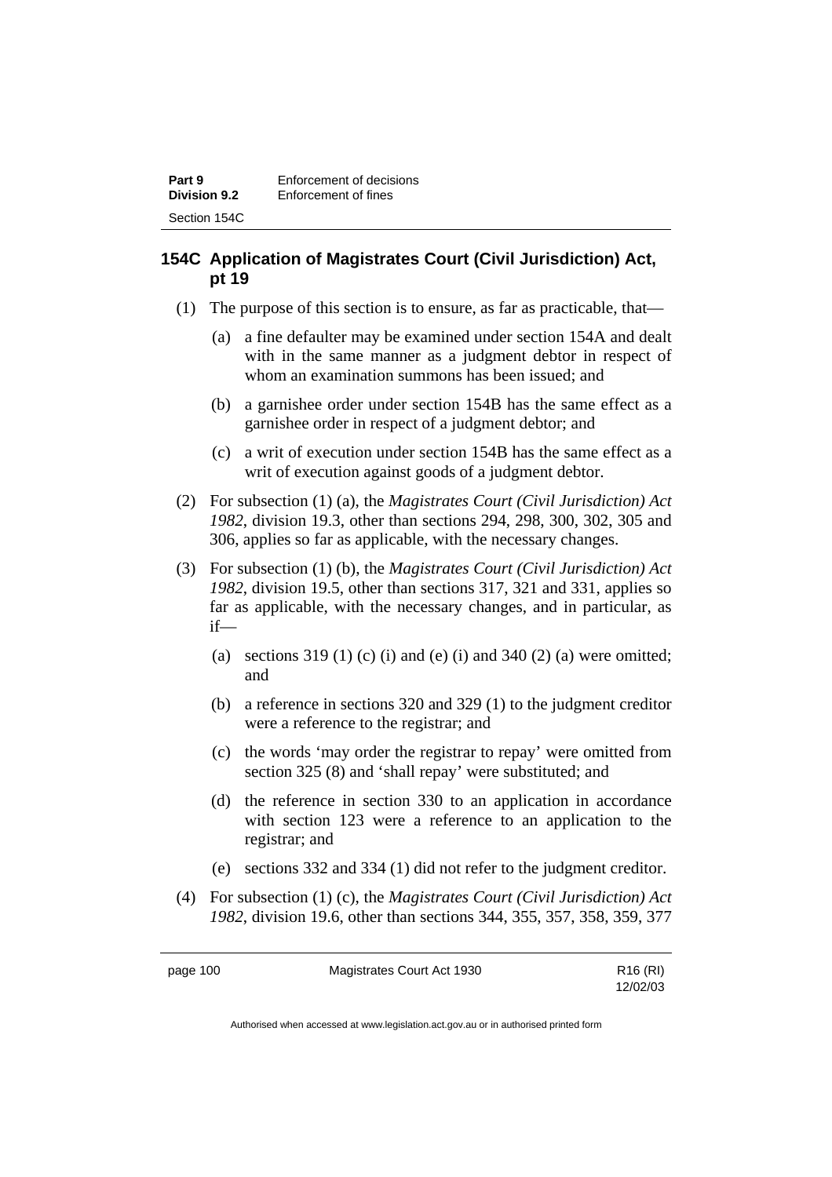## 154C Application of Magistrates Court (Civil Jurisdiction) Act, pt 19

(1) The purpose of this section is to ensure, as far as practicable, that—

  (a) a fine defaulter may be examined under section 154A and dealt with in the same manner as a judgment debtor in respect of whom an examination summons has been issued; and

  (b) a garnishee order under section 154B has the same effect as a garnishee order in respect of a judgment debtor; and

  (c) a writ of execution under section 154B has the same effect as a writ of execution against goods of a judgment debtor.

(2) For subsection (1) (a), the *Magistrates Court (Civil Jurisdiction) Act 1982*, division 19.3, other than sections 294, 298, 300, 302, 305 and 306, applies so far as applicable, with the necessary changes.

(3) For subsection (1) (b), the *Magistrates Court (Civil Jurisdiction) Act 1982*, division 19.5, other than sections 317, 321 and 331, applies so far as applicable, with the necessary changes, and in particular, as if—

  (a) sections 319 (1) (c) (i) and (e) (i) and 340 (2) (a) were omitted; and

  (b) a reference in sections 320 and 329 (1) to the judgment creditor were a reference to the registrar; and

  (c) the words 'may order the registrar to repay' were omitted from section 325 (8) and 'shall repay' were substituted; and

  (d) the reference in section 330 to an application in accordance with section 123 were a reference to an application to the registrar; and

  (e) sections 332 and 334 (1) did not refer to the judgment creditor.

(4) For subsection (1) (c), the *Magistrates Court (Civil Jurisdiction) Act 1982*, division 19.6, other than sections 344, 355, 357, 358, 359, 377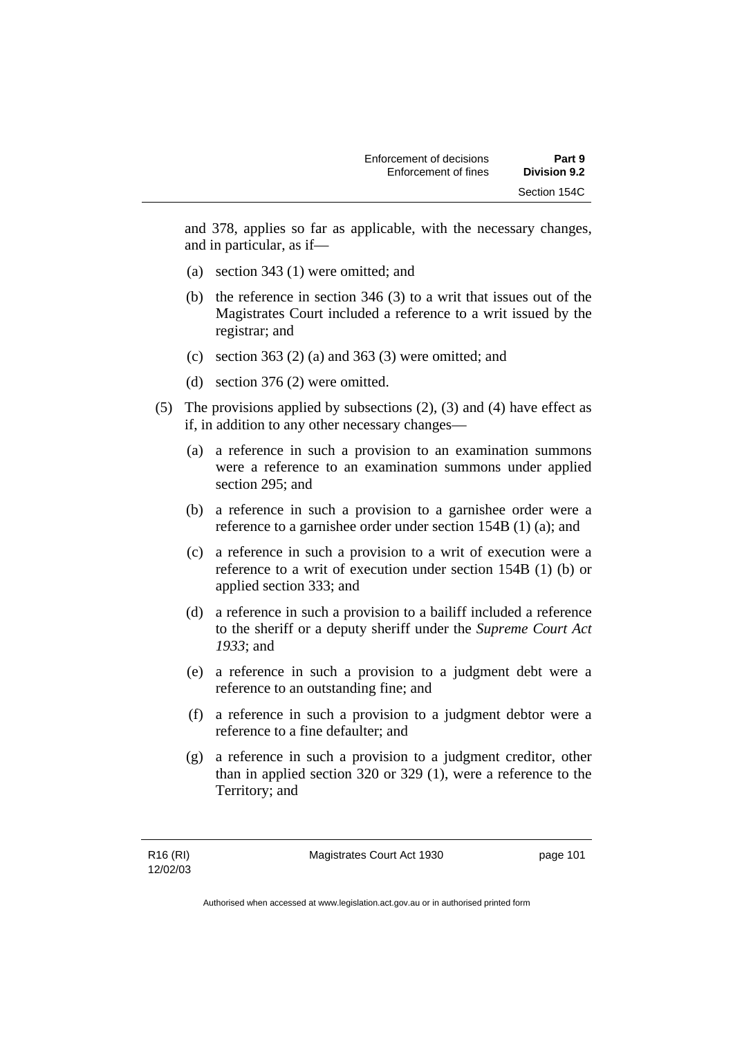and 378, applies so far as applicable, with the necessary changes, and in particular, as if—

(a) section 343 (1) were omitted; and

(b) the reference in section 346 (3) to a writ that issues out of the Magistrates Court included a reference to a writ issued by the registrar; and

(c) section 363 (2) (a) and 363 (3) were omitted; and

(d) section 376 (2) were omitted.

(5) The provisions applied by subsections (2), (3) and (4) have effect as if, in addition to any other necessary changes—

(a) a reference in such a provision to an examination summons were a reference to an examination summons under applied section 295; and

(b) a reference in such a provision to a garnishee order were a reference to a garnishee order under section 154B (1) (a); and

(c) a reference in such a provision to a writ of execution were a reference to a writ of execution under section 154B (1) (b) or applied section 333; and

(d) a reference in such a provision to a bailiff included a reference to the sheriff or a deputy sheriff under the *Supreme Court Act 1933*; and

(e) a reference in such a provision to a judgment debt were a reference to an outstanding fine; and

(f) a reference in such a provision to a judgment debtor were a reference to a fine defaulter; and

(g) a reference in such a provision to a judgment creditor, other than in applied section 320 or 329 (1), were a reference to the Territory; and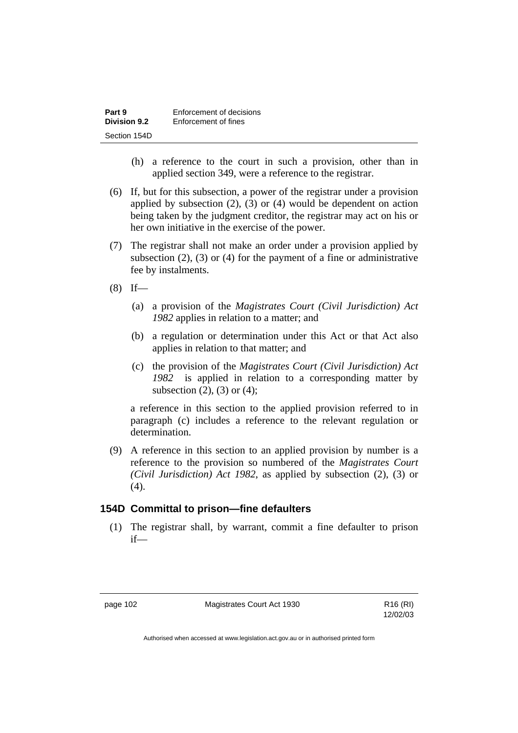(h) a reference to the court in such a provision, other than in applied section 349, were a reference to the registrar.

(6) If, but for this subsection, a power of the registrar under a provision applied by subsection (2), (3) or (4) would be dependent on action being taken by the judgment creditor, the registrar may act on his or her own initiative in the exercise of the power.

(7) The registrar shall not make an order under a provision applied by subsection (2), (3) or (4) for the payment of a fine or administrative fee by instalments.

(8) If—

(a) a provision of the *Magistrates Court (Civil Jurisdiction) Act 1982* applies in relation to a matter; and

(b) a regulation or determination under this Act or that Act also applies in relation to that matter; and

(c) the provision of the *Magistrates Court (Civil Jurisdiction) Act 1982* is applied in relation to a corresponding matter by subsection (2), (3) or (4);

a reference in this section to the applied provision referred to in paragraph (c) includes a reference to the relevant regulation or determination.

(9) A reference in this section to an applied provision by number is a reference to the provision so numbered of the *Magistrates Court (Civil Jurisdiction) Act 1982*, as applied by subsection (2), (3) or (4).

### 154D Committal to prison—fine defaulters

(1) The registrar shall, by warrant, commit a fine defaulter to prison if—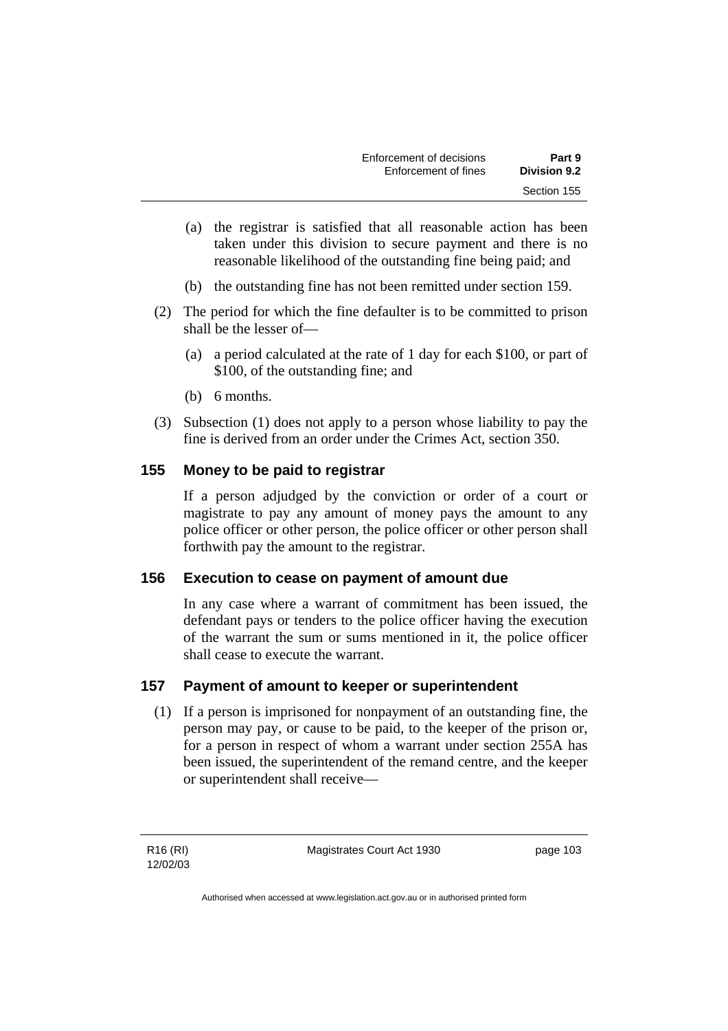(a) the registrar is satisfied that all reasonable action has been taken under this division to secure payment and there is no reasonable likelihood of the outstanding fine being paid; and

(b) the outstanding fine has not been remitted under section 159.

(2) The period for which the fine defaulter is to be committed to prison shall be the lesser of—

(a) a period calculated at the rate of 1 day for each $100, or part of $100, of the outstanding fine; and

(b) 6 months.

(3) Subsection (1) does not apply to a person whose liability to pay the fine is derived from an order under the Crimes Act, section 350.

## 155 Money to be paid to registrar

If a person adjudged by the conviction or order of a court or magistrate to pay any amount of money pays the amount to any police officer or other person, the police officer or other person shall forthwith pay the amount to the registrar.

## 156 Execution to cease on payment of amount due

In any case where a warrant of commitment has been issued, the defendant pays or tenders to the police officer having the execution of the warrant the sum or sums mentioned in it, the police officer shall cease to execute the warrant.

## 157 Payment of amount to keeper or superintendent

(1) If a person is imprisoned for nonpayment of an outstanding fine, the person may pay, or cause to be paid, to the keeper of the prison or, for a person in respect of whom a warrant under section 255A has been issued, the superintendent of the remand centre, and the keeper or superintendent shall receive—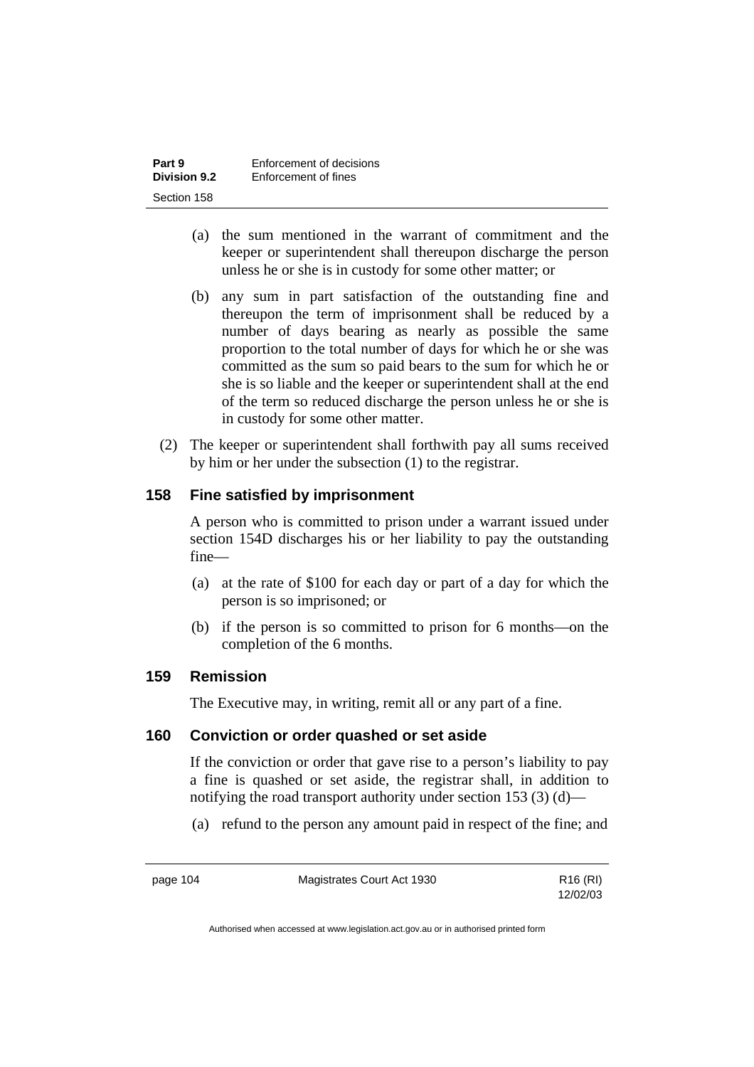(a) the sum mentioned in the warrant of commitment and the keeper or superintendent shall thereupon discharge the person unless he or she is in custody for some other matter; or

(b) any sum in part satisfaction of the outstanding fine and thereupon the term of imprisonment shall be reduced by a number of days bearing as nearly as possible the same proportion to the total number of days for which he or she was committed as the sum so paid bears to the sum for which he or she is so liable and the keeper or superintendent shall at the end of the term so reduced discharge the person unless he or she is in custody for some other matter.

(2) The keeper or superintendent shall forthwith pay all sums received by him or her under the subsection (1) to the registrar.

## 158 Fine satisfied by imprisonment

A person who is committed to prison under a warrant issued under section 154D discharges his or her liability to pay the outstanding fine—

(a) at the rate of $100 for each day or part of a day for which the person is so imprisoned; or

(b) if the person is so committed to prison for 6 months—on the completion of the 6 months.

## 159 Remission

The Executive may, in writing, remit all or any part of a fine.

## 160 Conviction or order quashed or set aside

If the conviction or order that gave rise to a person's liability to pay a fine is quashed or set aside, the registrar shall, in addition to notifying the road transport authority under section 153 (3) (d)—

(a) refund to the person any amount paid in respect of the fine; and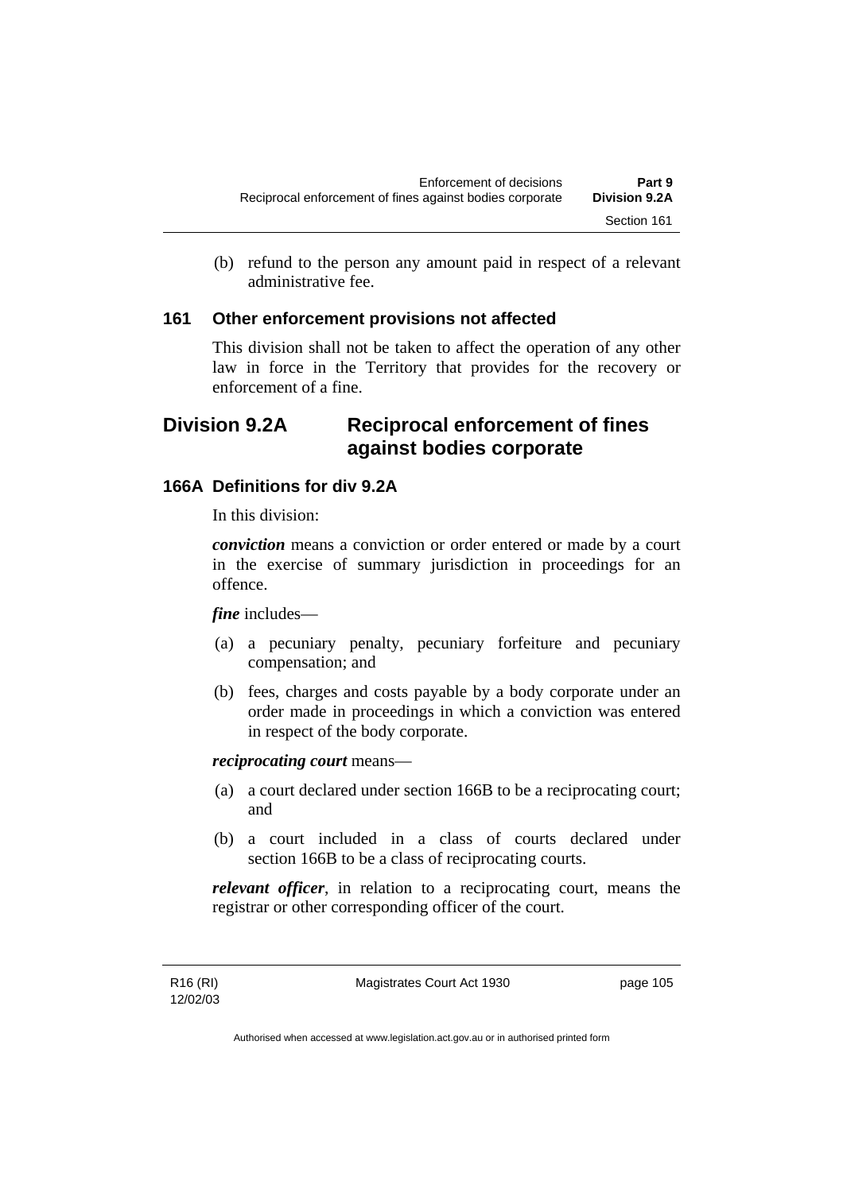(b) refund to the person any amount paid in respect of a relevant administrative fee.

### 161 Other enforcement provisions not affected

This division shall not be taken to affect the operation of any other law in force in the Territory that provides for the recovery or enforcement of a fine.

## Division 9.2A Reciprocal enforcement of fines against bodies corporate

### 166A Definitions for div 9.2A

In this division:

***conviction*** means a conviction or order entered or made by a court in the exercise of summary jurisdiction in proceedings for an offence.

***fine*** includes—

(a) a pecuniary penalty, pecuniary forfeiture and pecuniary compensation; and

(b) fees, charges and costs payable by a body corporate under an order made in proceedings in which a conviction was entered in respect of the body corporate.

***reciprocating court*** means—

(a) a court declared under section 166B to be a reciprocating court; and

(b) a court included in a class of courts declared under section 166B to be a class of reciprocating courts.

***relevant officer***, in relation to a reciprocating court, means the registrar or other corresponding officer of the court.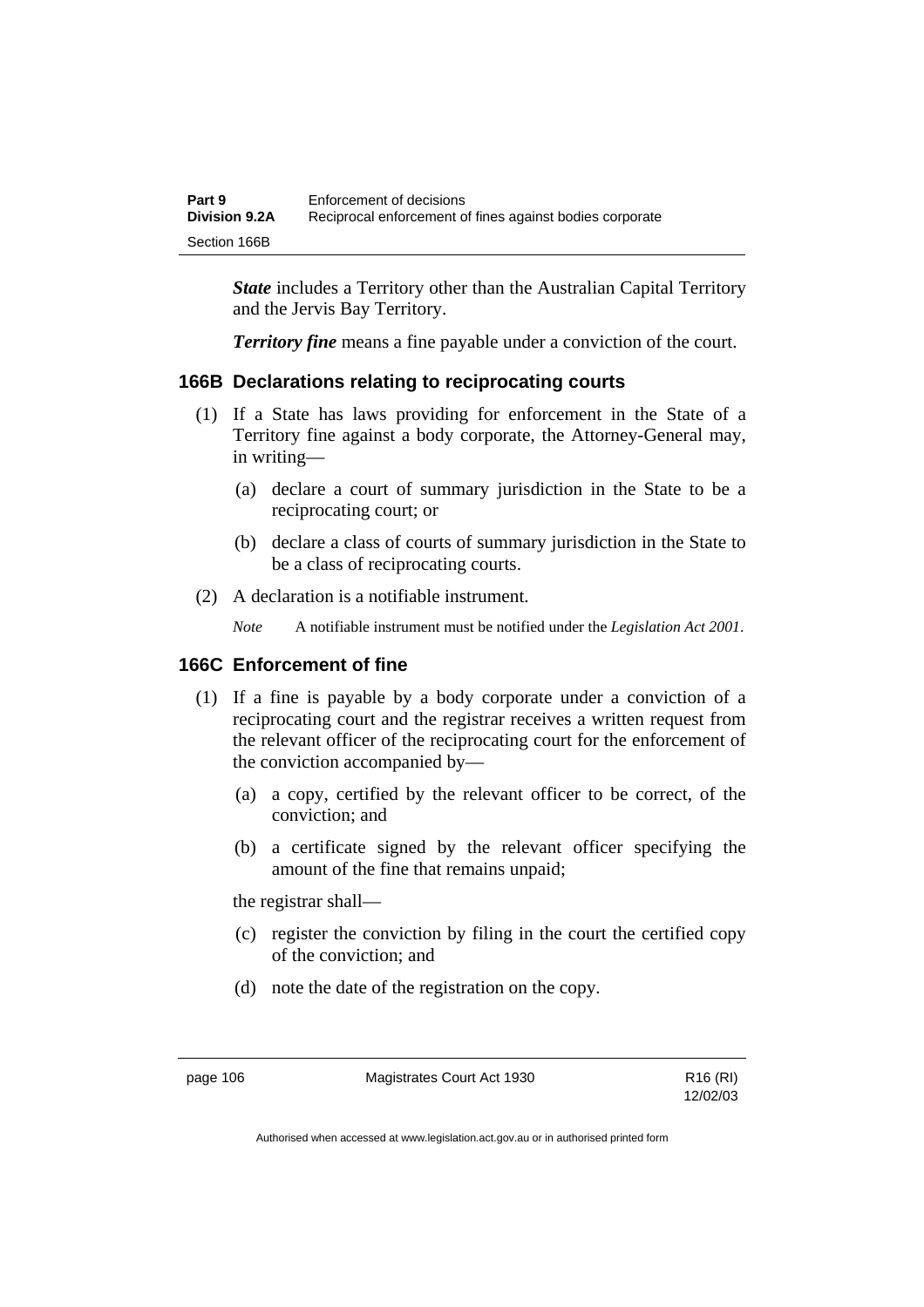***State*** includes a Territory other than the Australian Capital Territory and the Jervis Bay Territory.

***Territory fine*** means a fine payable under a conviction of the court.

### 166B Declarations relating to reciprocating courts

(1) If a State has laws providing for enforcement in the State of a Territory fine against a body corporate, the Attorney-General may, in writing—

(a) declare a court of summary jurisdiction in the State to be a reciprocating court; or

(b) declare a class of courts of summary jurisdiction in the State to be a class of reciprocating courts.

(2) A declaration is a notifiable instrument.

*Note* A notifiable instrument must be notified under the *Legislation Act 2001*.

### 166C Enforcement of fine

(1) If a fine is payable by a body corporate under a conviction of a reciprocating court and the registrar receives a written request from the relevant officer of the reciprocating court for the enforcement of the conviction accompanied by—

(a) a copy, certified by the relevant officer to be correct, of the conviction; and

(b) a certificate signed by the relevant officer specifying the amount of the fine that remains unpaid;

the registrar shall—

(c) register the conviction by filing in the court the certified copy of the conviction; and

(d) note the date of the registration on the copy.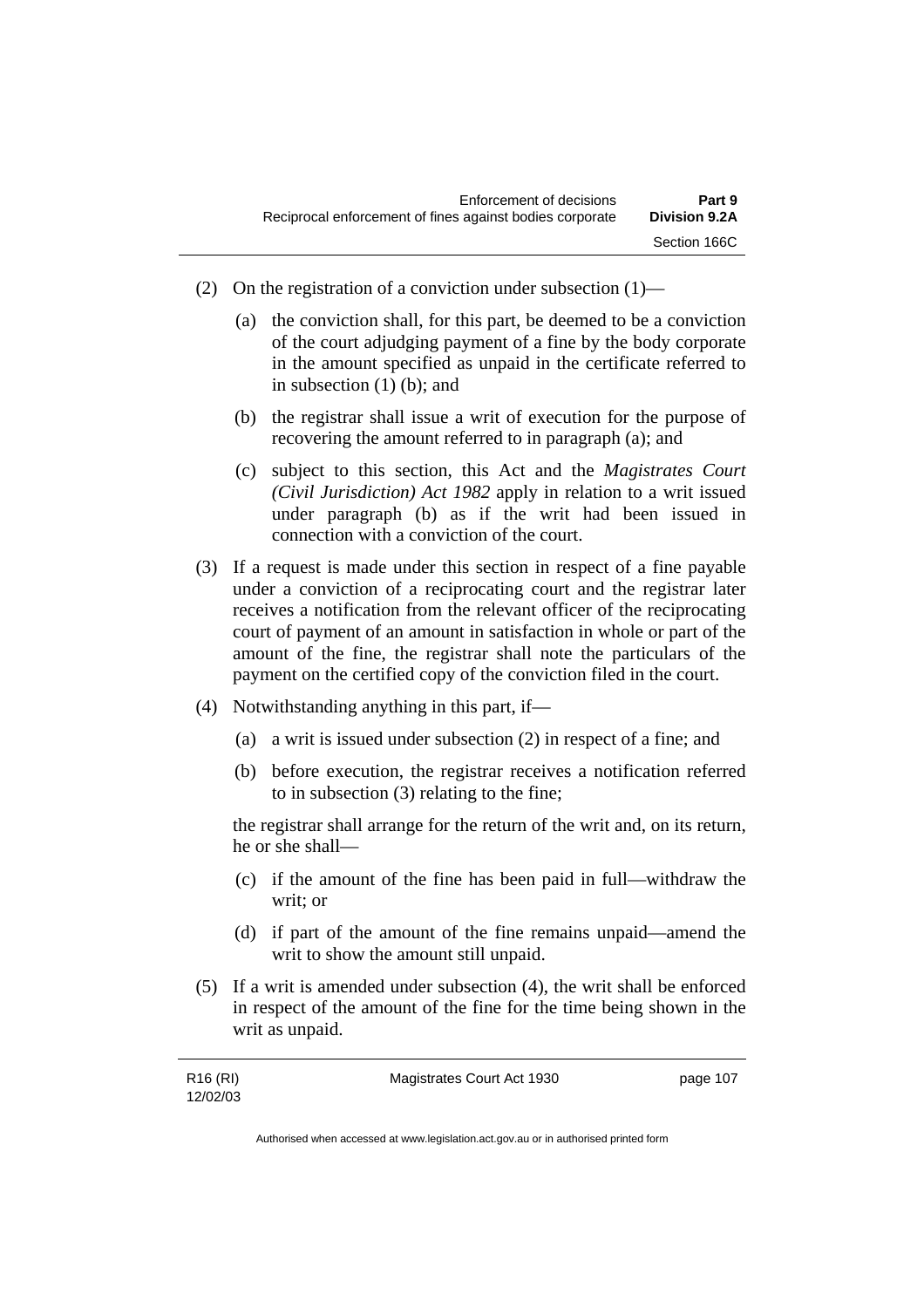(2) On the registration of a conviction under subsection (1)—

(a) the conviction shall, for this part, be deemed to be a conviction of the court adjudging payment of a fine by the body corporate in the amount specified as unpaid in the certificate referred to in subsection (1) (b); and

(b) the registrar shall issue a writ of execution for the purpose of recovering the amount referred to in paragraph (a); and

(c) subject to this section, this Act and the *Magistrates Court (Civil Jurisdiction) Act 1982* apply in relation to a writ issued under paragraph (b) as if the writ had been issued in connection with a conviction of the court.

(3) If a request is made under this section in respect of a fine payable under a conviction of a reciprocating court and the registrar later receives a notification from the relevant officer of the reciprocating court of payment of an amount in satisfaction in whole or part of the amount of the fine, the registrar shall note the particulars of the payment on the certified copy of the conviction filed in the court.

(4) Notwithstanding anything in this part, if—

(a) a writ is issued under subsection (2) in respect of a fine; and

(b) before execution, the registrar receives a notification referred to in subsection (3) relating to the fine;

the registrar shall arrange for the return of the writ and, on its return, he or she shall—

(c) if the amount of the fine has been paid in full—withdraw the writ; or

(d) if part of the amount of the fine remains unpaid—amend the writ to show the amount still unpaid.

(5) If a writ is amended under subsection (4), the writ shall be enforced in respect of the amount of the fine for the time being shown in the writ as unpaid.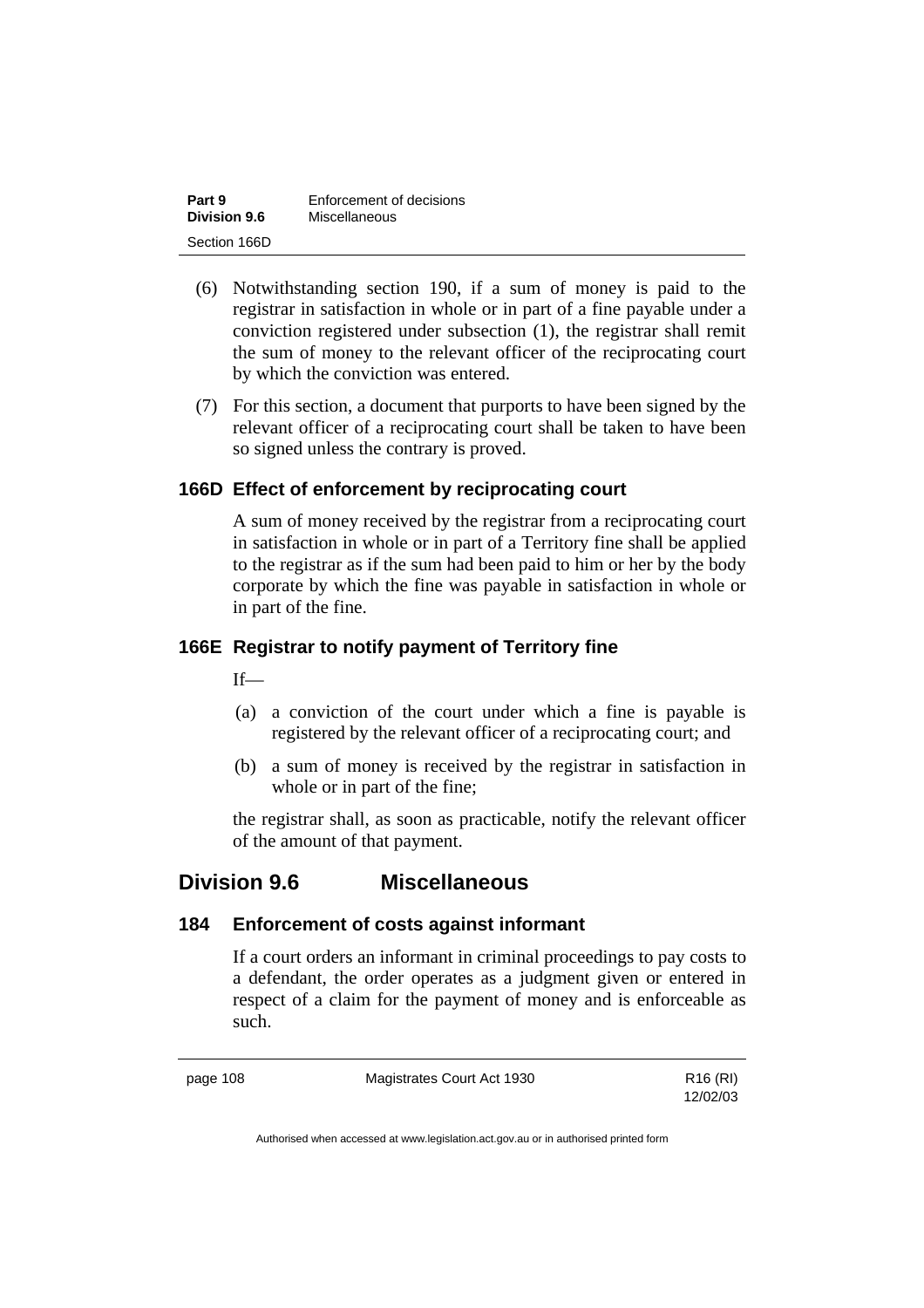(6) Notwithstanding section 190, if a sum of money is paid to the registrar in satisfaction in whole or in part of a fine payable under a conviction registered under subsection (1), the registrar shall remit the sum of money to the relevant officer of the reciprocating court by which the conviction was entered.

(7) For this section, a document that purports to have been signed by the relevant officer of a reciprocating court shall be taken to have been so signed unless the contrary is proved.

### 166D Effect of enforcement by reciprocating court

A sum of money received by the registrar from a reciprocating court in satisfaction in whole or in part of a Territory fine shall be applied to the registrar as if the sum had been paid to him or her by the body corporate by which the fine was payable in satisfaction in whole or in part of the fine.

### 166E Registrar to notify payment of Territory fine

If—

(a) a conviction of the court under which a fine is payable is registered by the relevant officer of a reciprocating court; and

(b) a sum of money is received by the registrar in satisfaction in whole or in part of the fine;

the registrar shall, as soon as practicable, notify the relevant officer of the amount of that payment.

## Division 9.6 Miscellaneous

### 184 Enforcement of costs against informant

If a court orders an informant in criminal proceedings to pay costs to a defendant, the order operates as a judgment given or entered in respect of a claim for the payment of money and is enforceable as such.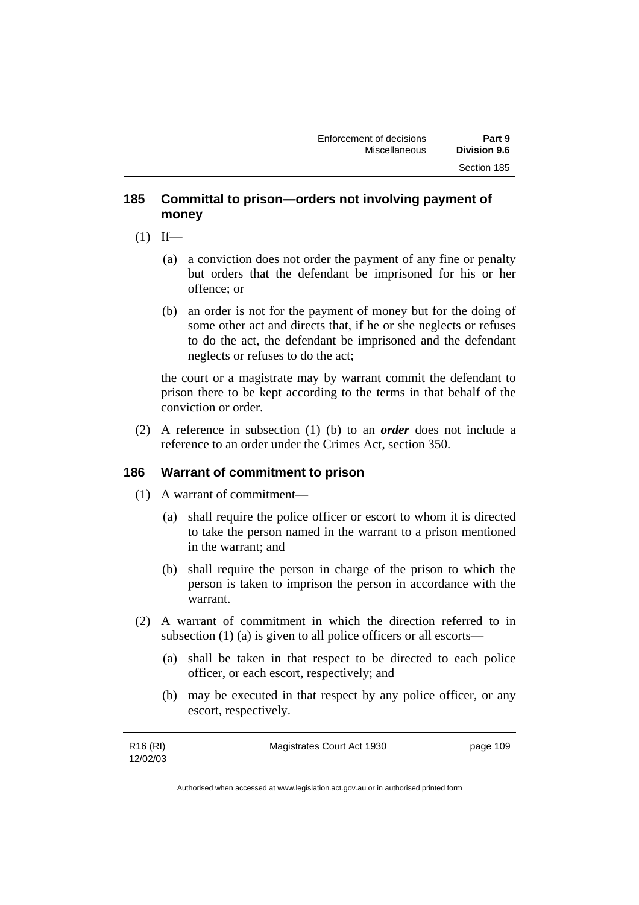## 185 Committal to prison—orders not involving payment of money

(1) If—

  (a) a conviction does not order the payment of any fine or penalty but orders that the defendant be imprisoned for his or her offence; or

  (b) an order is not for the payment of money but for the doing of some other act and directs that, if he or she neglects or refuses to do the act, the defendant be imprisoned and the defendant neglects or refuses to do the act;

the court or a magistrate may by warrant commit the defendant to prison there to be kept according to the terms in that behalf of the conviction or order.

(2) A reference in subsection (1) (b) to an ***order*** does not include a reference to an order under the Crimes Act, section 350.

## 186 Warrant of commitment to prison

(1) A warrant of commitment—

  (a) shall require the police officer or escort to whom it is directed to take the person named in the warrant to a prison mentioned in the warrant; and

  (b) shall require the person in charge of the prison to which the person is taken to imprison the person in accordance with the warrant.

(2) A warrant of commitment in which the direction referred to in subsection (1) (a) is given to all police officers or all escorts—

  (a) shall be taken in that respect to be directed to each police officer, or each escort, respectively; and

  (b) may be executed in that respect by any police officer, or any escort, respectively.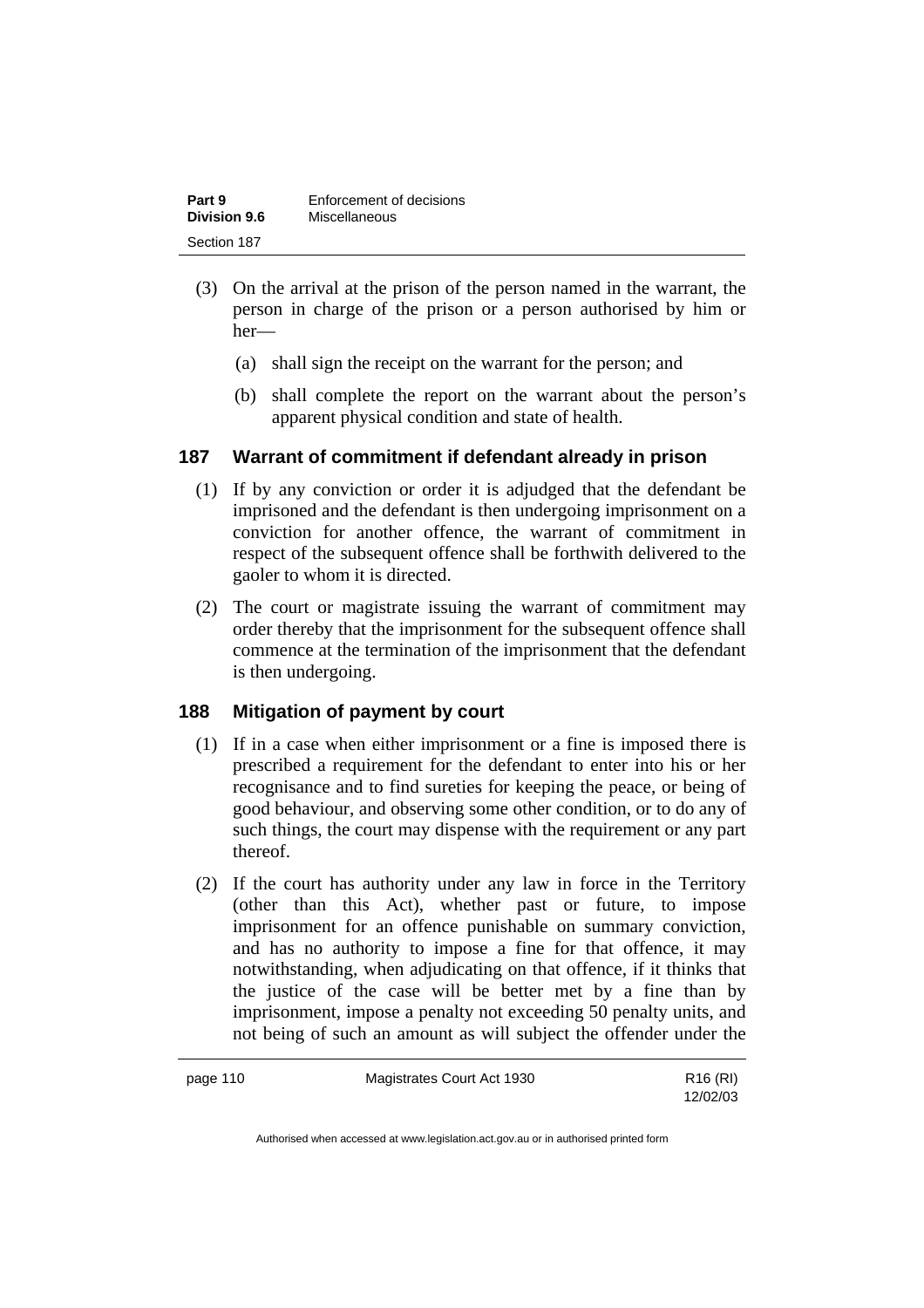(3) On the arrival at the prison of the person named in the warrant, the person in charge of the prison or a person authorised by him or her—

(a) shall sign the receipt on the warrant for the person; and

(b) shall complete the report on the warrant about the person's apparent physical condition and state of health.

## 187 Warrant of commitment if defendant already in prison

(1) If by any conviction or order it is adjudged that the defendant be imprisoned and the defendant is then undergoing imprisonment on a conviction for another offence, the warrant of commitment in respect of the subsequent offence shall be forthwith delivered to the gaoler to whom it is directed.

(2) The court or magistrate issuing the warrant of commitment may order thereby that the imprisonment for the subsequent offence shall commence at the termination of the imprisonment that the defendant is then undergoing.

## 188 Mitigation of payment by court

(1) If in a case when either imprisonment or a fine is imposed there is prescribed a requirement for the defendant to enter into his or her recognisance and to find sureties for keeping the peace, or being of good behaviour, and observing some other condition, or to do any of such things, the court may dispense with the requirement or any part thereof.

(2) If the court has authority under any law in force in the Territory (other than this Act), whether past or future, to impose imprisonment for an offence punishable on summary conviction, and has no authority to impose a fine for that offence, it may notwithstanding, when adjudicating on that offence, if it thinks that the justice of the case will be better met by a fine than by imprisonment, impose a penalty not exceeding 50 penalty units, and not being of such an amount as will subject the offender under the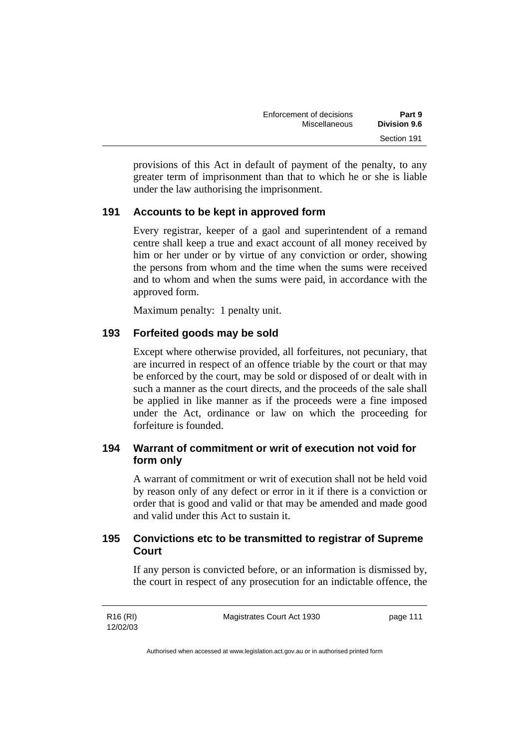provisions of this Act in default of payment of the penalty, to any greater term of imprisonment than that to which he or she is liable under the law authorising the imprisonment.

### 191 Accounts to be kept in approved form

Every registrar, keeper of a gaol and superintendent of a remand centre shall keep a true and exact account of all money received by him or her under or by virtue of any conviction or order, showing the persons from whom and the time when the sums were received and to whom and when the sums were paid, in accordance with the approved form.

Maximum penalty: 1 penalty unit.

### 193 Forfeited goods may be sold

Except where otherwise provided, all forfeitures, not pecuniary, that are incurred in respect of an offence triable by the court or that may be enforced by the court, may be sold or disposed of or dealt with in such a manner as the court directs, and the proceeds of the sale shall be applied in like manner as if the proceeds were a fine imposed under the Act, ordinance or law on which the proceeding for forfeiture is founded.

### 194 Warrant of commitment or writ of execution not void for form only

A warrant of commitment or writ of execution shall not be held void by reason only of any defect or error in it if there is a conviction or order that is good and valid or that may be amended and made good and valid under this Act to sustain it.

### 195 Convictions etc to be transmitted to registrar of Supreme Court

If any person is convicted before, or an information is dismissed by, the court in respect of any prosecution for an indictable offence, the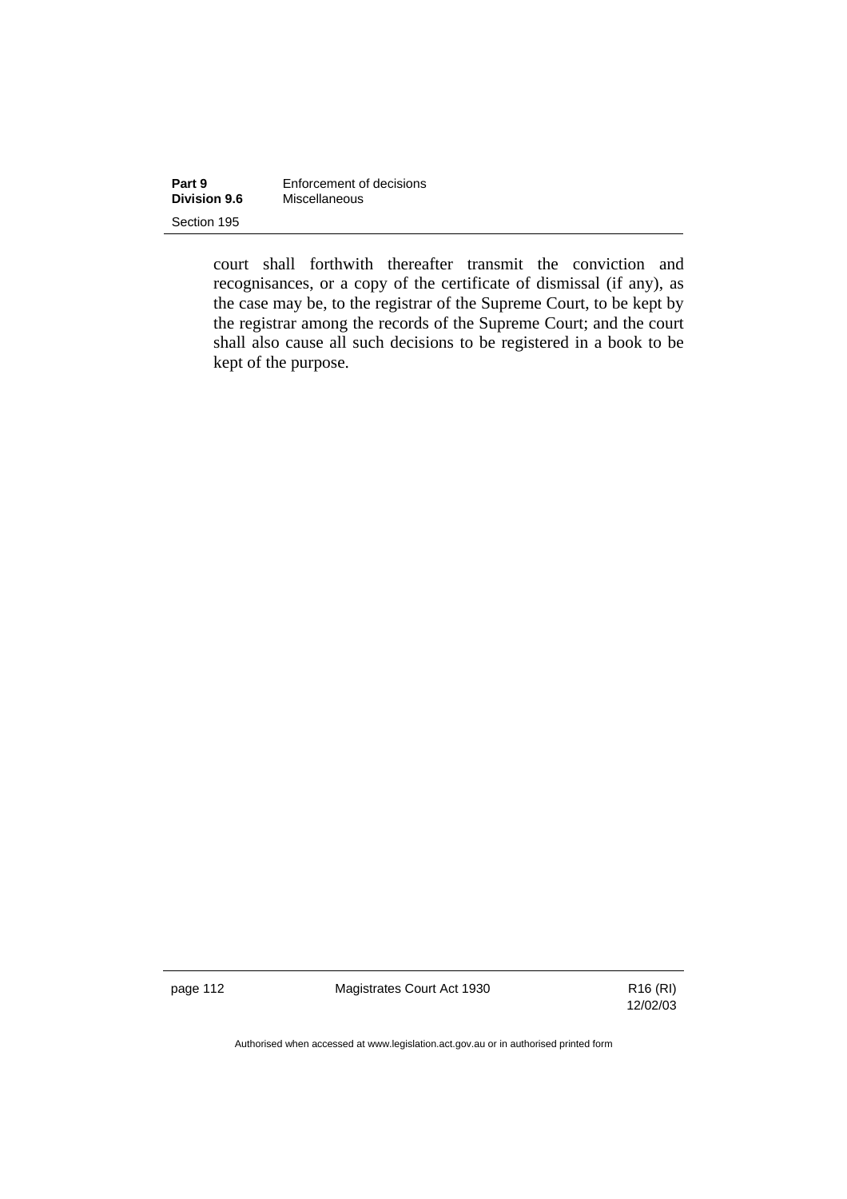court shall forthwith thereafter transmit the conviction and recognisances, or a copy of the certificate of dismissal (if any), as the case may be, to the registrar of the Supreme Court, to be kept by the registrar among the records of the Supreme Court; and the court shall also cause all such decisions to be registered in a book to be kept of the purpose.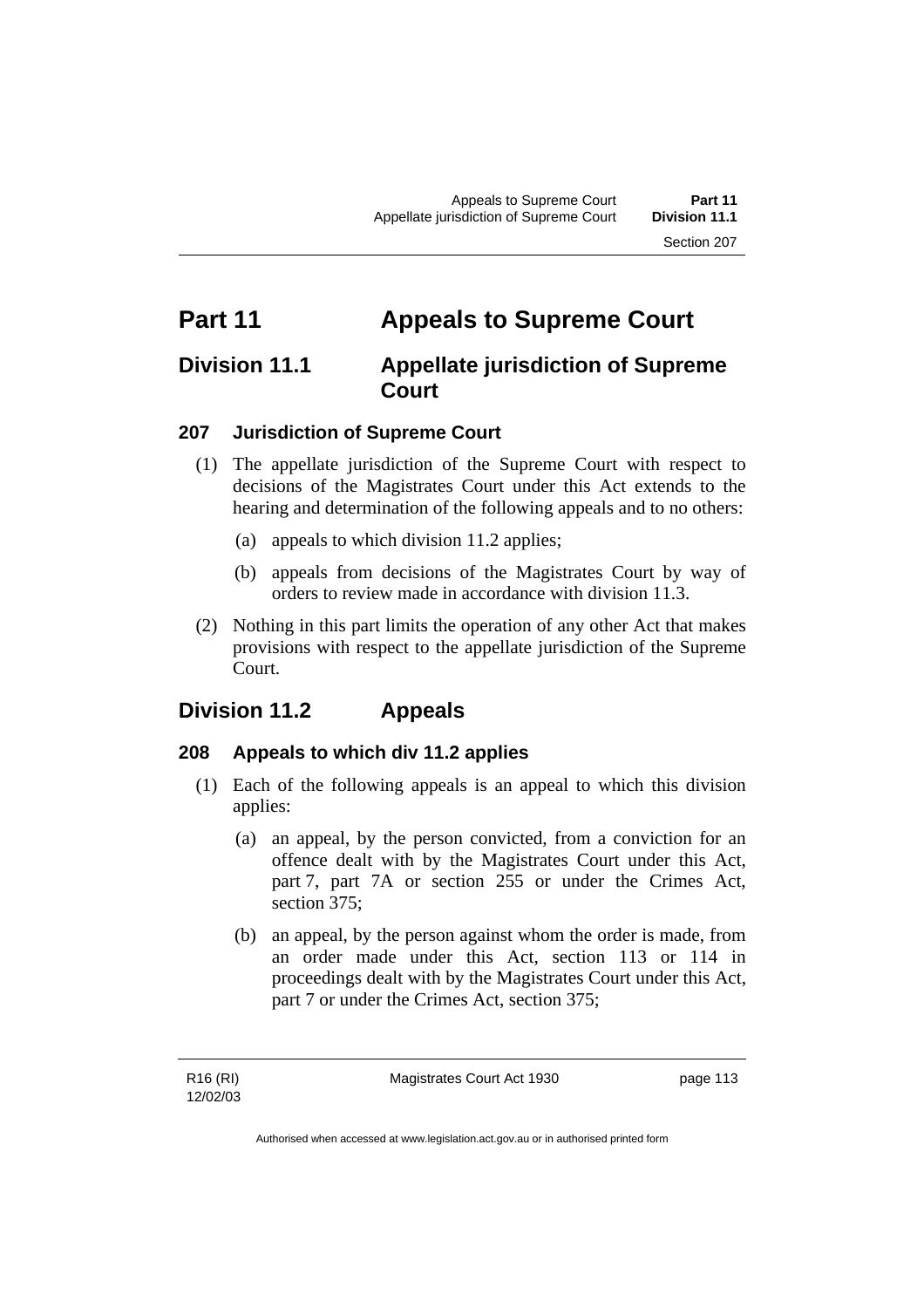# Part 11 Appeals to Supreme Court

## Division 11.1 Appellate jurisdiction of Supreme Court

### 207 Jurisdiction of Supreme Court

(1) The appellate jurisdiction of the Supreme Court with respect to decisions of the Magistrates Court under this Act extends to the hearing and determination of the following appeals and to no others:

(a) appeals to which division 11.2 applies;

(b) appeals from decisions of the Magistrates Court by way of orders to review made in accordance with division 11.3.

(2) Nothing in this part limits the operation of any other Act that makes provisions with respect to the appellate jurisdiction of the Supreme Court.

## Division 11.2 Appeals

### 208 Appeals to which div 11.2 applies

(1) Each of the following appeals is an appeal to which this division applies:

(a) an appeal, by the person convicted, from a conviction for an offence dealt with by the Magistrates Court under this Act, part 7, part 7A or section 255 or under the Crimes Act, section 375;

(b) an appeal, by the person against whom the order is made, from an order made under this Act, section 113 or 114 in proceedings dealt with by the Magistrates Court under this Act, part 7 or under the Crimes Act, section 375;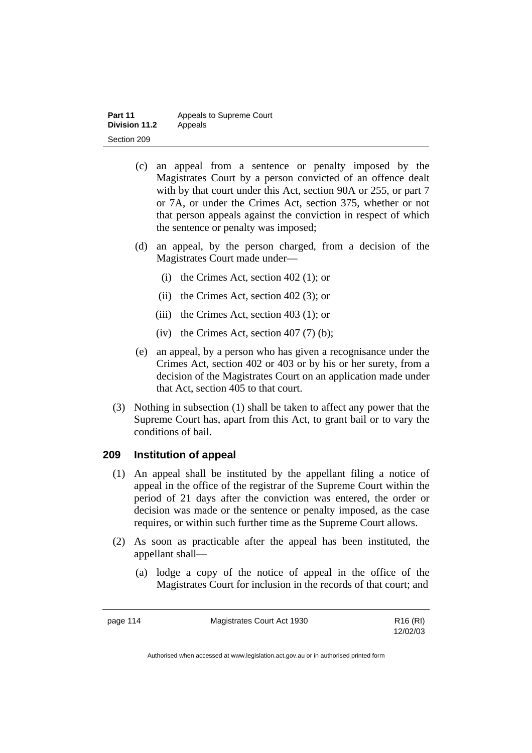(c) an appeal from a sentence or penalty imposed by the Magistrates Court by a person convicted of an offence dealt with by that court under this Act, section 90A or 255, or part 7 or 7A, or under the Crimes Act, section 375, whether or not that person appeals against the conviction in respect of which the sentence or penalty was imposed;

(d) an appeal, by the person charged, from a decision of the Magistrates Court made under—

(i) the Crimes Act, section 402 (1); or

(ii) the Crimes Act, section 402 (3); or

(iii) the Crimes Act, section 403 (1); or

(iv) the Crimes Act, section 407 (7) (b);

(e) an appeal, by a person who has given a recognisance under the Crimes Act, section 402 or 403 or by his or her surety, from a decision of the Magistrates Court on an application made under that Act, section 405 to that court.

(3) Nothing in subsection (1) shall be taken to affect any power that the Supreme Court has, apart from this Act, to grant bail or to vary the conditions of bail.

## 209 Institution of appeal

(1) An appeal shall be instituted by the appellant filing a notice of appeal in the office of the registrar of the Supreme Court within the period of 21 days after the conviction was entered, the order or decision was made or the sentence or penalty imposed, as the case requires, or within such further time as the Supreme Court allows.

(2) As soon as practicable after the appeal has been instituted, the appellant shall—

(a) lodge a copy of the notice of appeal in the office of the Magistrates Court for inclusion in the records of that court; and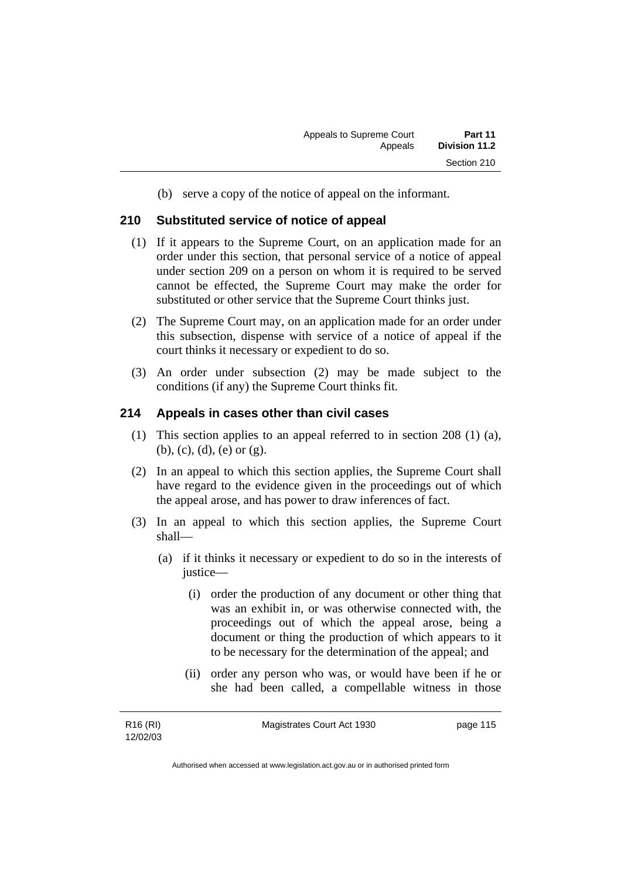(b) serve a copy of the notice of appeal on the informant.

## 210 Substituted service of notice of appeal

(1) If it appears to the Supreme Court, on an application made for an order under this section, that personal service of a notice of appeal under section 209 on a person on whom it is required to be served cannot be effected, the Supreme Court may make the order for substituted or other service that the Supreme Court thinks just.

(2) The Supreme Court may, on an application made for an order under this subsection, dispense with service of a notice of appeal if the court thinks it necessary or expedient to do so.

(3) An order under subsection (2) may be made subject to the conditions (if any) the Supreme Court thinks fit.

## 214 Appeals in cases other than civil cases

(1) This section applies to an appeal referred to in section 208 (1) (a), (b), (c), (d), (e) or (g).

(2) In an appeal to which this section applies, the Supreme Court shall have regard to the evidence given in the proceedings out of which the appeal arose, and has power to draw inferences of fact.

(3) In an appeal to which this section applies, the Supreme Court shall—

(a) if it thinks it necessary or expedient to do so in the interests of justice—

(i) order the production of any document or other thing that was an exhibit in, or was otherwise connected with, the proceedings out of which the appeal arose, being a document or thing the production of which appears to it to be necessary for the determination of the appeal; and

(ii) order any person who was, or would have been if he or she had been called, a compellable witness in those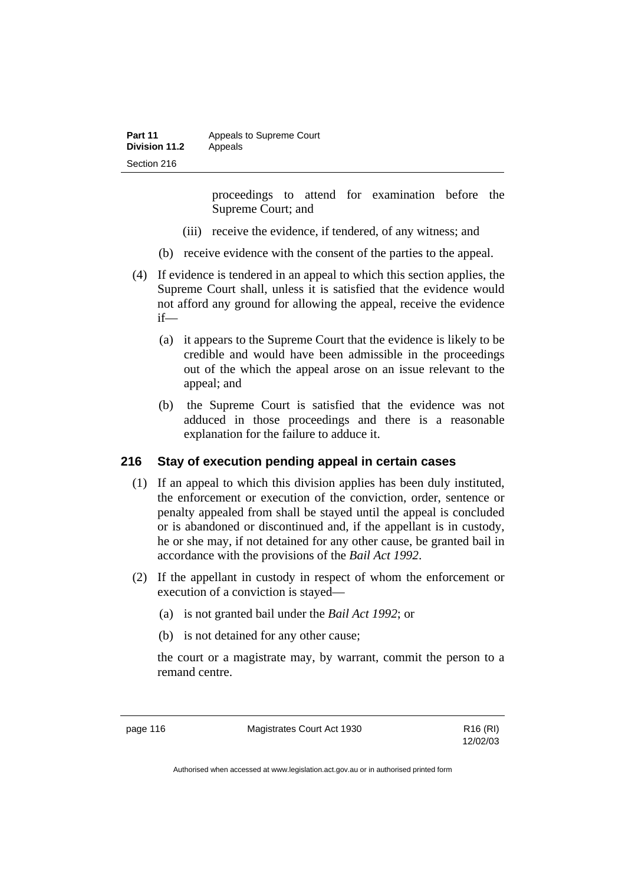proceedings to attend for examination before the Supreme Court; and

(iii) receive the evidence, if tendered, of any witness; and

(b) receive evidence with the consent of the parties to the appeal.

(4) If evidence is tendered in an appeal to which this section applies, the Supreme Court shall, unless it is satisfied that the evidence would not afford any ground for allowing the appeal, receive the evidence if—

(a) it appears to the Supreme Court that the evidence is likely to be credible and would have been admissible in the proceedings out of the which the appeal arose on an issue relevant to the appeal; and

(b) the Supreme Court is satisfied that the evidence was not adduced in those proceedings and there is a reasonable explanation for the failure to adduce it.

## 216 Stay of execution pending appeal in certain cases

(1) If an appeal to which this division applies has been duly instituted, the enforcement or execution of the conviction, order, sentence or penalty appealed from shall be stayed until the appeal is concluded or is abandoned or discontinued and, if the appellant is in custody, he or she may, if not detained for any other cause, be granted bail in accordance with the provisions of the *Bail Act 1992*.

(2) If the appellant in custody in respect of whom the enforcement or execution of a conviction is stayed—

(a) is not granted bail under the *Bail Act 1992*; or

(b) is not detained for any other cause;

the court or a magistrate may, by warrant, commit the person to a remand centre.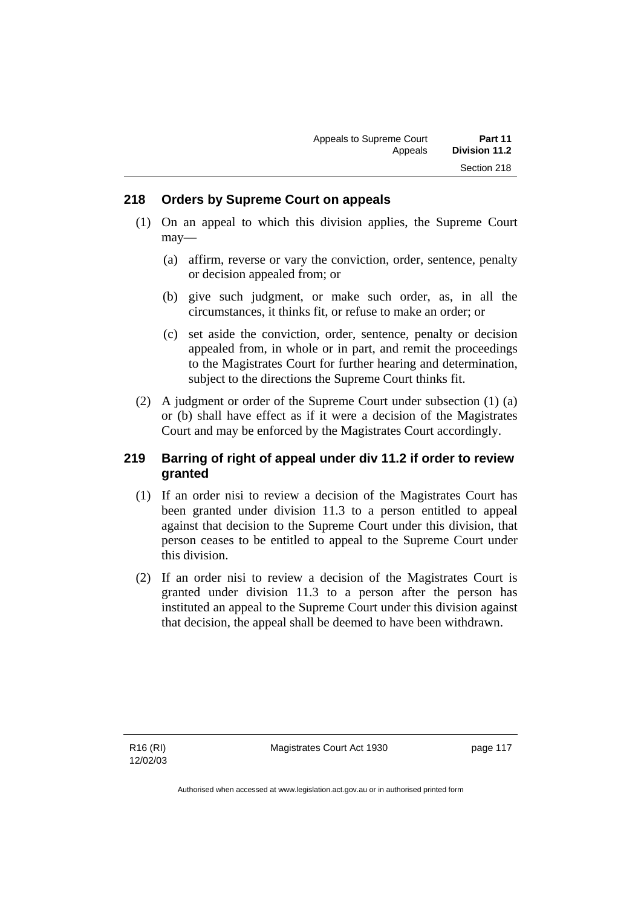## 218 Orders by Supreme Court on appeals

(1) On an appeal to which this division applies, the Supreme Court may—

(a) affirm, reverse or vary the conviction, order, sentence, penalty or decision appealed from; or

(b) give such judgment, or make such order, as, in all the circumstances, it thinks fit, or refuse to make an order; or

(c) set aside the conviction, order, sentence, penalty or decision appealed from, in whole or in part, and remit the proceedings to the Magistrates Court for further hearing and determination, subject to the directions the Supreme Court thinks fit.

(2) A judgment or order of the Supreme Court under subsection (1) (a) or (b) shall have effect as if it were a decision of the Magistrates Court and may be enforced by the Magistrates Court accordingly.

## 219 Barring of right of appeal under div 11.2 if order to review granted

(1) If an order nisi to review a decision of the Magistrates Court has been granted under division 11.3 to a person entitled to appeal against that decision to the Supreme Court under this division, that person ceases to be entitled to appeal to the Supreme Court under this division.

(2) If an order nisi to review a decision of the Magistrates Court is granted under division 11.3 to a person after the person has instituted an appeal to the Supreme Court under this division against that decision, the appeal shall be deemed to have been withdrawn.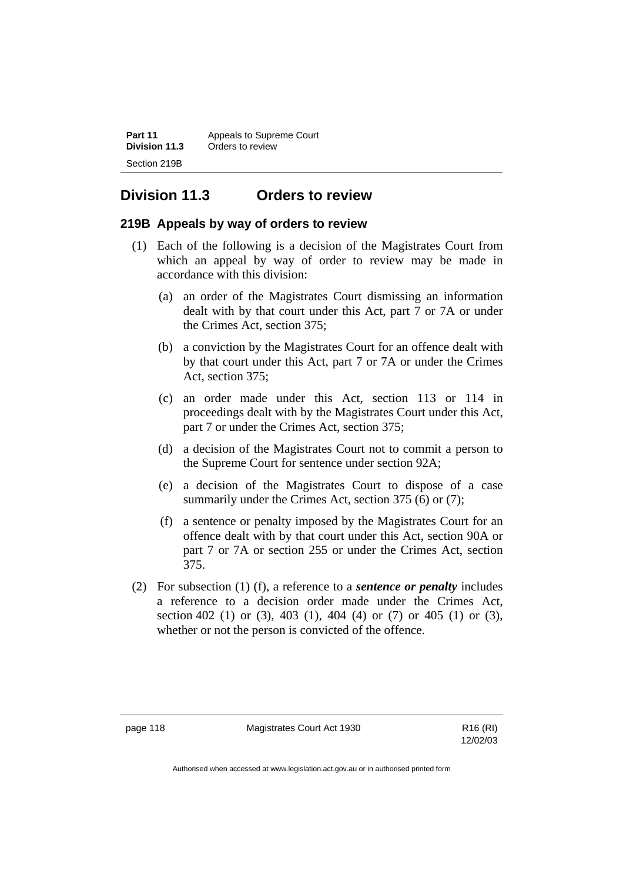## Division 11.3 Orders to review

### 219B Appeals by way of orders to review

(1) Each of the following is a decision of the Magistrates Court from which an appeal by way of order to review may be made in accordance with this division:

(a) an order of the Magistrates Court dismissing an information dealt with by that court under this Act, part 7 or 7A or under the Crimes Act, section 375;

(b) a conviction by the Magistrates Court for an offence dealt with by that court under this Act, part 7 or 7A or under the Crimes Act, section 375;

(c) an order made under this Act, section 113 or 114 in proceedings dealt with by the Magistrates Court under this Act, part 7 or under the Crimes Act, section 375;

(d) a decision of the Magistrates Court not to commit a person to the Supreme Court for sentence under section 92A;

(e) a decision of the Magistrates Court to dispose of a case summarily under the Crimes Act, section 375 (6) or (7);

(f) a sentence or penalty imposed by the Magistrates Court for an offence dealt with by that court under this Act, section 90A or part 7 or 7A or section 255 or under the Crimes Act, section 375.

(2) For subsection (1) (f), a reference to a ***sentence or penalty*** includes a reference to a decision order made under the Crimes Act, section 402 (1) or (3), 403 (1), 404 (4) or (7) or 405 (1) or (3), whether or not the person is convicted of the offence.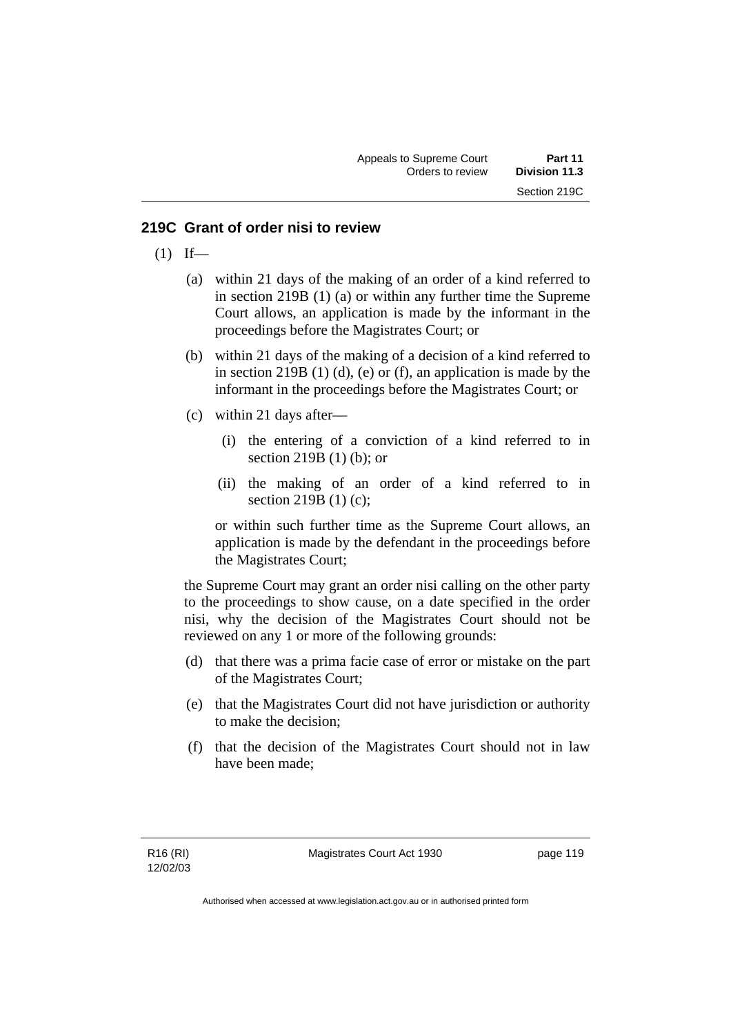## 219C Grant of order nisi to review

(1) If—

(a) within 21 days of the making of an order of a kind referred to in section 219B (1) (a) or within any further time the Supreme Court allows, an application is made by the informant in the proceedings before the Magistrates Court; or

(b) within 21 days of the making of a decision of a kind referred to in section 219B (1) (d), (e) or (f), an application is made by the informant in the proceedings before the Magistrates Court; or

(c) within 21 days after—

(i) the entering of a conviction of a kind referred to in section 219B (1) (b); or

(ii) the making of an order of a kind referred to in section 219B (1) (c);

or within such further time as the Supreme Court allows, an application is made by the defendant in the proceedings before the Magistrates Court;

the Supreme Court may grant an order nisi calling on the other party to the proceedings to show cause, on a date specified in the order nisi, why the decision of the Magistrates Court should not be reviewed on any 1 or more of the following grounds:

(d) that there was a prima facie case of error or mistake on the part of the Magistrates Court;

(e) that the Magistrates Court did not have jurisdiction or authority to make the decision;

(f) that the decision of the Magistrates Court should not in law have been made;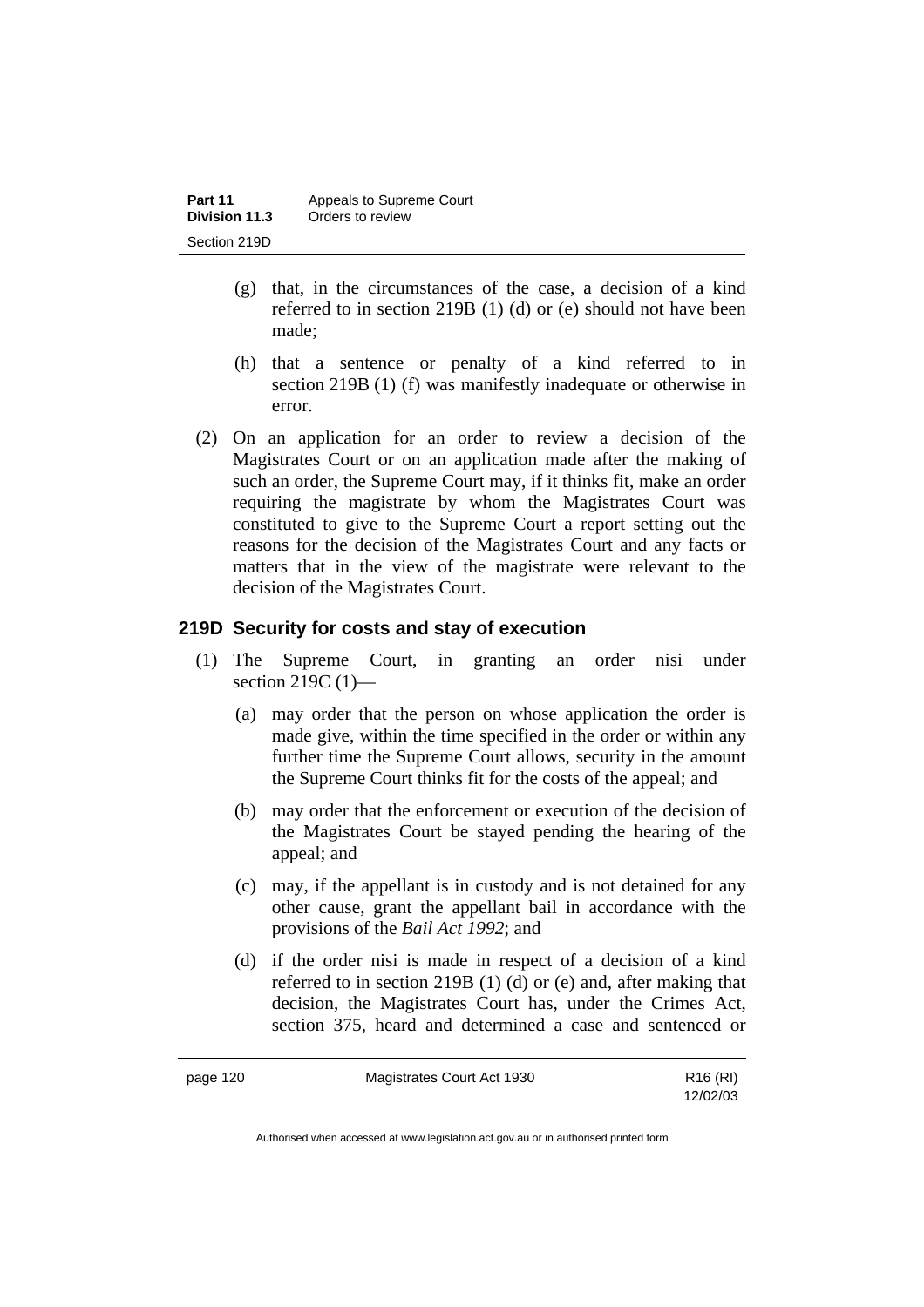(g) that, in the circumstances of the case, a decision of a kind referred to in section 219B (1) (d) or (e) should not have been made;

(h) that a sentence or penalty of a kind referred to in section 219B (1) (f) was manifestly inadequate or otherwise in error.

(2) On an application for an order to review a decision of the Magistrates Court or on an application made after the making of such an order, the Supreme Court may, if it thinks fit, make an order requiring the magistrate by whom the Magistrates Court was constituted to give to the Supreme Court a report setting out the reasons for the decision of the Magistrates Court and any facts or matters that in the view of the magistrate were relevant to the decision of the Magistrates Court.

### 219D Security for costs and stay of execution

(1) The Supreme Court, in granting an order nisi under section 219C (1)—

(a) may order that the person on whose application the order is made give, within the time specified in the order or within any further time the Supreme Court allows, security in the amount the Supreme Court thinks fit for the costs of the appeal; and

(b) may order that the enforcement or execution of the decision of the Magistrates Court be stayed pending the hearing of the appeal; and

(c) may, if the appellant is in custody and is not detained for any other cause, grant the appellant bail in accordance with the provisions of the *Bail Act 1992*; and

(d) if the order nisi is made in respect of a decision of a kind referred to in section 219B (1) (d) or (e) and, after making that decision, the Magistrates Court has, under the Crimes Act, section 375, heard and determined a case and sentenced or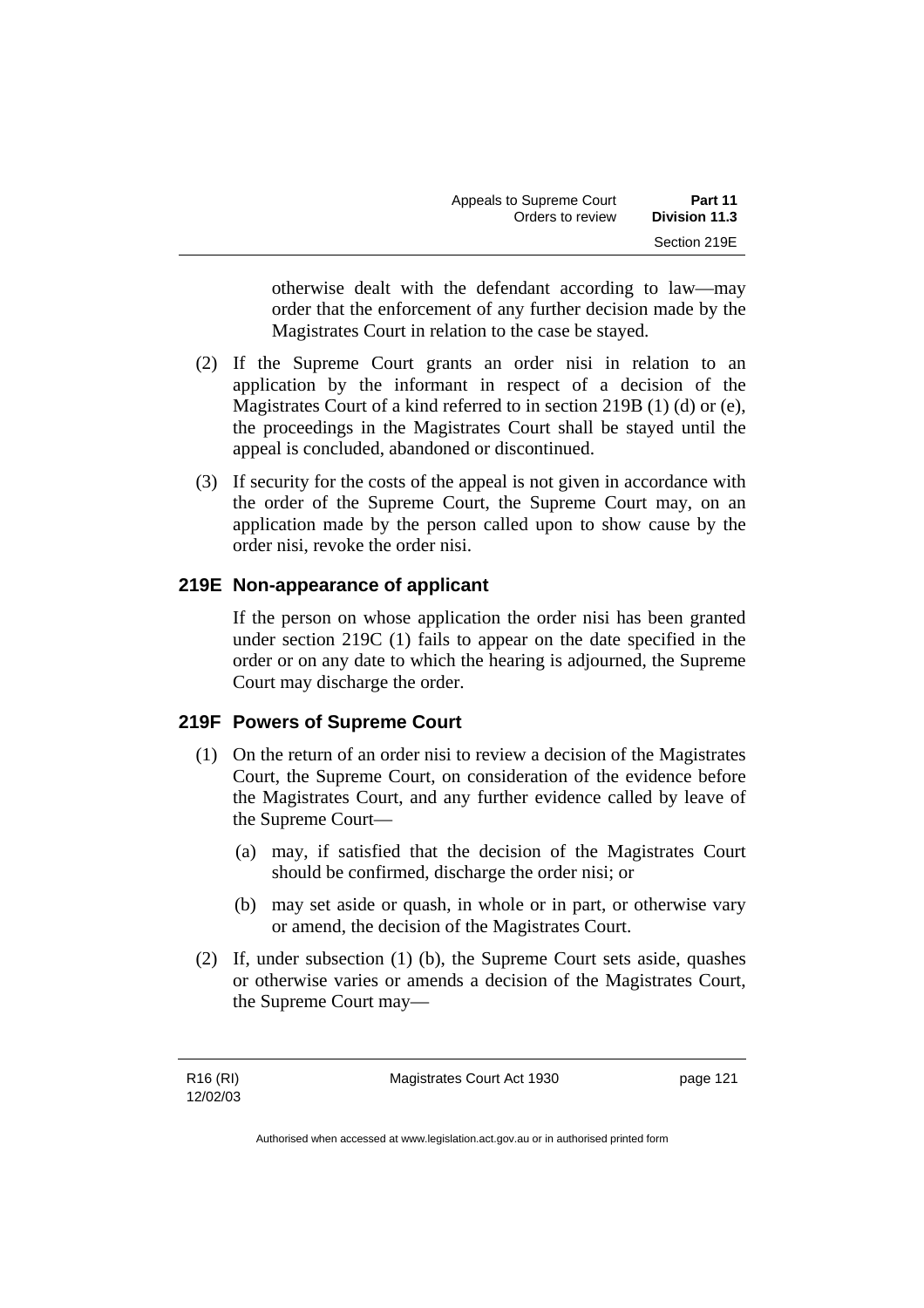otherwise dealt with the defendant according to law—may order that the enforcement of any further decision made by the Magistrates Court in relation to the case be stayed.

(2) If the Supreme Court grants an order nisi in relation to an application by the informant in respect of a decision of the Magistrates Court of a kind referred to in section 219B (1) (d) or (e), the proceedings in the Magistrates Court shall be stayed until the appeal is concluded, abandoned or discontinued.

(3) If security for the costs of the appeal is not given in accordance with the order of the Supreme Court, the Supreme Court may, on an application made by the person called upon to show cause by the order nisi, revoke the order nisi.

### 219E Non-appearance of applicant

If the person on whose application the order nisi has been granted under section 219C (1) fails to appear on the date specified in the order or on any date to which the hearing is adjourned, the Supreme Court may discharge the order.

### 219F Powers of Supreme Court

(1) On the return of an order nisi to review a decision of the Magistrates Court, the Supreme Court, on consideration of the evidence before the Magistrates Court, and any further evidence called by leave of the Supreme Court—

(a) may, if satisfied that the decision of the Magistrates Court should be confirmed, discharge the order nisi; or

(b) may set aside or quash, in whole or in part, or otherwise vary or amend, the decision of the Magistrates Court.

(2) If, under subsection (1) (b), the Supreme Court sets aside, quashes or otherwise varies or amends a decision of the Magistrates Court, the Supreme Court may—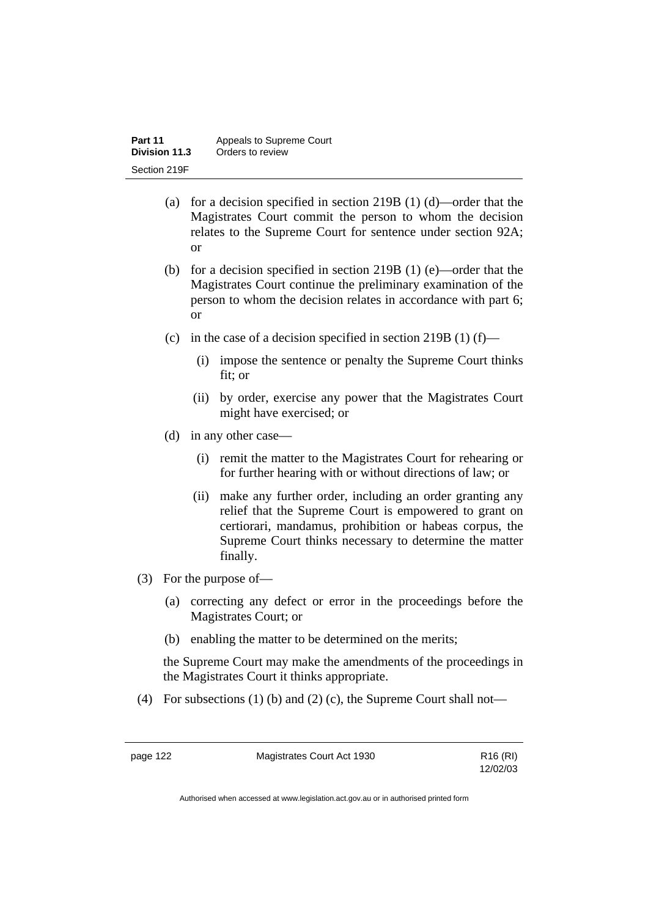(a) for a decision specified in section 219B (1) (d)—order that the Magistrates Court commit the person to whom the decision relates to the Supreme Court for sentence under section 92A; or

(b) for a decision specified in section 219B (1) (e)—order that the Magistrates Court continue the preliminary examination of the person to whom the decision relates in accordance with part 6; or

(c) in the case of a decision specified in section 219B (1) (f)—

(i) impose the sentence or penalty the Supreme Court thinks fit; or

(ii) by order, exercise any power that the Magistrates Court might have exercised; or

(d) in any other case—

(i) remit the matter to the Magistrates Court for rehearing or for further hearing with or without directions of law; or

(ii) make any further order, including an order granting any relief that the Supreme Court is empowered to grant on certiorari, mandamus, prohibition or habeas corpus, the Supreme Court thinks necessary to determine the matter finally.

(3) For the purpose of—

(a) correcting any defect or error in the proceedings before the Magistrates Court; or

(b) enabling the matter to be determined on the merits;

the Supreme Court may make the amendments of the proceedings in the Magistrates Court it thinks appropriate.

(4) For subsections (1) (b) and (2) (c), the Supreme Court shall not—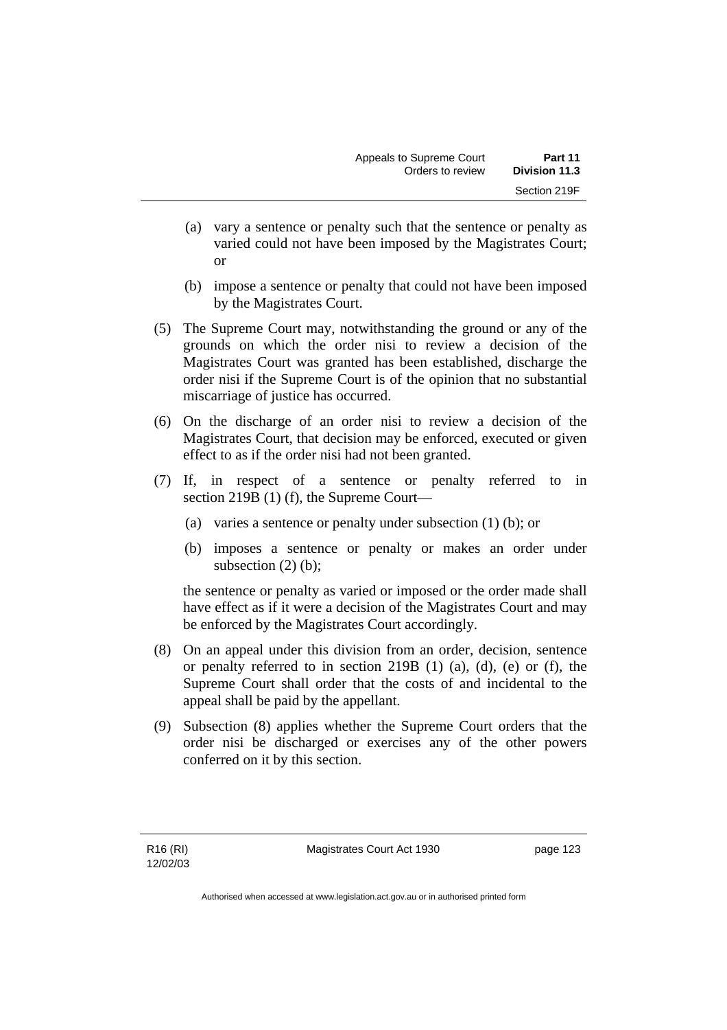(a) vary a sentence or penalty such that the sentence or penalty as varied could not have been imposed by the Magistrates Court; or

(b) impose a sentence or penalty that could not have been imposed by the Magistrates Court.

(5) The Supreme Court may, notwithstanding the ground or any of the grounds on which the order nisi to review a decision of the Magistrates Court was granted has been established, discharge the order nisi if the Supreme Court is of the opinion that no substantial miscarriage of justice has occurred.

(6) On the discharge of an order nisi to review a decision of the Magistrates Court, that decision may be enforced, executed or given effect to as if the order nisi had not been granted.

(7) If, in respect of a sentence or penalty referred to in section 219B (1) (f), the Supreme Court—

(a) varies a sentence or penalty under subsection (1) (b); or

(b) imposes a sentence or penalty or makes an order under subsection (2) (b);

the sentence or penalty as varied or imposed or the order made shall have effect as if it were a decision of the Magistrates Court and may be enforced by the Magistrates Court accordingly.

(8) On an appeal under this division from an order, decision, sentence or penalty referred to in section 219B (1) (a), (d), (e) or (f), the Supreme Court shall order that the costs of and incidental to the appeal shall be paid by the appellant.

(9) Subsection (8) applies whether the Supreme Court orders that the order nisi be discharged or exercises any of the other powers conferred on it by this section.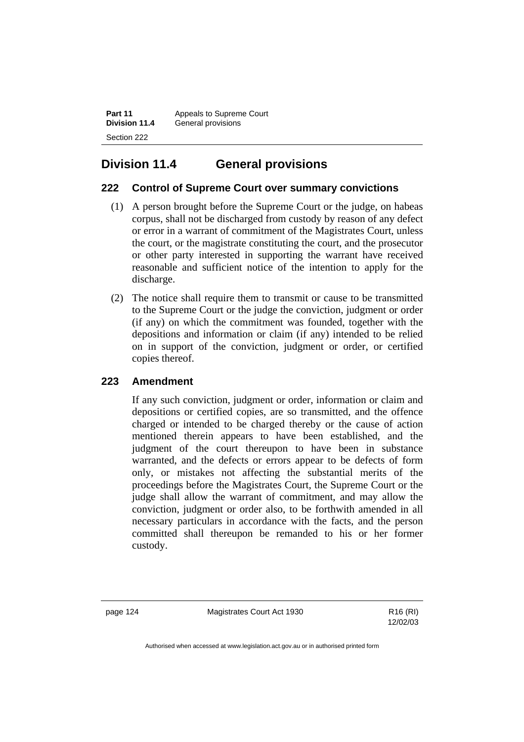## Division 11.4 General provisions

### 222 Control of Supreme Court over summary convictions

(1) A person brought before the Supreme Court or the judge, on habeas corpus, shall not be discharged from custody by reason of any defect or error in a warrant of commitment of the Magistrates Court, unless the court, or the magistrate constituting the court, and the prosecutor or other party interested in supporting the warrant have received reasonable and sufficient notice of the intention to apply for the discharge.

(2) The notice shall require them to transmit or cause to be transmitted to the Supreme Court or the judge the conviction, judgment or order (if any) on which the commitment was founded, together with the depositions and information or claim (if any) intended to be relied on in support of the conviction, judgment or order, or certified copies thereof.

### 223 Amendment

If any such conviction, judgment or order, information or claim and depositions or certified copies, are so transmitted, and the offence charged or intended to be charged thereby or the cause of action mentioned therein appears to have been established, and the judgment of the court thereupon to have been in substance warranted, and the defects or errors appear to be defects of form only, or mistakes not affecting the substantial merits of the proceedings before the Magistrates Court, the Supreme Court or the judge shall allow the warrant of commitment, and may allow the conviction, judgment or order also, to be forthwith amended in all necessary particulars in accordance with the facts, and the person committed shall thereupon be remanded to his or her former custody.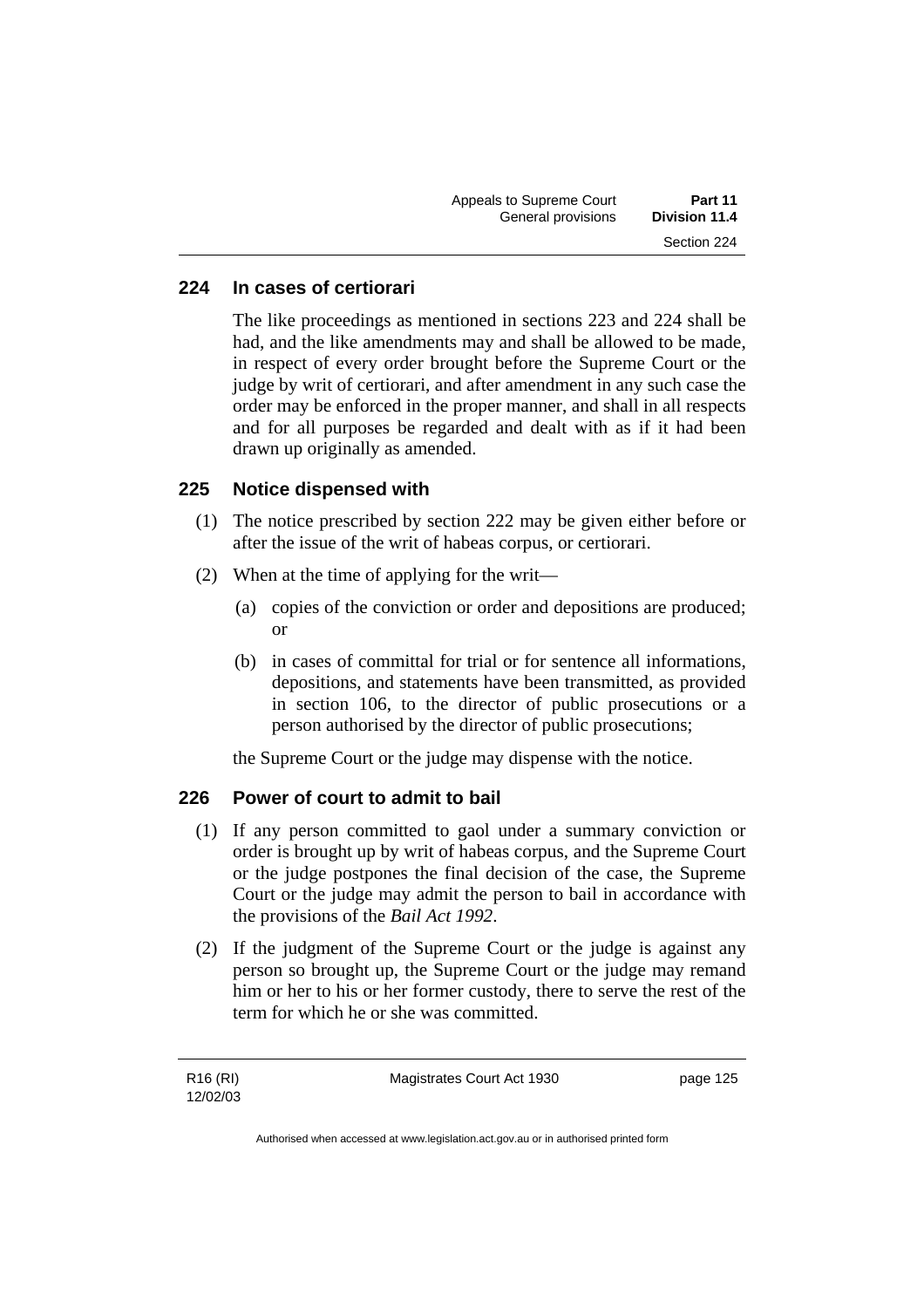## 224 In cases of certiorari

The like proceedings as mentioned in sections 223 and 224 shall be had, and the like amendments may and shall be allowed to be made, in respect of every order brought before the Supreme Court or the judge by writ of certiorari, and after amendment in any such case the order may be enforced in the proper manner, and shall in all respects and for all purposes be regarded and dealt with as if it had been drawn up originally as amended.

## 225 Notice dispensed with

(1) The notice prescribed by section 222 may be given either before or after the issue of the writ of habeas corpus, or certiorari.

(2) When at the time of applying for the writ—

(a) copies of the conviction or order and depositions are produced; or

(b) in cases of committal for trial or for sentence all informations, depositions, and statements have been transmitted, as provided in section 106, to the director of public prosecutions or a person authorised by the director of public prosecutions;

the Supreme Court or the judge may dispense with the notice.

## 226 Power of court to admit to bail

(1) If any person committed to gaol under a summary conviction or order is brought up by writ of habeas corpus, and the Supreme Court or the judge postpones the final decision of the case, the Supreme Court or the judge may admit the person to bail in accordance with the provisions of the *Bail Act 1992*.

(2) If the judgment of the Supreme Court or the judge is against any person so brought up, the Supreme Court or the judge may remand him or her to his or her former custody, there to serve the rest of the term for which he or she was committed.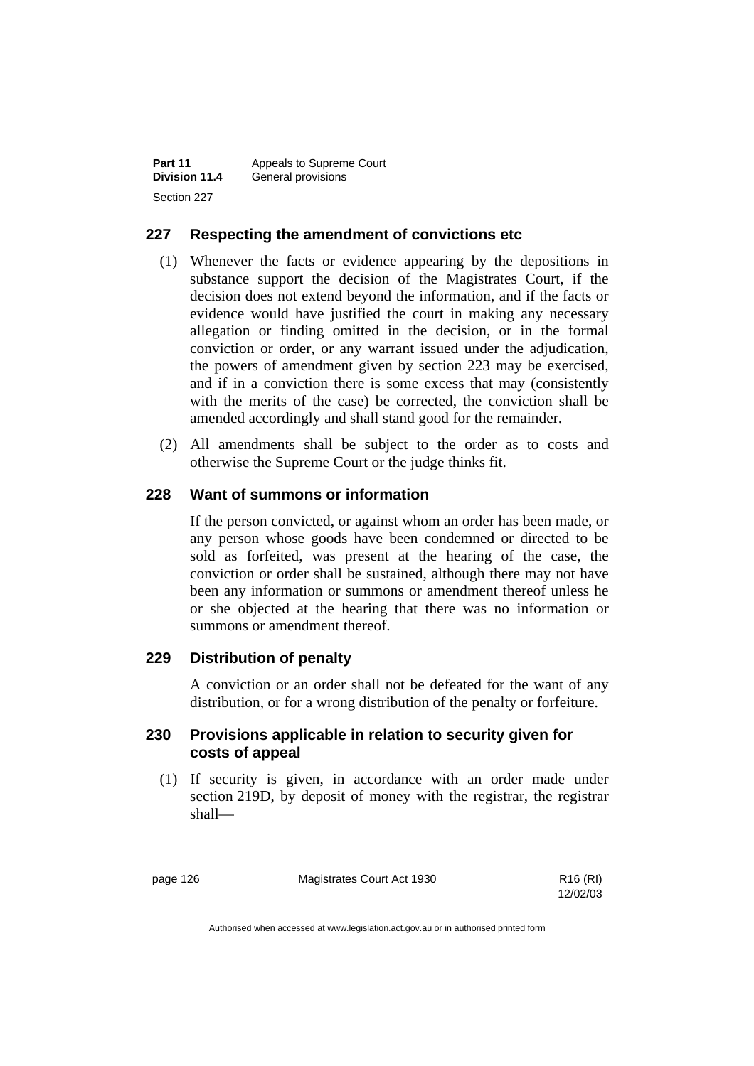## 227 Respecting the amendment of convictions etc

(1) Whenever the facts or evidence appearing by the depositions in substance support the decision of the Magistrates Court, if the decision does not extend beyond the information, and if the facts or evidence would have justified the court in making any necessary allegation or finding omitted in the decision, or in the formal conviction or order, or any warrant issued under the adjudication, the powers of amendment given by section 223 may be exercised, and if in a conviction there is some excess that may (consistently with the merits of the case) be corrected, the conviction shall be amended accordingly and shall stand good for the remainder.

(2) All amendments shall be subject to the order as to costs and otherwise the Supreme Court or the judge thinks fit.

## 228 Want of summons or information

If the person convicted, or against whom an order has been made, or any person whose goods have been condemned or directed to be sold as forfeited, was present at the hearing of the case, the conviction or order shall be sustained, although there may not have been any information or summons or amendment thereof unless he or she objected at the hearing that there was no information or summons or amendment thereof.

## 229 Distribution of penalty

A conviction or an order shall not be defeated for the want of any distribution, or for a wrong distribution of the penalty or forfeiture.

## 230 Provisions applicable in relation to security given for costs of appeal

(1) If security is given, in accordance with an order made under section 219D, by deposit of money with the registrar, the registrar shall—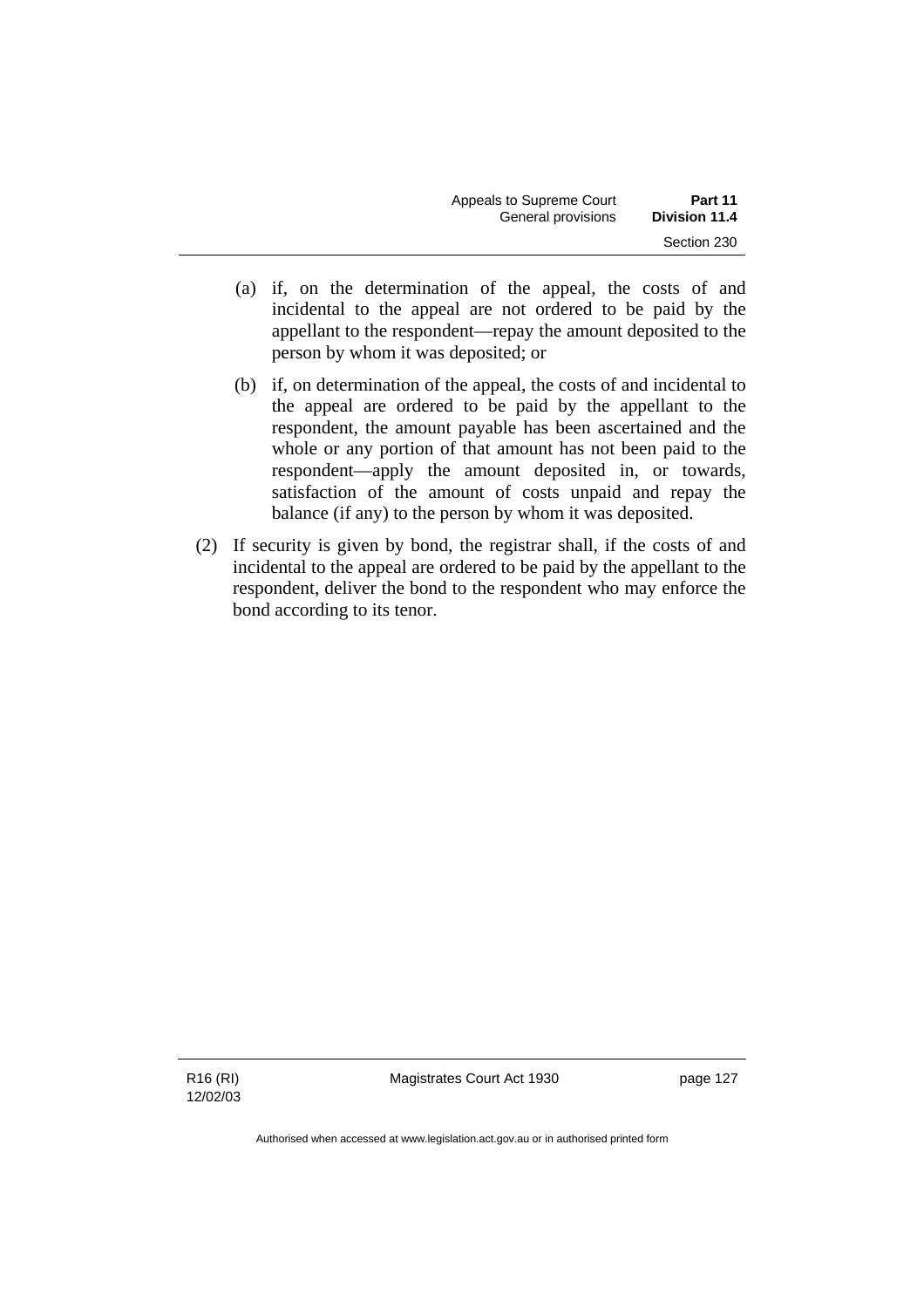(a) if, on the determination of the appeal, the costs of and incidental to the appeal are not ordered to be paid by the appellant to the respondent—repay the amount deposited to the person by whom it was deposited; or

(b) if, on determination of the appeal, the costs of and incidental to the appeal are ordered to be paid by the appellant to the respondent, the amount payable has been ascertained and the whole or any portion of that amount has not been paid to the respondent—apply the amount deposited in, or towards, satisfaction of the amount of costs unpaid and repay the balance (if any) to the person by whom it was deposited.

(2) If security is given by bond, the registrar shall, if the costs of and incidental to the appeal are ordered to be paid by the appellant to the respondent, deliver the bond to the respondent who may enforce the bond according to its tenor.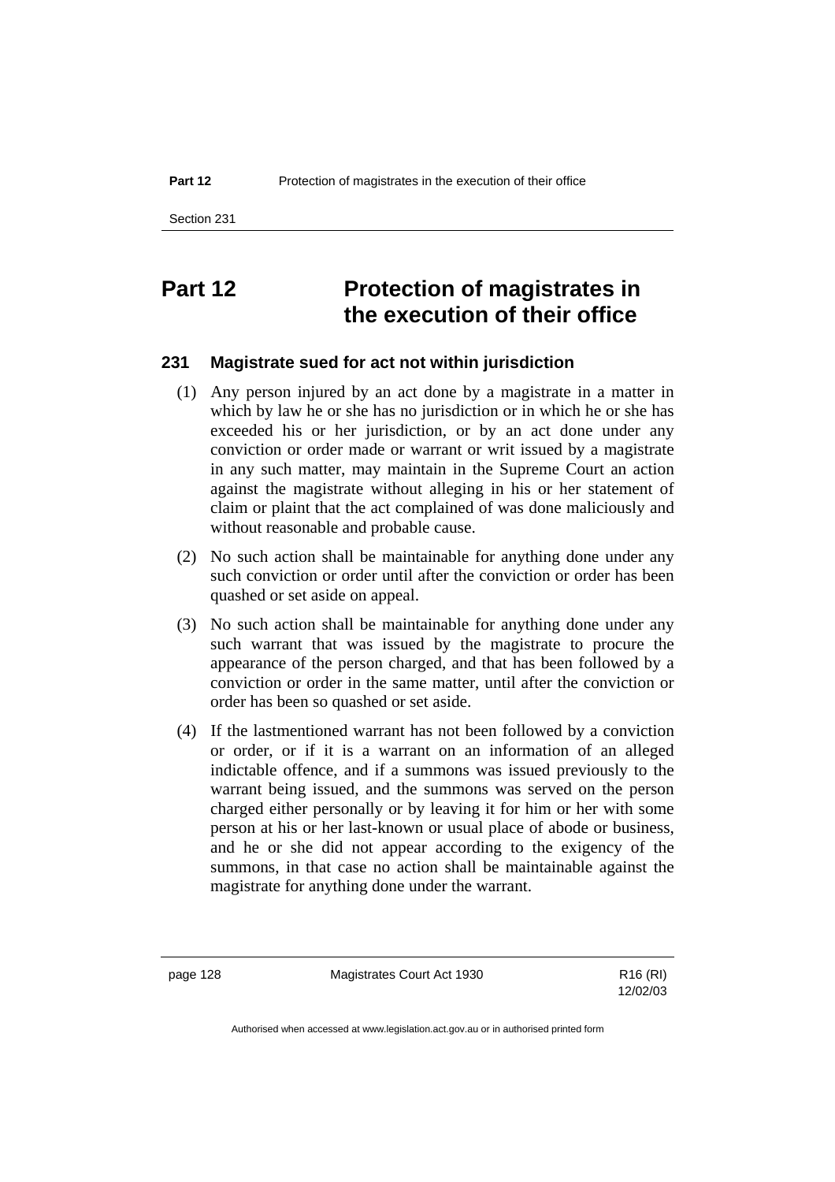# Part 12 Protection of magistrates in the execution of their office

### 231 Magistrate sued for act not within jurisdiction

(1) Any person injured by an act done by a magistrate in a matter in which by law he or she has no jurisdiction or in which he or she has exceeded his or her jurisdiction, or by an act done under any conviction or order made or warrant or writ issued by a magistrate in any such matter, may maintain in the Supreme Court an action against the magistrate without alleging in his or her statement of claim or plaint that the act complained of was done maliciously and without reasonable and probable cause.

(2) No such action shall be maintainable for anything done under any such conviction or order until after the conviction or order has been quashed or set aside on appeal.

(3) No such action shall be maintainable for anything done under any such warrant that was issued by the magistrate to procure the appearance of the person charged, and that has been followed by a conviction or order in the same matter, until after the conviction or order has been so quashed or set aside.

(4) If the lastmentioned warrant has not been followed by a conviction or order, or if it is a warrant on an information of an alleged indictable offence, and if a summons was issued previously to the warrant being issued, and the summons was served on the person charged either personally or by leaving it for him or her with some person at his or her last-known or usual place of abode or business, and he or she did not appear according to the exigency of the summons, in that case no action shall be maintainable against the magistrate for anything done under the warrant.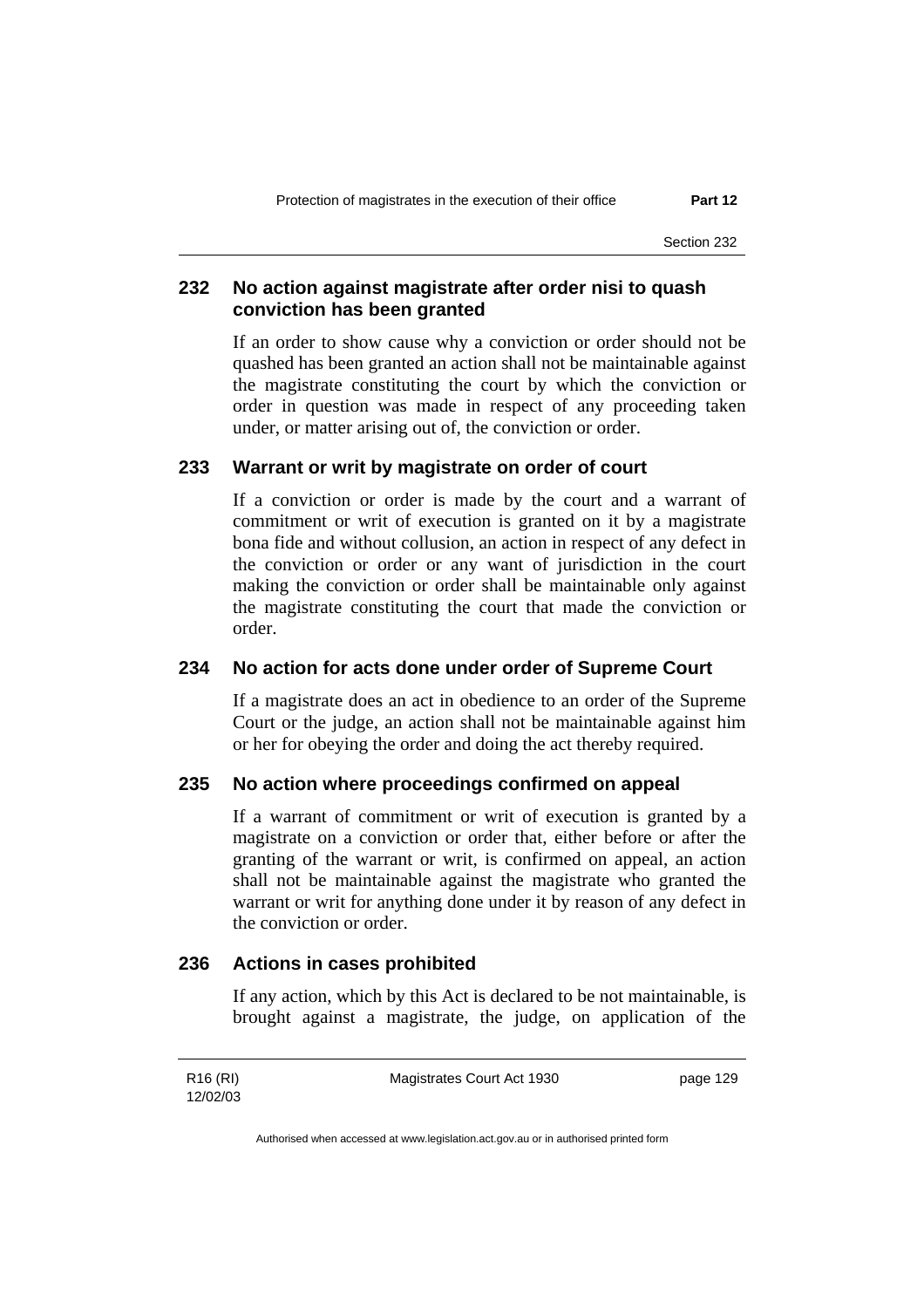## 232 No action against magistrate after order nisi to quash conviction has been granted

If an order to show cause why a conviction or order should not be quashed has been granted an action shall not be maintainable against the magistrate constituting the court by which the conviction or order in question was made in respect of any proceeding taken under, or matter arising out of, the conviction or order.

## 233 Warrant or writ by magistrate on order of court

If a conviction or order is made by the court and a warrant of commitment or writ of execution is granted on it by a magistrate bona fide and without collusion, an action in respect of any defect in the conviction or order or any want of jurisdiction in the court making the conviction or order shall be maintainable only against the magistrate constituting the court that made the conviction or order.

## 234 No action for acts done under order of Supreme Court

If a magistrate does an act in obedience to an order of the Supreme Court or the judge, an action shall not be maintainable against him or her for obeying the order and doing the act thereby required.

## 235 No action where proceedings confirmed on appeal

If a warrant of commitment or writ of execution is granted by a magistrate on a conviction or order that, either before or after the granting of the warrant or writ, is confirmed on appeal, an action shall not be maintainable against the magistrate who granted the warrant or writ for anything done under it by reason of any defect in the conviction or order.

## 236 Actions in cases prohibited

If any action, which by this Act is declared to be not maintainable, is brought against a magistrate, the judge, on application of the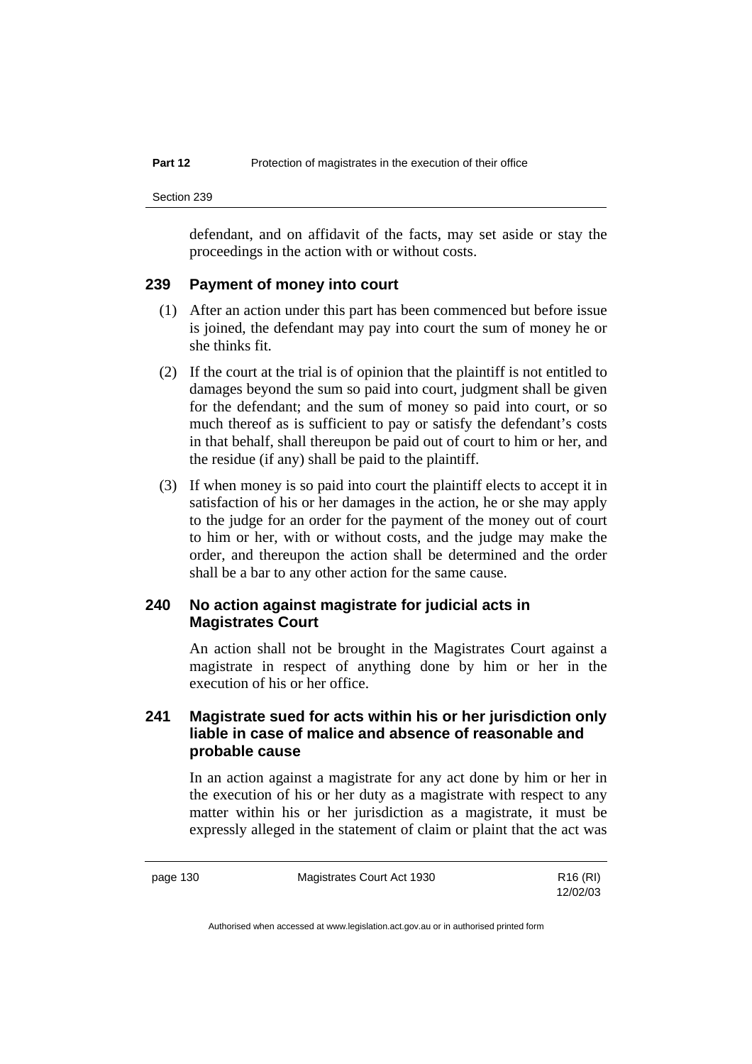defendant, and on affidavit of the facts, may set aside or stay the proceedings in the action with or without costs.

## 239 Payment of money into court

(1) After an action under this part has been commenced but before issue is joined, the defendant may pay into court the sum of money he or she thinks fit.

(2) If the court at the trial is of opinion that the plaintiff is not entitled to damages beyond the sum so paid into court, judgment shall be given for the defendant; and the sum of money so paid into court, or so much thereof as is sufficient to pay or satisfy the defendant's costs in that behalf, shall thereupon be paid out of court to him or her, and the residue (if any) shall be paid to the plaintiff.

(3) If when money is so paid into court the plaintiff elects to accept it in satisfaction of his or her damages in the action, he or she may apply to the judge for an order for the payment of the money out of court to him or her, with or without costs, and the judge may make the order, and thereupon the action shall be determined and the order shall be a bar to any other action for the same cause.

## 240 No action against magistrate for judicial acts in Magistrates Court

An action shall not be brought in the Magistrates Court against a magistrate in respect of anything done by him or her in the execution of his or her office.

## 241 Magistrate sued for acts within his or her jurisdiction only liable in case of malice and absence of reasonable and probable cause

In an action against a magistrate for any act done by him or her in the execution of his or her duty as a magistrate with respect to any matter within his or her jurisdiction as a magistrate, it must be expressly alleged in the statement of claim or plaint that the act was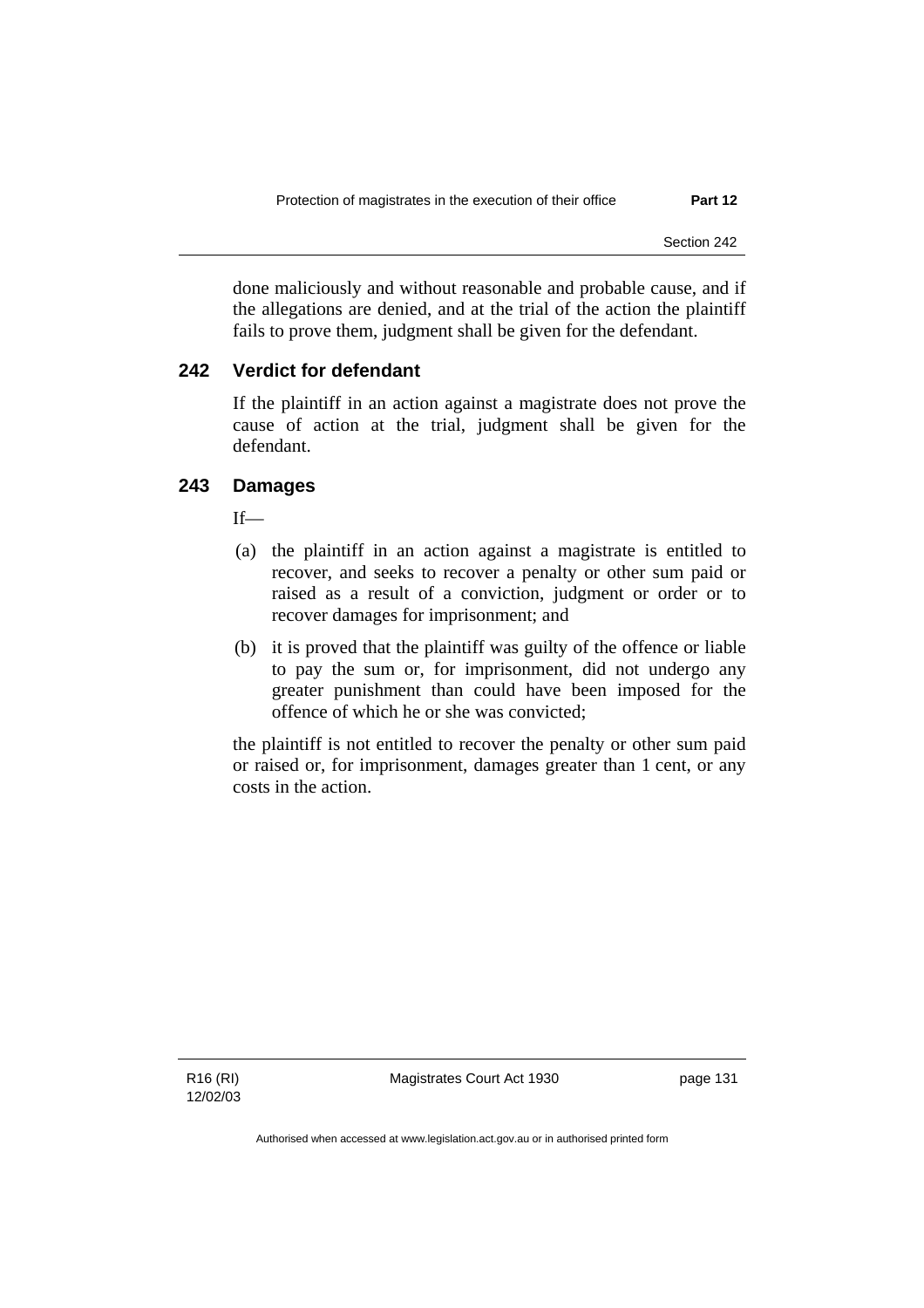done maliciously and without reasonable and probable cause, and if the allegations are denied, and at the trial of the action the plaintiff fails to prove them, judgment shall be given for the defendant.

### 242 Verdict for defendant

If the plaintiff in an action against a magistrate does not prove the cause of action at the trial, judgment shall be given for the defendant.

### 243 Damages

If—

(a) the plaintiff in an action against a magistrate is entitled to recover, and seeks to recover a penalty or other sum paid or raised as a result of a conviction, judgment or order or to recover damages for imprisonment; and

(b) it is proved that the plaintiff was guilty of the offence or liable to pay the sum or, for imprisonment, did not undergo any greater punishment than could have been imposed for the offence of which he or she was convicted;

the plaintiff is not entitled to recover the penalty or other sum paid or raised or, for imprisonment, damages greater than 1 cent, or any costs in the action.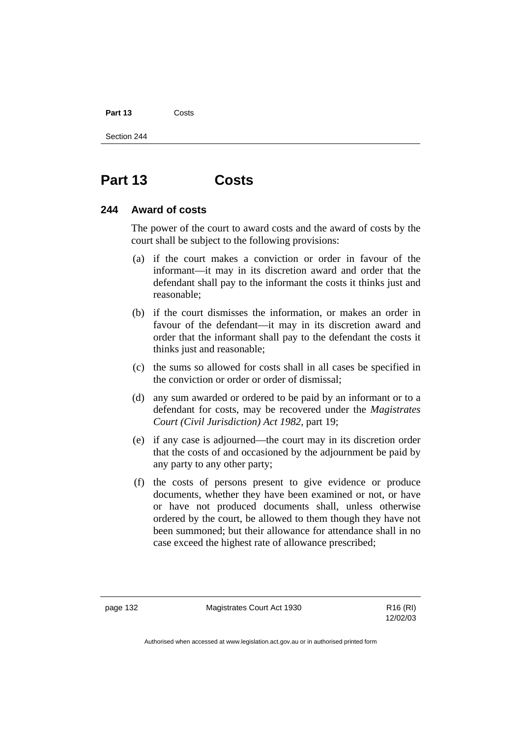# Part 13 Costs

## 244 Award of costs

The power of the court to award costs and the award of costs by the court shall be subject to the following provisions:

(a) if the court makes a conviction or order in favour of the informant—it may in its discretion award and order that the defendant shall pay to the informant the costs it thinks just and reasonable;

(b) if the court dismisses the information, or makes an order in favour of the defendant—it may in its discretion award and order that the informant shall pay to the defendant the costs it thinks just and reasonable;

(c) the sums so allowed for costs shall in all cases be specified in the conviction or order or order of dismissal;

(d) any sum awarded or ordered to be paid by an informant or to a defendant for costs, may be recovered under the *Magistrates Court (Civil Jurisdiction) Act 1982*, part 19;

(e) if any case is adjourned—the court may in its discretion order that the costs of and occasioned by the adjournment be paid by any party to any other party;

(f) the costs of persons present to give evidence or produce documents, whether they have been examined or not, or have or have not produced documents shall, unless otherwise ordered by the court, be allowed to them though they have not been summoned; but their allowance for attendance shall in no case exceed the highest rate of allowance prescribed;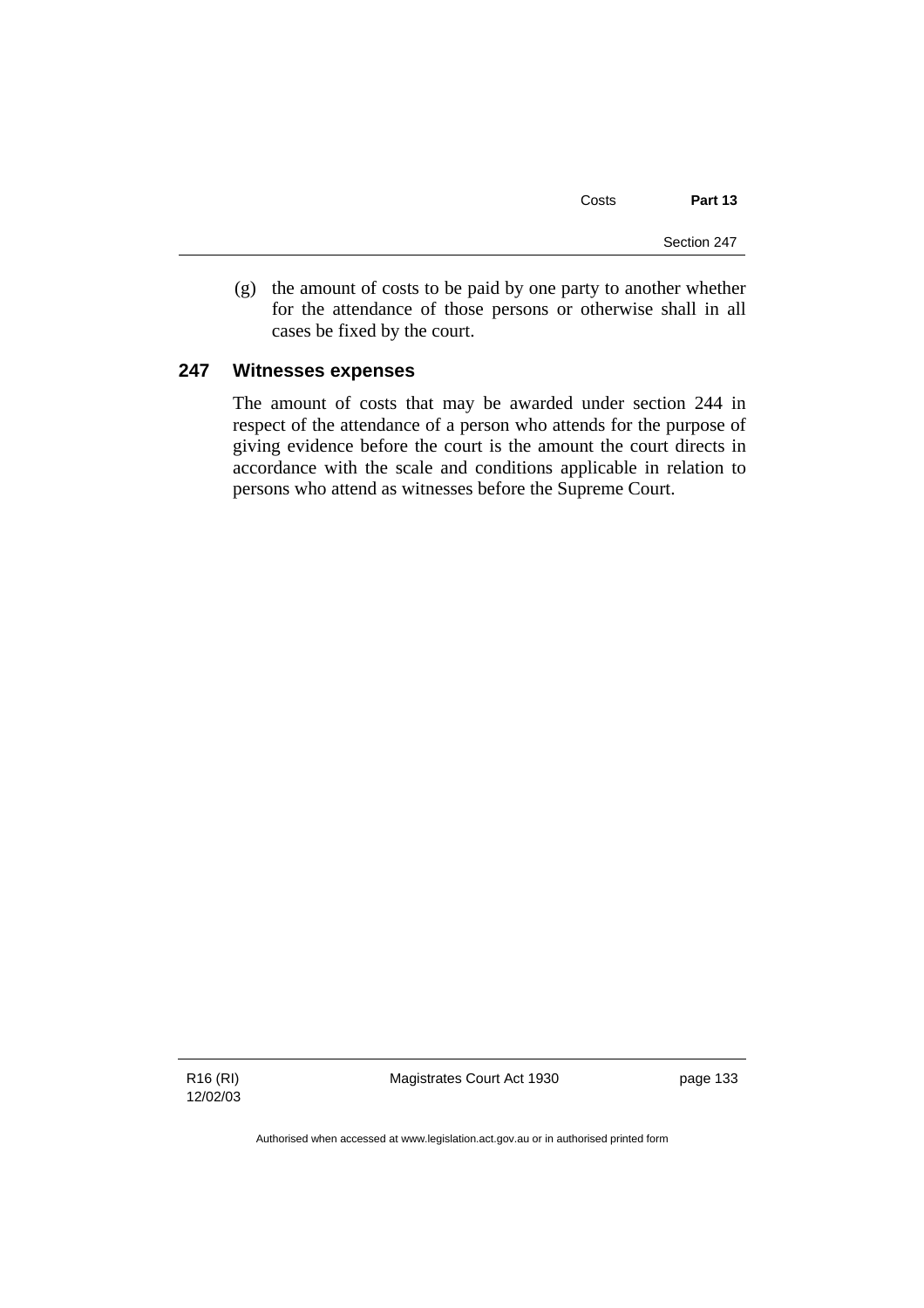(g) the amount of costs to be paid by one party to another whether for the attendance of those persons or otherwise shall in all cases be fixed by the court.

## 247 Witnesses expenses

The amount of costs that may be awarded under section 244 in respect of the attendance of a person who attends for the purpose of giving evidence before the court is the amount the court directs in accordance with the scale and conditions applicable in relation to persons who attend as witnesses before the Supreme Court.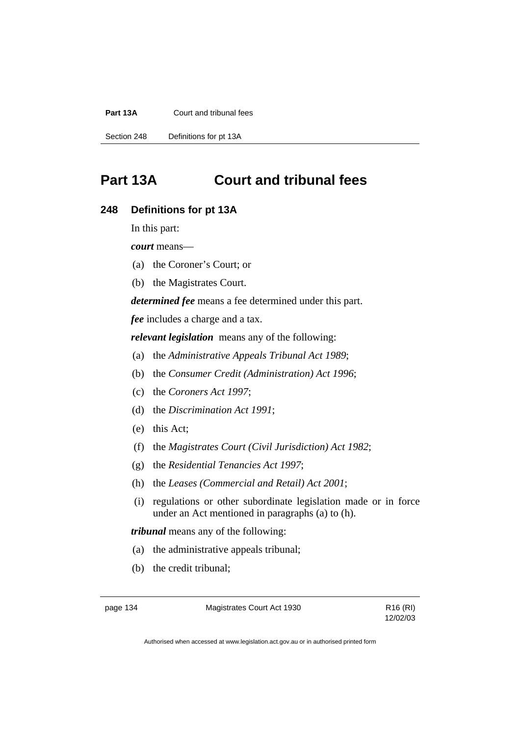# Part 13A Court and tribunal fees

## 248 Definitions for pt 13A

In this part:

***court*** means—

(a) the Coroner's Court; or

(b) the Magistrates Court.

***determined fee*** means a fee determined under this part.

***fee*** includes a charge and a tax.

***relevant legislation*** means any of the following:

(a) the *Administrative Appeals Tribunal Act 1989*;

(b) the *Consumer Credit (Administration) Act 1996*;

(c) the *Coroners Act 1997*;

(d) the *Discrimination Act 1991*;

(e) this Act;

(f) the *Magistrates Court (Civil Jurisdiction) Act 1982*;

(g) the *Residential Tenancies Act 1997*;

(h) the *Leases (Commercial and Retail) Act 2001*;

(i) regulations or other subordinate legislation made or in force under an Act mentioned in paragraphs (a) to (h).

***tribunal*** means any of the following:

(a) the administrative appeals tribunal;

(b) the credit tribunal;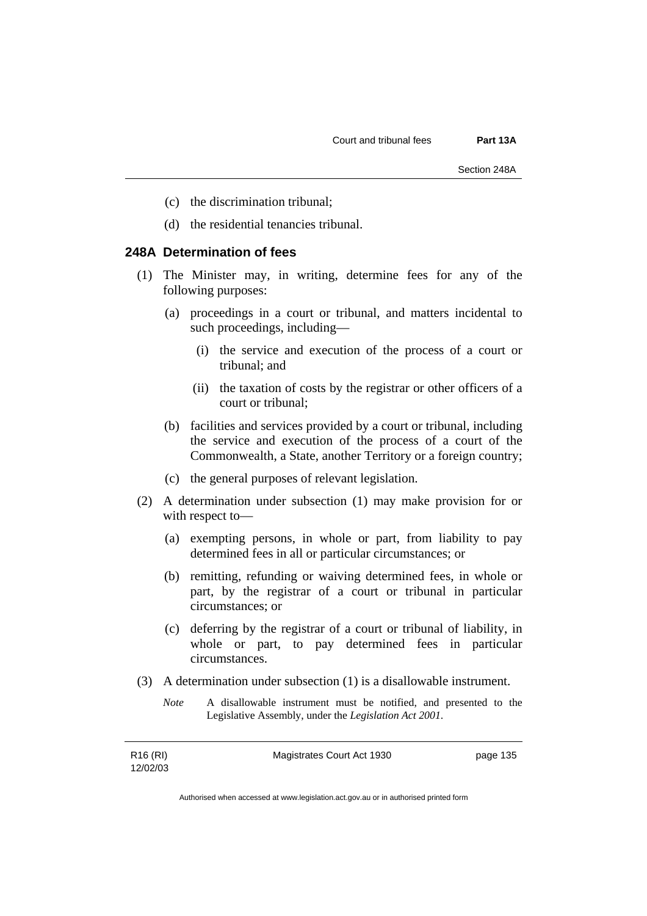(c) the discrimination tribunal;

(d) the residential tenancies tribunal.

### 248A Determination of fees

(1) The Minister may, in writing, determine fees for any of the following purposes:

(a) proceedings in a court or tribunal, and matters incidental to such proceedings, including—

(i) the service and execution of the process of a court or tribunal; and

(ii) the taxation of costs by the registrar or other officers of a court or tribunal;

(b) facilities and services provided by a court or tribunal, including the service and execution of the process of a court of the Commonwealth, a State, another Territory or a foreign country;

(c) the general purposes of relevant legislation.

(2) A determination under subsection (1) may make provision for or with respect to—

(a) exempting persons, in whole or part, from liability to pay determined fees in all or particular circumstances; or

(b) remitting, refunding or waiving determined fees, in whole or part, by the registrar of a court or tribunal in particular circumstances; or

(c) deferring by the registrar of a court or tribunal of liability, in whole or part, to pay determined fees in particular circumstances.

(3) A determination under subsection (1) is a disallowable instrument.

*Note* A disallowable instrument must be notified, and presented to the Legislative Assembly, under the *Legislation Act 2001*.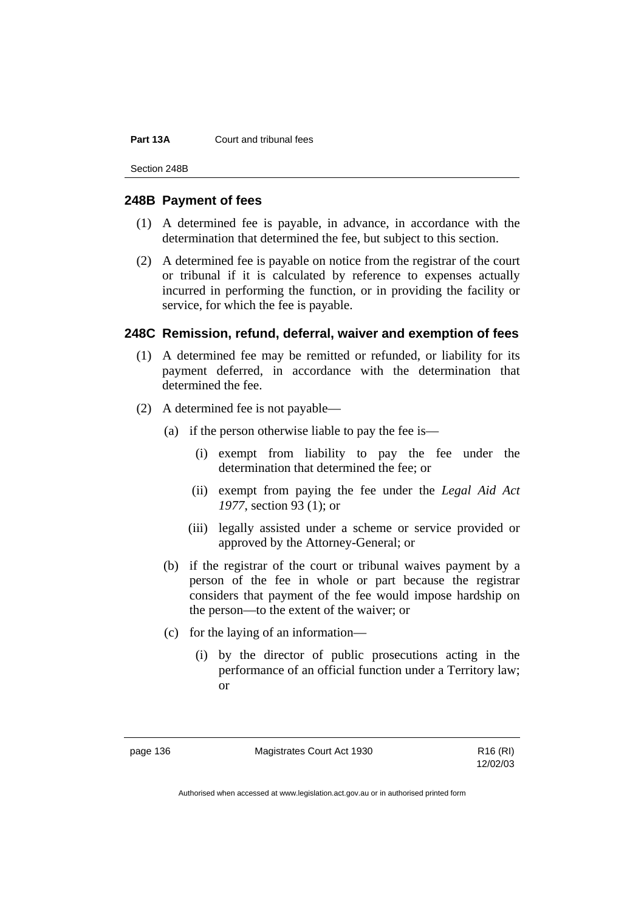## 248B Payment of fees

(1) A determined fee is payable, in advance, in accordance with the determination that determined the fee, but subject to this section.

(2) A determined fee is payable on notice from the registrar of the court or tribunal if it is calculated by reference to expenses actually incurred in performing the function, or in providing the facility or service, for which the fee is payable.

## 248C Remission, refund, deferral, waiver and exemption of fees

(1) A determined fee may be remitted or refunded, or liability for its payment deferred, in accordance with the determination that determined the fee.

(2) A determined fee is not payable—

(a) if the person otherwise liable to pay the fee is—

(i) exempt from liability to pay the fee under the determination that determined the fee; or

(ii) exempt from paying the fee under the *Legal Aid Act 1977*, section 93 (1); or

(iii) legally assisted under a scheme or service provided or approved by the Attorney-General; or

(b) if the registrar of the court or tribunal waives payment by a person of the fee in whole or part because the registrar considers that payment of the fee would impose hardship on the person—to the extent of the waiver; or

(c) for the laying of an information—

(i) by the director of public prosecutions acting in the performance of an official function under a Territory law; or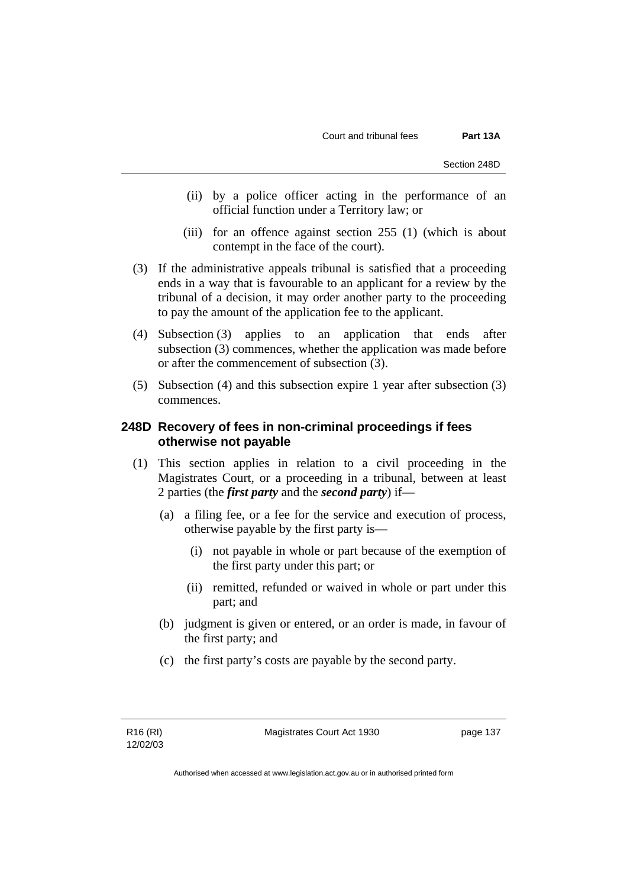(ii) by a police officer acting in the performance of an official function under a Territory law; or

(iii) for an offence against section 255 (1) (which is about contempt in the face of the court).

(3) If the administrative appeals tribunal is satisfied that a proceeding ends in a way that is favourable to an applicant for a review by the tribunal of a decision, it may order another party to the proceeding to pay the amount of the application fee to the applicant.

(4) Subsection (3) applies to an application that ends after subsection (3) commences, whether the application was made before or after the commencement of subsection (3).

(5) Subsection (4) and this subsection expire 1 year after subsection (3) commences.

### 248D Recovery of fees in non-criminal proceedings if fees otherwise not payable

(1) This section applies in relation to a civil proceeding in the Magistrates Court, or a proceeding in a tribunal, between at least 2 parties (the ***first party*** and the ***second party***) if—

(a) a filing fee, or a fee for the service and execution of process, otherwise payable by the first party is—

(i) not payable in whole or part because of the exemption of the first party under this part; or

(ii) remitted, refunded or waived in whole or part under this part; and

(b) judgment is given or entered, or an order is made, in favour of the first party; and

(c) the first party's costs are payable by the second party.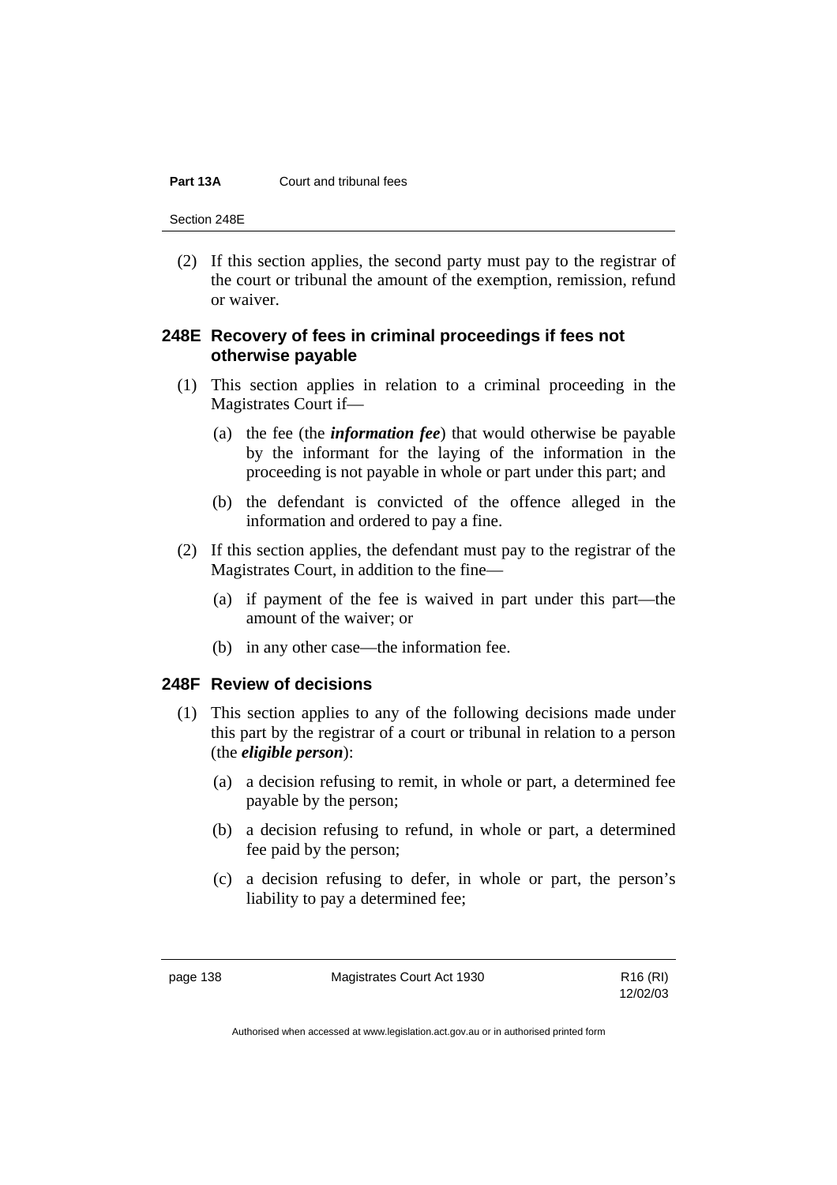(2) If this section applies, the second party must pay to the registrar of the court or tribunal the amount of the exemption, remission, refund or waiver.

### 248E Recovery of fees in criminal proceedings if fees not otherwise payable

(1) This section applies in relation to a criminal proceeding in the Magistrates Court if—

(a) the fee (the ***information fee***) that would otherwise be payable by the informant for the laying of the information in the proceeding is not payable in whole or part under this part; and

(b) the defendant is convicted of the offence alleged in the information and ordered to pay a fine.

(2) If this section applies, the defendant must pay to the registrar of the Magistrates Court, in addition to the fine—

(a) if payment of the fee is waived in part under this part—the amount of the waiver; or

(b) in any other case—the information fee.

### 248F Review of decisions

(1) This section applies to any of the following decisions made under this part by the registrar of a court or tribunal in relation to a person (the ***eligible person***):

(a) a decision refusing to remit, in whole or part, a determined fee payable by the person;

(b) a decision refusing to refund, in whole or part, a determined fee paid by the person;

(c) a decision refusing to defer, in whole or part, the person's liability to pay a determined fee;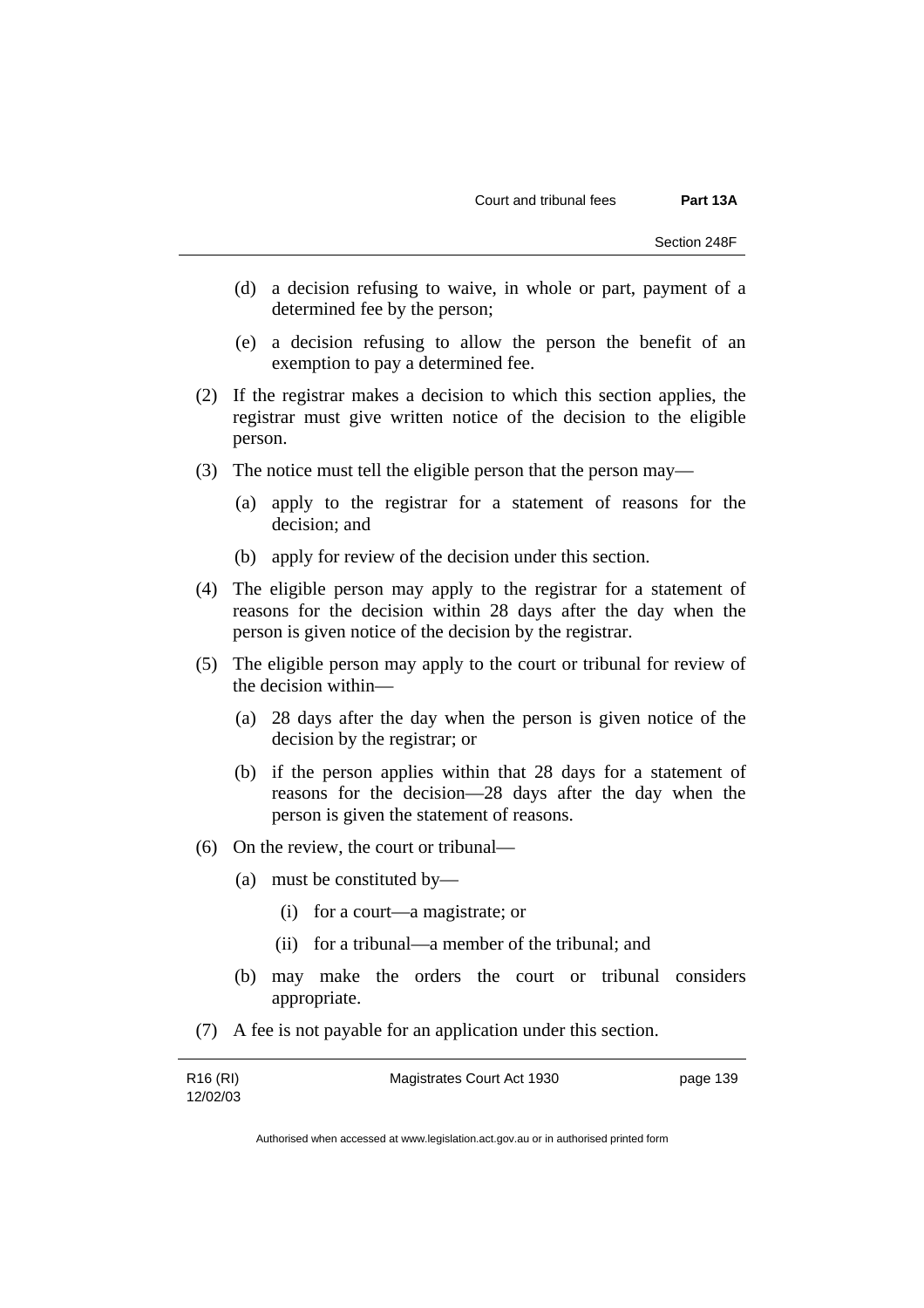(d) a decision refusing to waive, in whole or part, payment of a determined fee by the person;

(e) a decision refusing to allow the person the benefit of an exemption to pay a determined fee.

(2) If the registrar makes a decision to which this section applies, the registrar must give written notice of the decision to the eligible person.

(3) The notice must tell the eligible person that the person may—

(a) apply to the registrar for a statement of reasons for the decision; and

(b) apply for review of the decision under this section.

(4) The eligible person may apply to the registrar for a statement of reasons for the decision within 28 days after the day when the person is given notice of the decision by the registrar.

(5) The eligible person may apply to the court or tribunal for review of the decision within—

(a) 28 days after the day when the person is given notice of the decision by the registrar; or

(b) if the person applies within that 28 days for a statement of reasons for the decision—28 days after the day when the person is given the statement of reasons.

(6) On the review, the court or tribunal—

(a) must be constituted by—

(i) for a court—a magistrate; or

(ii) for a tribunal—a member of the tribunal; and

(b) may make the orders the court or tribunal considers appropriate.

(7) A fee is not payable for an application under this section.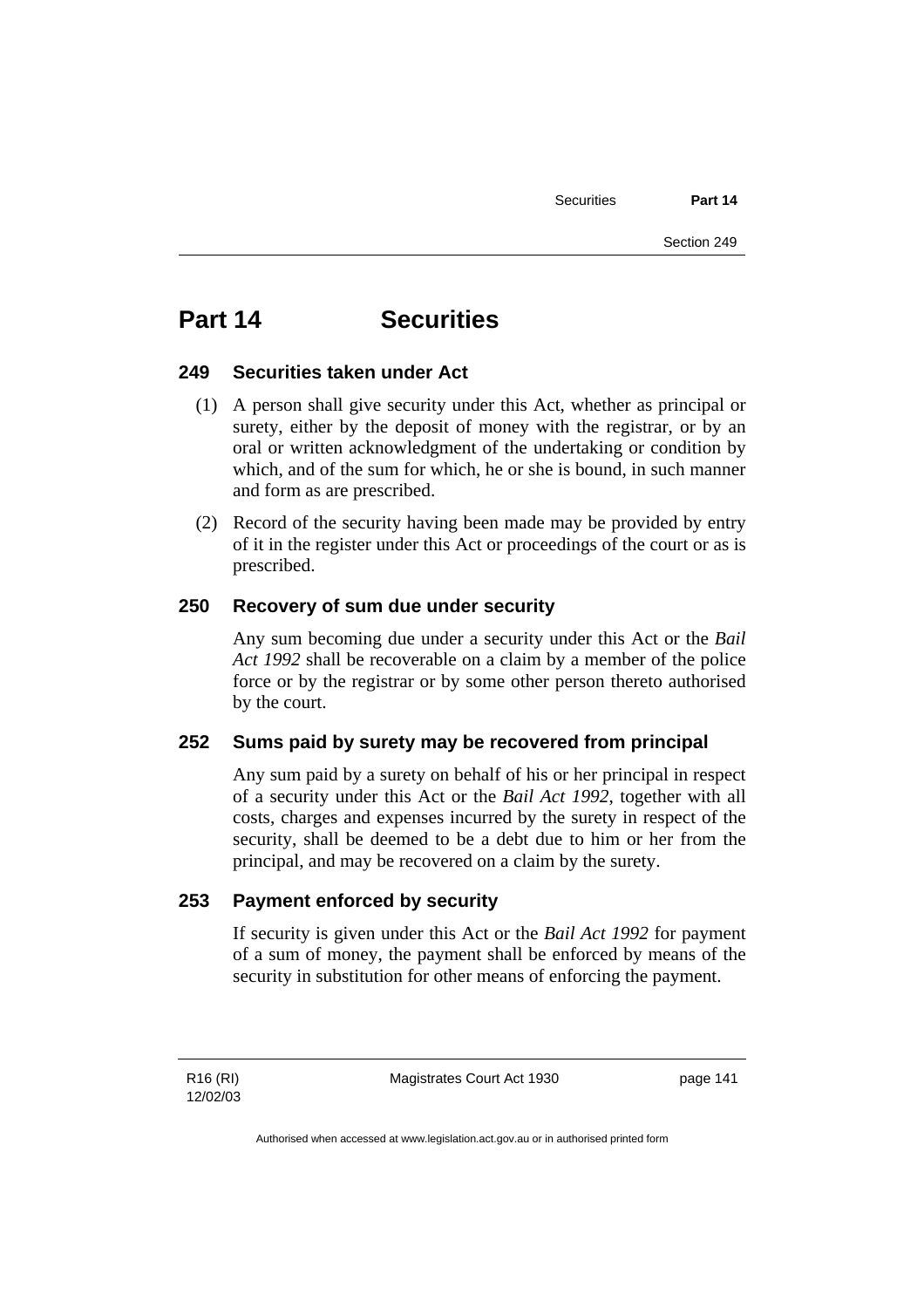# Part 14 Securities

## 249 Securities taken under Act

(1) A person shall give security under this Act, whether as principal or surety, either by the deposit of money with the registrar, or by an oral or written acknowledgment of the undertaking or condition by which, and of the sum for which, he or she is bound, in such manner and form as are prescribed.

(2) Record of the security having been made may be provided by entry of it in the register under this Act or proceedings of the court or as is prescribed.

## 250 Recovery of sum due under security

Any sum becoming due under a security under this Act or the *Bail Act 1992* shall be recoverable on a claim by a member of the police force or by the registrar or by some other person thereto authorised by the court.

## 252 Sums paid by surety may be recovered from principal

Any sum paid by a surety on behalf of his or her principal in respect of a security under this Act or the *Bail Act 1992*, together with all costs, charges and expenses incurred by the surety in respect of the security, shall be deemed to be a debt due to him or her from the principal, and may be recovered on a claim by the surety.

## 253 Payment enforced by security

If security is given under this Act or the *Bail Act 1992* for payment of a sum of money, the payment shall be enforced by means of the security in substitution for other means of enforcing the payment.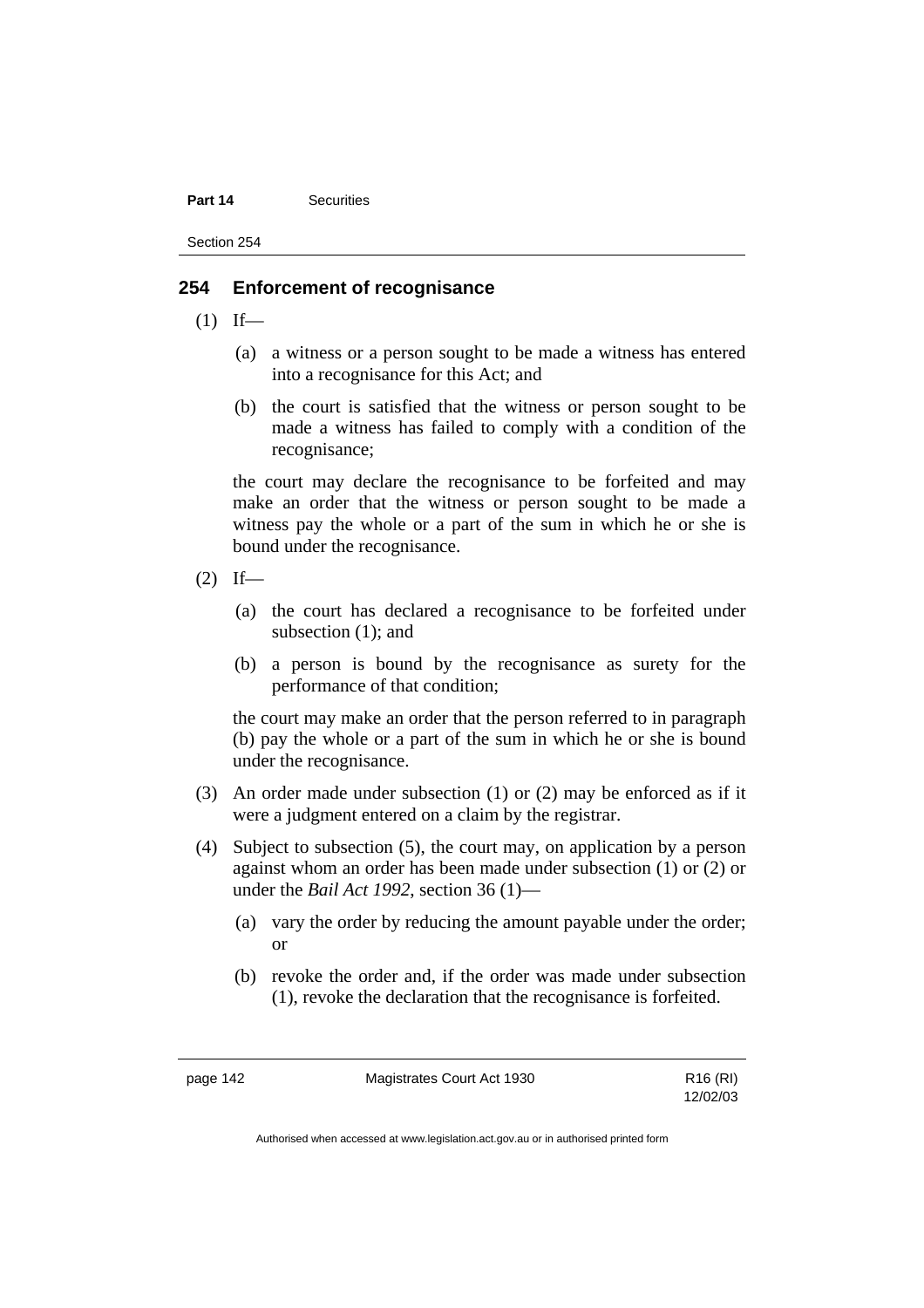## 254 Enforcement of recognisance

(1) If—

(a) a witness or a person sought to be made a witness has entered into a recognisance for this Act; and

(b) the court is satisfied that the witness or person sought to be made a witness has failed to comply with a condition of the recognisance;

the court may declare the recognisance to be forfeited and may make an order that the witness or person sought to be made a witness pay the whole or a part of the sum in which he or she is bound under the recognisance.

(2) If—

(a) the court has declared a recognisance to be forfeited under subsection (1); and

(b) a person is bound by the recognisance as surety for the performance of that condition;

the court may make an order that the person referred to in paragraph (b) pay the whole or a part of the sum in which he or she is bound under the recognisance.

(3) An order made under subsection (1) or (2) may be enforced as if it were a judgment entered on a claim by the registrar.

(4) Subject to subsection (5), the court may, on application by a person against whom an order has been made under subsection (1) or (2) or under the *Bail Act 1992*, section 36 (1)—

(a) vary the order by reducing the amount payable under the order; or

(b) revoke the order and, if the order was made under subsection (1), revoke the declaration that the recognisance is forfeited.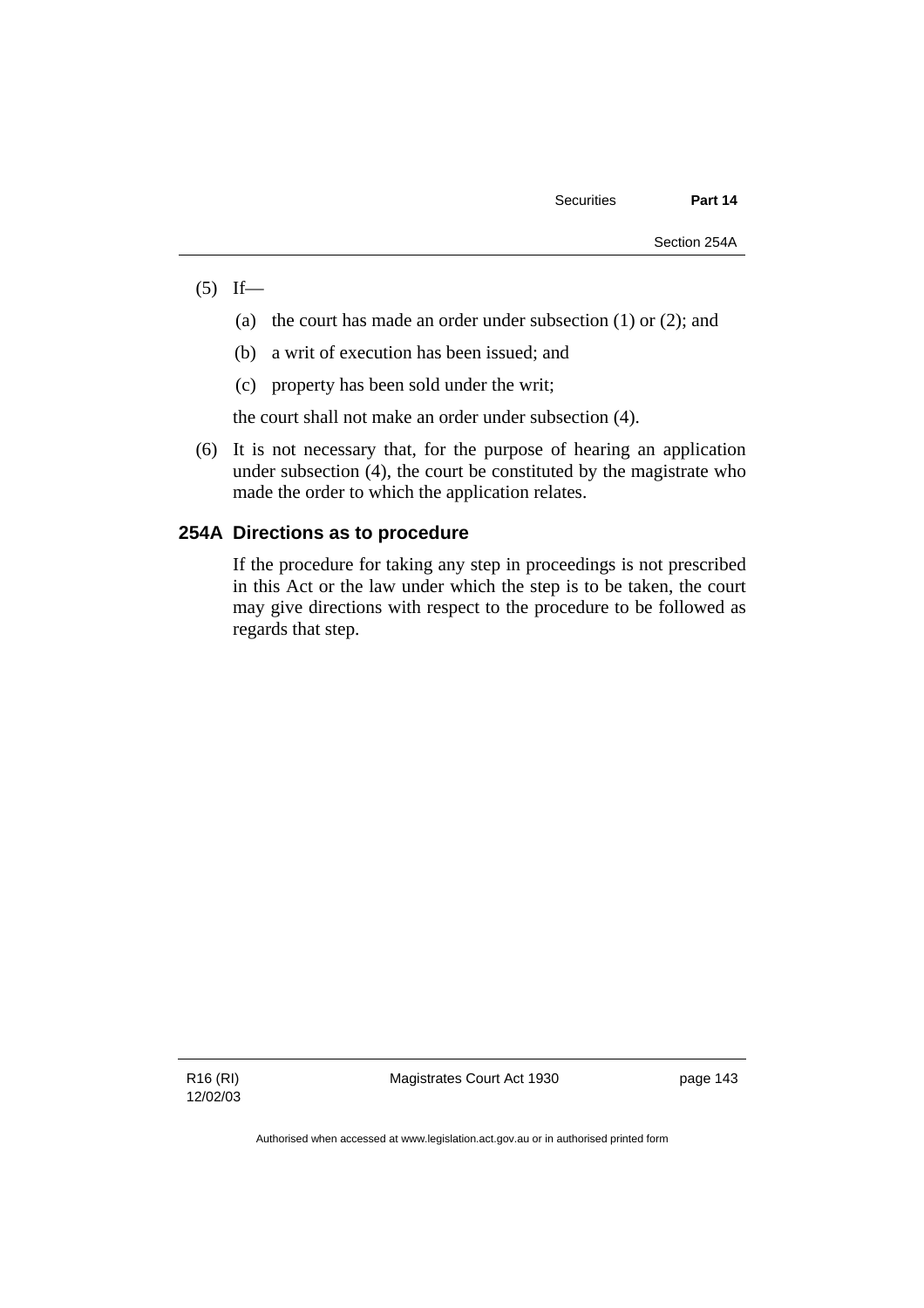(5) If—

(a) the court has made an order under subsection (1) or (2); and

(b) a writ of execution has been issued; and

(c) property has been sold under the writ;

the court shall not make an order under subsection (4).

(6) It is not necessary that, for the purpose of hearing an application under subsection (4), the court be constituted by the magistrate who made the order to which the application relates.

### 254A Directions as to procedure

If the procedure for taking any step in proceedings is not prescribed in this Act or the law under which the step is to be taken, the court may give directions with respect to the procedure to be followed as regards that step.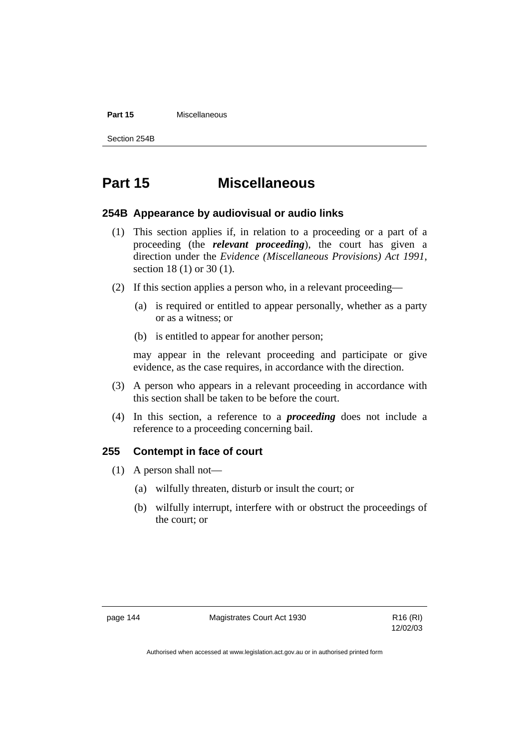# Part 15 Miscellaneous

### 254B Appearance by audiovisual or audio links

(1) This section applies if, in relation to a proceeding or a part of a proceeding (the ***relevant proceeding***), the court has given a direction under the *Evidence (Miscellaneous Provisions) Act 1991*, section 18 (1) or 30 (1).

(2) If this section applies a person who, in a relevant proceeding—

(a) is required or entitled to appear personally, whether as a party or as a witness; or

(b) is entitled to appear for another person;

may appear in the relevant proceeding and participate or give evidence, as the case requires, in accordance with the direction.

(3) A person who appears in a relevant proceeding in accordance with this section shall be taken to be before the court.

(4) In this section, a reference to a ***proceeding*** does not include a reference to a proceeding concerning bail.

### 255 Contempt in face of court

(1) A person shall not—

(a) wilfully threaten, disturb or insult the court; or

(b) wilfully interrupt, interfere with or obstruct the proceedings of the court; or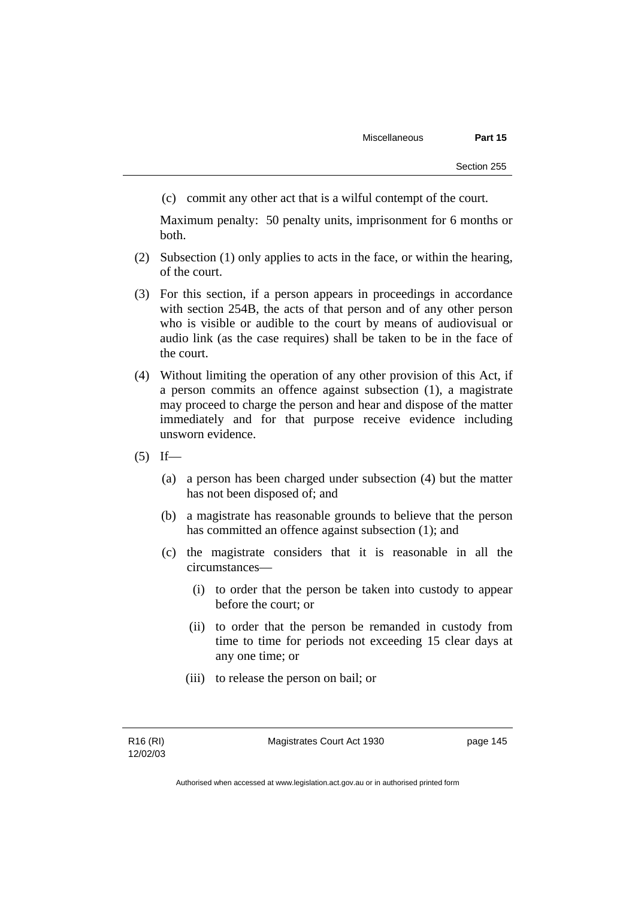(c) commit any other act that is a wilful contempt of the court.

Maximum penalty: 50 penalty units, imprisonment for 6 months or both.

(2) Subsection (1) only applies to acts in the face, or within the hearing, of the court.

(3) For this section, if a person appears in proceedings in accordance with section 254B, the acts of that person and of any other person who is visible or audible to the court by means of audiovisual or audio link (as the case requires) shall be taken to be in the face of the court.

(4) Without limiting the operation of any other provision of this Act, if a person commits an offence against subsection (1), a magistrate may proceed to charge the person and hear and dispose of the matter immediately and for that purpose receive evidence including unsworn evidence.

(5) If—

(a) a person has been charged under subsection (4) but the matter has not been disposed of; and

(b) a magistrate has reasonable grounds to believe that the person has committed an offence against subsection (1); and

(c) the magistrate considers that it is reasonable in all the circumstances—

(i) to order that the person be taken into custody to appear before the court; or

(ii) to order that the person be remanded in custody from time to time for periods not exceeding 15 clear days at any one time; or

(iii) to release the person on bail; or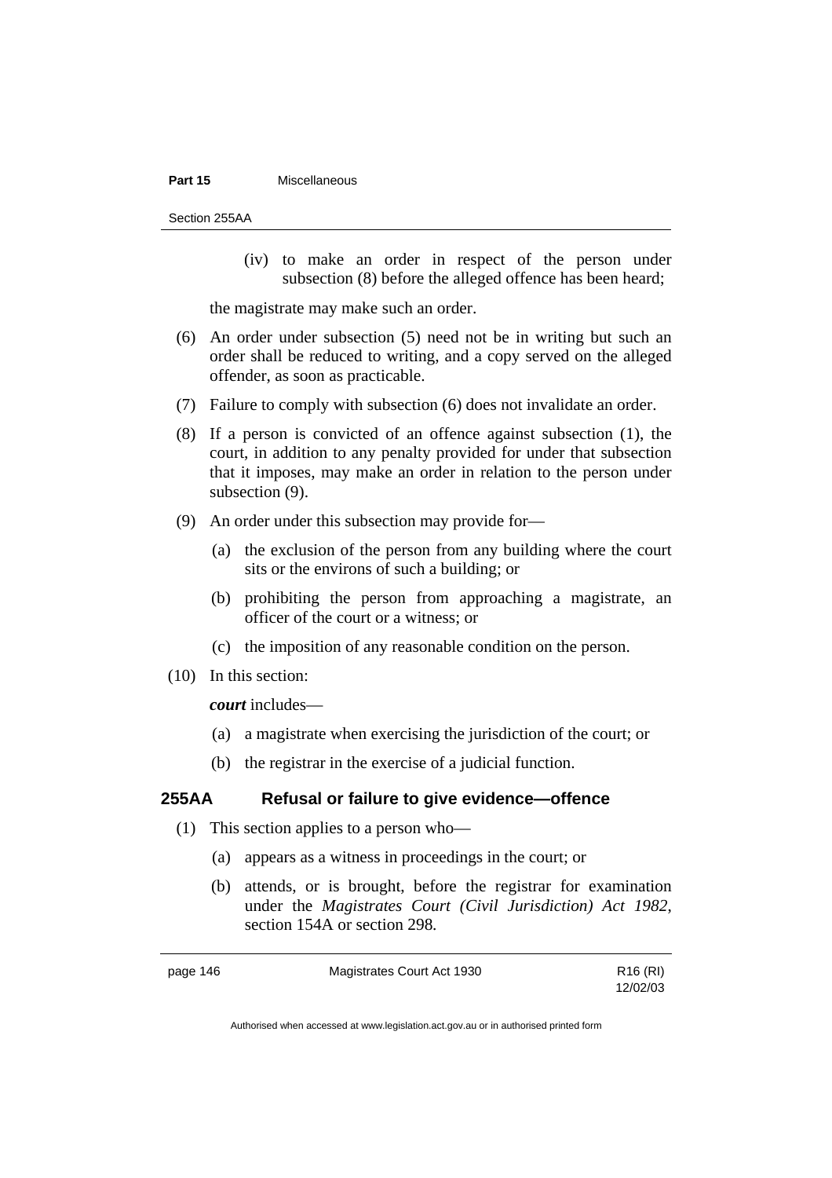(iv) to make an order in respect of the person under subsection (8) before the alleged offence has been heard;

the magistrate may make such an order.

(6) An order under subsection (5) need not be in writing but such an order shall be reduced to writing, and a copy served on the alleged offender, as soon as practicable.

(7) Failure to comply with subsection (6) does not invalidate an order.

(8) If a person is convicted of an offence against subsection (1), the court, in addition to any penalty provided for under that subsection that it imposes, may make an order in relation to the person under subsection (9).

(9) An order under this subsection may provide for—

(a) the exclusion of the person from any building where the court sits or the environs of such a building; or

(b) prohibiting the person from approaching a magistrate, an officer of the court or a witness; or

(c) the imposition of any reasonable condition on the person.

(10) In this section:

***court*** includes—

(a) a magistrate when exercising the jurisdiction of the court; or

(b) the registrar in the exercise of a judicial function.

## 255AA Refusal or failure to give evidence—offence

(1) This section applies to a person who—

(a) appears as a witness in proceedings in the court; or

(b) attends, or is brought, before the registrar for examination under the *Magistrates Court (Civil Jurisdiction) Act 1982*, section 154A or section 298.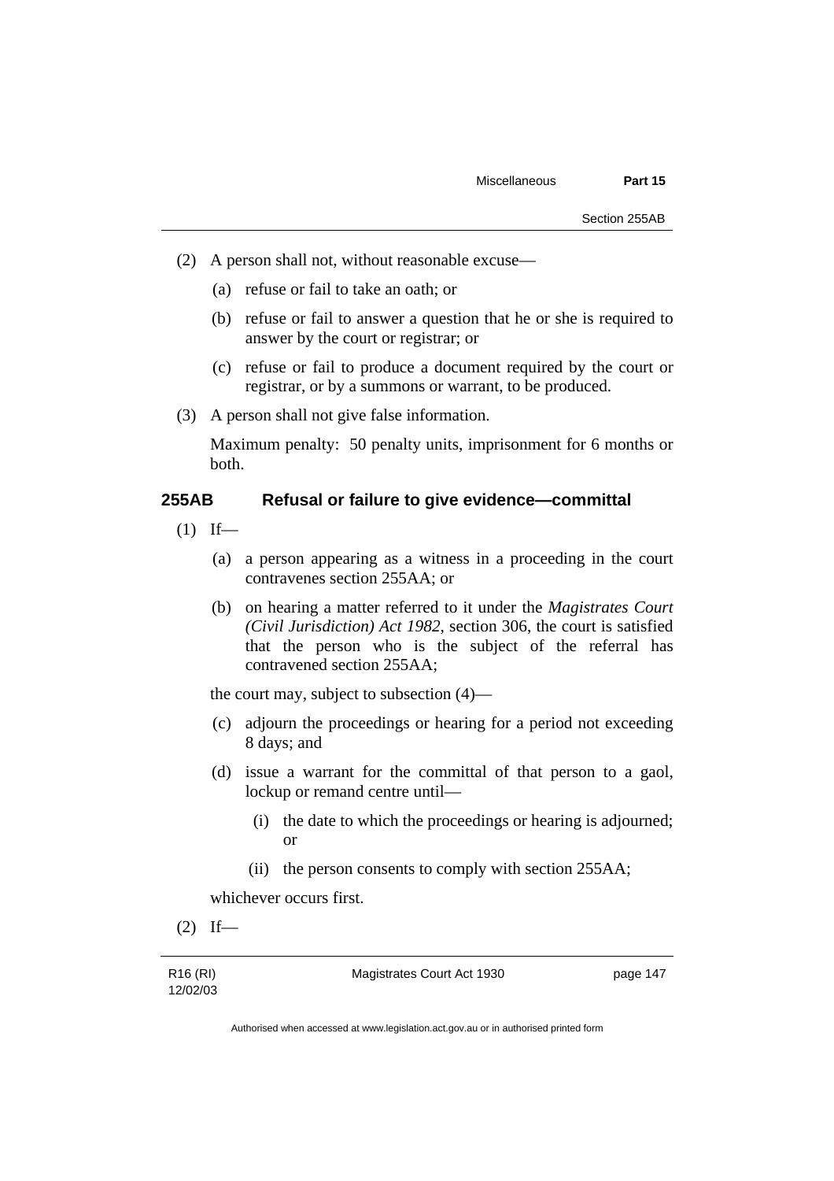(2) A person shall not, without reasonable excuse—

(a) refuse or fail to take an oath; or

(b) refuse or fail to answer a question that he or she is required to answer by the court or registrar; or

(c) refuse or fail to produce a document required by the court or registrar, or by a summons or warrant, to be produced.

(3) A person shall not give false information.

Maximum penalty: 50 penalty units, imprisonment for 6 months or both.

### 255AB Refusal or failure to give evidence—committal

(1) If—

(a) a person appearing as a witness in a proceeding in the court contravenes section 255AA; or

(b) on hearing a matter referred to it under the *Magistrates Court (Civil Jurisdiction) Act 1982*, section 306, the court is satisfied that the person who is the subject of the referral has contravened section 255AA;

the court may, subject to subsection (4)—

(c) adjourn the proceedings or hearing for a period not exceeding 8 days; and

(d) issue a warrant for the committal of that person to a gaol, lockup or remand centre until—

(i) the date to which the proceedings or hearing is adjourned; or

(ii) the person consents to comply with section 255AA;

whichever occurs first.

(2) If—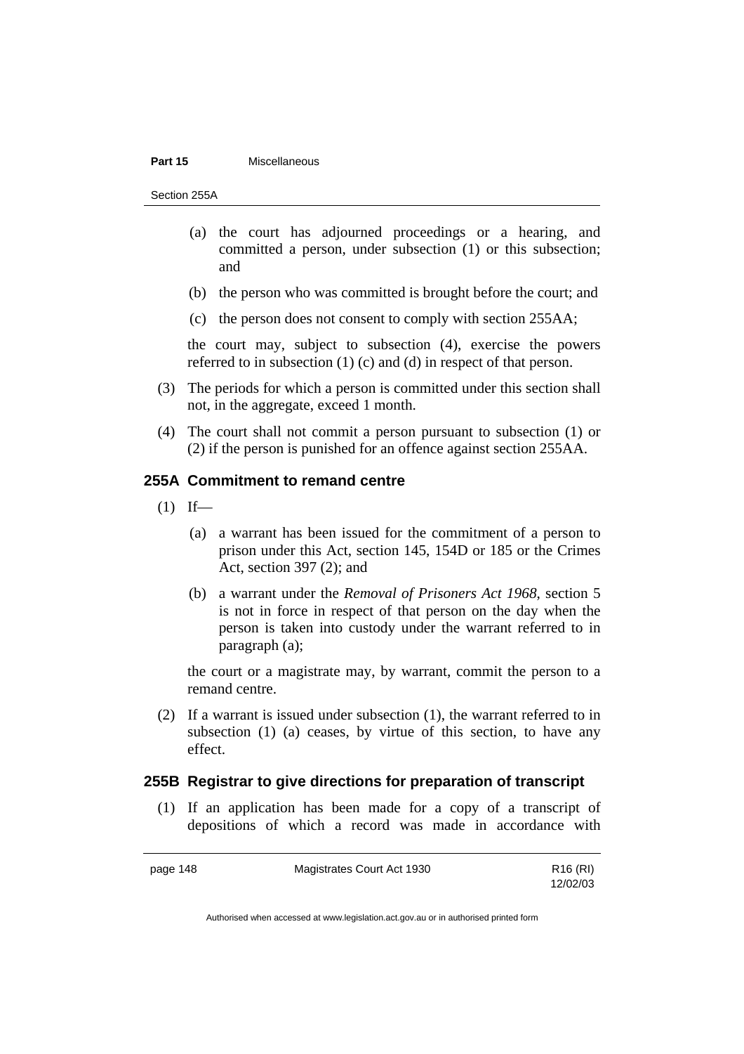(a) the court has adjourned proceedings or a hearing, and committed a person, under subsection (1) or this subsection; and

(b) the person who was committed is brought before the court; and

(c) the person does not consent to comply with section 255AA;

the court may, subject to subsection (4), exercise the powers referred to in subsection (1) (c) and (d) in respect of that person.

(3) The periods for which a person is committed under this section shall not, in the aggregate, exceed 1 month.

(4) The court shall not commit a person pursuant to subsection (1) or (2) if the person is punished for an offence against section 255AA.

## 255A Commitment to remand centre

(1) If—

(a) a warrant has been issued for the commitment of a person to prison under this Act, section 145, 154D or 185 or the Crimes Act, section 397 (2); and

(b) a warrant under the *Removal of Prisoners Act 1968*, section 5 is not in force in respect of that person on the day when the person is taken into custody under the warrant referred to in paragraph (a);

the court or a magistrate may, by warrant, commit the person to a remand centre.

(2) If a warrant is issued under subsection (1), the warrant referred to in subsection (1) (a) ceases, by virtue of this section, to have any effect.

## 255B Registrar to give directions for preparation of transcript

(1) If an application has been made for a copy of a transcript of depositions of which a record was made in accordance with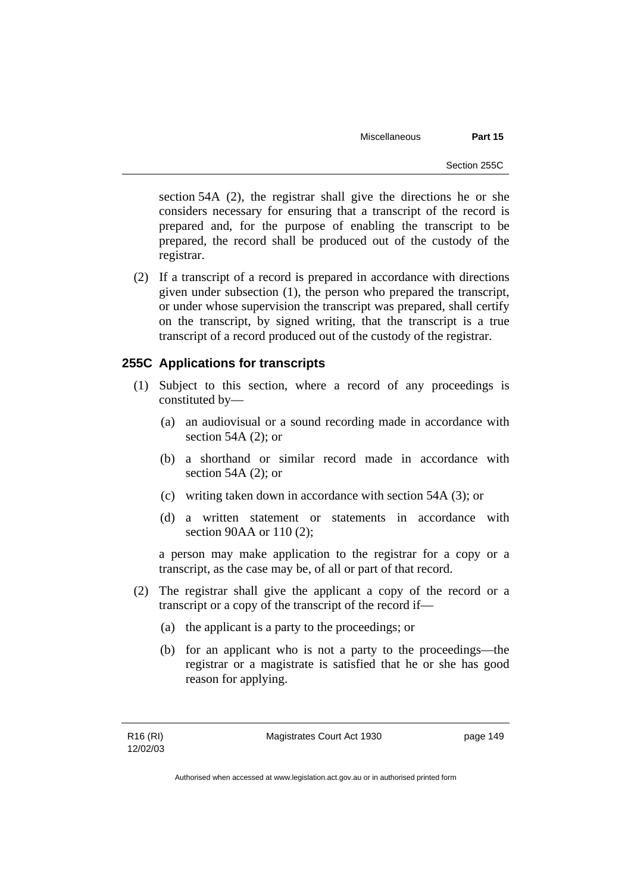section 54A (2), the registrar shall give the directions he or she considers necessary for ensuring that a transcript of the record is prepared and, for the purpose of enabling the transcript to be prepared, the record shall be produced out of the custody of the registrar.

(2) If a transcript of a record is prepared in accordance with directions given under subsection (1), the person who prepared the transcript, or under whose supervision the transcript was prepared, shall certify on the transcript, by signed writing, that the transcript is a true transcript of a record produced out of the custody of the registrar.

## 255C Applications for transcripts

(1) Subject to this section, where a record of any proceedings is constituted by—

(a) an audiovisual or a sound recording made in accordance with section 54A (2); or

(b) a shorthand or similar record made in accordance with section 54A (2); or

(c) writing taken down in accordance with section 54A (3); or

(d) a written statement or statements in accordance with section 90AA or 110 (2);

a person may make application to the registrar for a copy or a transcript, as the case may be, of all or part of that record.

(2) The registrar shall give the applicant a copy of the record or a transcript or a copy of the transcript of the record if—

(a) the applicant is a party to the proceedings; or

(b) for an applicant who is not a party to the proceedings—the registrar or a magistrate is satisfied that he or she has good reason for applying.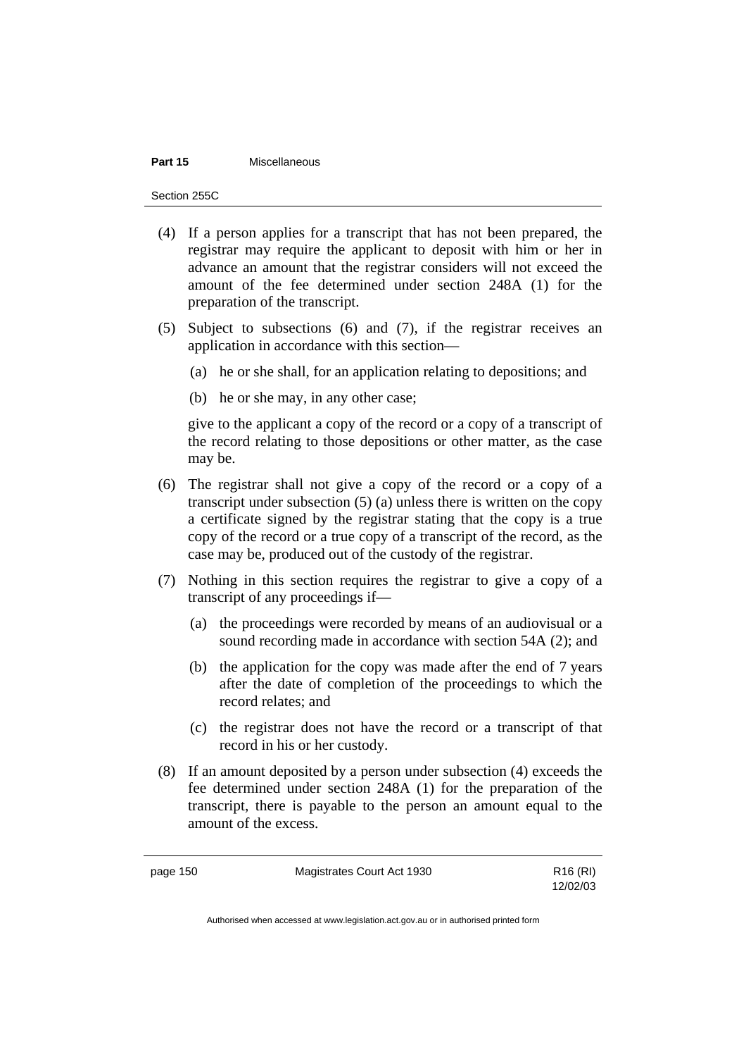(4) If a person applies for a transcript that has not been prepared, the registrar may require the applicant to deposit with him or her in advance an amount that the registrar considers will not exceed the amount of the fee determined under section 248A (1) for the preparation of the transcript.

(5) Subject to subsections (6) and (7), if the registrar receives an application in accordance with this section—

(a) he or she shall, for an application relating to depositions; and

(b) he or she may, in any other case;

give to the applicant a copy of the record or a copy of a transcript of the record relating to those depositions or other matter, as the case may be.

(6) The registrar shall not give a copy of the record or a copy of a transcript under subsection (5) (a) unless there is written on the copy a certificate signed by the registrar stating that the copy is a true copy of the record or a true copy of a transcript of the record, as the case may be, produced out of the custody of the registrar.

(7) Nothing in this section requires the registrar to give a copy of a transcript of any proceedings if—

(a) the proceedings were recorded by means of an audiovisual or a sound recording made in accordance with section 54A (2); and

(b) the application for the copy was made after the end of 7 years after the date of completion of the proceedings to which the record relates; and

(c) the registrar does not have the record or a transcript of that record in his or her custody.

(8) If an amount deposited by a person under subsection (4) exceeds the fee determined under section 248A (1) for the preparation of the transcript, there is payable to the person an amount equal to the amount of the excess.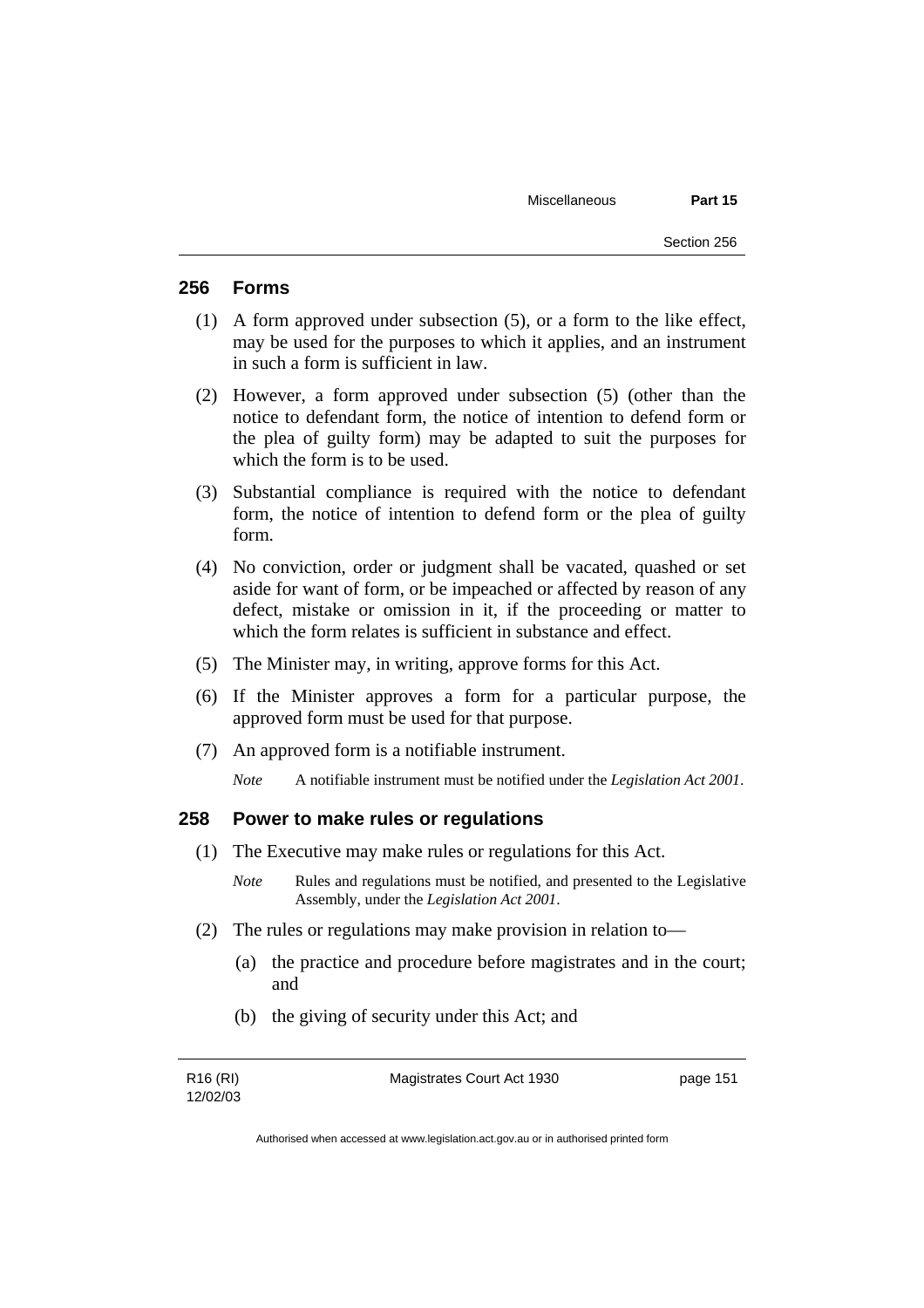## 256 Forms

(1) A form approved under subsection (5), or a form to the like effect, may be used for the purposes to which it applies, and an instrument in such a form is sufficient in law.

(2) However, a form approved under subsection (5) (other than the notice to defendant form, the notice of intention to defend form or the plea of guilty form) may be adapted to suit the purposes for which the form is to be used.

(3) Substantial compliance is required with the notice to defendant form, the notice of intention to defend form or the plea of guilty form.

(4) No conviction, order or judgment shall be vacated, quashed or set aside for want of form, or be impeached or affected by reason of any defect, mistake or omission in it, if the proceeding or matter to which the form relates is sufficient in substance and effect.

(5) The Minister may, in writing, approve forms for this Act.

(6) If the Minister approves a form for a particular purpose, the approved form must be used for that purpose.

(7) An approved form is a notifiable instrument.

*Note* A notifiable instrument must be notified under the *Legislation Act 2001*.

## 258 Power to make rules or regulations

(1) The Executive may make rules or regulations for this Act.

*Note* Rules and regulations must be notified, and presented to the Legislative Assembly, under the *Legislation Act 2001*.

(2) The rules or regulations may make provision in relation to—

(a) the practice and procedure before magistrates and in the court; and

(b) the giving of security under this Act; and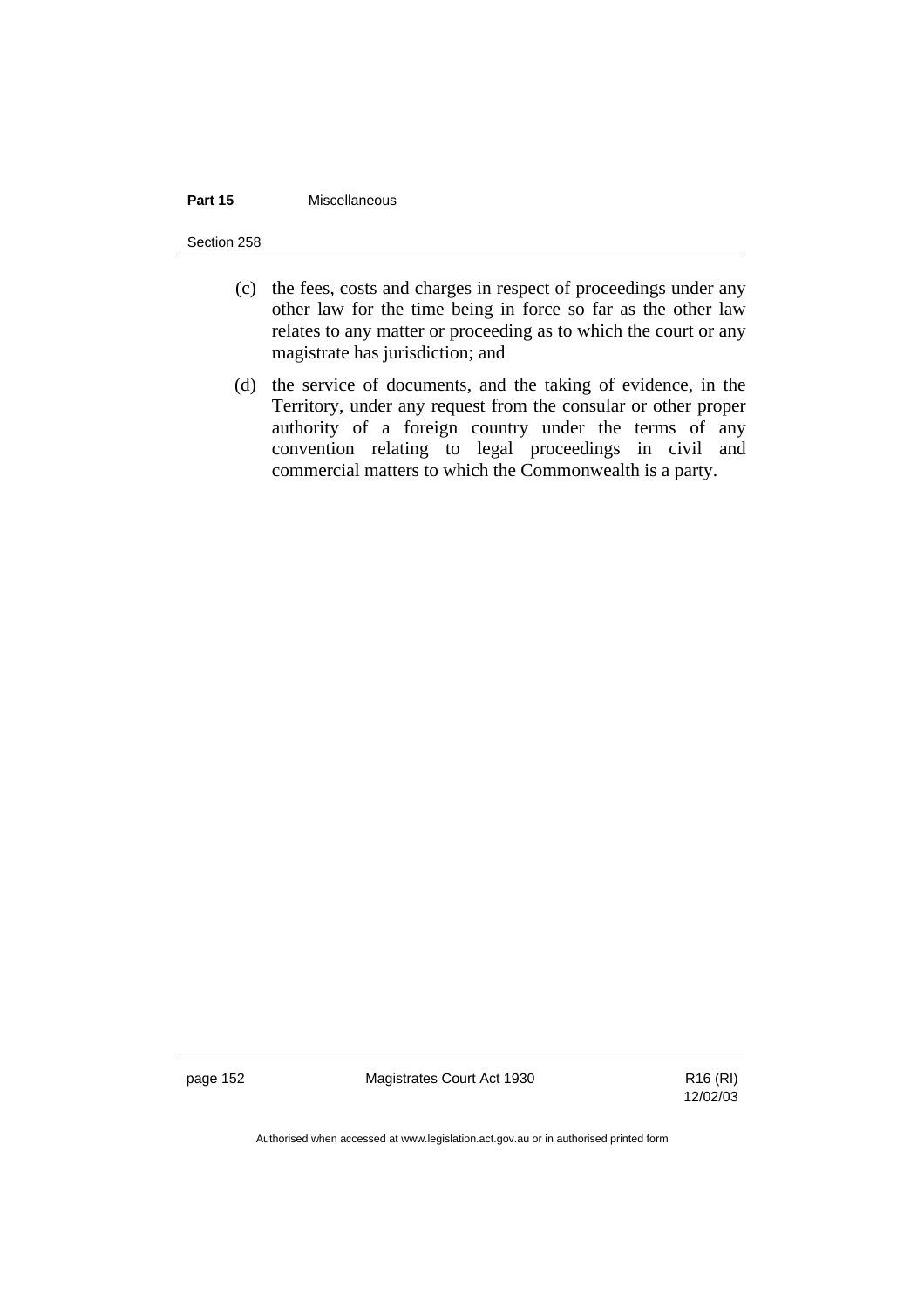(c) the fees, costs and charges in respect of proceedings under any other law for the time being in force so far as the other law relates to any matter or proceeding as to which the court or any magistrate has jurisdiction; and

(d) the service of documents, and the taking of evidence, in the Territory, under any request from the consular or other proper authority of a foreign country under the terms of any convention relating to legal proceedings in civil and commercial matters to which the Commonwealth is a party.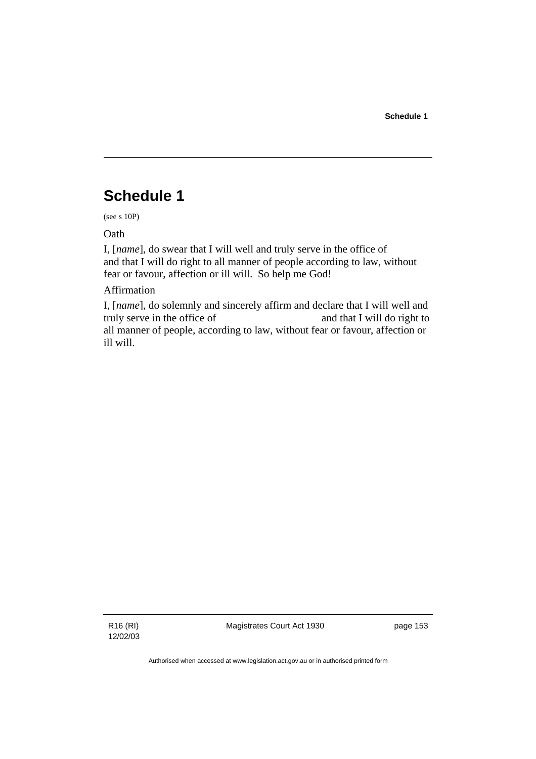# Schedule 1

(see s 10P)

Oath

I, [*name*], do swear that I will well and truly serve in the office of and that I will do right to all manner of people according to law, without fear or favour, affection or ill will. So help me God!

Affirmation

I, [*name*], do solemnly and sincerely affirm and declare that I will well and truly serve in the office of and that I will do right to all manner of people, according to law, without fear or favour, affection or ill will.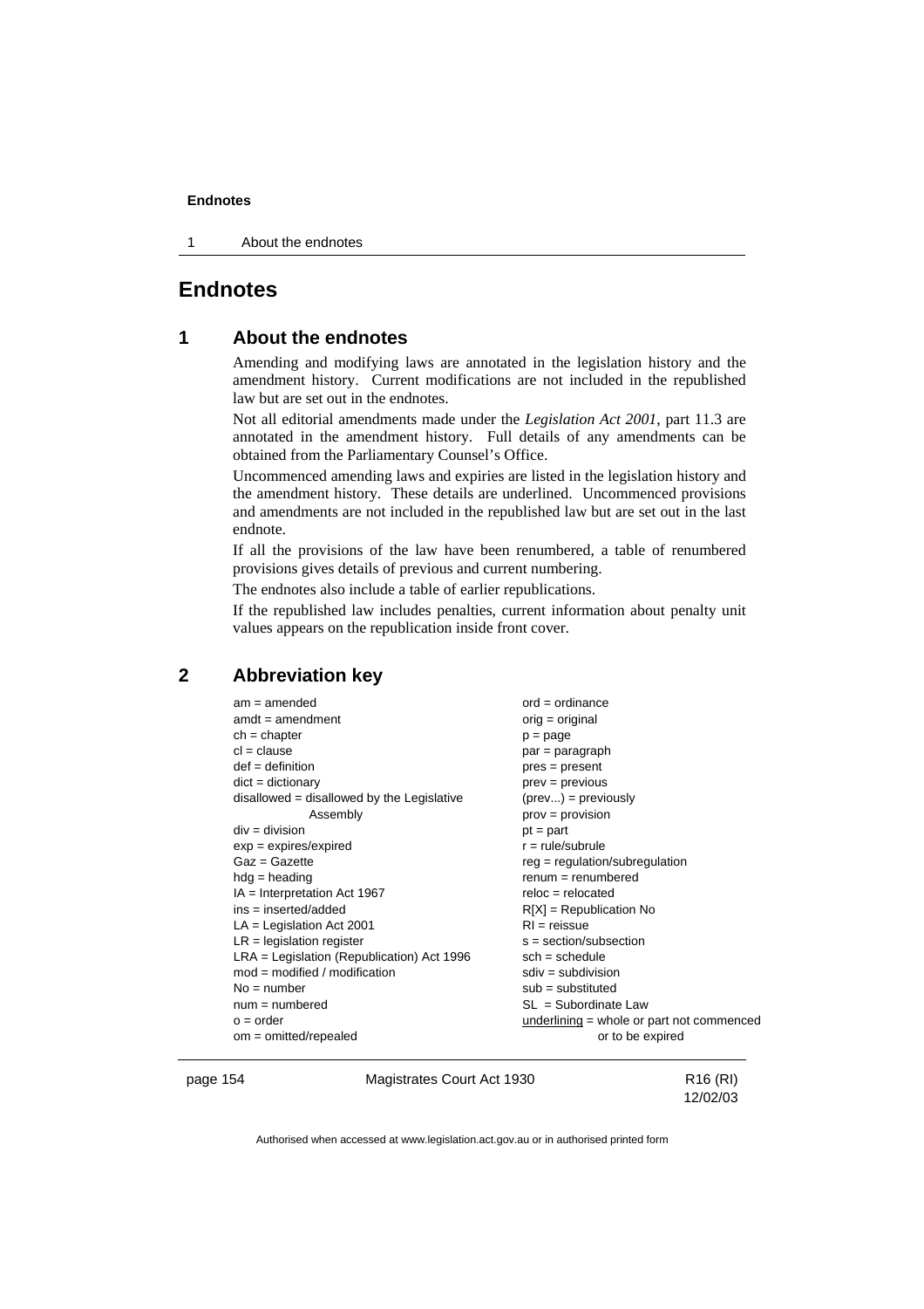# Endnotes

## 1 About the endnotes

Amending and modifying laws are annotated in the legislation history and the amendment history. Current modifications are not included in the republished law but are set out in the endnotes.

Not all editorial amendments made under the *Legislation Act 2001*, part 11.3 are annotated in the amendment history. Full details of any amendments can be obtained from the Parliamentary Counsel's Office.

Uncommenced amending laws and expiries are listed in the legislation history and the amendment history. These details are underlined. Uncommenced provisions and amendments are not included in the republished law but are set out in the last endnote.

If all the provisions of the law have been renumbered, a table of renumbered provisions gives details of previous and current numbering.

The endnotes also include a table of earlier republications.

If the republished law includes penalties, current information about penalty unit values appears on the republication inside front cover.

## 2 Abbreviation key

am = amended
amdt = amendment
ch = chapter
cl = clause
def = definition
dict = dictionary
disallowed = disallowed by the Legislative Assembly
div = division
exp = expires/expired
Gaz = Gazette
hdg = heading
IA = Interpretation Act 1967
ins = inserted/added
LA = Legislation Act 2001
LR = legislation register
LRA = Legislation (Republication) Act 1996
mod = modified / modification
No = number
num = numbered
o = order
om = omitted/repealed
ord = ordinance
orig = original
p = page
par = paragraph
pres = present
prev = previous
(prev...) = previously
prov = provision
pt = part
r = rule/subrule
reg = regulation/subregulation
renum = renumbered
reloc = relocated
R[X] = Republication No
RI = reissue
s = section/subsection
sch = schedule
sdiv = subdivision
sub = substituted
SL = Subordinate Law
<u>underlining</u> = whole or part not commenced or to be expired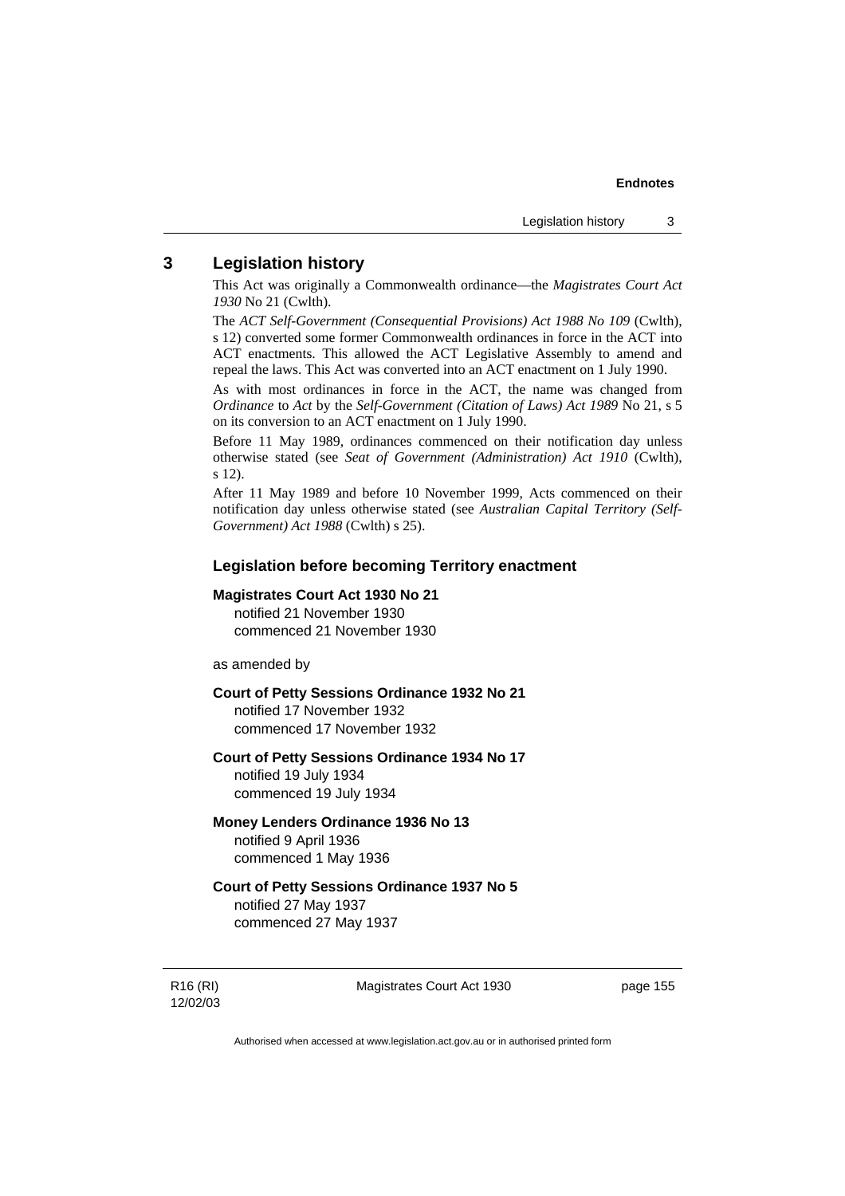## 3 Legislation history

This Act was originally a Commonwealth ordinance—the *Magistrates Court Act 1930* No 21 (Cwlth).

The *ACT Self-Government (Consequential Provisions) Act 1988 No 109* (Cwlth), s 12) converted some former Commonwealth ordinances in force in the ACT into ACT enactments. This allowed the ACT Legislative Assembly to amend and repeal the laws. This Act was converted into an ACT enactment on 1 July 1990.

As with most ordinances in force in the ACT, the name was changed from *Ordinance* to *Act* by the *Self-Government (Citation of Laws) Act 1989* No 21, s 5 on its conversion to an ACT enactment on 1 July 1990.

Before 11 May 1989, ordinances commenced on their notification day unless otherwise stated (see *Seat of Government (Administration) Act 1910* (Cwlth), s 12).

After 11 May 1989 and before 10 November 1999, Acts commenced on their notification day unless otherwise stated (see *Australian Capital Territory (Self-Government) Act 1988* (Cwlth) s 25).

### Legislation before becoming Territory enactment

**Magistrates Court Act 1930 No 21**
notified 21 November 1930
commenced 21 November 1930

as amended by

**Court of Petty Sessions Ordinance 1932 No 21**
notified 17 November 1932
commenced 17 November 1932

**Court of Petty Sessions Ordinance 1934 No 17**
notified 19 July 1934
commenced 19 July 1934

**Money Lenders Ordinance 1936 No 13**
notified 9 April 1936
commenced 1 May 1936

**Court of Petty Sessions Ordinance 1937 No 5**
notified 27 May 1937
commenced 27 May 1937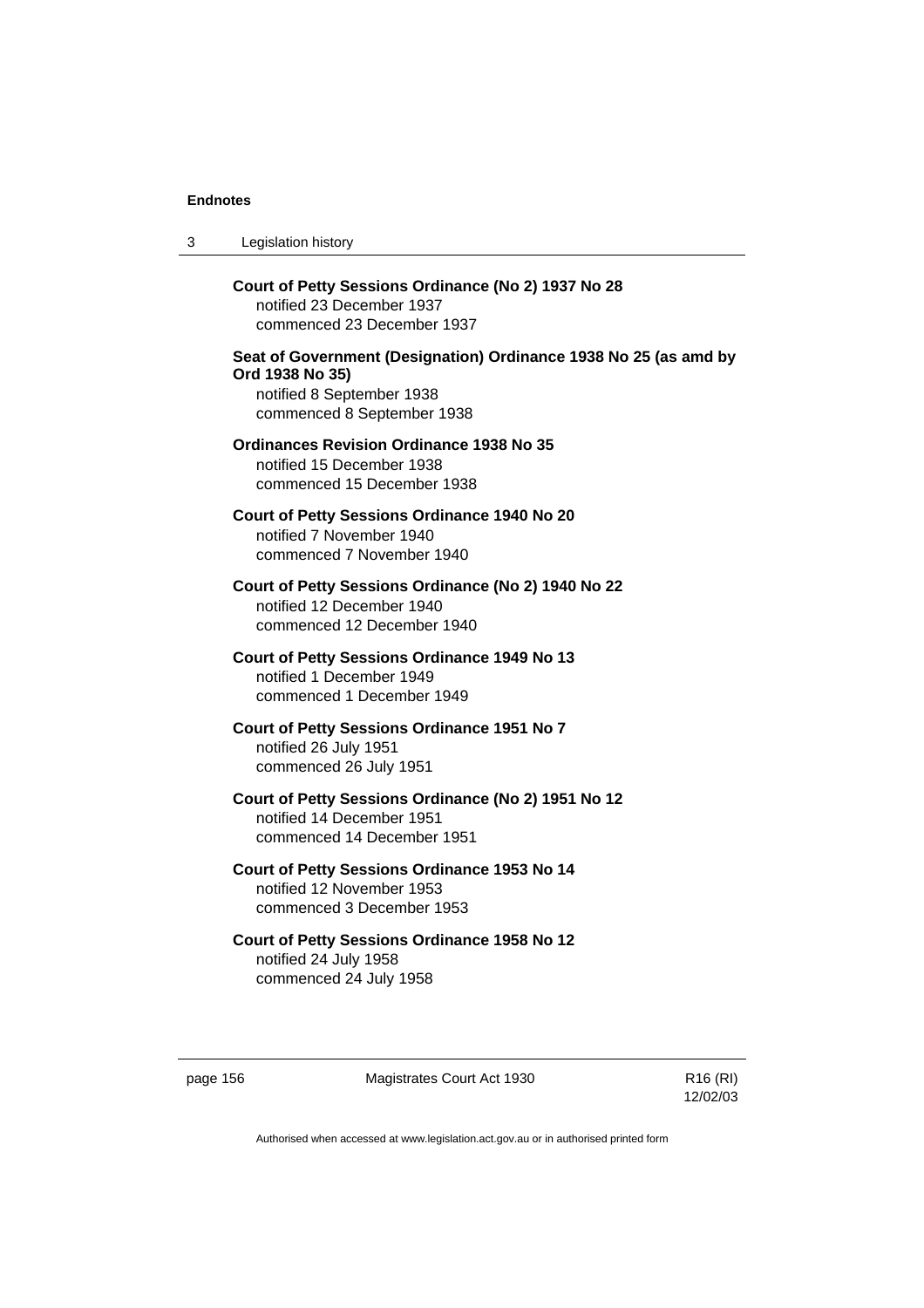**Court of Petty Sessions Ordinance (No 2) 1937 No 28**
notified 23 December 1937
commenced 23 December 1937

**Seat of Government (Designation) Ordinance 1938 No 25 (as amd by Ord 1938 No 35)**
notified 8 September 1938
commenced 8 September 1938

**Ordinances Revision Ordinance 1938 No 35**
notified 15 December 1938
commenced 15 December 1938

**Court of Petty Sessions Ordinance 1940 No 20**
notified 7 November 1940
commenced 7 November 1940

**Court of Petty Sessions Ordinance (No 2) 1940 No 22**
notified 12 December 1940
commenced 12 December 1940

**Court of Petty Sessions Ordinance 1949 No 13**
notified 1 December 1949
commenced 1 December 1949

**Court of Petty Sessions Ordinance 1951 No 7**
notified 26 July 1951
commenced 26 July 1951

**Court of Petty Sessions Ordinance (No 2) 1951 No 12**
notified 14 December 1951
commenced 14 December 1951

**Court of Petty Sessions Ordinance 1953 No 14**
notified 12 November 1953
commenced 3 December 1953

**Court of Petty Sessions Ordinance 1958 No 12**
notified 24 July 1958
commenced 24 July 1958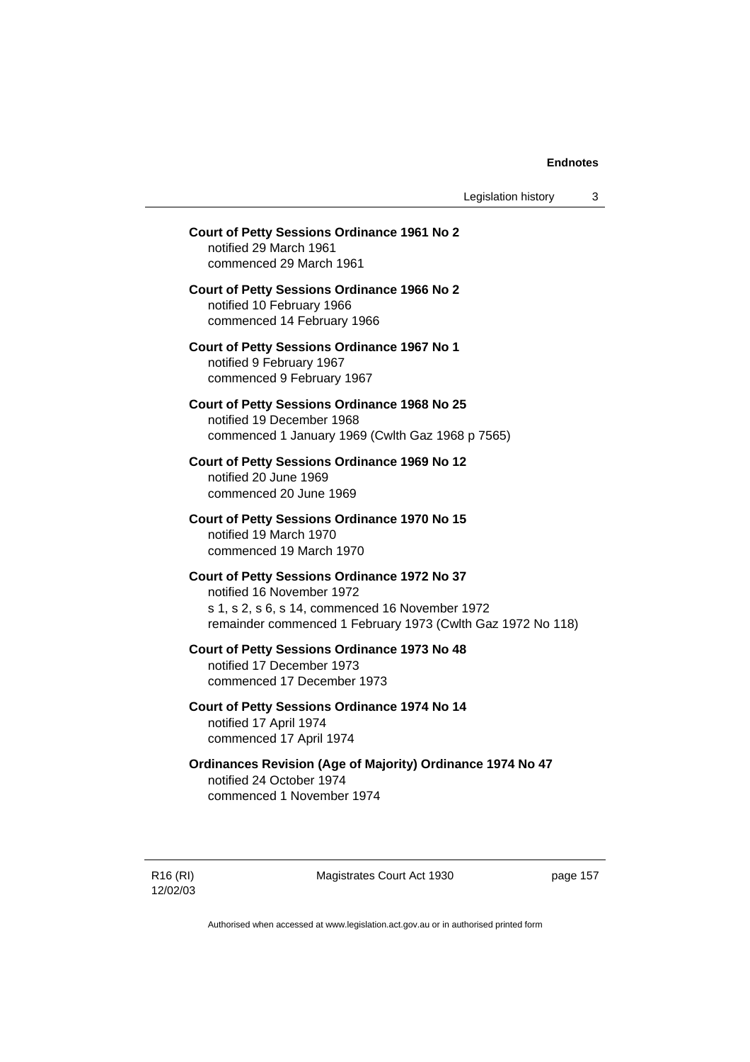**Court of Petty Sessions Ordinance 1961 No 2**
notified 29 March 1961
commenced 29 March 1961

**Court of Petty Sessions Ordinance 1966 No 2**
notified 10 February 1966
commenced 14 February 1966

**Court of Petty Sessions Ordinance 1967 No 1**
notified 9 February 1967
commenced 9 February 1967

**Court of Petty Sessions Ordinance 1968 No 25**
notified 19 December 1968
commenced 1 January 1969 (Cwlth Gaz 1968 p 7565)

**Court of Petty Sessions Ordinance 1969 No 12**
notified 20 June 1969
commenced 20 June 1969

**Court of Petty Sessions Ordinance 1970 No 15**
notified 19 March 1970
commenced 19 March 1970

**Court of Petty Sessions Ordinance 1972 No 37**
notified 16 November 1972
s 1, s 2, s 6, s 14, commenced 16 November 1972
remainder commenced 1 February 1973 (Cwlth Gaz 1972 No 118)

**Court of Petty Sessions Ordinance 1973 No 48**
notified 17 December 1973
commenced 17 December 1973

**Court of Petty Sessions Ordinance 1974 No 14**
notified 17 April 1974
commenced 17 April 1974

**Ordinances Revision (Age of Majority) Ordinance 1974 No 47**
notified 24 October 1974
commenced 1 November 1974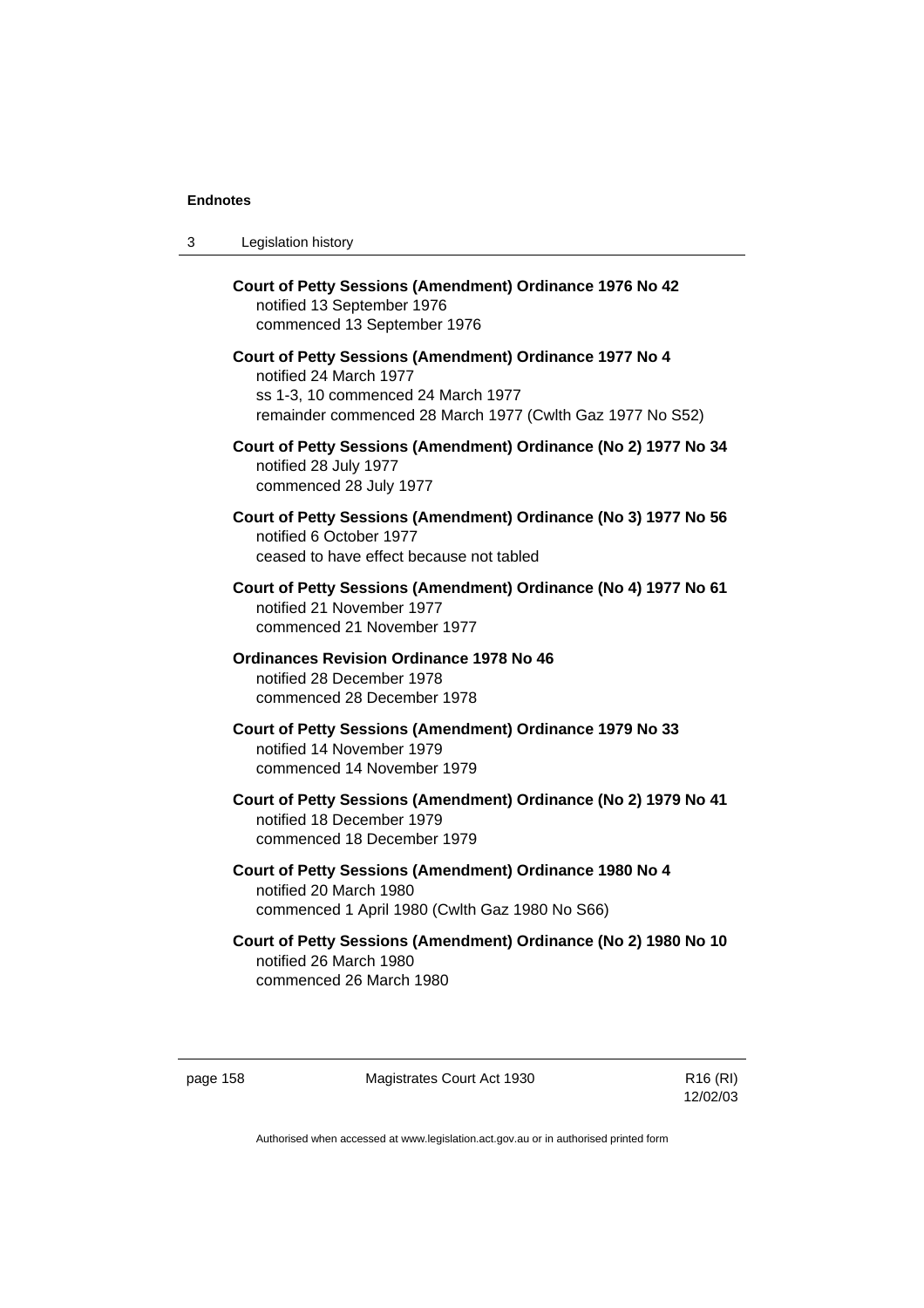**Court of Petty Sessions (Amendment) Ordinance 1976 No 42**
notified 13 September 1976
commenced 13 September 1976

**Court of Petty Sessions (Amendment) Ordinance 1977 No 4**
notified 24 March 1977
ss 1-3, 10 commenced 24 March 1977
remainder commenced 28 March 1977 (Cwlth Gaz 1977 No S52)

**Court of Petty Sessions (Amendment) Ordinance (No 2) 1977 No 34**
notified 28 July 1977
commenced 28 July 1977

**Court of Petty Sessions (Amendment) Ordinance (No 3) 1977 No 56**
notified 6 October 1977
ceased to have effect because not tabled

**Court of Petty Sessions (Amendment) Ordinance (No 4) 1977 No 61**
notified 21 November 1977
commenced 21 November 1977

**Ordinances Revision Ordinance 1978 No 46**
notified 28 December 1978
commenced 28 December 1978

**Court of Petty Sessions (Amendment) Ordinance 1979 No 33**
notified 14 November 1979
commenced 14 November 1979

**Court of Petty Sessions (Amendment) Ordinance (No 2) 1979 No 41**
notified 18 December 1979
commenced 18 December 1979

**Court of Petty Sessions (Amendment) Ordinance 1980 No 4**
notified 20 March 1980
commenced 1 April 1980 (Cwlth Gaz 1980 No S66)

**Court of Petty Sessions (Amendment) Ordinance (No 2) 1980 No 10**
notified 26 March 1980
commenced 26 March 1980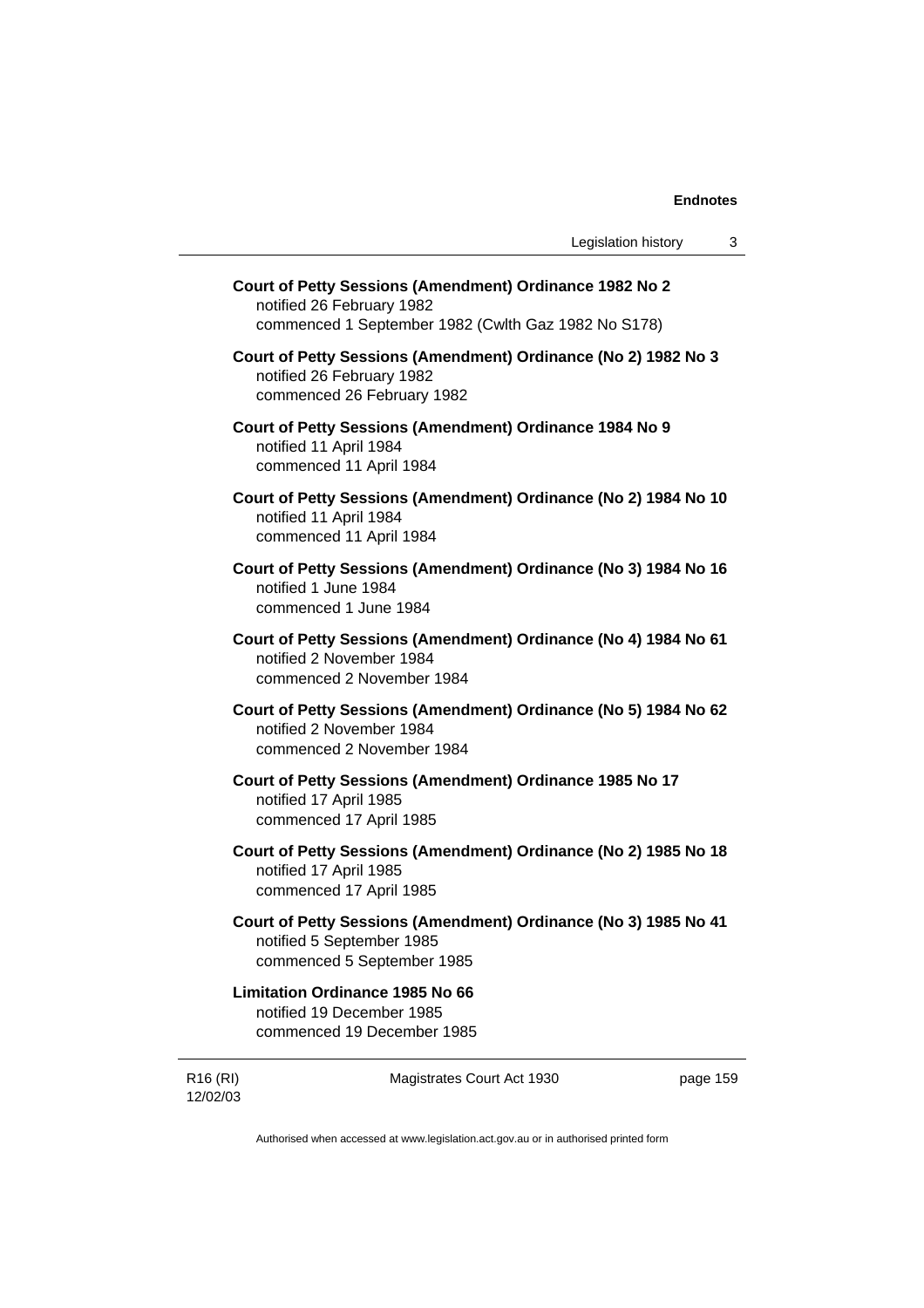**Court of Petty Sessions (Amendment) Ordinance 1982 No 2**
notified 26 February 1982
commenced 1 September 1982 (Cwlth Gaz 1982 No S178)

**Court of Petty Sessions (Amendment) Ordinance (No 2) 1982 No 3**
notified 26 February 1982
commenced 26 February 1982

**Court of Petty Sessions (Amendment) Ordinance 1984 No 9**
notified 11 April 1984
commenced 11 April 1984

**Court of Petty Sessions (Amendment) Ordinance (No 2) 1984 No 10**
notified 11 April 1984
commenced 11 April 1984

**Court of Petty Sessions (Amendment) Ordinance (No 3) 1984 No 16**
notified 1 June 1984
commenced 1 June 1984

**Court of Petty Sessions (Amendment) Ordinance (No 4) 1984 No 61**
notified 2 November 1984
commenced 2 November 1984

**Court of Petty Sessions (Amendment) Ordinance (No 5) 1984 No 62**
notified 2 November 1984
commenced 2 November 1984

**Court of Petty Sessions (Amendment) Ordinance 1985 No 17**
notified 17 April 1985
commenced 17 April 1985

**Court of Petty Sessions (Amendment) Ordinance (No 2) 1985 No 18**
notified 17 April 1985
commenced 17 April 1985

**Court of Petty Sessions (Amendment) Ordinance (No 3) 1985 No 41**
notified 5 September 1985
commenced 5 September 1985

**Limitation Ordinance 1985 No 66**
notified 19 December 1985
commenced 19 December 1985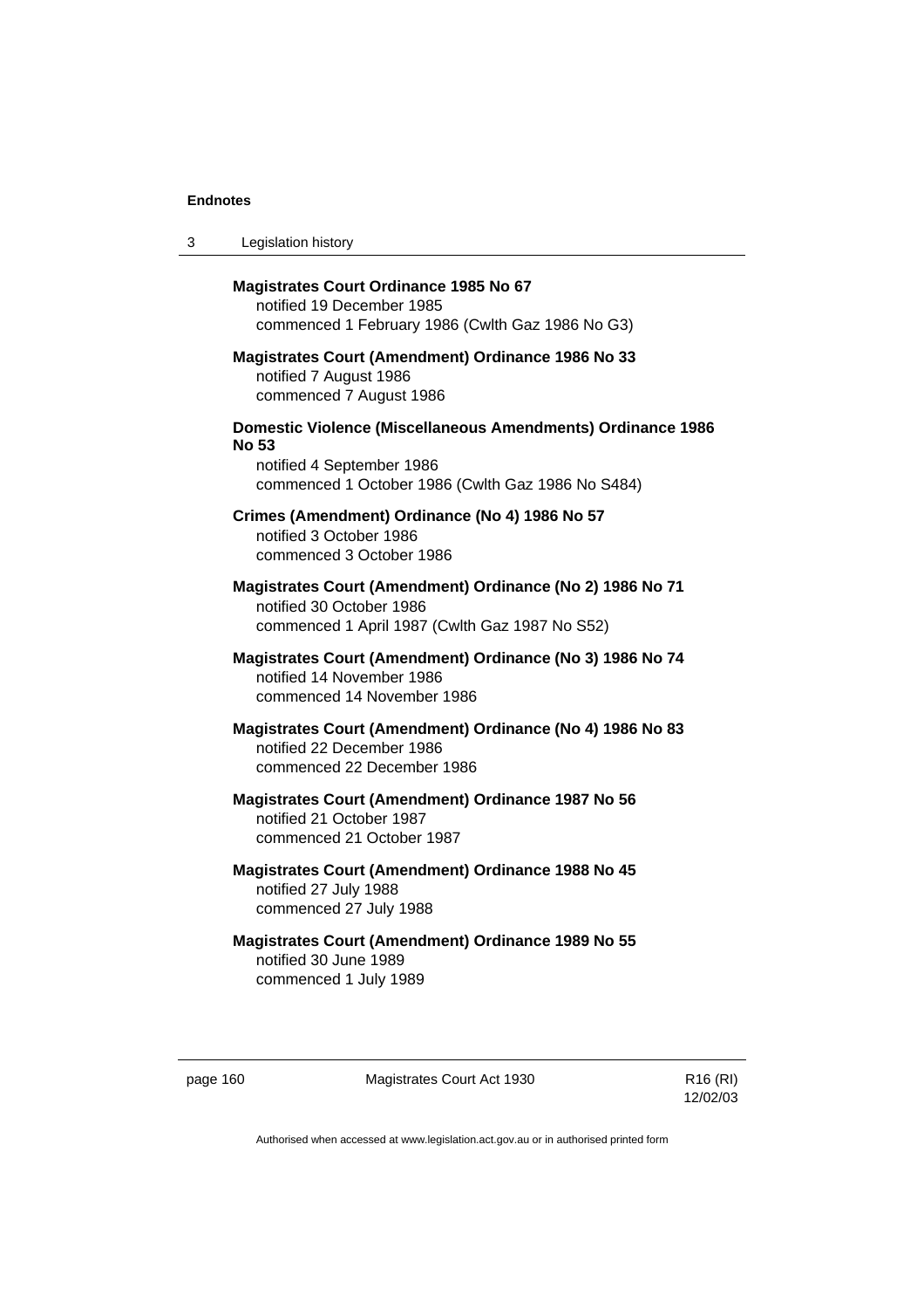**Magistrates Court Ordinance 1985 No 67**
notified 19 December 1985
commenced 1 February 1986 (Cwlth Gaz 1986 No G3)

**Magistrates Court (Amendment) Ordinance 1986 No 33**
notified 7 August 1986
commenced 7 August 1986

**Domestic Violence (Miscellaneous Amendments) Ordinance 1986 No 53**
notified 4 September 1986
commenced 1 October 1986 (Cwlth Gaz 1986 No S484)

**Crimes (Amendment) Ordinance (No 4) 1986 No 57**
notified 3 October 1986
commenced 3 October 1986

**Magistrates Court (Amendment) Ordinance (No 2) 1986 No 71**
notified 30 October 1986
commenced 1 April 1987 (Cwlth Gaz 1987 No S52)

**Magistrates Court (Amendment) Ordinance (No 3) 1986 No 74**
notified 14 November 1986
commenced 14 November 1986

**Magistrates Court (Amendment) Ordinance (No 4) 1986 No 83**
notified 22 December 1986
commenced 22 December 1986

**Magistrates Court (Amendment) Ordinance 1987 No 56**
notified 21 October 1987
commenced 21 October 1987

**Magistrates Court (Amendment) Ordinance 1988 No 45**
notified 27 July 1988
commenced 27 July 1988

**Magistrates Court (Amendment) Ordinance 1989 No 55**
notified 30 June 1989
commenced 1 July 1989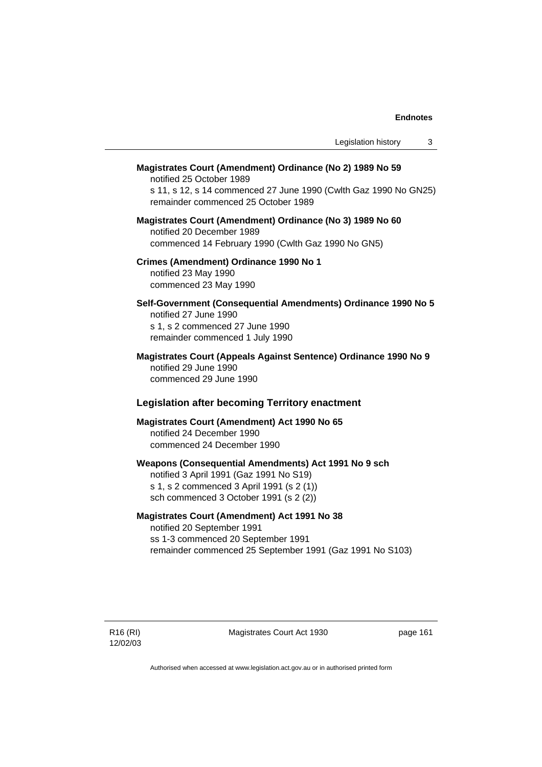**Magistrates Court (Amendment) Ordinance (No 2) 1989 No 59**

notified 25 October 1989

s 11, s 12, s 14 commenced 27 June 1990 (Cwlth Gaz 1990 No GN25)

remainder commenced 25 October 1989

**Magistrates Court (Amendment) Ordinance (No 3) 1989 No 60**

notified 20 December 1989

commenced 14 February 1990 (Cwlth Gaz 1990 No GN5)

**Crimes (Amendment) Ordinance 1990 No 1**

notified 23 May 1990

commenced 23 May 1990

**Self-Government (Consequential Amendments) Ordinance 1990 No 5**

notified 27 June 1990

s 1, s 2 commenced 27 June 1990

remainder commenced 1 July 1990

**Magistrates Court (Appeals Against Sentence) Ordinance 1990 No 9**

notified 29 June 1990

commenced 29 June 1990

## Legislation after becoming Territory enactment

**Magistrates Court (Amendment) Act 1990 No 65**

notified 24 December 1990

commenced 24 December 1990

**Weapons (Consequential Amendments) Act 1991 No 9 sch**

notified 3 April 1991 (Gaz 1991 No S19)

s 1, s 2 commenced 3 April 1991 (s 2 (1))

sch commenced 3 October 1991 (s 2 (2))

**Magistrates Court (Amendment) Act 1991 No 38**

notified 20 September 1991

ss 1-3 commenced 20 September 1991

remainder commenced 25 September 1991 (Gaz 1991 No S103)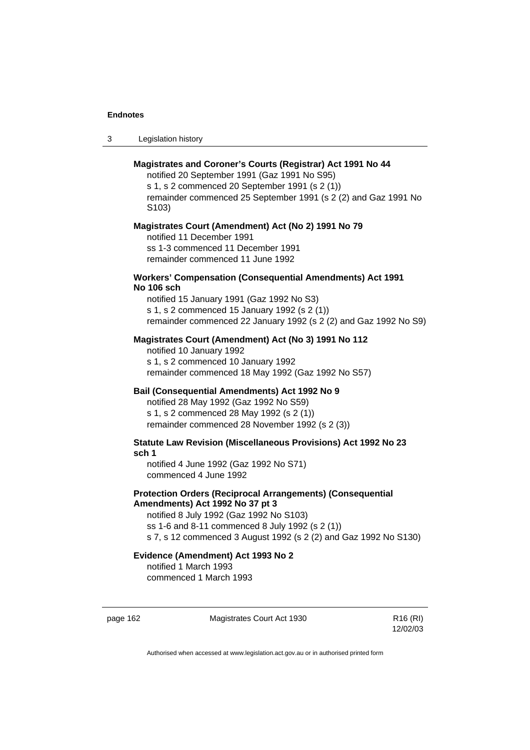**Magistrates and Coroner's Courts (Registrar) Act 1991 No 44**

notified 20 September 1991 (Gaz 1991 No S95)
s 1, s 2 commenced 20 September 1991 (s 2 (1))
remainder commenced 25 September 1991 (s 2 (2) and Gaz 1991 No S103)

**Magistrates Court (Amendment) Act (No 2) 1991 No 79**

notified 11 December 1991
ss 1-3 commenced 11 December 1991
remainder commenced 11 June 1992

**Workers' Compensation (Consequential Amendments) Act 1991 No 106 sch**

notified 15 January 1991 (Gaz 1992 No S3)
s 1, s 2 commenced 15 January 1992 (s 2 (1))
remainder commenced 22 January 1992 (s 2 (2) and Gaz 1992 No S9)

**Magistrates Court (Amendment) Act (No 3) 1991 No 112**

notified 10 January 1992
s 1, s 2 commenced 10 January 1992
remainder commenced 18 May 1992 (Gaz 1992 No S57)

**Bail (Consequential Amendments) Act 1992 No 9**

notified 28 May 1992 (Gaz 1992 No S59)
s 1, s 2 commenced 28 May 1992 (s 2 (1))
remainder commenced 28 November 1992 (s 2 (3))

**Statute Law Revision (Miscellaneous Provisions) Act 1992 No 23 sch 1**

notified 4 June 1992 (Gaz 1992 No S71)
commenced 4 June 1992

**Protection Orders (Reciprocal Arrangements) (Consequential Amendments) Act 1992 No 37 pt 3**

notified 8 July 1992 (Gaz 1992 No S103)
ss 1-6 and 8-11 commenced 8 July 1992 (s 2 (1))
s 7, s 12 commenced 3 August 1992 (s 2 (2) and Gaz 1992 No S130)

**Evidence (Amendment) Act 1993 No 2**

notified 1 March 1993
commenced 1 March 1993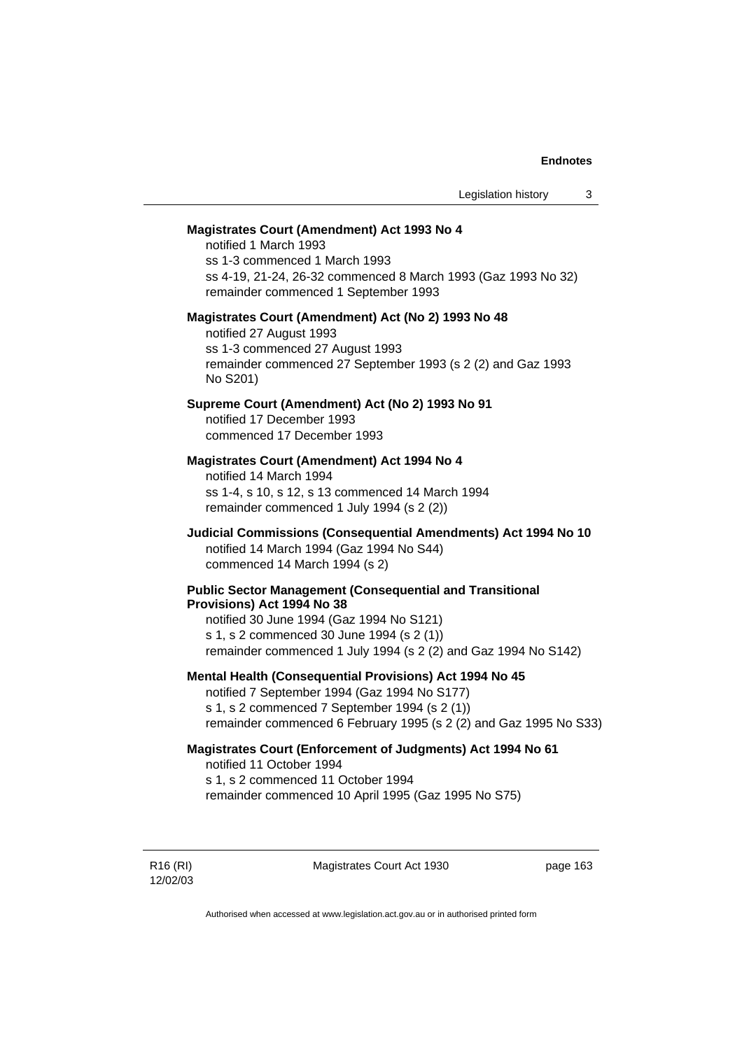**Magistrates Court (Amendment) Act 1993 No 4**

notified 1 March 1993
ss 1-3 commenced 1 March 1993
ss 4-19, 21-24, 26-32 commenced 8 March 1993 (Gaz 1993 No 32)
remainder commenced 1 September 1993

**Magistrates Court (Amendment) Act (No 2) 1993 No 48**

notified 27 August 1993
ss 1-3 commenced 27 August 1993
remainder commenced 27 September 1993 (s 2 (2) and Gaz 1993 No S201)

**Supreme Court (Amendment) Act (No 2) 1993 No 91**

notified 17 December 1993
commenced 17 December 1993

**Magistrates Court (Amendment) Act 1994 No 4**

notified 14 March 1994
ss 1-4, s 10, s 12, s 13 commenced 14 March 1994
remainder commenced 1 July 1994 (s 2 (2))

**Judicial Commissions (Consequential Amendments) Act 1994 No 10**

notified 14 March 1994 (Gaz 1994 No S44)
commenced 14 March 1994 (s 2)

**Public Sector Management (Consequential and Transitional Provisions) Act 1994 No 38**

notified 30 June 1994 (Gaz 1994 No S121)
s 1, s 2 commenced 30 June 1994 (s 2 (1))
remainder commenced 1 July 1994 (s 2 (2) and Gaz 1994 No S142)

**Mental Health (Consequential Provisions) Act 1994 No 45**

notified 7 September 1994 (Gaz 1994 No S177)
s 1, s 2 commenced 7 September 1994 (s 2 (1))
remainder commenced 6 February 1995 (s 2 (2) and Gaz 1995 No S33)

**Magistrates Court (Enforcement of Judgments) Act 1994 No 61**

notified 11 October 1994
s 1, s 2 commenced 11 October 1994
remainder commenced 10 April 1995 (Gaz 1995 No S75)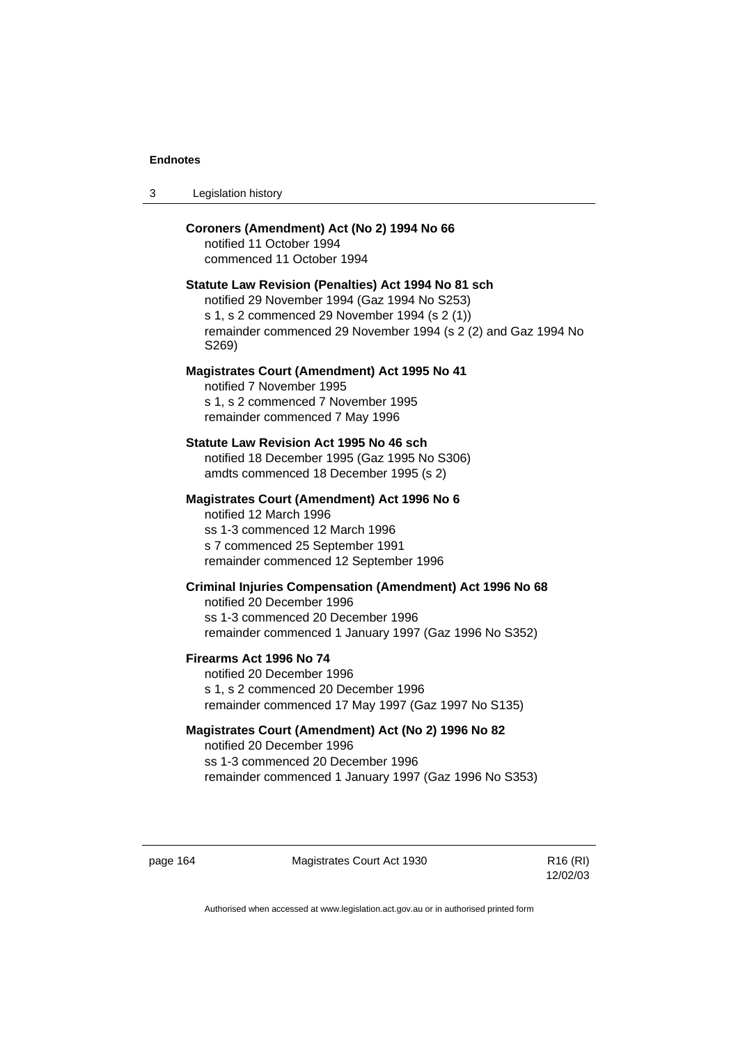**Coroners (Amendment) Act (No 2) 1994 No 66**
notified 11 October 1994
commenced 11 October 1994

**Statute Law Revision (Penalties) Act 1994 No 81 sch**
notified 29 November 1994 (Gaz 1994 No S253)
s 1, s 2 commenced 29 November 1994 (s 2 (1))
remainder commenced 29 November 1994 (s 2 (2) and Gaz 1994 No S269)

**Magistrates Court (Amendment) Act 1995 No 41**
notified 7 November 1995
s 1, s 2 commenced 7 November 1995
remainder commenced 7 May 1996

**Statute Law Revision Act 1995 No 46 sch**
notified 18 December 1995 (Gaz 1995 No S306)
amdts commenced 18 December 1995 (s 2)

**Magistrates Court (Amendment) Act 1996 No 6**
notified 12 March 1996
ss 1-3 commenced 12 March 1996
s 7 commenced 25 September 1991
remainder commenced 12 September 1996

**Criminal Injuries Compensation (Amendment) Act 1996 No 68**
notified 20 December 1996
ss 1-3 commenced 20 December 1996
remainder commenced 1 January 1997 (Gaz 1996 No S352)

**Firearms Act 1996 No 74**
notified 20 December 1996
s 1, s 2 commenced 20 December 1996
remainder commenced 17 May 1997 (Gaz 1997 No S135)

**Magistrates Court (Amendment) Act (No 2) 1996 No 82**
notified 20 December 1996
ss 1-3 commenced 20 December 1996
remainder commenced 1 January 1997 (Gaz 1996 No S353)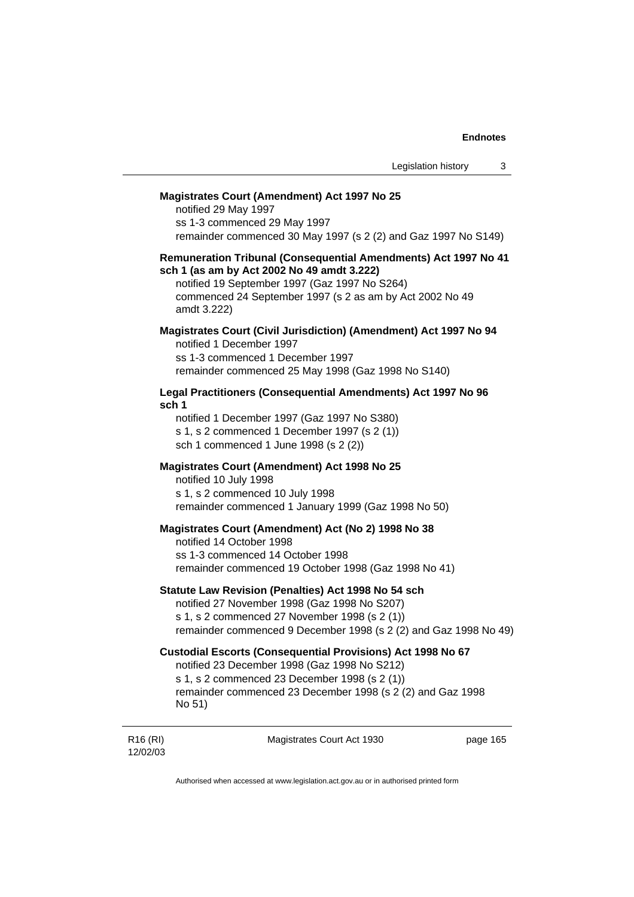**Magistrates Court (Amendment) Act 1997 No 25**

notified 29 May 1997
ss 1-3 commenced 29 May 1997
remainder commenced 30 May 1997 (s 2 (2) and Gaz 1997 No S149)

**Remuneration Tribunal (Consequential Amendments) Act 1997 No 41 sch 1 (as am by Act 2002 No 49 amdt 3.222)**

notified 19 September 1997 (Gaz 1997 No S264)
commenced 24 September 1997 (s 2 as am by Act 2002 No 49 amdt 3.222)

**Magistrates Court (Civil Jurisdiction) (Amendment) Act 1997 No 94**

notified 1 December 1997
ss 1-3 commenced 1 December 1997
remainder commenced 25 May 1998 (Gaz 1998 No S140)

**Legal Practitioners (Consequential Amendments) Act 1997 No 96 sch 1**

notified 1 December 1997 (Gaz 1997 No S380)
s 1, s 2 commenced 1 December 1997 (s 2 (1))
sch 1 commenced 1 June 1998 (s 2 (2))

**Magistrates Court (Amendment) Act 1998 No 25**

notified 10 July 1998
s 1, s 2 commenced 10 July 1998
remainder commenced 1 January 1999 (Gaz 1998 No 50)

**Magistrates Court (Amendment) Act (No 2) 1998 No 38**

notified 14 October 1998
ss 1-3 commenced 14 October 1998
remainder commenced 19 October 1998 (Gaz 1998 No 41)

**Statute Law Revision (Penalties) Act 1998 No 54 sch**

notified 27 November 1998 (Gaz 1998 No S207)
s 1, s 2 commenced 27 November 1998 (s 2 (1))
remainder commenced 9 December 1998 (s 2 (2) and Gaz 1998 No 49)

**Custodial Escorts (Consequential Provisions) Act 1998 No 67**

notified 23 December 1998 (Gaz 1998 No S212)
s 1, s 2 commenced 23 December 1998 (s 2 (1))
remainder commenced 23 December 1998 (s 2 (2) and Gaz 1998 No 51)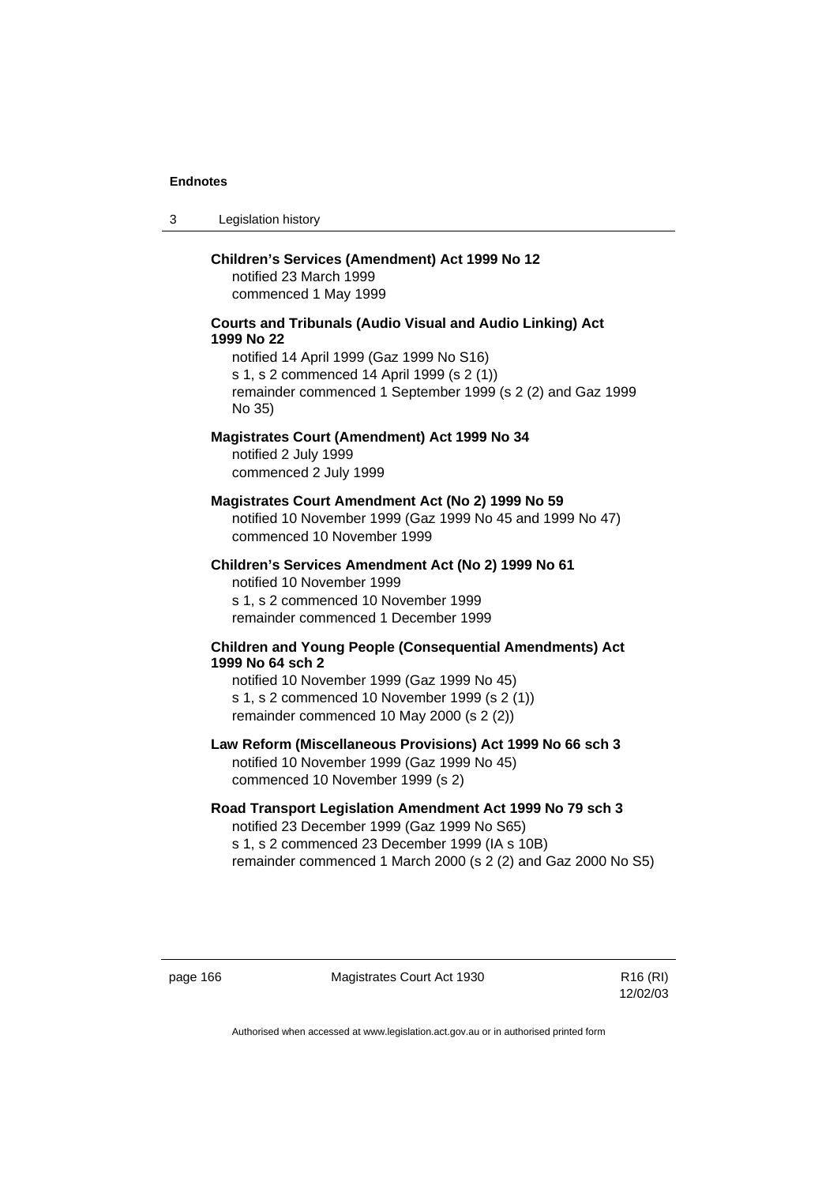**Children's Services (Amendment) Act 1999 No 12**
notified 23 March 1999
commenced 1 May 1999

**Courts and Tribunals (Audio Visual and Audio Linking) Act 1999 No 22**
notified 14 April 1999 (Gaz 1999 No S16)
s 1, s 2 commenced 14 April 1999 (s 2 (1))
remainder commenced 1 September 1999 (s 2 (2) and Gaz 1999 No 35)

**Magistrates Court (Amendment) Act 1999 No 34**
notified 2 July 1999
commenced 2 July 1999

**Magistrates Court Amendment Act (No 2) 1999 No 59**
notified 10 November 1999 (Gaz 1999 No 45 and 1999 No 47)
commenced 10 November 1999

**Children's Services Amendment Act (No 2) 1999 No 61**
notified 10 November 1999
s 1, s 2 commenced 10 November 1999
remainder commenced 1 December 1999

**Children and Young People (Consequential Amendments) Act 1999 No 64 sch 2**
notified 10 November 1999 (Gaz 1999 No 45)
s 1, s 2 commenced 10 November 1999 (s 2 (1))
remainder commenced 10 May 2000 (s 2 (2))

**Law Reform (Miscellaneous Provisions) Act 1999 No 66 sch 3**
notified 10 November 1999 (Gaz 1999 No 45)
commenced 10 November 1999 (s 2)

**Road Transport Legislation Amendment Act 1999 No 79 sch 3**
notified 23 December 1999 (Gaz 1999 No S65)
s 1, s 2 commenced 23 December 1999 (IA s 10B)
remainder commenced 1 March 2000 (s 2 (2) and Gaz 2000 No S5)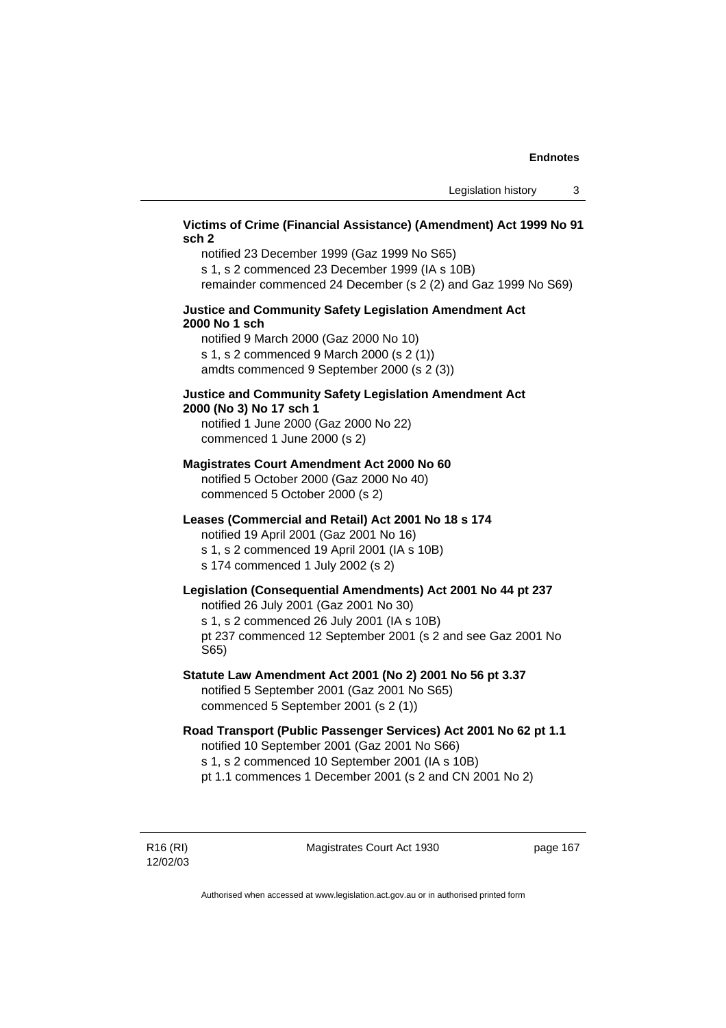**Victims of Crime (Financial Assistance) (Amendment) Act 1999 No 91 sch 2**

notified 23 December 1999 (Gaz 1999 No S65)
s 1, s 2 commenced 23 December 1999 (IA s 10B)
remainder commenced 24 December (s 2 (2) and Gaz 1999 No S69)

**Justice and Community Safety Legislation Amendment Act 2000 No 1 sch**

notified 9 March 2000 (Gaz 2000 No 10)
s 1, s 2 commenced 9 March 2000 (s 2 (1))
amdts commenced 9 September 2000 (s 2 (3))

**Justice and Community Safety Legislation Amendment Act 2000 (No 3) No 17 sch 1**

notified 1 June 2000 (Gaz 2000 No 22)
commenced 1 June 2000 (s 2)

**Magistrates Court Amendment Act 2000 No 60**

notified 5 October 2000 (Gaz 2000 No 40)
commenced 5 October 2000 (s 2)

**Leases (Commercial and Retail) Act 2001 No 18 s 174**

notified 19 April 2001 (Gaz 2001 No 16)
s 1, s 2 commenced 19 April 2001 (IA s 10B)
s 174 commenced 1 July 2002 (s 2)

**Legislation (Consequential Amendments) Act 2001 No 44 pt 237**

notified 26 July 2001 (Gaz 2001 No 30)
s 1, s 2 commenced 26 July 2001 (IA s 10B)
pt 237 commenced 12 September 2001 (s 2 and see Gaz 2001 No S65)

**Statute Law Amendment Act 2001 (No 2) 2001 No 56 pt 3.37**

notified 5 September 2001 (Gaz 2001 No S65)
commenced 5 September 2001 (s 2 (1))

**Road Transport (Public Passenger Services) Act 2001 No 62 pt 1.1**

notified 10 September 2001 (Gaz 2001 No S66)
s 1, s 2 commenced 10 September 2001 (IA s 10B)
pt 1.1 commences 1 December 2001 (s 2 and CN 2001 No 2)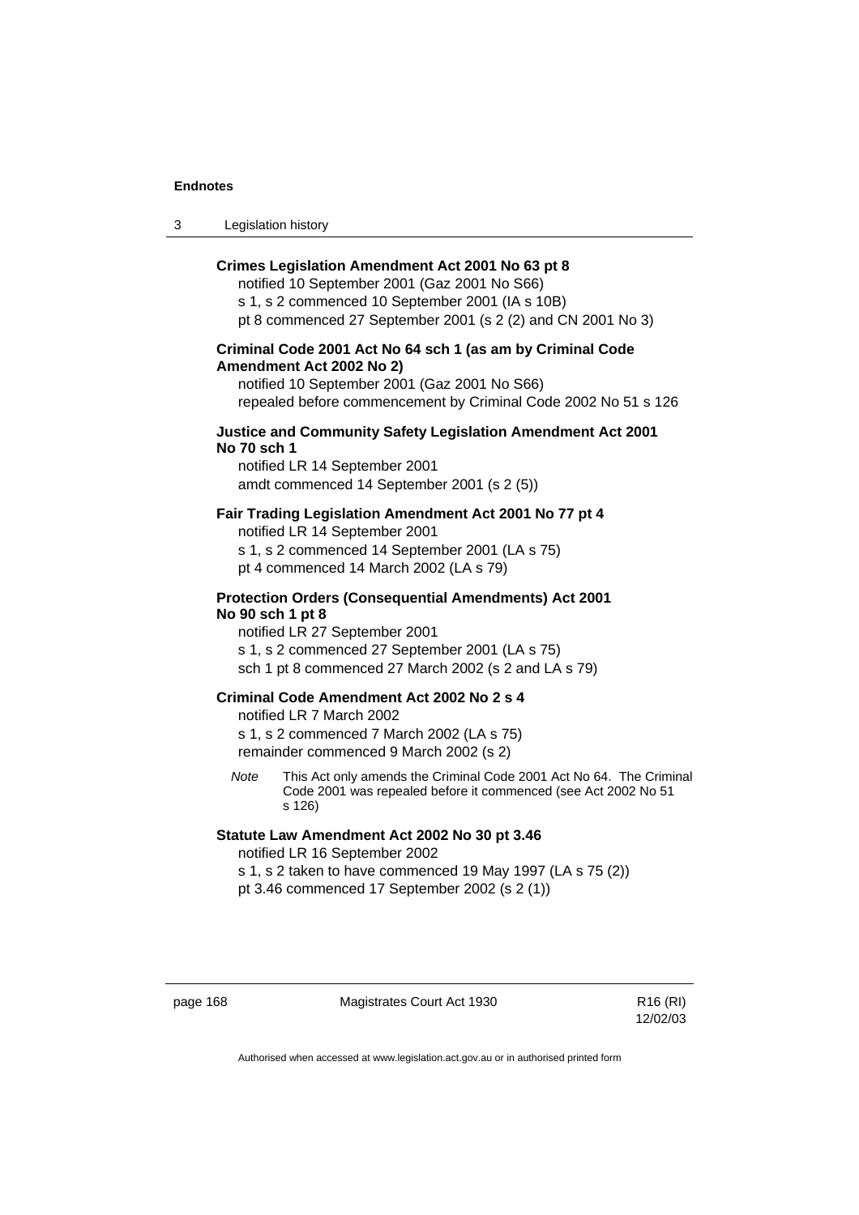**Crimes Legislation Amendment Act 2001 No 63 pt 8**

notified 10 September 2001 (Gaz 2001 No S66)
s 1, s 2 commenced 10 September 2001 (IA s 10B)
pt 8 commenced 27 September 2001 (s 2 (2) and CN 2001 No 3)

**Criminal Code 2001 Act No 64 sch 1 (as am by Criminal Code Amendment Act 2002 No 2)**

notified 10 September 2001 (Gaz 2001 No S66)
repealed before commencement by Criminal Code 2002 No 51 s 126

**Justice and Community Safety Legislation Amendment Act 2001 No 70 sch 1**

notified LR 14 September 2001
amdt commenced 14 September 2001 (s 2 (5))

**Fair Trading Legislation Amendment Act 2001 No 77 pt 4**

notified LR 14 September 2001
s 1, s 2 commenced 14 September 2001 (LA s 75)
pt 4 commenced 14 March 2002 (LA s 79)

**Protection Orders (Consequential Amendments) Act 2001 No 90 sch 1 pt 8**

notified LR 27 September 2001
s 1, s 2 commenced 27 September 2001 (LA s 75)
sch 1 pt 8 commenced 27 March 2002 (s 2 and LA s 79)

**Criminal Code Amendment Act 2002 No 2 s 4**

notified LR 7 March 2002
s 1, s 2 commenced 7 March 2002 (LA s 75)
remainder commenced 9 March 2002 (s 2)

*Note* This Act only amends the Criminal Code 2001 Act No 64. The Criminal Code 2001 was repealed before it commenced (see Act 2002 No 51 s 126)

**Statute Law Amendment Act 2002 No 30 pt 3.46**

notified LR 16 September 2002
s 1, s 2 taken to have commenced 19 May 1997 (LA s 75 (2))
pt 3.46 commenced 17 September 2002 (s 2 (1))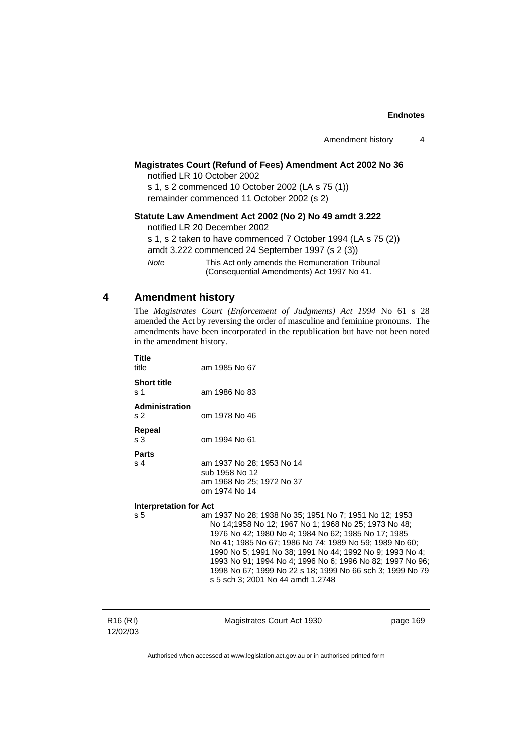**Magistrates Court (Refund of Fees) Amendment Act 2002 No 36**

notified LR 10 October 2002

s 1, s 2 commenced 10 October 2002 (LA s 75 (1))

remainder commenced 11 October 2002 (s 2)

**Statute Law Amendment Act 2002 (No 2) No 49 amdt 3.222**

notified LR 20 December 2002

s 1, s 2 taken to have commenced 7 October 1994 (LA s 75 (2))

amdt 3.222 commenced 24 September 1997 (s 2 (3))

*Note* This Act only amends the Remuneration Tribunal (Consequential Amendments) Act 1997 No 41.

## 4 Amendment history

The *Magistrates Court (Enforcement of Judgments) Act 1994* No 61 s 28 amended the Act by reversing the order of masculine and feminine pronouns. The amendments have been incorporated in the republication but have not been noted in the amendment history.

**Title**

title am 1985 No 67

**Short title**

s 1 am 1986 No 83

**Administration**

s 2 om 1978 No 46

**Repeal**

s 3 om 1994 No 61

**Parts**

s 4 am 1937 No 28; 1953 No 14
sub 1958 No 12
am 1968 No 25; 1972 No 37
om 1974 No 14

**Interpretation for Act**

s 5 am 1937 No 28; 1938 No 35; 1951 No 7; 1951 No 12; 1953 No 14;1958 No 12; 1967 No 1; 1968 No 25; 1973 No 48; 1976 No 42; 1980 No 4; 1984 No 62; 1985 No 17; 1985 No 41; 1985 No 67; 1986 No 74; 1989 No 59; 1989 No 60; 1990 No 5; 1991 No 38; 1991 No 44; 1992 No 9; 1993 No 4; 1993 No 91; 1994 No 4; 1996 No 6; 1996 No 82; 1997 No 96; 1998 No 67; 1999 No 22 s 18; 1999 No 66 sch 3; 1999 No 79 s 5 sch 3; 2001 No 44 amdt 1.2748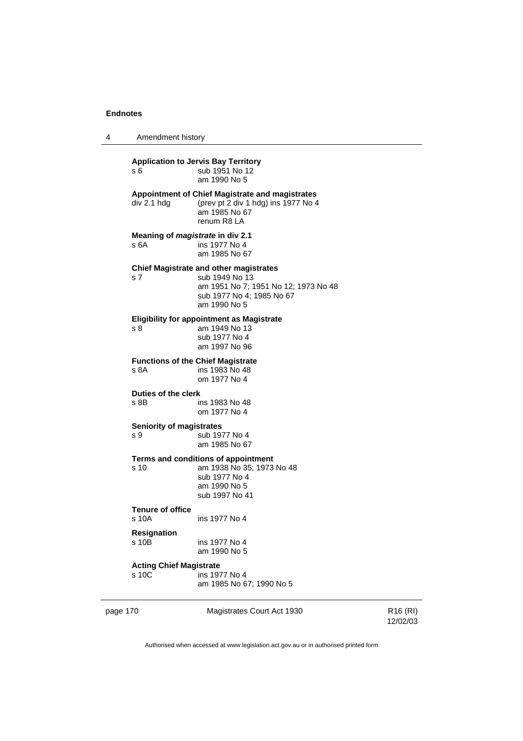**Application to Jervis Bay Territory**

s 6 sub 1951 No 12
am 1990 No 5

**Appointment of Chief Magistrate and magistrates**

div 2.1 hdg (prev pt 2 div 1 hdg) ins 1977 No 4
am 1985 No 67
renum R8 LA

**Meaning of *magistrate* in div 2.1**

s 6A ins 1977 No 4
am 1985 No 67

**Chief Magistrate and other magistrates**

s 7 sub 1949 No 13
am 1951 No 7; 1951 No 12; 1973 No 48
sub 1977 No 4; 1985 No 67
am 1990 No 5

**Eligibility for appointment as Magistrate**

s 8 am 1949 No 13
sub 1977 No 4
am 1997 No 96

**Functions of the Chief Magistrate**

s 8A ins 1983 No 48
om 1977 No 4

**Duties of the clerk**

s 8B ins 1983 No 48
om 1977 No 4

**Seniority of magistrates**

s 9 sub 1977 No 4
am 1985 No 67

**Terms and conditions of appointment**

s 10 am 1938 No 35; 1973 No 48
sub 1977 No 4
am 1990 No 5
sub 1997 No 41

**Tenure of office**

s 10A ins 1977 No 4

**Resignation**

s 10B ins 1977 No 4
am 1990 No 5

**Acting Chief Magistrate**

s 10C ins 1977 No 4
am 1985 No 67; 1990 No 5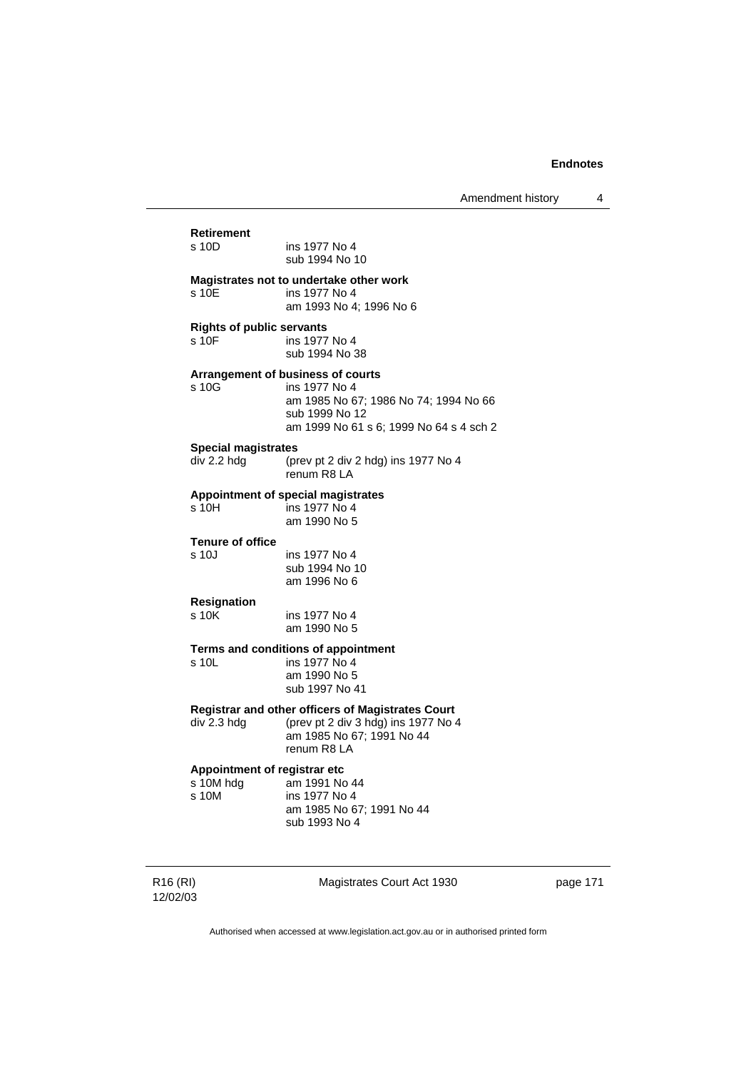**Retirement**

| | |
|---|---|
| s 10D | ins 1977 No 4<br>sub 1994 No 10 |

**Magistrates not to undertake other work**

| | |
|---|---|
| s 10E | ins 1977 No 4<br>am 1993 No 4; 1996 No 6 |

**Rights of public servants**

| | |
|---|---|
| s 10F | ins 1977 No 4<br>sub 1994 No 38 |

**Arrangement of business of courts**

| | |
|---|---|
| s 10G | ins 1977 No 4<br>am 1985 No 67; 1986 No 74; 1994 No 66<br>sub 1999 No 12<br>am 1999 No 61 s 6; 1999 No 64 s 4 sch 2 |

**Special magistrates**

| | |
|---|---|
| div 2.2 hdg | (prev pt 2 div 2 hdg) ins 1977 No 4<br>renum R8 LA |

**Appointment of special magistrates**

| | |
|---|---|
| s 10H | ins 1977 No 4<br>am 1990 No 5 |

**Tenure of office**

| | |
|---|---|
| s 10J | ins 1977 No 4<br>sub 1994 No 10<br>am 1996 No 6 |

**Resignation**

| | |
|---|---|
| s 10K | ins 1977 No 4<br>am 1990 No 5 |

**Terms and conditions of appointment**

| | |
|---|---|
| s 10L | ins 1977 No 4<br>am 1990 No 5<br>sub 1997 No 41 |

**Registrar and other officers of Magistrates Court**

| | |
|---|---|
| div 2.3 hdg | (prev pt 2 div 3 hdg) ins 1977 No 4<br>am 1985 No 67; 1991 No 44<br>renum R8 LA |

**Appointment of registrar etc**

| | |
|---|---|
| s 10M hdg | am 1991 No 44 |
| s 10M | ins 1977 No 4<br>am 1985 No 67; 1991 No 44<br>sub 1993 No 4 |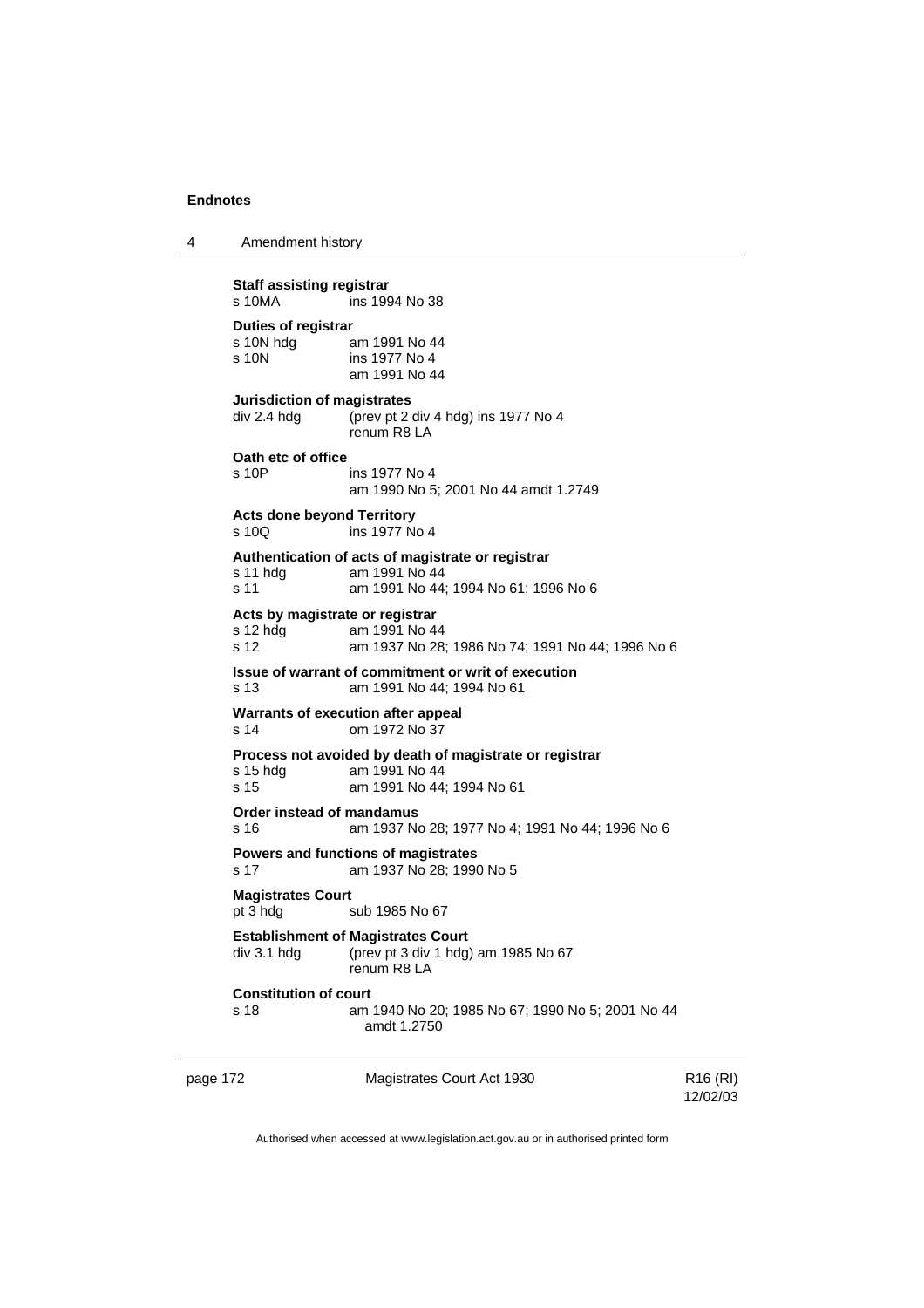**Staff assisting registrar**
s 10MA ins 1994 No 38

**Duties of registrar**
s 10N hdg am 1991 No 44
s 10N ins 1977 No 4
am 1991 No 44

**Jurisdiction of magistrates**
div 2.4 hdg (prev pt 2 div 4 hdg) ins 1977 No 4
renum R8 LA

**Oath etc of office**
s 10P ins 1977 No 4
am 1990 No 5; 2001 No 44 amdt 1.2749

**Acts done beyond Territory**
s 10Q ins 1977 No 4

**Authentication of acts of magistrate or registrar**
s 11 hdg am 1991 No 44
s 11 am 1991 No 44; 1994 No 61; 1996 No 6

**Acts by magistrate or registrar**
s 12 hdg am 1991 No 44
s 12 am 1937 No 28; 1986 No 74; 1991 No 44; 1996 No 6

**Issue of warrant of commitment or writ of execution**
s 13 am 1991 No 44; 1994 No 61

**Warrants of execution after appeal**
s 14 om 1972 No 37

**Process not avoided by death of magistrate or registrar**
s 15 hdg am 1991 No 44
s 15 am 1991 No 44; 1994 No 61

**Order instead of mandamus**
s 16 am 1937 No 28; 1977 No 4; 1991 No 44; 1996 No 6

**Powers and functions of magistrates**
s 17 am 1937 No 28; 1990 No 5

**Magistrates Court**
pt 3 hdg sub 1985 No 67

**Establishment of Magistrates Court**
div 3.1 hdg (prev pt 3 div 1 hdg) am 1985 No 67
renum R8 LA

**Constitution of court**
s 18 am 1940 No 20; 1985 No 67; 1990 No 5; 2001 No 44
amdt 1.2750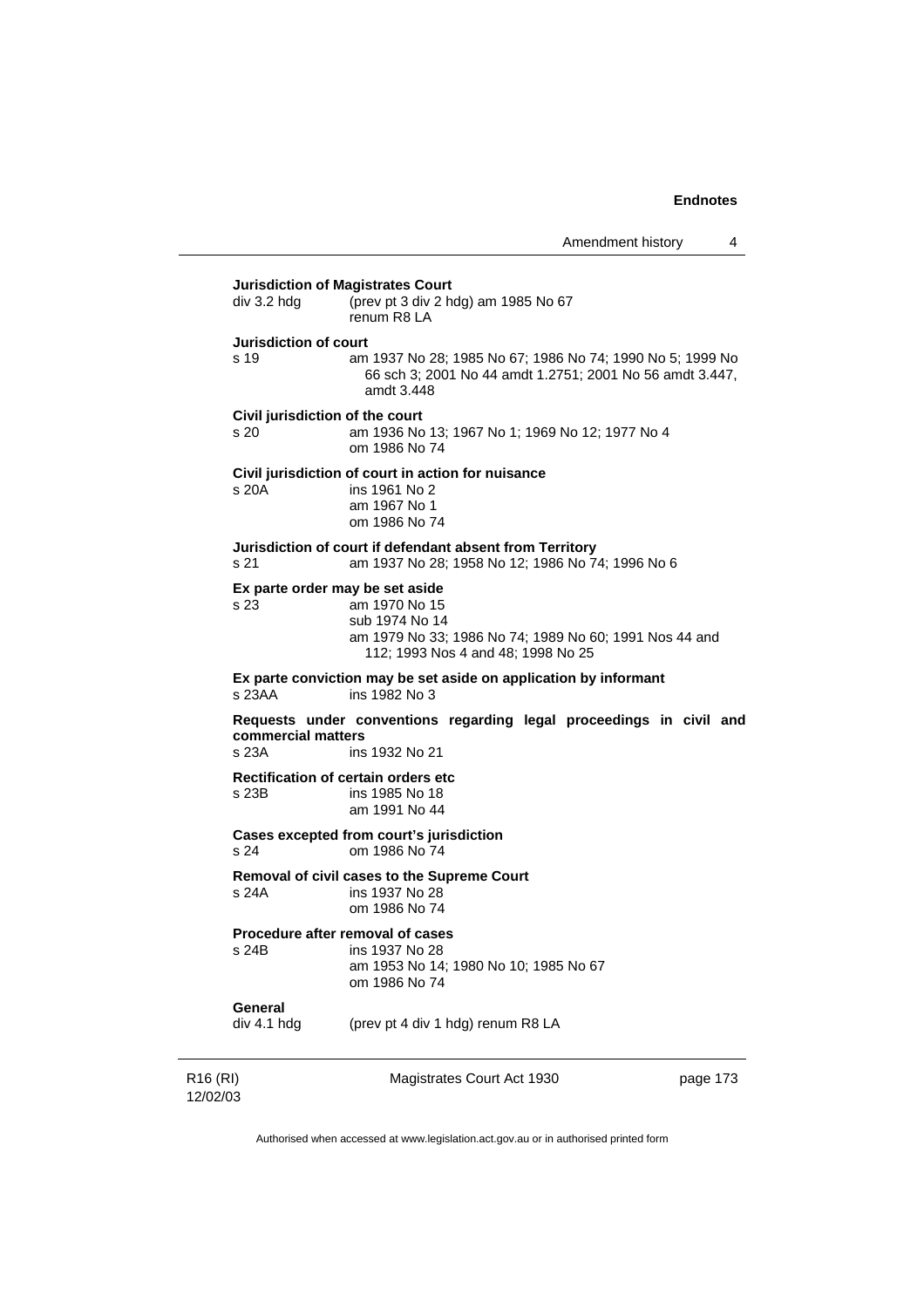**Jurisdiction of Magistrates Court**

div 3.2 hdg (prev pt 3 div 2 hdg) am 1985 No 67
renum R8 LA

**Jurisdiction of court**

s 19 am 1937 No 28; 1985 No 67; 1986 No 74; 1990 No 5; 1999 No 66 sch 3; 2001 No 44 amdt 1.2751; 2001 No 56 amdt 3.447, amdt 3.448

**Civil jurisdiction of the court**

s 20 am 1936 No 13; 1967 No 1; 1969 No 12; 1977 No 4
om 1986 No 74

**Civil jurisdiction of court in action for nuisance**

s 20A ins 1961 No 2
am 1967 No 1
om 1986 No 74

**Jurisdiction of court if defendant absent from Territory**

s 21 am 1937 No 28; 1958 No 12; 1986 No 74; 1996 No 6

**Ex parte order may be set aside**

s 23 am 1970 No 15
sub 1974 No 14
am 1979 No 33; 1986 No 74; 1989 No 60; 1991 Nos 44 and 112; 1993 Nos 4 and 48; 1998 No 25

**Ex parte conviction may be set aside on application by informant**

s 23AA ins 1982 No 3

**Requests under conventions regarding legal proceedings in civil and commercial matters**

s 23A ins 1932 No 21

**Rectification of certain orders etc**

s 23B ins 1985 No 18
am 1991 No 44

**Cases excepted from court's jurisdiction**

s 24 om 1986 No 74

**Removal of civil cases to the Supreme Court**

s 24A ins 1937 No 28
om 1986 No 74

**Procedure after removal of cases**

s 24B ins 1937 No 28
am 1953 No 14; 1980 No 10; 1985 No 67
om 1986 No 74

**General**

div 4.1 hdg (prev pt 4 div 1 hdg) renum R8 LA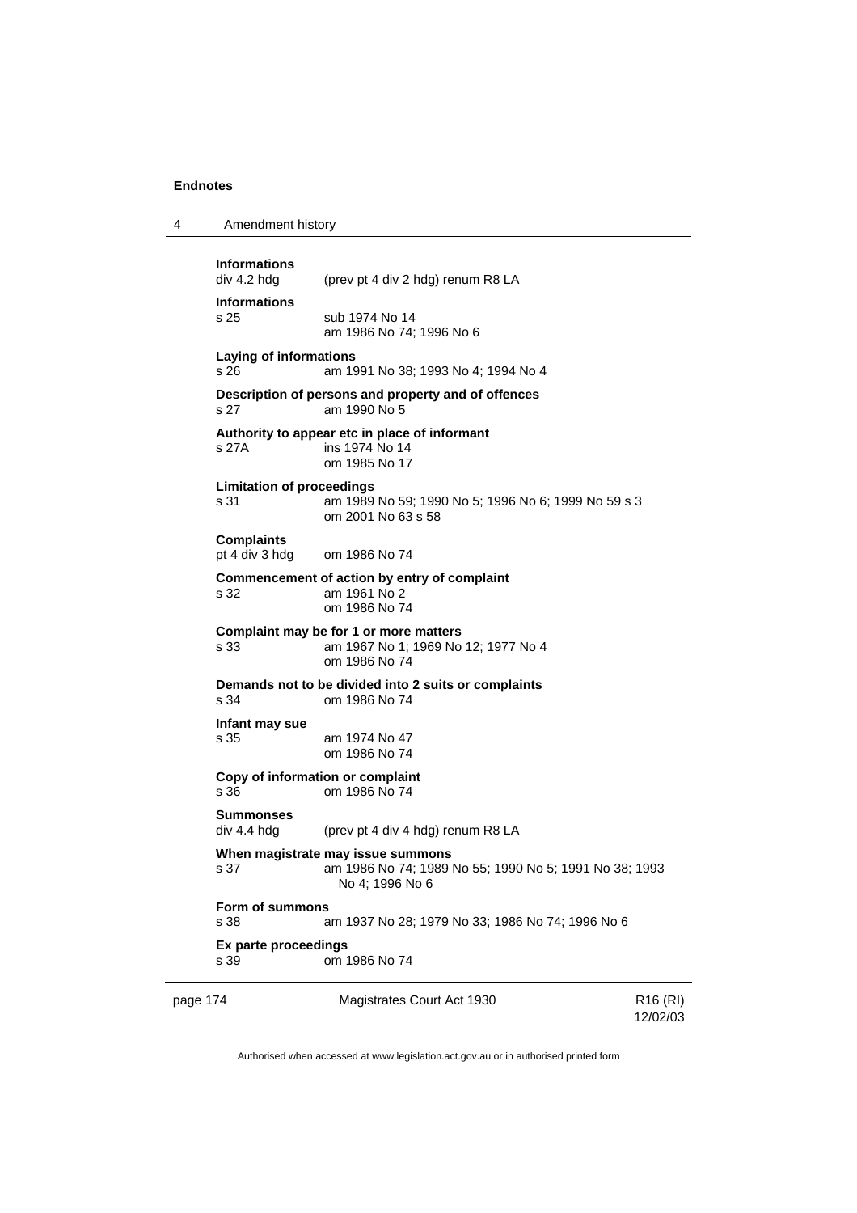**Informations**
div 4.2 hdg (prev pt 4 div 2 hdg) renum R8 LA

**Informations**
s 25 sub 1974 No 14
am 1986 No 74; 1996 No 6

**Laying of informations**
s 26 am 1991 No 38; 1993 No 4; 1994 No 4

**Description of persons and property and of offences**
s 27 am 1990 No 5

**Authority to appear etc in place of informant**
s 27A ins 1974 No 14
om 1985 No 17

**Limitation of proceedings**
s 31 am 1989 No 59; 1990 No 5; 1996 No 6; 1999 No 59 s 3
om 2001 No 63 s 58

**Complaints**
pt 4 div 3 hdg om 1986 No 74

**Commencement of action by entry of complaint**
s 32 am 1961 No 2
om 1986 No 74

**Complaint may be for 1 or more matters**
s 33 am 1967 No 1; 1969 No 12; 1977 No 4
om 1986 No 74

**Demands not to be divided into 2 suits or complaints**
s 34 om 1986 No 74

**Infant may sue**
s 35 am 1974 No 47
om 1986 No 74

**Copy of information or complaint**
s 36 om 1986 No 74

**Summonses**
div 4.4 hdg (prev pt 4 div 4 hdg) renum R8 LA

**When magistrate may issue summons**
s 37 am 1986 No 74; 1989 No 55; 1990 No 5; 1991 No 38; 1993 No 4; 1996 No 6

**Form of summons**
s 38 am 1937 No 28; 1979 No 33; 1986 No 74; 1996 No 6

**Ex parte proceedings**
s 39 om 1986 No 74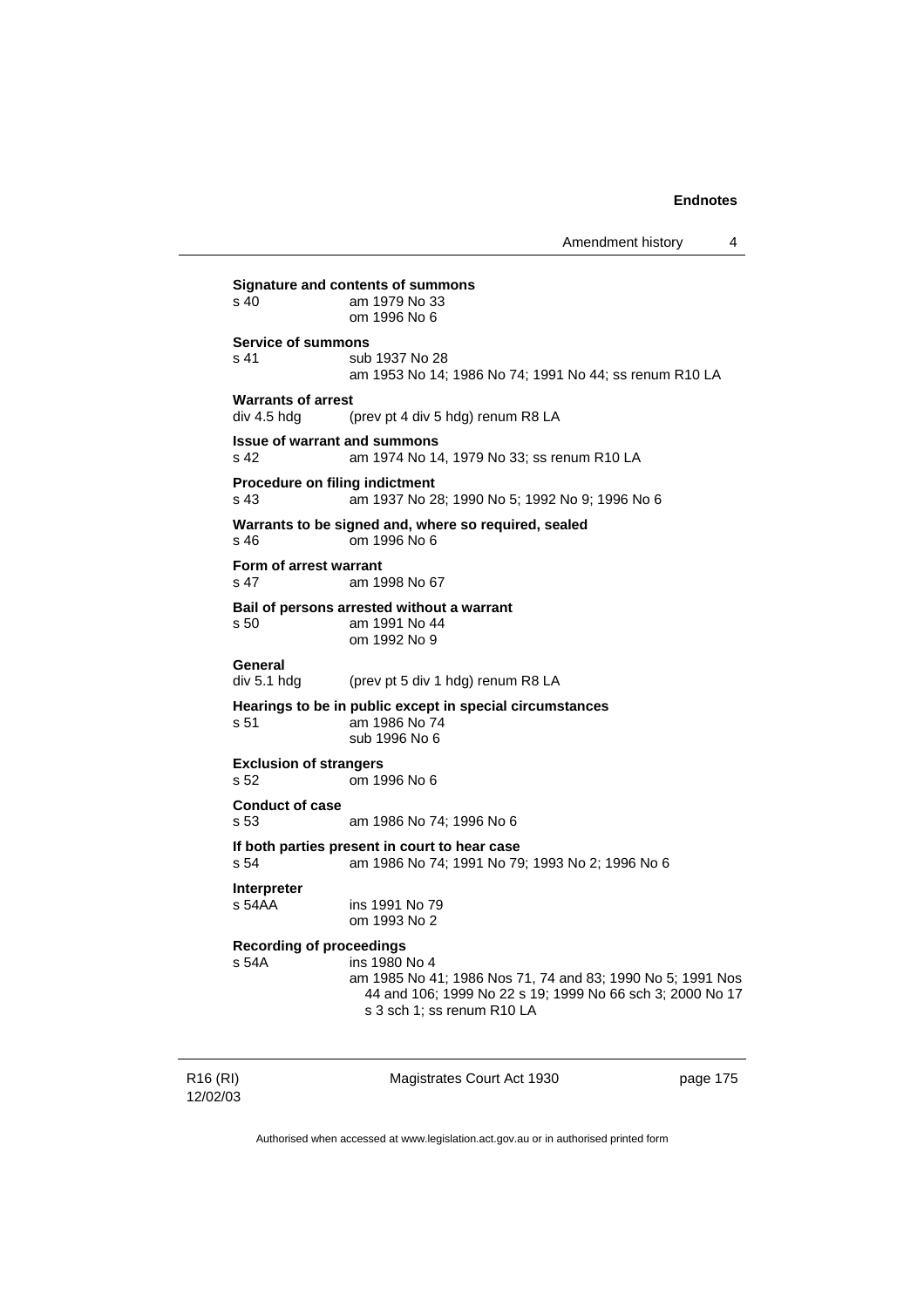**Signature and contents of summons**
s 40 am 1979 No 33
om 1996 No 6

**Service of summons**
s 41 sub 1937 No 28
am 1953 No 14; 1986 No 74; 1991 No 44; ss renum R10 LA

**Warrants of arrest**
div 4.5 hdg (prev pt 4 div 5 hdg) renum R8 LA

**Issue of warrant and summons**
s 42 am 1974 No 14, 1979 No 33; ss renum R10 LA

**Procedure on filing indictment**
s 43 am 1937 No 28; 1990 No 5; 1992 No 9; 1996 No 6

**Warrants to be signed and, where so required, sealed**
s 46 om 1996 No 6

**Form of arrest warrant**
s 47 am 1998 No 67

**Bail of persons arrested without a warrant**
s 50 am 1991 No 44
om 1992 No 9

**General**
div 5.1 hdg (prev pt 5 div 1 hdg) renum R8 LA

**Hearings to be in public except in special circumstances**
s 51 am 1986 No 74
sub 1996 No 6

**Exclusion of strangers**
s 52 om 1996 No 6

**Conduct of case**
s 53 am 1986 No 74; 1996 No 6

**If both parties present in court to hear case**
s 54 am 1986 No 74; 1991 No 79; 1993 No 2; 1996 No 6

**Interpreter**
s 54AA ins 1991 No 79
om 1993 No 2

**Recording of proceedings**
s 54A ins 1980 No 4
am 1985 No 41; 1986 Nos 71, 74 and 83; 1990 No 5; 1991 Nos 44 and 106; 1999 No 22 s 19; 1999 No 66 sch 3; 2000 No 17 s 3 sch 1; ss renum R10 LA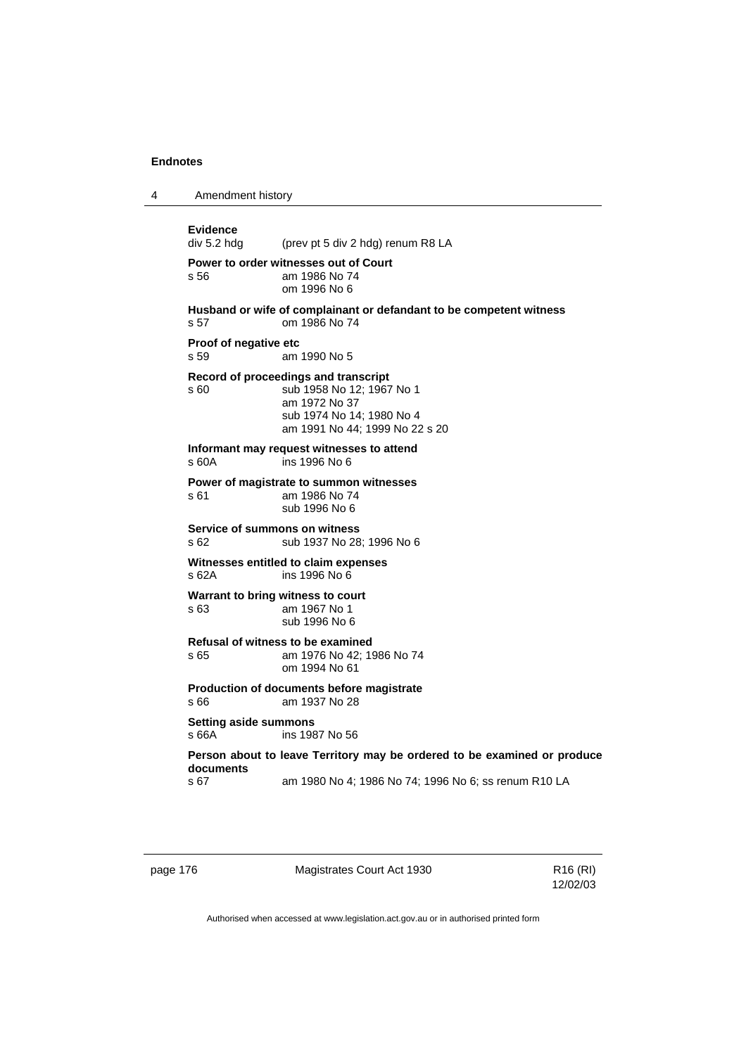**Evidence**
div 5.2 hdg (prev pt 5 div 2 hdg) renum R8 LA

**Power to order witnesses out of Court**
s 56 am 1986 No 74
om 1996 No 6

**Husband or wife of complainant or defandant to be competent witness**
s 57 om 1986 No 74

**Proof of negative etc**
s 59 am 1990 No 5

**Record of proceedings and transcript**
s 60 sub 1958 No 12; 1967 No 1
am 1972 No 37
sub 1974 No 14; 1980 No 4
am 1991 No 44; 1999 No 22 s 20

**Informant may request witnesses to attend**
s 60A ins 1996 No 6

**Power of magistrate to summon witnesses**
s 61 am 1986 No 74
sub 1996 No 6

**Service of summons on witness**
s 62 sub 1937 No 28; 1996 No 6

**Witnesses entitled to claim expenses**
s 62A ins 1996 No 6

**Warrant to bring witness to court**
s 63 am 1967 No 1
sub 1996 No 6

**Refusal of witness to be examined**
s 65 am 1976 No 42; 1986 No 74
om 1994 No 61

**Production of documents before magistrate**
s 66 am 1937 No 28

**Setting aside summons**
s 66A ins 1987 No 56

**Person about to leave Territory may be ordered to be examined or produce documents**
s 67 am 1980 No 4; 1986 No 74; 1996 No 6; ss renum R10 LA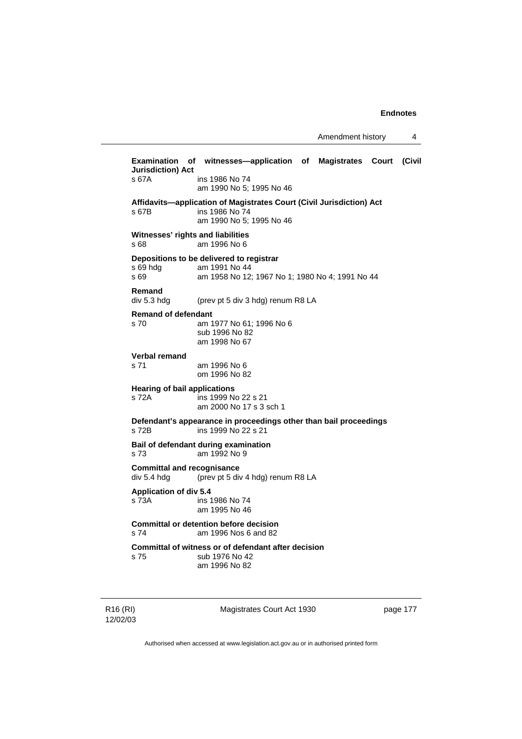**Examination of witnesses—application of Magistrates Court (Civil Jurisdiction) Act**
s 67A ins 1986 No 74
am 1990 No 5; 1995 No 46

**Affidavits—application of Magistrates Court (Civil Jurisdiction) Act**
s 67B ins 1986 No 74
am 1990 No 5; 1995 No 46

**Witnesses' rights and liabilities**
s 68 am 1996 No 6

**Depositions to be delivered to registrar**
s 69 hdg am 1991 No 44
s 69 am 1958 No 12; 1967 No 1; 1980 No 4; 1991 No 44

**Remand**
div 5.3 hdg (prev pt 5 div 3 hdg) renum R8 LA

**Remand of defendant**
s 70 am 1977 No 61; 1996 No 6
sub 1996 No 82
am 1998 No 67

**Verbal remand**
s 71 am 1996 No 6
om 1996 No 82

**Hearing of bail applications**
s 72A ins 1999 No 22 s 21
am 2000 No 17 s 3 sch 1

**Defendant's appearance in proceedings other than bail proceedings**
s 72B ins 1999 No 22 s 21

**Bail of defendant during examination**
s 73 am 1992 No 9

**Committal and recognisance**
div 5.4 hdg (prev pt 5 div 4 hdg) renum R8 LA

**Application of div 5.4**
s 73A ins 1986 No 74
am 1995 No 46

**Committal or detention before decision**
s 74 am 1996 Nos 6 and 82

**Committal of witness or of defendant after decision**
s 75 sub 1976 No 42
am 1996 No 82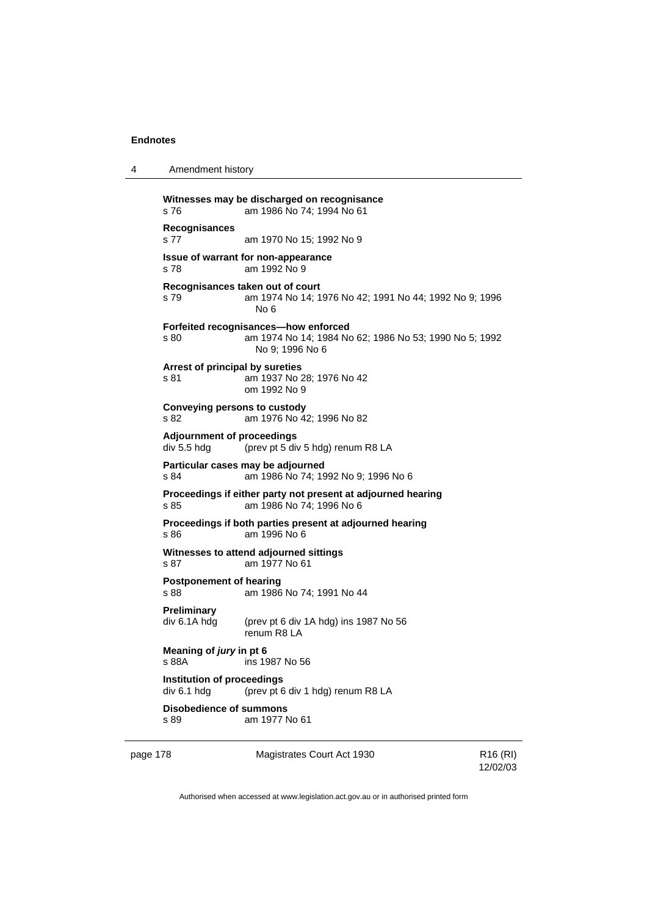**Witnesses may be discharged on recognisance**
s 76 am 1986 No 74; 1994 No 61

**Recognisances**
s 77 am 1970 No 15; 1992 No 9

**Issue of warrant for non-appearance**
s 78 am 1992 No 9

**Recognisances taken out of court**
s 79 am 1974 No 14; 1976 No 42; 1991 No 44; 1992 No 9; 1996 No 6

**Forfeited recognisances—how enforced**
s 80 am 1974 No 14; 1984 No 62; 1986 No 53; 1990 No 5; 1992 No 9; 1996 No 6

**Arrest of principal by sureties**
s 81 am 1937 No 28; 1976 No 42
om 1992 No 9

**Conveying persons to custody**
s 82 am 1976 No 42; 1996 No 82

**Adjournment of proceedings**
div 5.5 hdg (prev pt 5 div 5 hdg) renum R8 LA

**Particular cases may be adjourned**
s 84 am 1986 No 74; 1992 No 9; 1996 No 6

**Proceedings if either party not present at adjourned hearing**
s 85 am 1986 No 74; 1996 No 6

**Proceedings if both parties present at adjourned hearing**
s 86 am 1996 No 6

**Witnesses to attend adjourned sittings**
s 87 am 1977 No 61

**Postponement of hearing**
s 88 am 1986 No 74; 1991 No 44

**Preliminary**
div 6.1A hdg (prev pt 6 div 1A hdg) ins 1987 No 56
renum R8 LA

**Meaning of *jury* in pt 6**
s 88A ins 1987 No 56

**Institution of proceedings**
div 6.1 hdg (prev pt 6 div 1 hdg) renum R8 LA

**Disobedience of summons**
s 89 am 1977 No 61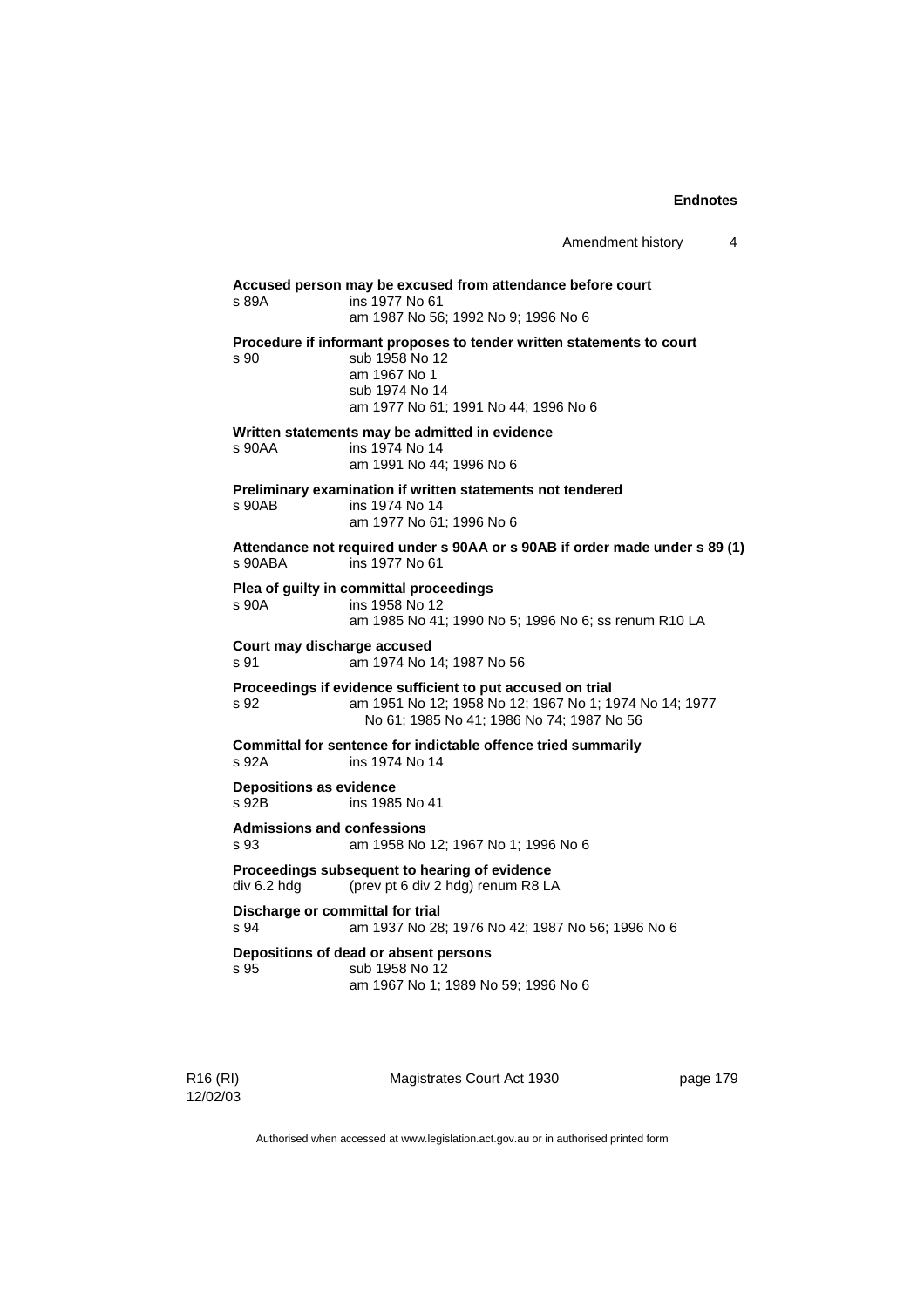**Accused person may be excused from attendance before court**

s 89A ins 1977 No 61
am 1987 No 56; 1992 No 9; 1996 No 6

**Procedure if informant proposes to tender written statements to court**

s 90 sub 1958 No 12
am 1967 No 1
sub 1974 No 14
am 1977 No 61; 1991 No 44; 1996 No 6

**Written statements may be admitted in evidence**

s 90AA ins 1974 No 14
am 1991 No 44; 1996 No 6

**Preliminary examination if written statements not tendered**

s 90AB ins 1974 No 14
am 1977 No 61; 1996 No 6

**Attendance not required under s 90AA or s 90AB if order made under s 89 (1)**

s 90ABA ins 1977 No 61

**Plea of guilty in committal proceedings**

s 90A ins 1958 No 12
am 1985 No 41; 1990 No 5; 1996 No 6; ss renum R10 LA

**Court may discharge accused**

s 91 am 1974 No 14; 1987 No 56

**Proceedings if evidence sufficient to put accused on trial**

s 92 am 1951 No 12; 1958 No 12; 1967 No 1; 1974 No 14; 1977 No 61; 1985 No 41; 1986 No 74; 1987 No 56

**Committal for sentence for indictable offence tried summarily**

s 92A ins 1974 No 14

**Depositions as evidence**

s 92B ins 1985 No 41

**Admissions and confessions**

s 93 am 1958 No 12; 1967 No 1; 1996 No 6

**Proceedings subsequent to hearing of evidence**

div 6.2 hdg (prev pt 6 div 2 hdg) renum R8 LA

**Discharge or committal for trial**

s 94 am 1937 No 28; 1976 No 42; 1987 No 56; 1996 No 6

**Depositions of dead or absent persons**

s 95 sub 1958 No 12
am 1967 No 1; 1989 No 59; 1996 No 6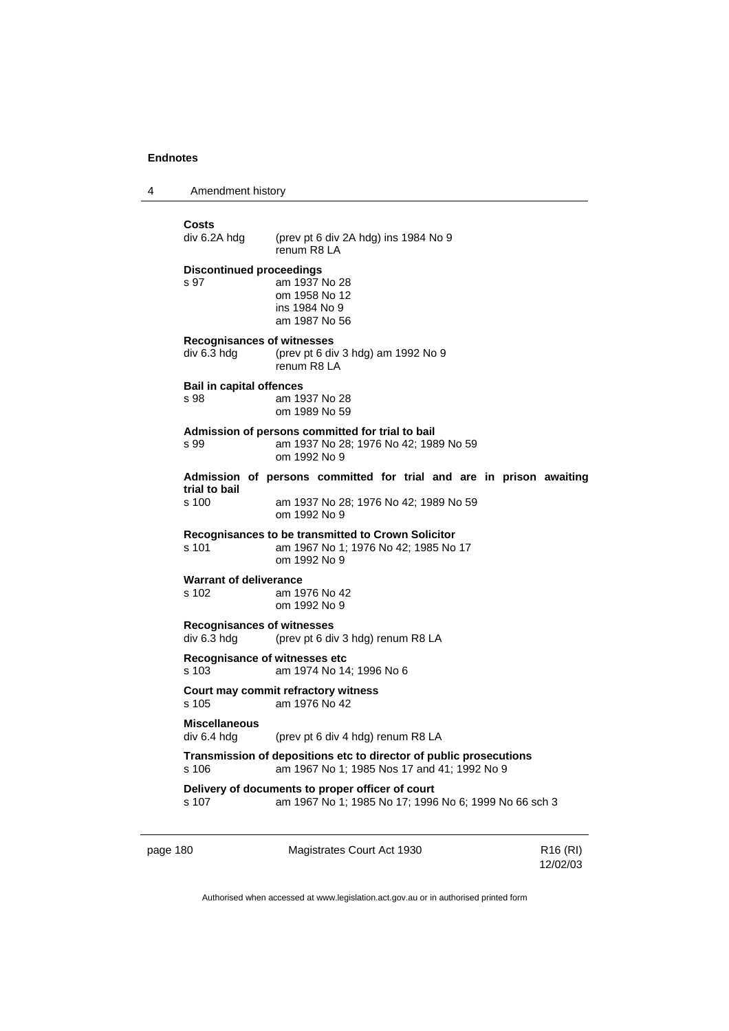**Costs**
div 6.2A hdg (prev pt 6 div 2A hdg) ins 1984 No 9
renum R8 LA

**Discontinued proceedings**
s 97 am 1937 No 28
om 1958 No 12
ins 1984 No 9
am 1987 No 56

**Recognisances of witnesses**
div 6.3 hdg (prev pt 6 div 3 hdg) am 1992 No 9
renum R8 LA

**Bail in capital offences**
s 98 am 1937 No 28
om 1989 No 59

**Admission of persons committed for trial to bail**
s 99 am 1937 No 28; 1976 No 42; 1989 No 59
om 1992 No 9

**Admission of persons committed for trial and are in prison awaiting trial to bail**
s 100 am 1937 No 28; 1976 No 42; 1989 No 59
om 1992 No 9

**Recognisances to be transmitted to Crown Solicitor**
s 101 am 1967 No 1; 1976 No 42; 1985 No 17
om 1992 No 9

**Warrant of deliverance**
s 102 am 1976 No 42
om 1992 No 9

**Recognisances of witnesses**
div 6.3 hdg (prev pt 6 div 3 hdg) renum R8 LA

**Recognisance of witnesses etc**
s 103 am 1974 No 14; 1996 No 6

**Court may commit refractory witness**
s 105 am 1976 No 42

**Miscellaneous**
div 6.4 hdg (prev pt 6 div 4 hdg) renum R8 LA

**Transmission of depositions etc to director of public prosecutions**
s 106 am 1967 No 1; 1985 Nos 17 and 41; 1992 No 9

**Delivery of documents to proper officer of court**
s 107 am 1967 No 1; 1985 No 17; 1996 No 6; 1999 No 66 sch 3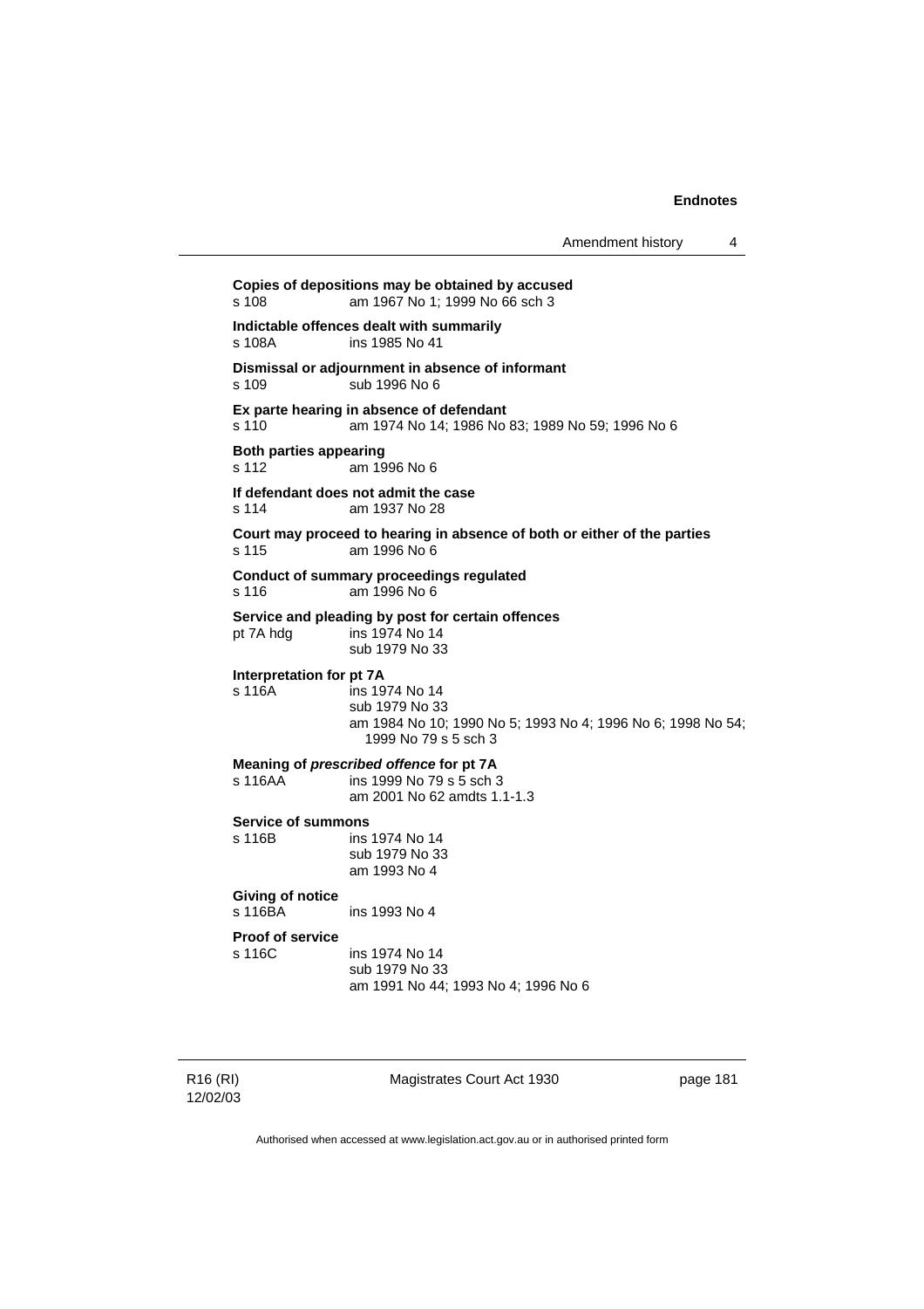**Copies of depositions may be obtained by accused**
s 108 am 1967 No 1; 1999 No 66 sch 3

**Indictable offences dealt with summarily**
s 108A ins 1985 No 41

**Dismissal or adjournment in absence of informant**
s 109 sub 1996 No 6

**Ex parte hearing in absence of defendant**
s 110 am 1974 No 14; 1986 No 83; 1989 No 59; 1996 No 6

**Both parties appearing**
s 112 am 1996 No 6

**If defendant does not admit the case**
s 114 am 1937 No 28

**Court may proceed to hearing in absence of both or either of the parties**
s 115 am 1996 No 6

**Conduct of summary proceedings regulated**
s 116 am 1996 No 6

**Service and pleading by post for certain offences**
pt 7A hdg ins 1974 No 14
sub 1979 No 33

**Interpretation for pt 7A**
s 116A ins 1974 No 14
sub 1979 No 33
am 1984 No 10; 1990 No 5; 1993 No 4; 1996 No 6; 1998 No 54; 1999 No 79 s 5 sch 3

**Meaning of *prescribed offence* for pt 7A**
s 116AA ins 1999 No 79 s 5 sch 3
am 2001 No 62 amdts 1.1-1.3

**Service of summons**
s 116B ins 1974 No 14
sub 1979 No 33
am 1993 No 4

**Giving of notice**
s 116BA ins 1993 No 4

**Proof of service**
s 116C ins 1974 No 14
sub 1979 No 33
am 1991 No 44; 1993 No 4; 1996 No 6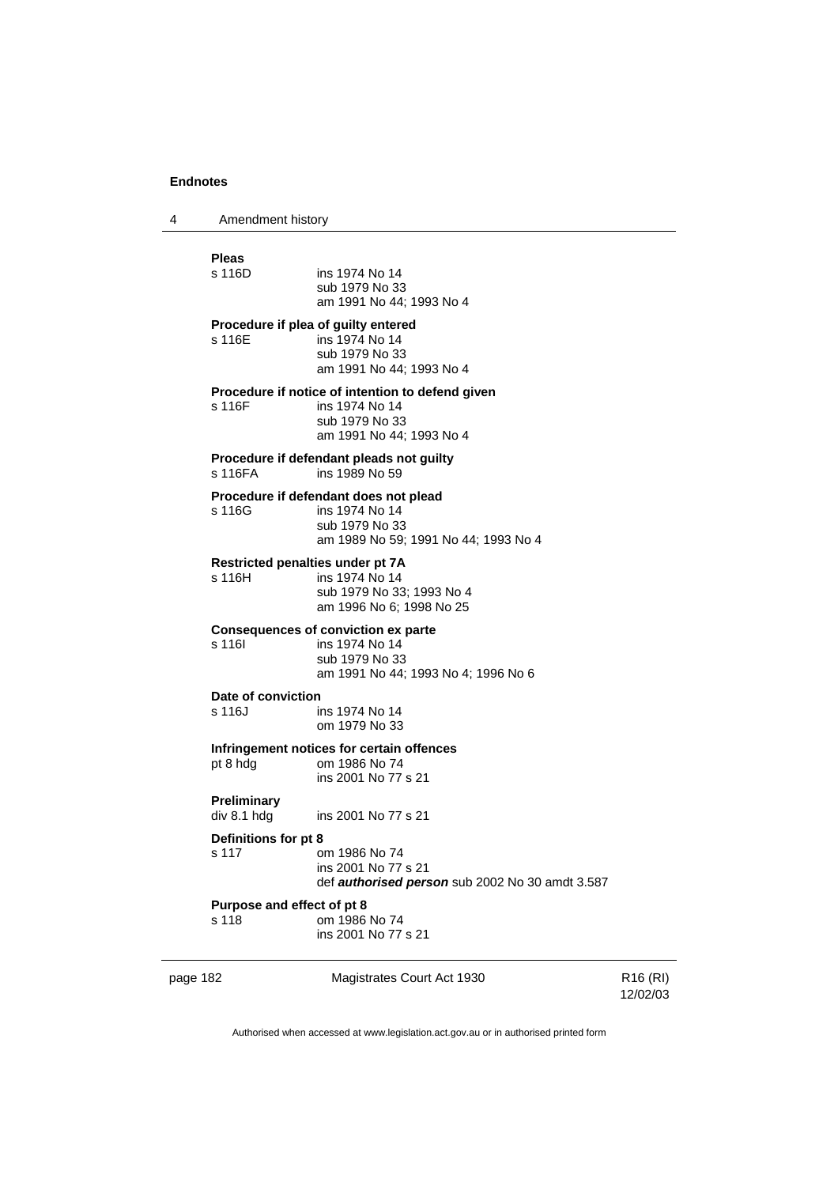**Pleas**
s 116D ins 1974 No 14
sub 1979 No 33
am 1991 No 44; 1993 No 4

**Procedure if plea of guilty entered**
s 116E ins 1974 No 14
sub 1979 No 33
am 1991 No 44; 1993 No 4

**Procedure if notice of intention to defend given**
s 116F ins 1974 No 14
sub 1979 No 33
am 1991 No 44; 1993 No 4

**Procedure if defendant pleads not guilty**
s 116FA ins 1989 No 59

**Procedure if defendant does not plead**
s 116G ins 1974 No 14
sub 1979 No 33
am 1989 No 59; 1991 No 44; 1993 No 4

**Restricted penalties under pt 7A**
s 116H ins 1974 No 14
sub 1979 No 33; 1993 No 4
am 1996 No 6; 1998 No 25

**Consequences of conviction ex parte**
s 116I ins 1974 No 14
sub 1979 No 33
am 1991 No 44; 1993 No 4; 1996 No 6

**Date of conviction**
s 116J ins 1974 No 14
om 1979 No 33

**Infringement notices for certain offences**
pt 8 hdg om 1986 No 74
ins 2001 No 77 s 21

**Preliminary**
div 8.1 hdg ins 2001 No 77 s 21

**Definitions for pt 8**
s 117 om 1986 No 74
ins 2001 No 77 s 21
def ***authorised person*** sub 2002 No 30 amdt 3.587

**Purpose and effect of pt 8**
s 118 om 1986 No 74
ins 2001 No 77 s 21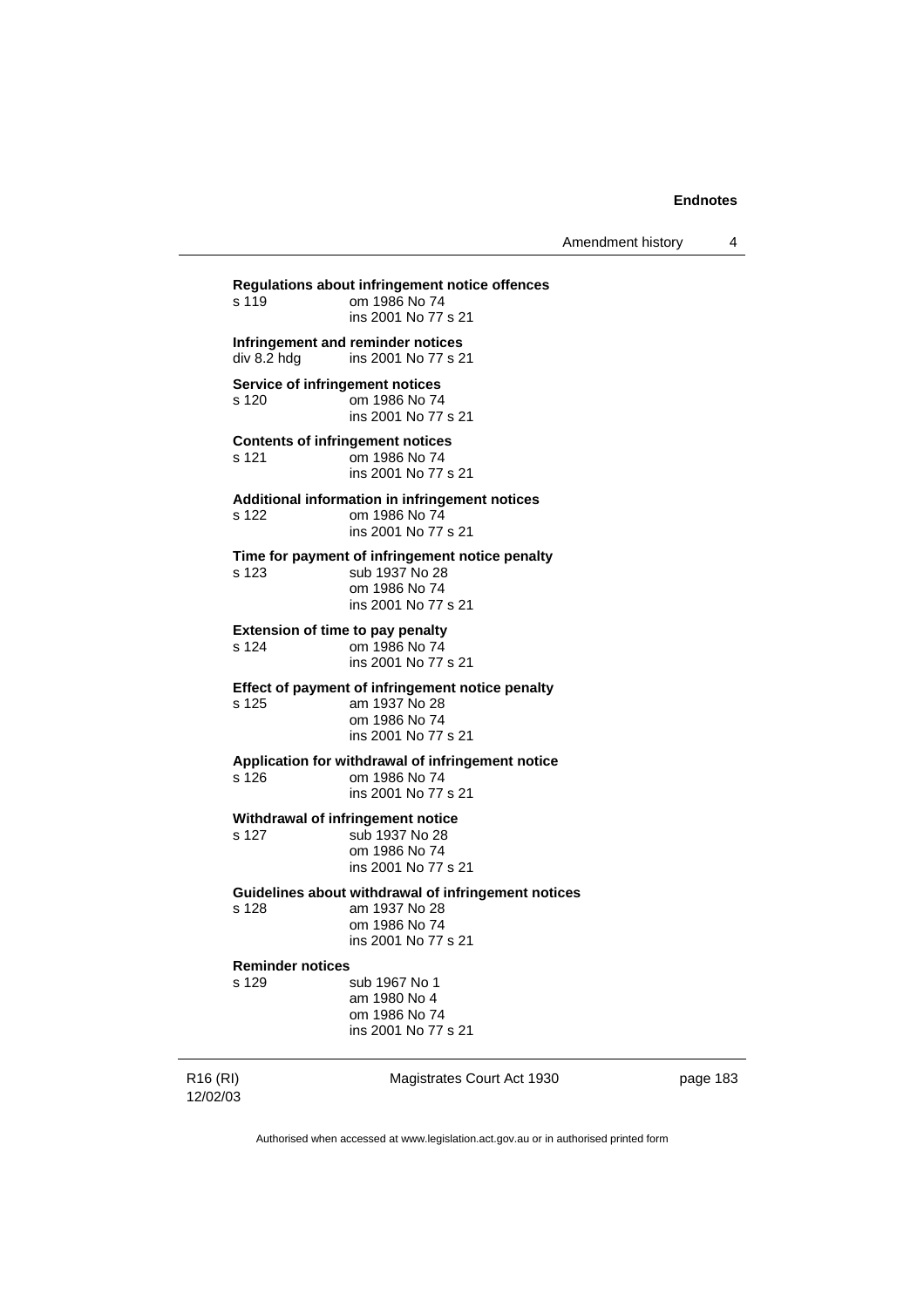**Regulations about infringement notice offences**

s 119 om 1986 No 74
ins 2001 No 77 s 21

**Infringement and reminder notices**

div 8.2 hdg ins 2001 No 77 s 21

**Service of infringement notices**

s 120 om 1986 No 74
ins 2001 No 77 s 21

**Contents of infringement notices**

s 121 om 1986 No 74
ins 2001 No 77 s 21

**Additional information in infringement notices**

s 122 om 1986 No 74
ins 2001 No 77 s 21

**Time for payment of infringement notice penalty**

s 123 sub 1937 No 28
om 1986 No 74
ins 2001 No 77 s 21

**Extension of time to pay penalty**

s 124 om 1986 No 74
ins 2001 No 77 s 21

**Effect of payment of infringement notice penalty**

s 125 am 1937 No 28
om 1986 No 74
ins 2001 No 77 s 21

**Application for withdrawal of infringement notice**

s 126 om 1986 No 74
ins 2001 No 77 s 21

**Withdrawal of infringement notice**

s 127 sub 1937 No 28
om 1986 No 74
ins 2001 No 77 s 21

**Guidelines about withdrawal of infringement notices**

s 128 am 1937 No 28
om 1986 No 74
ins 2001 No 77 s 21

**Reminder notices**

s 129 sub 1967 No 1
am 1980 No 4
om 1986 No 74
ins 2001 No 77 s 21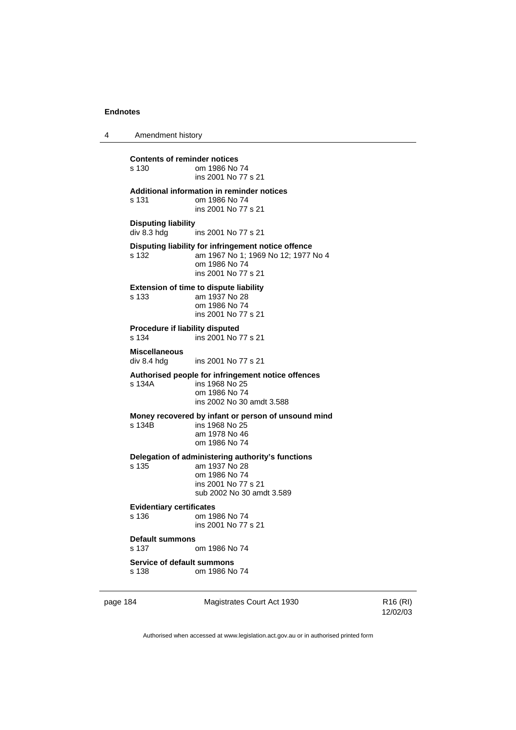**Contents of reminder notices**

s 130 om 1986 No 74
ins 2001 No 77 s 21

**Additional information in reminder notices**

s 131 om 1986 No 74
ins 2001 No 77 s 21

**Disputing liability**

div 8.3 hdg ins 2001 No 77 s 21

**Disputing liability for infringement notice offence**

s 132 am 1967 No 1; 1969 No 12; 1977 No 4
om 1986 No 74
ins 2001 No 77 s 21

**Extension of time to dispute liability**

s 133 am 1937 No 28
om 1986 No 74
ins 2001 No 77 s 21

**Procedure if liability disputed**

s 134 ins 2001 No 77 s 21

**Miscellaneous**

div 8.4 hdg ins 2001 No 77 s 21

**Authorised people for infringement notice offences**

s 134A ins 1968 No 25
om 1986 No 74
ins 2002 No 30 amdt 3.588

**Money recovered by infant or person of unsound mind**

s 134B ins 1968 No 25
am 1978 No 46
om 1986 No 74

**Delegation of administering authority's functions**

s 135 am 1937 No 28
om 1986 No 74
ins 2001 No 77 s 21
sub 2002 No 30 amdt 3.589

**Evidentiary certificates**

s 136 om 1986 No 74
ins 2001 No 77 s 21

**Default summons**

s 137 om 1986 No 74

**Service of default summons**

s 138 om 1986 No 74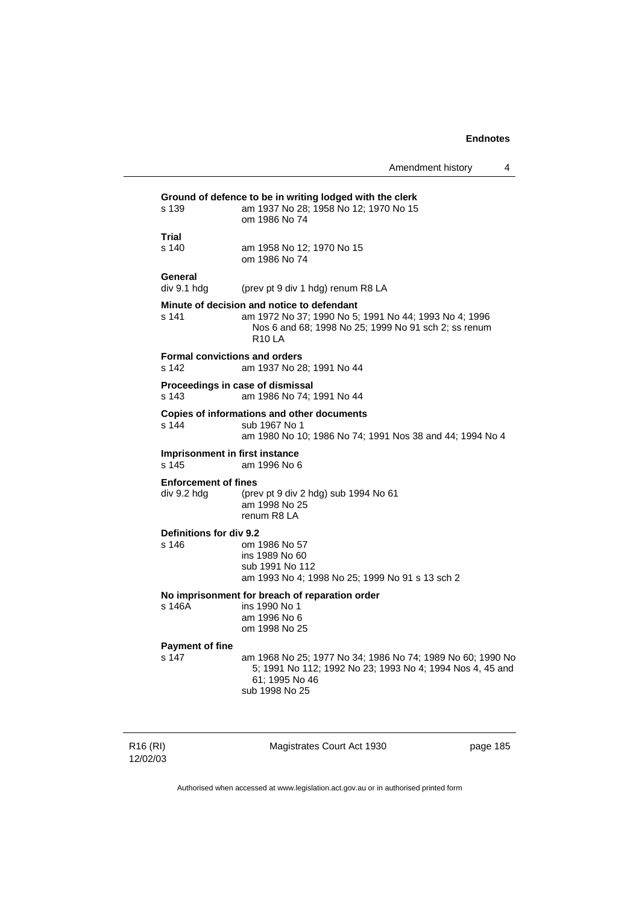**Ground of defence to be in writing lodged with the clerk**

s 139 am 1937 No 28; 1958 No 12; 1970 No 15
om 1986 No 74

**Trial**

s 140 am 1958 No 12; 1970 No 15
om 1986 No 74

**General**

div 9.1 hdg (prev pt 9 div 1 hdg) renum R8 LA

**Minute of decision and notice to defendant**

s 141 am 1972 No 37; 1990 No 5; 1991 No 44; 1993 No 4; 1996 Nos 6 and 68; 1998 No 25; 1999 No 91 sch 2; ss renum R10 LA

**Formal convictions and orders**

s 142 am 1937 No 28; 1991 No 44

**Proceedings in case of dismissal**

s 143 am 1986 No 74; 1991 No 44

**Copies of informations and other documents**

s 144 sub 1967 No 1
am 1980 No 10; 1986 No 74; 1991 Nos 38 and 44; 1994 No 4

**Imprisonment in first instance**

s 145 am 1996 No 6

**Enforcement of fines**

div 9.2 hdg (prev pt 9 div 2 hdg) sub 1994 No 61
am 1998 No 25
renum R8 LA

**Definitions for div 9.2**

s 146 om 1986 No 57
ins 1989 No 60
sub 1991 No 112
am 1993 No 4; 1998 No 25; 1999 No 91 s 13 sch 2

**No imprisonment for breach of reparation order**

s 146A ins 1990 No 1
am 1996 No 6
om 1998 No 25

**Payment of fine**

s 147 am 1968 No 25; 1977 No 34; 1986 No 74; 1989 No 60; 1990 No 5; 1991 No 112; 1992 No 23; 1993 No 4; 1994 Nos 4, 45 and 61; 1995 No 46
sub 1998 No 25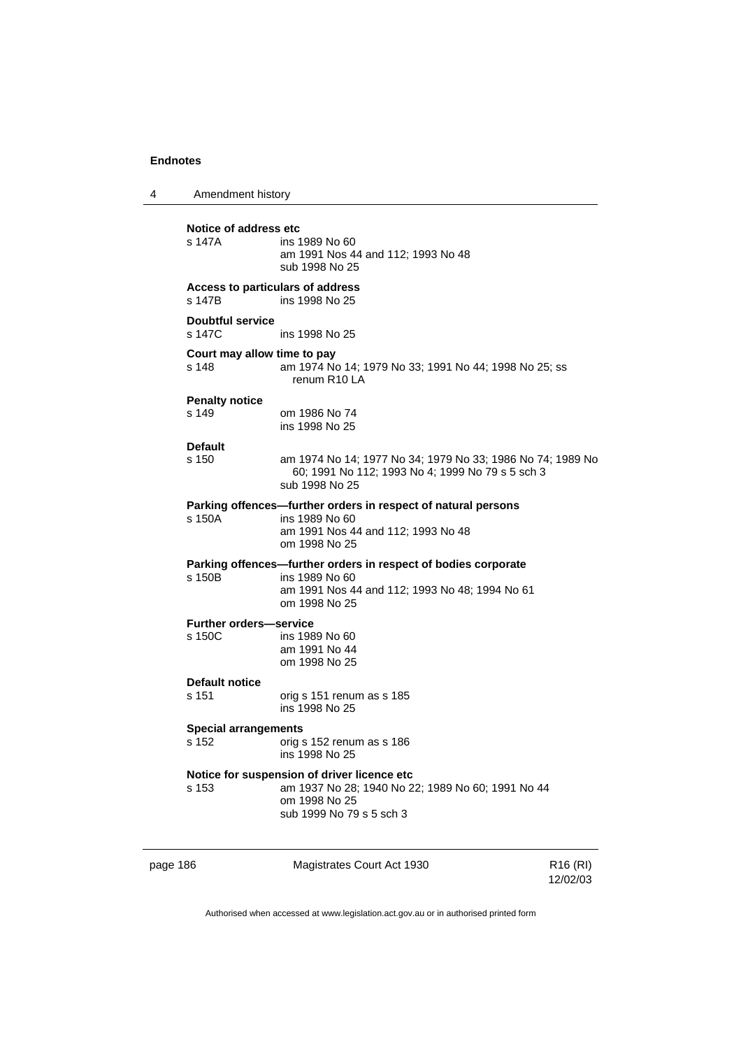**Notice of address etc**

s 147A ins 1989 No 60
am 1991 Nos 44 and 112; 1993 No 48
sub 1998 No 25

**Access to particulars of address**

s 147B ins 1998 No 25

**Doubtful service**

s 147C ins 1998 No 25

**Court may allow time to pay**

s 148 am 1974 No 14; 1979 No 33; 1991 No 44; 1998 No 25; ss renum R10 LA

**Penalty notice**

s 149 om 1986 No 74
ins 1998 No 25

**Default**

s 150 am 1974 No 14; 1977 No 34; 1979 No 33; 1986 No 74; 1989 No 60; 1991 No 112; 1993 No 4; 1999 No 79 s 5 sch 3
sub 1998 No 25

**Parking offences—further orders in respect of natural persons**

s 150A ins 1989 No 60
am 1991 Nos 44 and 112; 1993 No 48
om 1998 No 25

**Parking offences—further orders in respect of bodies corporate**

s 150B ins 1989 No 60
am 1991 Nos 44 and 112; 1993 No 48; 1994 No 61
om 1998 No 25

**Further orders—service**

s 150C ins 1989 No 60
am 1991 No 44
om 1998 No 25

**Default notice**

s 151 orig s 151 renum as s 185
ins 1998 No 25

**Special arrangements**

s 152 orig s 152 renum as s 186
ins 1998 No 25

**Notice for suspension of driver licence etc**

s 153 am 1937 No 28; 1940 No 22; 1989 No 60; 1991 No 44
om 1998 No 25
sub 1999 No 79 s 5 sch 3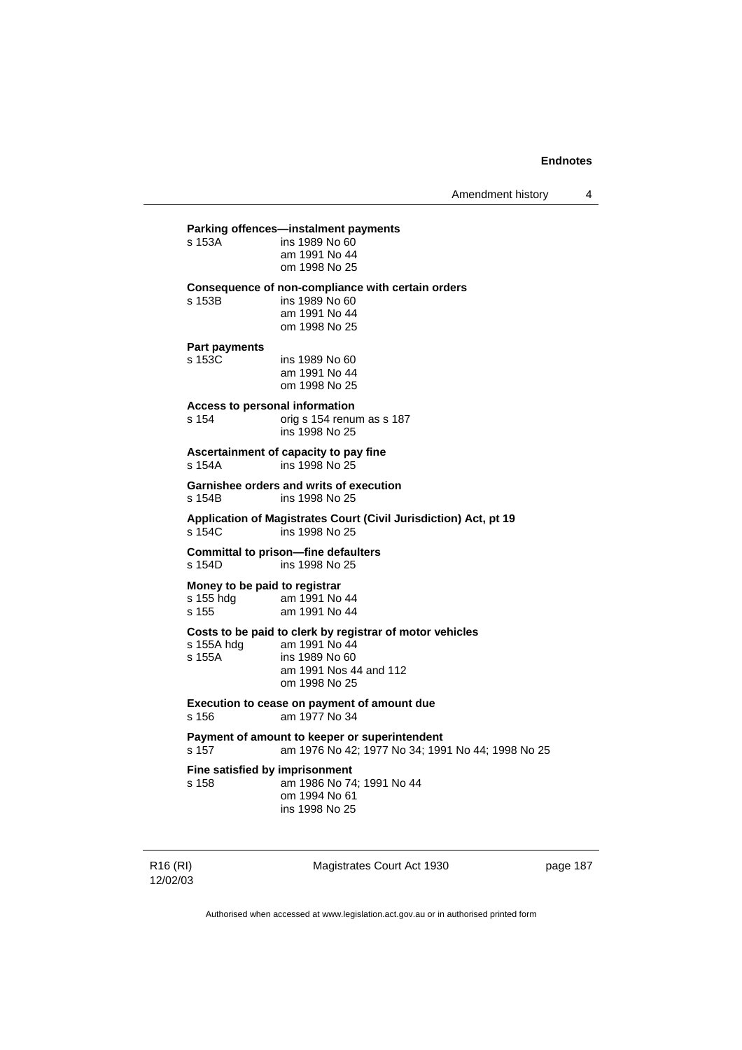**Parking offences—instalment payments**
s 153A ins 1989 No 60
am 1991 No 44
om 1998 No 25

**Consequence of non-compliance with certain orders**
s 153B ins 1989 No 60
am 1991 No 44
om 1998 No 25

**Part payments**
s 153C ins 1989 No 60
am 1991 No 44
om 1998 No 25

**Access to personal information**
s 154 orig s 154 renum as s 187
ins 1998 No 25

**Ascertainment of capacity to pay fine**
s 154A ins 1998 No 25

**Garnishee orders and writs of execution**
s 154B ins 1998 No 25

**Application of Magistrates Court (Civil Jurisdiction) Act, pt 19**
s 154C ins 1998 No 25

**Committal to prison—fine defaulters**
s 154D ins 1998 No 25

**Money to be paid to registrar**
s 155 hdg am 1991 No 44
s 155 am 1991 No 44

**Costs to be paid to clerk by registrar of motor vehicles**
s 155A hdg am 1991 No 44
s 155A ins 1989 No 60
am 1991 Nos 44 and 112
om 1998 No 25

**Execution to cease on payment of amount due**
s 156 am 1977 No 34

**Payment of amount to keeper or superintendent**
s 157 am 1976 No 42; 1977 No 34; 1991 No 44; 1998 No 25

**Fine satisfied by imprisonment**
s 158 am 1986 No 74; 1991 No 44
om 1994 No 61
ins 1998 No 25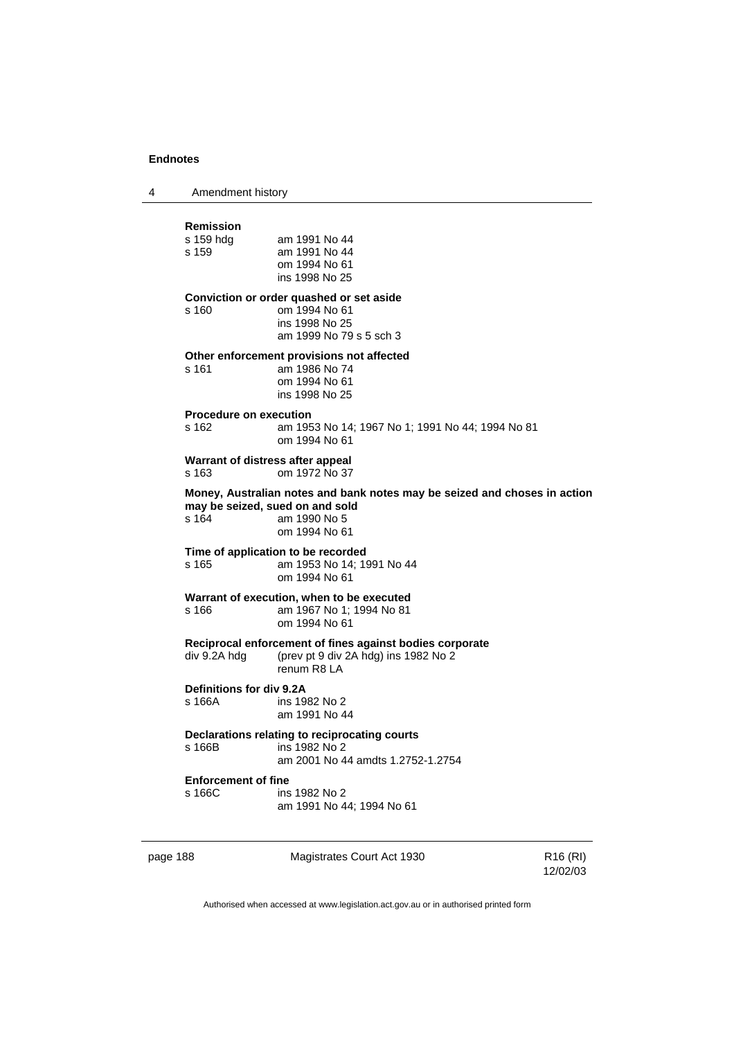**Remission**

| | |
|---|---|
| s 159 hdg | am 1991 No 44 |
| s 159 | am 1991 No 44<br>om 1994 No 61<br>ins 1998 No 25 |

**Conviction or order quashed or set aside**

| | |
|---|---|
| s 160 | om 1994 No 61<br>ins 1998 No 25<br>am 1999 No 79 s 5 sch 3 |

**Other enforcement provisions not affected**

| | |
|---|---|
| s 161 | am 1986 No 74<br>om 1994 No 61<br>ins 1998 No 25 |

**Procedure on execution**

| | |
|---|---|
| s 162 | am 1953 No 14; 1967 No 1; 1991 No 44; 1994 No 81<br>om 1994 No 61 |

**Warrant of distress after appeal**

| | |
|---|---|
| s 163 | om 1972 No 37 |

**Money, Australian notes and bank notes may be seized and choses in action may be seized, sued on and sold**

| | |
|---|---|
| s 164 | am 1990 No 5<br>om 1994 No 61 |

**Time of application to be recorded**

| | |
|---|---|
| s 165 | am 1953 No 14; 1991 No 44<br>om 1994 No 61 |

**Warrant of execution, when to be executed**

| | |
|---|---|
| s 166 | am 1967 No 1; 1994 No 81<br>om 1994 No 61 |

**Reciprocal enforcement of fines against bodies corporate**

| | |
|---|---|
| div 9.2A hdg | (prev pt 9 div 2A hdg) ins 1982 No 2<br>renum R8 LA |

**Definitions for div 9.2A**

| | |
|---|---|
| s 166A | ins 1982 No 2<br>am 1991 No 44 |

**Declarations relating to reciprocating courts**

| | |
|---|---|
| s 166B | ins 1982 No 2<br>am 2001 No 44 amdts 1.2752-1.2754 |

**Enforcement of fine**

| | |
|---|---|
| s 166C | ins 1982 No 2<br>am 1991 No 44; 1994 No 61 |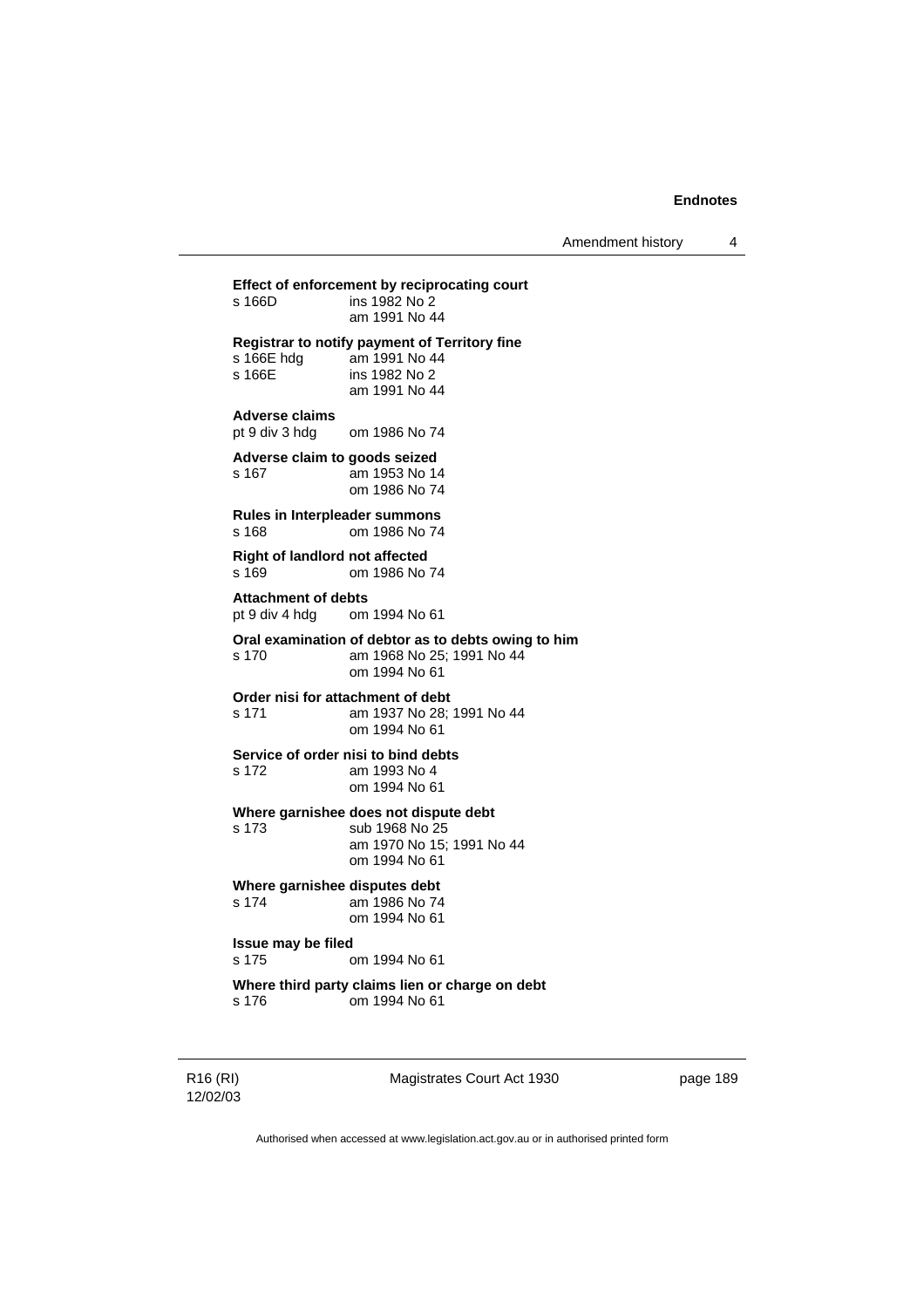**Effect of enforcement by reciprocating court**

s 166D ins 1982 No 2
am 1991 No 44

**Registrar to notify payment of Territory fine**

s 166E hdg am 1991 No 44
s 166E ins 1982 No 2
am 1991 No 44

**Adverse claims**

pt 9 div 3 hdg om 1986 No 74

**Adverse claim to goods seized**

s 167 am 1953 No 14
om 1986 No 74

**Rules in Interpleader summons**

s 168 om 1986 No 74

**Right of landlord not affected**

s 169 om 1986 No 74

**Attachment of debts**

pt 9 div 4 hdg om 1994 No 61

**Oral examination of debtor as to debts owing to him**

s 170 am 1968 No 25; 1991 No 44
om 1994 No 61

**Order nisi for attachment of debt**

s 171 am 1937 No 28; 1991 No 44
om 1994 No 61

**Service of order nisi to bind debts**

s 172 am 1993 No 4
om 1994 No 61

**Where garnishee does not dispute debt**

s 173 sub 1968 No 25
am 1970 No 15; 1991 No 44
om 1994 No 61

**Where garnishee disputes debt**

s 174 am 1986 No 74
om 1994 No 61

**Issue may be filed**

s 175 om 1994 No 61

**Where third party claims lien or charge on debt**

s 176 om 1994 No 61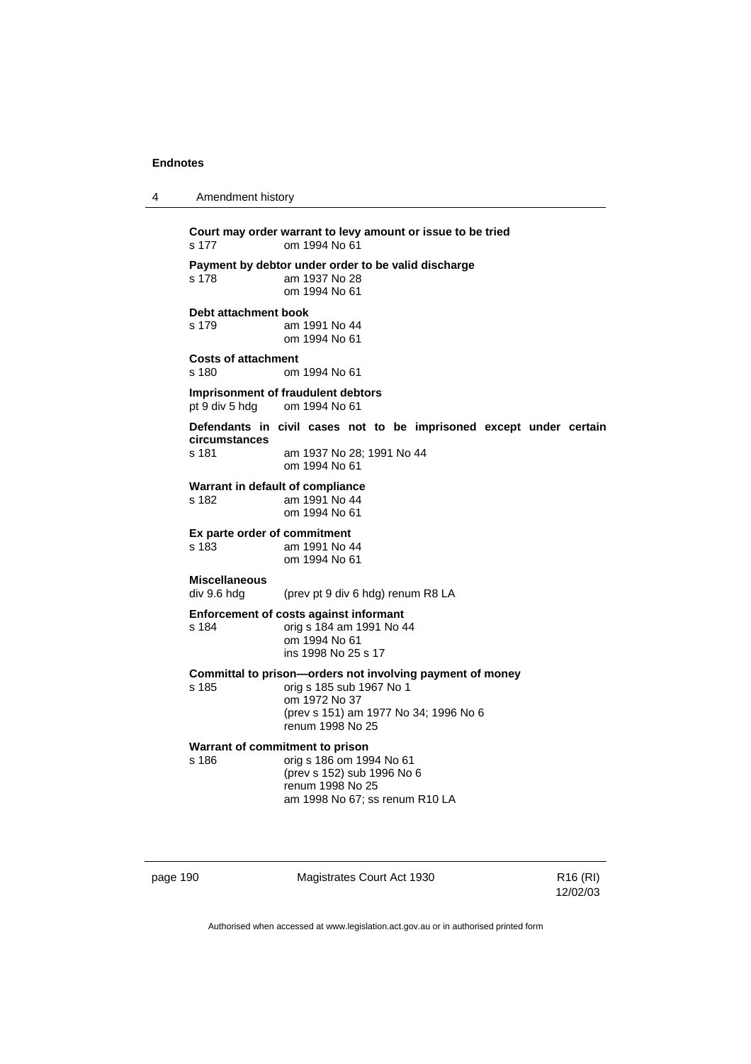**Court may order warrant to levy amount or issue to be tried**
s 177 om 1994 No 61

**Payment by debtor under order to be valid discharge**
s 178 am 1937 No 28
om 1994 No 61

**Debt attachment book**
s 179 am 1991 No 44
om 1994 No 61

**Costs of attachment**
s 180 om 1994 No 61

**Imprisonment of fraudulent debtors**
pt 9 div 5 hdg om 1994 No 61

**Defendants in civil cases not to be imprisoned except under certain circumstances**
s 181 am 1937 No 28; 1991 No 44
om 1994 No 61

**Warrant in default of compliance**
s 182 am 1991 No 44
om 1994 No 61

**Ex parte order of commitment**
s 183 am 1991 No 44
om 1994 No 61

**Miscellaneous**
div 9.6 hdg (prev pt 9 div 6 hdg) renum R8 LA

**Enforcement of costs against informant**
s 184 orig s 184 am 1991 No 44
om 1994 No 61
ins 1998 No 25 s 17

**Committal to prison—orders not involving payment of money**
s 185 orig s 185 sub 1967 No 1
om 1972 No 37
(prev s 151) am 1977 No 34; 1996 No 6
renum 1998 No 25

**Warrant of commitment to prison**
s 186 orig s 186 om 1994 No 61
(prev s 152) sub 1996 No 6
renum 1998 No 25
am 1998 No 67; ss renum R10 LA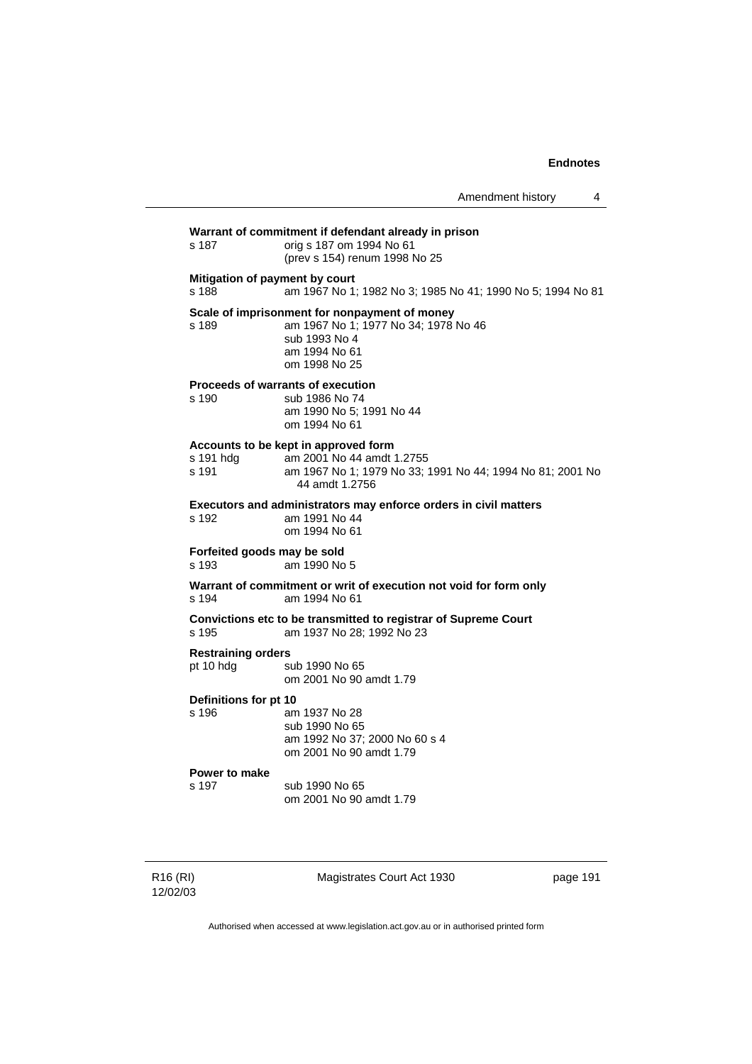**Warrant of commitment if defendant already in prison**

s 187 orig s 187 om 1994 No 61
(prev s 154) renum 1998 No 25

**Mitigation of payment by court**

s 188 am 1967 No 1; 1982 No 3; 1985 No 41; 1990 No 5; 1994 No 81

**Scale of imprisonment for nonpayment of money**

s 189 am 1967 No 1; 1977 No 34; 1978 No 46
sub 1993 No 4
am 1994 No 61
om 1998 No 25

**Proceeds of warrants of execution**

s 190 sub 1986 No 74
am 1990 No 5; 1991 No 44
om 1994 No 61

**Accounts to be kept in approved form**

s 191 hdg am 2001 No 44 amdt 1.2755
s 191 am 1967 No 1; 1979 No 33; 1991 No 44; 1994 No 81; 2001 No 44 amdt 1.2756

**Executors and administrators may enforce orders in civil matters**

s 192 am 1991 No 44
om 1994 No 61

**Forfeited goods may be sold**

s 193 am 1990 No 5

**Warrant of commitment or writ of execution not void for form only**

s 194 am 1994 No 61

**Convictions etc to be transmitted to registrar of Supreme Court**

s 195 am 1937 No 28; 1992 No 23

**Restraining orders**

pt 10 hdg sub 1990 No 65
om 2001 No 90 amdt 1.79

**Definitions for pt 10**

s 196 am 1937 No 28
sub 1990 No 65
am 1992 No 37; 2000 No 60 s 4
om 2001 No 90 amdt 1.79

**Power to make**

s 197 sub 1990 No 65
om 2001 No 90 amdt 1.79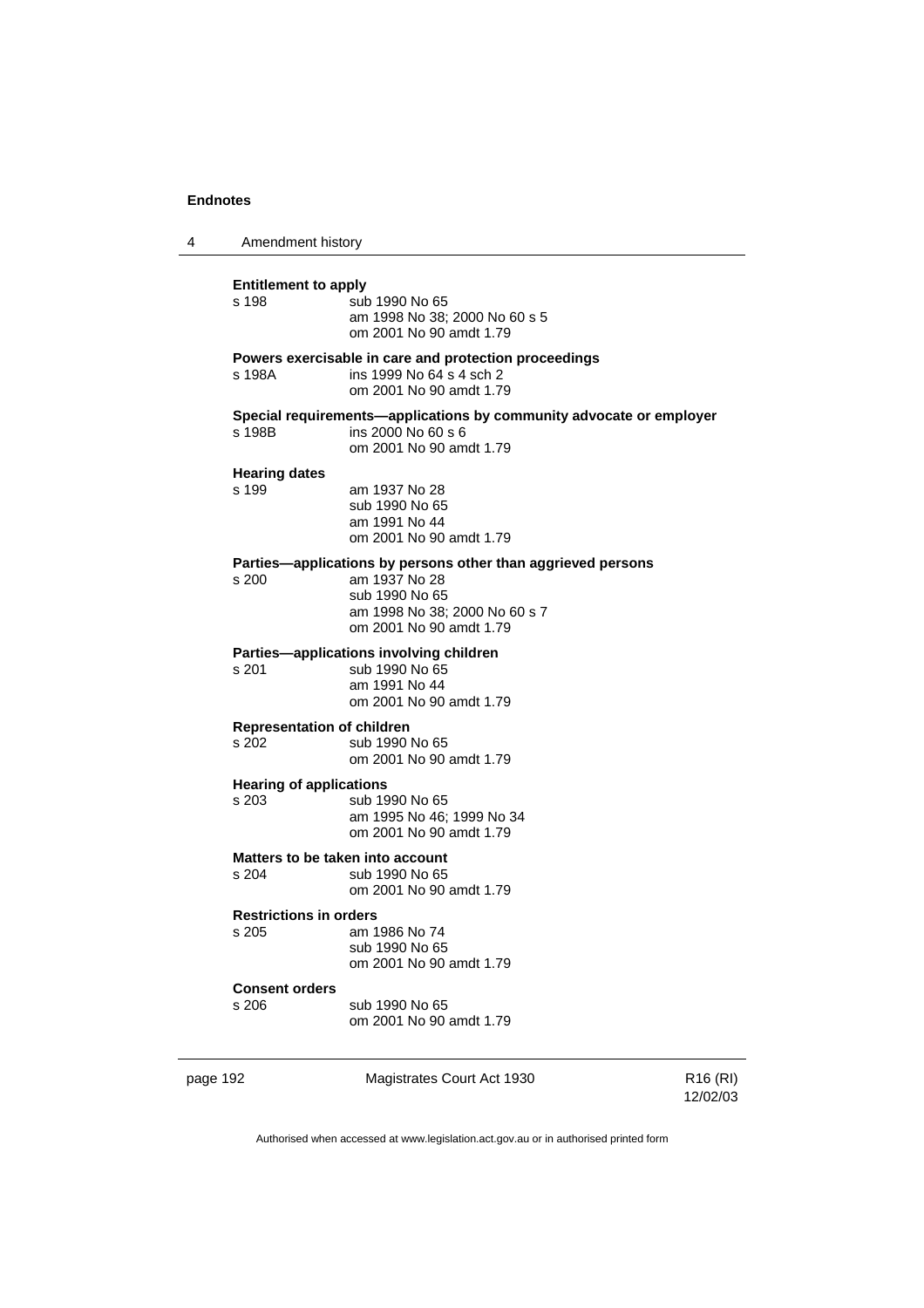**Entitlement to apply**

s 198 sub 1990 No 65
am 1998 No 38; 2000 No 60 s 5
om 2001 No 90 amdt 1.79

**Powers exercisable in care and protection proceedings**

s 198A ins 1999 No 64 s 4 sch 2
om 2001 No 90 amdt 1.79

**Special requirements—applications by community advocate or employer**

s 198B ins 2000 No 60 s 6
om 2001 No 90 amdt 1.79

**Hearing dates**

s 199 am 1937 No 28
sub 1990 No 65
am 1991 No 44
om 2001 No 90 amdt 1.79

**Parties—applications by persons other than aggrieved persons**

s 200 am 1937 No 28
sub 1990 No 65
am 1998 No 38; 2000 No 60 s 7
om 2001 No 90 amdt 1.79

**Parties—applications involving children**

s 201 sub 1990 No 65
am 1991 No 44
om 2001 No 90 amdt 1.79

**Representation of children**

s 202 sub 1990 No 65
om 2001 No 90 amdt 1.79

**Hearing of applications**

s 203 sub 1990 No 65
am 1995 No 46; 1999 No 34
om 2001 No 90 amdt 1.79

**Matters to be taken into account**

s 204 sub 1990 No 65
om 2001 No 90 amdt 1.79

**Restrictions in orders**

s 205 am 1986 No 74
sub 1990 No 65
om 2001 No 90 amdt 1.79

**Consent orders**

s 206 sub 1990 No 65
om 2001 No 90 amdt 1.79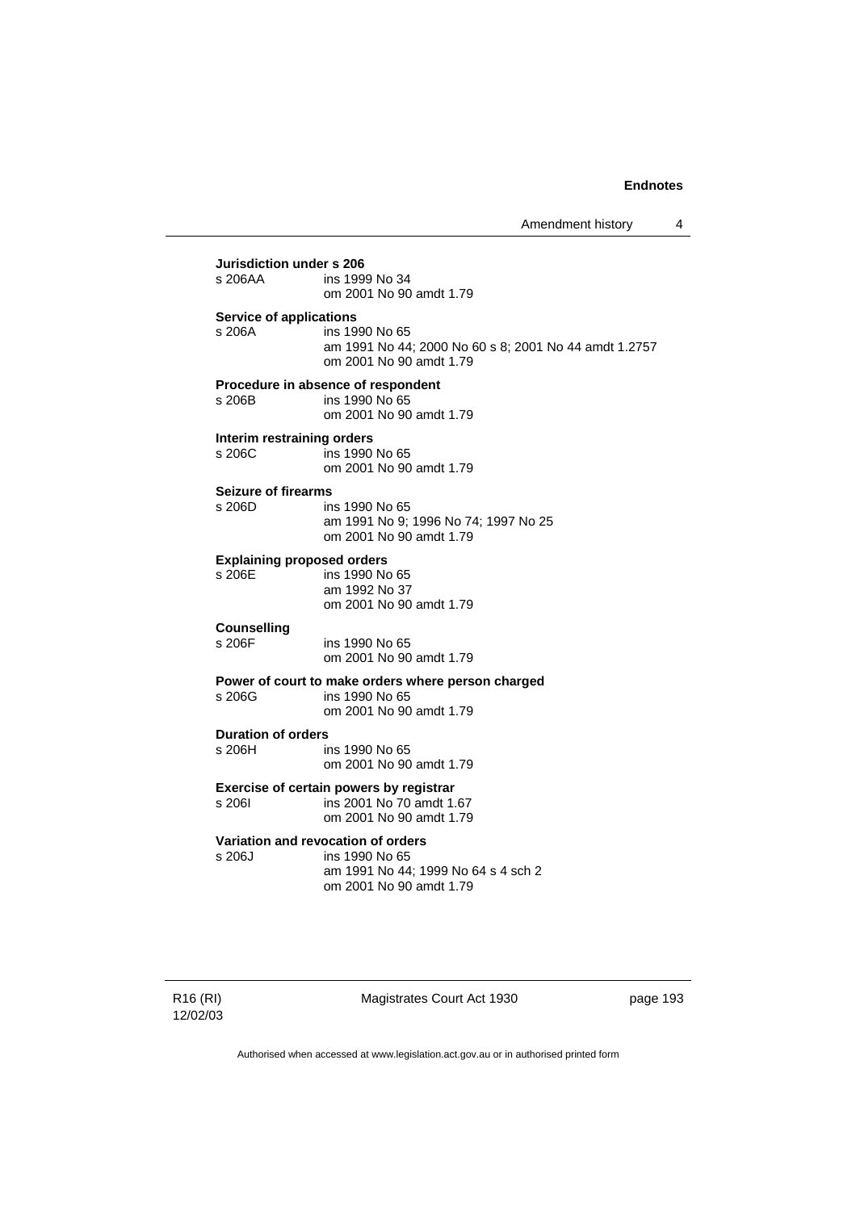**Jurisdiction under s 206**

s 206AA ins 1999 No 34
om 2001 No 90 amdt 1.79

**Service of applications**

s 206A ins 1990 No 65
am 1991 No 44; 2000 No 60 s 8; 2001 No 44 amdt 1.2757
om 2001 No 90 amdt 1.79

**Procedure in absence of respondent**

s 206B ins 1990 No 65
om 2001 No 90 amdt 1.79

**Interim restraining orders**

s 206C ins 1990 No 65
om 2001 No 90 amdt 1.79

**Seizure of firearms**

s 206D ins 1990 No 65
am 1991 No 9; 1996 No 74; 1997 No 25
om 2001 No 90 amdt 1.79

**Explaining proposed orders**

s 206E ins 1990 No 65
am 1992 No 37
om 2001 No 90 amdt 1.79

**Counselling**

s 206F ins 1990 No 65
om 2001 No 90 amdt 1.79

**Power of court to make orders where person charged**

s 206G ins 1990 No 65
om 2001 No 90 amdt 1.79

**Duration of orders**

s 206H ins 1990 No 65
om 2001 No 90 amdt 1.79

**Exercise of certain powers by registrar**

s 206I ins 2001 No 70 amdt 1.67
om 2001 No 90 amdt 1.79

**Variation and revocation of orders**

s 206J ins 1990 No 65
am 1991 No 44; 1999 No 64 s 4 sch 2
om 2001 No 90 amdt 1.79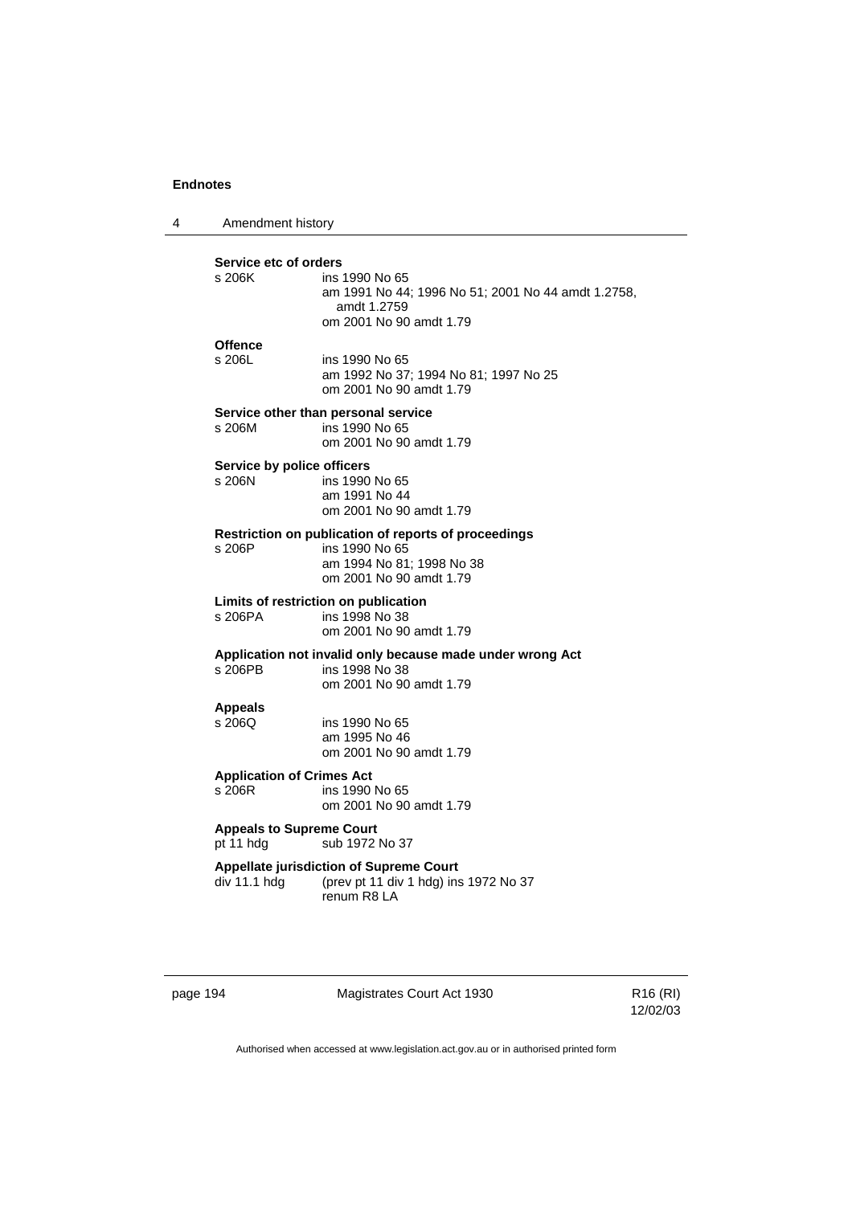**Service etc of orders**

s 206K ins 1990 No 65
am 1991 No 44; 1996 No 51; 2001 No 44 amdt 1.2758, amdt 1.2759
om 2001 No 90 amdt 1.79

**Offence**

s 206L ins 1990 No 65
am 1992 No 37; 1994 No 81; 1997 No 25
om 2001 No 90 amdt 1.79

**Service other than personal service**

s 206M ins 1990 No 65
om 2001 No 90 amdt 1.79

**Service by police officers**

s 206N ins 1990 No 65
am 1991 No 44
om 2001 No 90 amdt 1.79

**Restriction on publication of reports of proceedings**

s 206P ins 1990 No 65
am 1994 No 81; 1998 No 38
om 2001 No 90 amdt 1.79

**Limits of restriction on publication**

s 206PA ins 1998 No 38
om 2001 No 90 amdt 1.79

**Application not invalid only because made under wrong Act**

s 206PB ins 1998 No 38
om 2001 No 90 amdt 1.79

**Appeals**

s 206Q ins 1990 No 65
am 1995 No 46
om 2001 No 90 amdt 1.79

**Application of Crimes Act**

s 206R ins 1990 No 65
om 2001 No 90 amdt 1.79

**Appeals to Supreme Court**

pt 11 hdg sub 1972 No 37

**Appellate jurisdiction of Supreme Court**

div 11.1 hdg (prev pt 11 div 1 hdg) ins 1972 No 37
renum R8 LA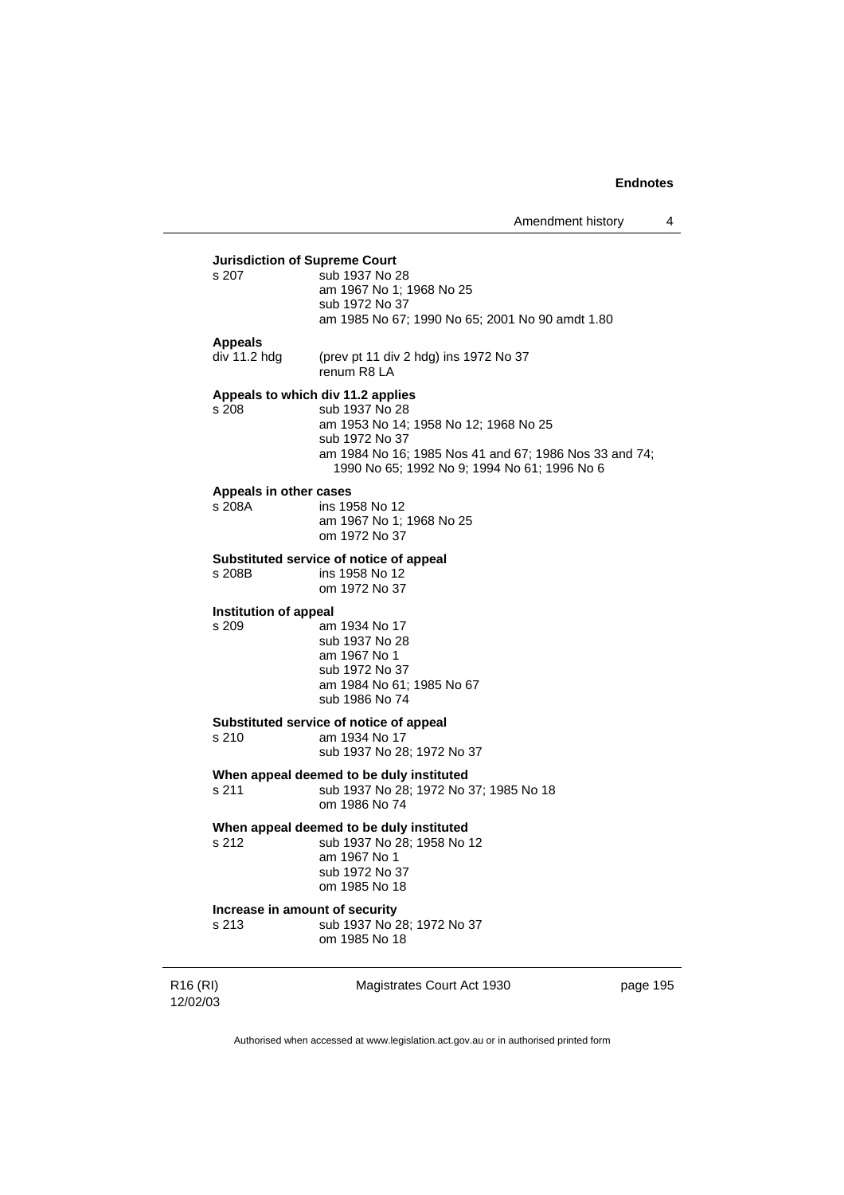**Jurisdiction of Supreme Court**

s 207 sub 1937 No 28
am 1967 No 1; 1968 No 25
sub 1972 No 37
am 1985 No 67; 1990 No 65; 2001 No 90 amdt 1.80

**Appeals**

div 11.2 hdg (prev pt 11 div 2 hdg) ins 1972 No 37
renum R8 LA

**Appeals to which div 11.2 applies**

s 208 sub 1937 No 28
am 1953 No 14; 1958 No 12; 1968 No 25
sub 1972 No 37
am 1984 No 16; 1985 Nos 41 and 67; 1986 Nos 33 and 74; 1990 No 65; 1992 No 9; 1994 No 61; 1996 No 6

**Appeals in other cases**

s 208A ins 1958 No 12
am 1967 No 1; 1968 No 25
om 1972 No 37

**Substituted service of notice of appeal**

s 208B ins 1958 No 12
om 1972 No 37

**Institution of appeal**

s 209 am 1934 No 17
sub 1937 No 28
am 1967 No 1
sub 1972 No 37
am 1984 No 61; 1985 No 67
sub 1986 No 74

**Substituted service of notice of appeal**

s 210 am 1934 No 17
sub 1937 No 28; 1972 No 37

**When appeal deemed to be duly instituted**

s 211 sub 1937 No 28; 1972 No 37; 1985 No 18
om 1986 No 74

**When appeal deemed to be duly instituted**

s 212 sub 1937 No 28; 1958 No 12
am 1967 No 1
sub 1972 No 37
om 1985 No 18

**Increase in amount of security**

s 213 sub 1937 No 28; 1972 No 37
om 1985 No 18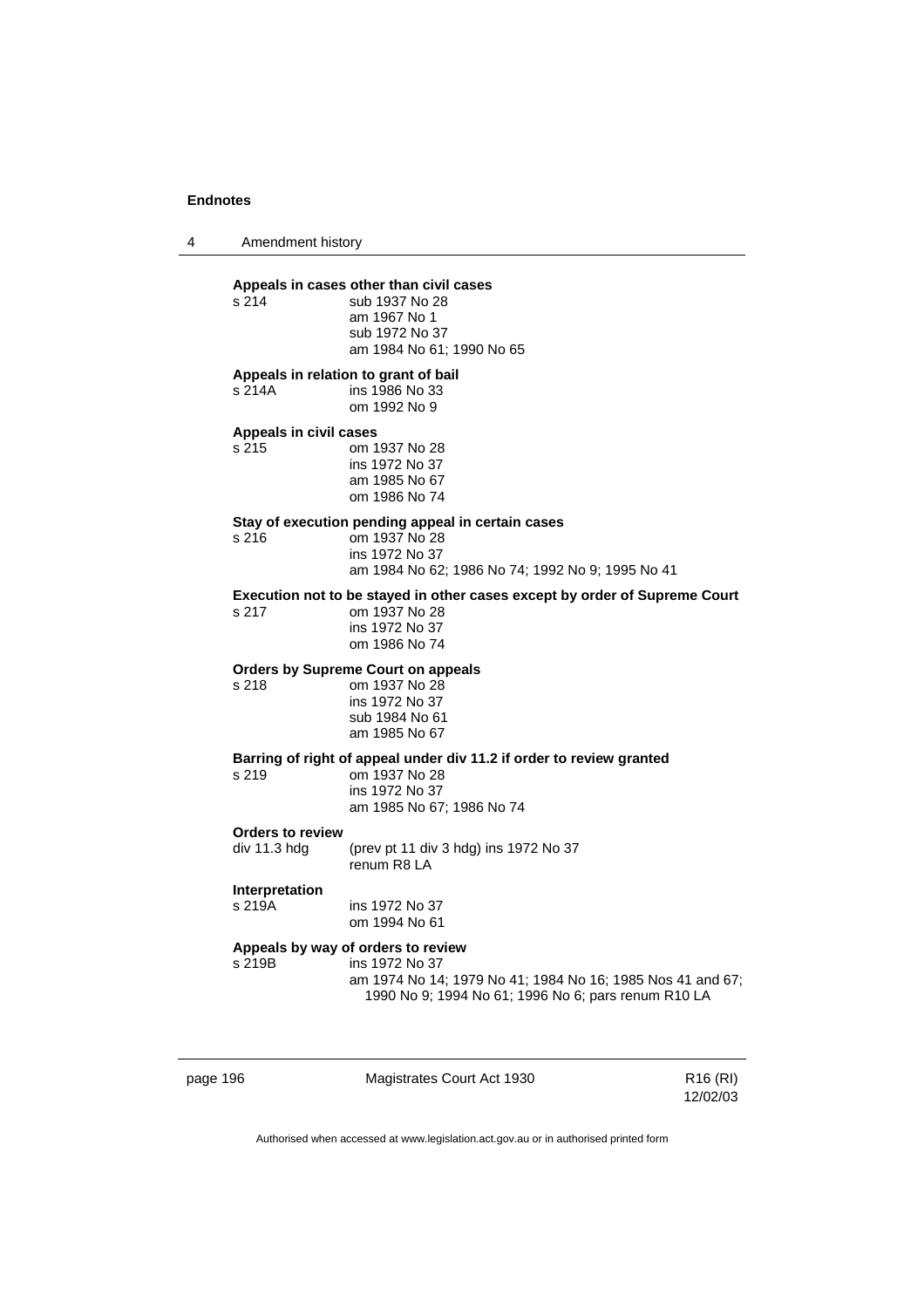**Appeals in cases other than civil cases**

s 214 sub 1937 No 28
am 1967 No 1
sub 1972 No 37
am 1984 No 61; 1990 No 65

**Appeals in relation to grant of bail**

s 214A ins 1986 No 33
om 1992 No 9

**Appeals in civil cases**

s 215 om 1937 No 28
ins 1972 No 37
am 1985 No 67
om 1986 No 74

**Stay of execution pending appeal in certain cases**

s 216 om 1937 No 28
ins 1972 No 37
am 1984 No 62; 1986 No 74; 1992 No 9; 1995 No 41

**Execution not to be stayed in other cases except by order of Supreme Court**

s 217 om 1937 No 28
ins 1972 No 37
om 1986 No 74

**Orders by Supreme Court on appeals**

s 218 om 1937 No 28
ins 1972 No 37
sub 1984 No 61
am 1985 No 67

**Barring of right of appeal under div 11.2 if order to review granted**

s 219 om 1937 No 28
ins 1972 No 37
am 1985 No 67; 1986 No 74

**Orders to review**

div 11.3 hdg (prev pt 11 div 3 hdg) ins 1972 No 37
renum R8 LA

**Interpretation**

s 219A ins 1972 No 37
om 1994 No 61

**Appeals by way of orders to review**

s 219B ins 1972 No 37
am 1974 No 14; 1979 No 41; 1984 No 16; 1985 Nos 41 and 67; 1990 No 9; 1994 No 61; 1996 No 6; pars renum R10 LA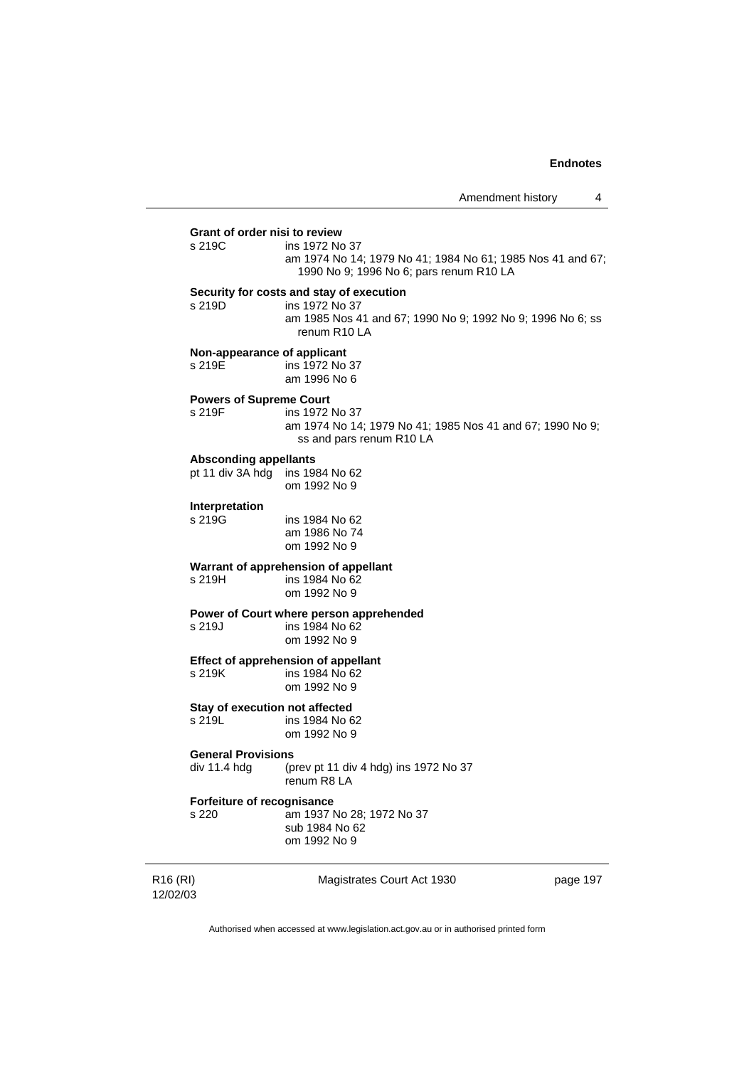**Grant of order nisi to review**

s 219C ins 1972 No 37
am 1974 No 14; 1979 No 41; 1984 No 61; 1985 Nos 41 and 67; 1990 No 9; 1996 No 6; pars renum R10 LA

**Security for costs and stay of execution**

s 219D ins 1972 No 37
am 1985 Nos 41 and 67; 1990 No 9; 1992 No 9; 1996 No 6; ss renum R10 LA

**Non-appearance of applicant**

s 219E ins 1972 No 37
am 1996 No 6

**Powers of Supreme Court**

s 219F ins 1972 No 37
am 1974 No 14; 1979 No 41; 1985 Nos 41 and 67; 1990 No 9; ss and pars renum R10 LA

**Absconding appellants**

pt 11 div 3A hdg ins 1984 No 62
om 1992 No 9

**Interpretation**

s 219G ins 1984 No 62
am 1986 No 74
om 1992 No 9

**Warrant of apprehension of appellant**

s 219H ins 1984 No 62
om 1992 No 9

**Power of Court where person apprehended**

s 219J ins 1984 No 62
om 1992 No 9

**Effect of apprehension of appellant**

s 219K ins 1984 No 62
om 1992 No 9

**Stay of execution not affected**

s 219L ins 1984 No 62
om 1992 No 9

**General Provisions**

div 11.4 hdg (prev pt 11 div 4 hdg) ins 1972 No 37
renum R8 LA

**Forfeiture of recognisance**

s 220 am 1937 No 28; 1972 No 37
sub 1984 No 62
om 1992 No 9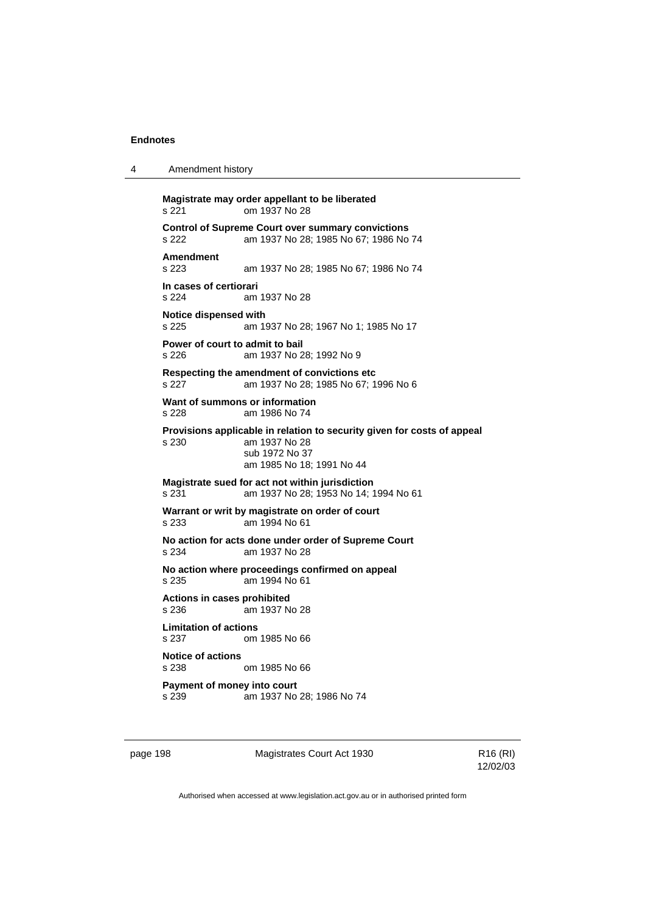**Magistrate may order appellant to be liberated**
s 221 om 1937 No 28

**Control of Supreme Court over summary convictions**
s 222 am 1937 No 28; 1985 No 67; 1986 No 74

**Amendment**
s 223 am 1937 No 28; 1985 No 67; 1986 No 74

**In cases of certiorari**
s 224 am 1937 No 28

**Notice dispensed with**
s 225 am 1937 No 28; 1967 No 1; 1985 No 17

**Power of court to admit to bail**
s 226 am 1937 No 28; 1992 No 9

**Respecting the amendment of convictions etc**
s 227 am 1937 No 28; 1985 No 67; 1996 No 6

**Want of summons or information**
s 228 am 1986 No 74

**Provisions applicable in relation to security given for costs of appeal**
s 230 am 1937 No 28
sub 1972 No 37
am 1985 No 18; 1991 No 44

**Magistrate sued for act not within jurisdiction**
s 231 am 1937 No 28; 1953 No 14; 1994 No 61

**Warrant or writ by magistrate on order of court**
s 233 am 1994 No 61

**No action for acts done under order of Supreme Court**
s 234 am 1937 No 28

**No action where proceedings confirmed on appeal**
s 235 am 1994 No 61

**Actions in cases prohibited**
s 236 am 1937 No 28

**Limitation of actions**
s 237 om 1985 No 66

**Notice of actions**
s 238 om 1985 No 66

**Payment of money into court**
s 239 am 1937 No 28; 1986 No 74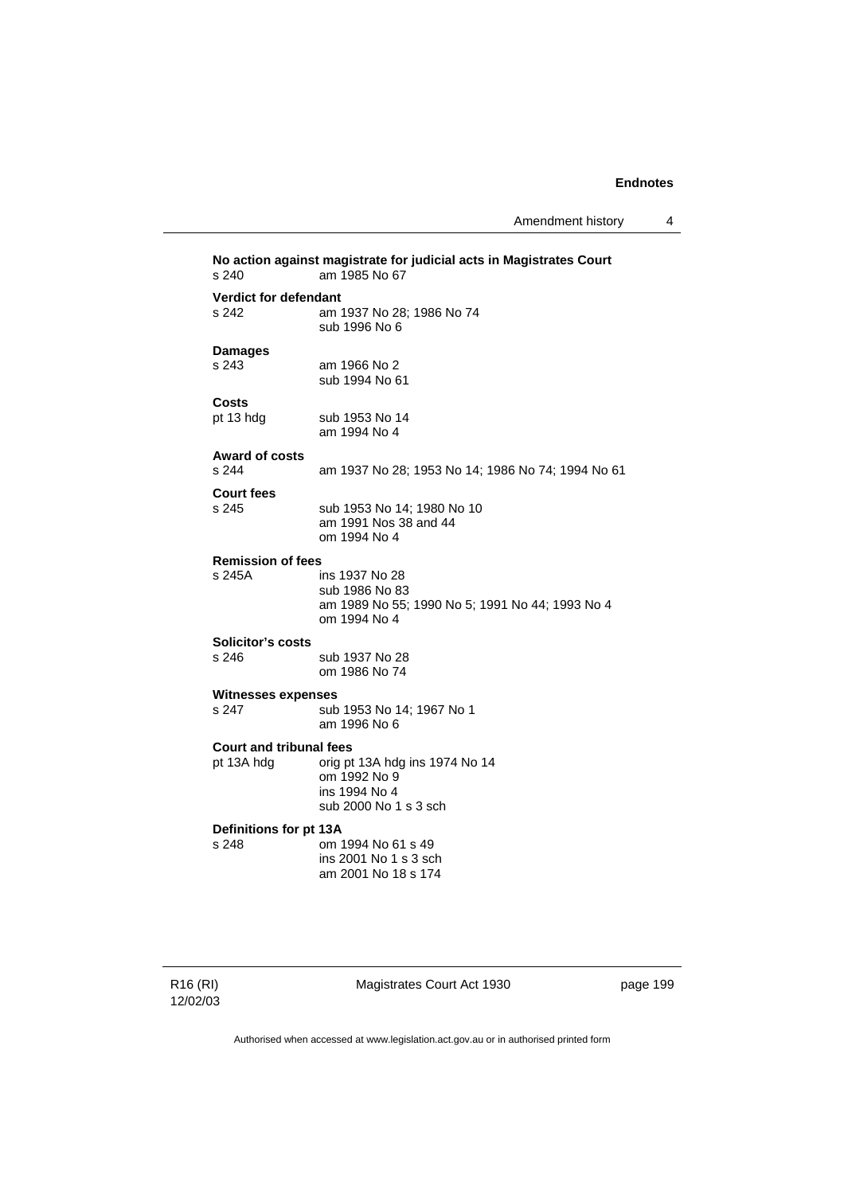**No action against magistrate for judicial acts in Magistrates Court**
s 240 am 1985 No 67

**Verdict for defendant**
s 242 am 1937 No 28; 1986 No 74
sub 1996 No 6

**Damages**
s 243 am 1966 No 2
sub 1994 No 61

**Costs**
pt 13 hdg sub 1953 No 14
am 1994 No 4

**Award of costs**
s 244 am 1937 No 28; 1953 No 14; 1986 No 74; 1994 No 61

**Court fees**
s 245 sub 1953 No 14; 1980 No 10
am 1991 Nos 38 and 44
om 1994 No 4

**Remission of fees**
s 245A ins 1937 No 28
sub 1986 No 83
am 1989 No 55; 1990 No 5; 1991 No 44; 1993 No 4
om 1994 No 4

**Solicitor's costs**
s 246 sub 1937 No 28
om 1986 No 74

**Witnesses expenses**
s 247 sub 1953 No 14; 1967 No 1
am 1996 No 6

**Court and tribunal fees**
pt 13A hdg orig pt 13A hdg ins 1974 No 14
om 1992 No 9
ins 1994 No 4
sub 2000 No 1 s 3 sch

**Definitions for pt 13A**
s 248 om 1994 No 61 s 49
ins 2001 No 1 s 3 sch
am 2001 No 18 s 174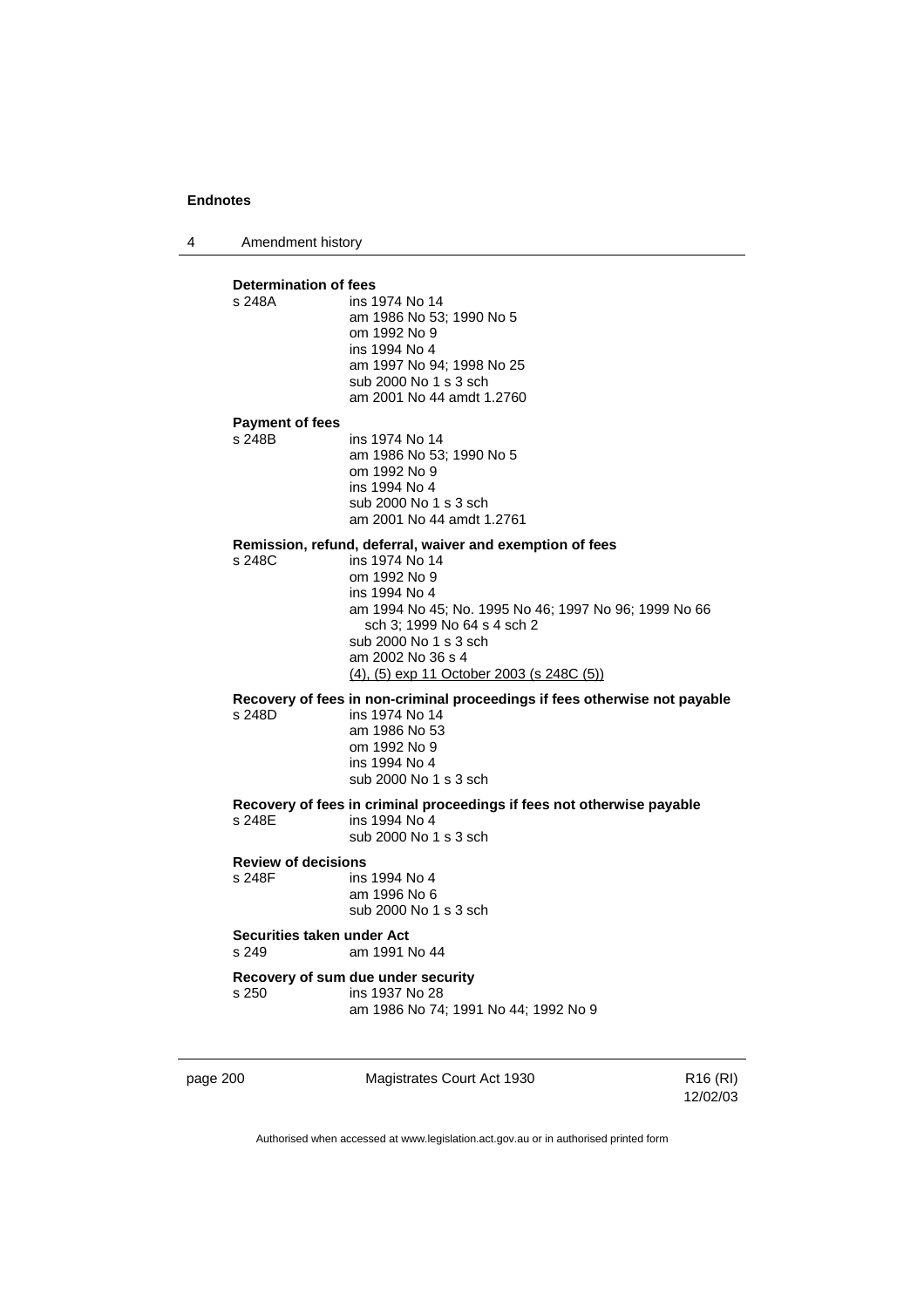**Determination of fees**

s 248A ins 1974 No 14
am 1986 No 53; 1990 No 5
om 1992 No 9
ins 1994 No 4
am 1997 No 94; 1998 No 25
sub 2000 No 1 s 3 sch
am 2001 No 44 amdt 1.2760

**Payment of fees**

s 248B ins 1974 No 14
am 1986 No 53; 1990 No 5
om 1992 No 9
ins 1994 No 4
sub 2000 No 1 s 3 sch
am 2001 No 44 amdt 1.2761

**Remission, refund, deferral, waiver and exemption of fees**

s 248C ins 1974 No 14
om 1992 No 9
ins 1994 No 4
am 1994 No 45; No. 1995 No 46; 1997 No 96; 1999 No 66 sch 3; 1999 No 64 s 4 sch 2
sub 2000 No 1 s 3 sch
am 2002 No 36 s 4
(4), (5) exp 11 October 2003 (s 248C (5))

**Recovery of fees in non-criminal proceedings if fees otherwise not payable**

s 248D ins 1974 No 14
am 1986 No 53
om 1992 No 9
ins 1994 No 4
sub 2000 No 1 s 3 sch

**Recovery of fees in criminal proceedings if fees not otherwise payable**

s 248E ins 1994 No 4
sub 2000 No 1 s 3 sch

**Review of decisions**

s 248F ins 1994 No 4
am 1996 No 6
sub 2000 No 1 s 3 sch

**Securities taken under Act**

s 249 am 1991 No 44

**Recovery of sum due under security**

s 250 ins 1937 No 28
am 1986 No 74; 1991 No 44; 1992 No 9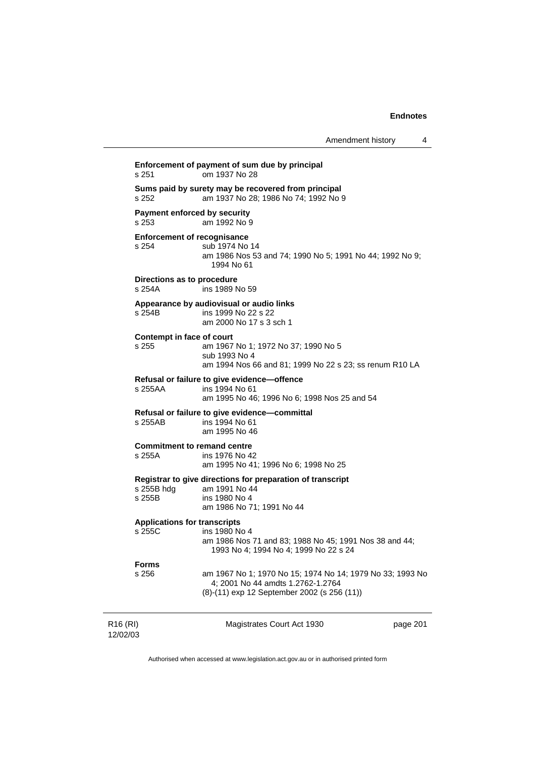**Enforcement of payment of sum due by principal**
s 251 om 1937 No 28

**Sums paid by surety may be recovered from principal**
s 252 am 1937 No 28; 1986 No 74; 1992 No 9

**Payment enforced by security**
s 253 am 1992 No 9

**Enforcement of recognisance**
s 254 sub 1974 No 14
am 1986 Nos 53 and 74; 1990 No 5; 1991 No 44; 1992 No 9; 1994 No 61

**Directions as to procedure**
s 254A ins 1989 No 59

**Appearance by audiovisual or audio links**
s 254B ins 1999 No 22 s 22
am 2000 No 17 s 3 sch 1

**Contempt in face of court**
s 255 am 1967 No 1; 1972 No 37; 1990 No 5
sub 1993 No 4
am 1994 Nos 66 and 81; 1999 No 22 s 23; ss renum R10 LA

**Refusal or failure to give evidence—offence**
s 255AA ins 1994 No 61
am 1995 No 46; 1996 No 6; 1998 Nos 25 and 54

**Refusal or failure to give evidence—committal**
s 255AB ins 1994 No 61
am 1995 No 46

**Commitment to remand centre**
s 255A ins 1976 No 42
am 1995 No 41; 1996 No 6; 1998 No 25

**Registrar to give directions for preparation of transcript**
s 255B hdg am 1991 No 44
s 255B ins 1980 No 4
am 1986 No 71; 1991 No 44

**Applications for transcripts**
s 255C ins 1980 No 4
am 1986 Nos 71 and 83; 1988 No 45; 1991 Nos 38 and 44; 1993 No 4; 1994 No 4; 1999 No 22 s 24

**Forms**
s 256 am 1967 No 1; 1970 No 15; 1974 No 14; 1979 No 33; 1993 No 4; 2001 No 44 amdts 1.2762-1.2764
(8)-(11) exp 12 September 2002 (s 256 (11))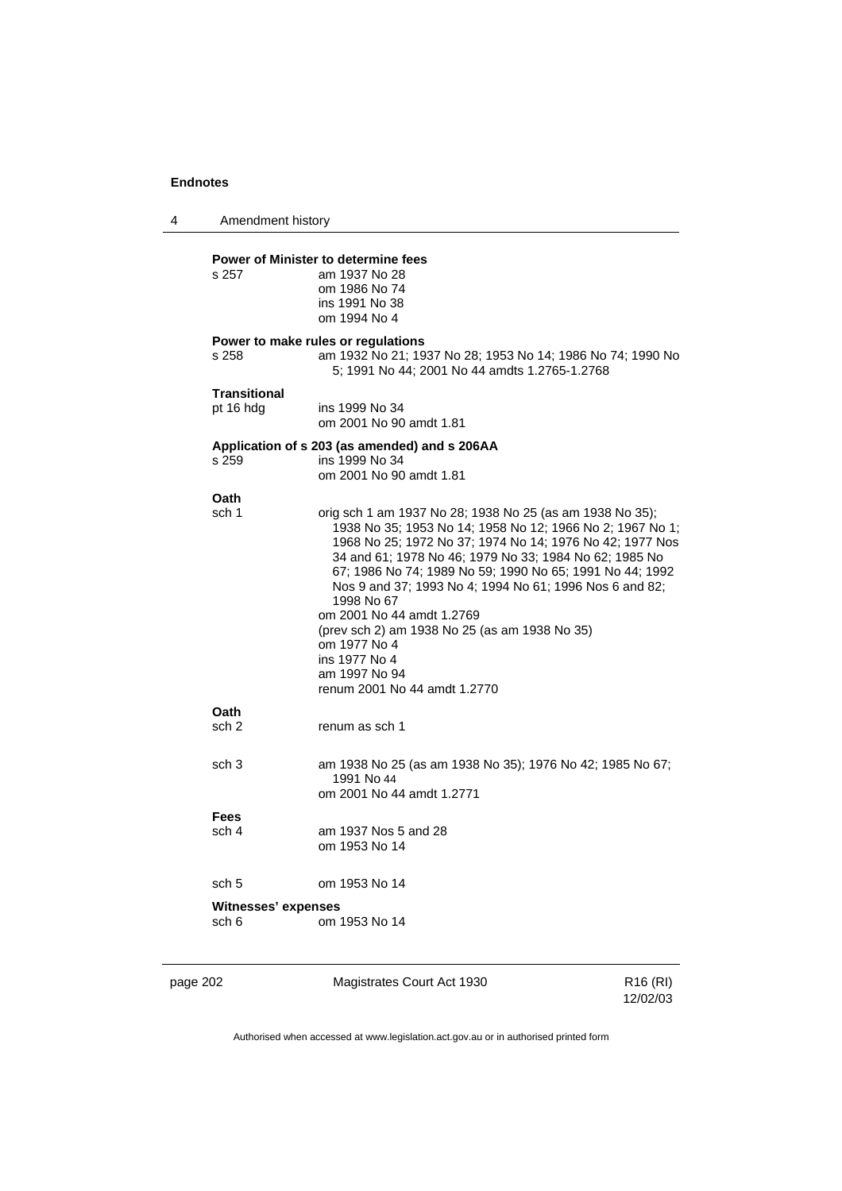**Power of Minister to determine fees**

s 257 — am 1937 No 28
om 1986 No 74
ins 1991 No 38
om 1994 No 4

**Power to make rules or regulations**

s 258 — am 1932 No 21; 1937 No 28; 1953 No 14; 1986 No 74; 1990 No 5; 1991 No 44; 2001 No 44 amdts 1.2765-1.2768

**Transitional**

pt 16 hdg — ins 1999 No 34
om 2001 No 90 amdt 1.81

**Application of s 203 (as amended) and s 206AA**

s 259 — ins 1999 No 34
om 2001 No 90 amdt 1.81

**Oath**

sch 1 — orig sch 1 am 1937 No 28; 1938 No 25 (as am 1938 No 35); 1938 No 35; 1953 No 14; 1958 No 12; 1966 No 2; 1967 No 1; 1968 No 25; 1972 No 37; 1974 No 14; 1976 No 42; 1977 Nos 34 and 61; 1978 No 46; 1979 No 33; 1984 No 62; 1985 No 67; 1986 No 74; 1989 No 59; 1990 No 65; 1991 No 44; 1992 Nos 9 and 37; 1993 No 4; 1994 No 61; 1996 Nos 6 and 82; 1998 No 67
om 2001 No 44 amdt 1.2769
(prev sch 2) am 1938 No 25 (as am 1938 No 35)
om 1977 No 4
ins 1977 No 4
am 1997 No 94
renum 2001 No 44 amdt 1.2770

**Oath**

sch 2 — renum as sch 1

sch 3 — am 1938 No 25 (as am 1938 No 35); 1976 No 42; 1985 No 67; 1991 No 44
om 2001 No 44 amdt 1.2771

**Fees**

sch 4 — am 1937 Nos 5 and 28
om 1953 No 14

sch 5 — om 1953 No 14

**Witnesses' expenses**

sch 6 — om 1953 No 14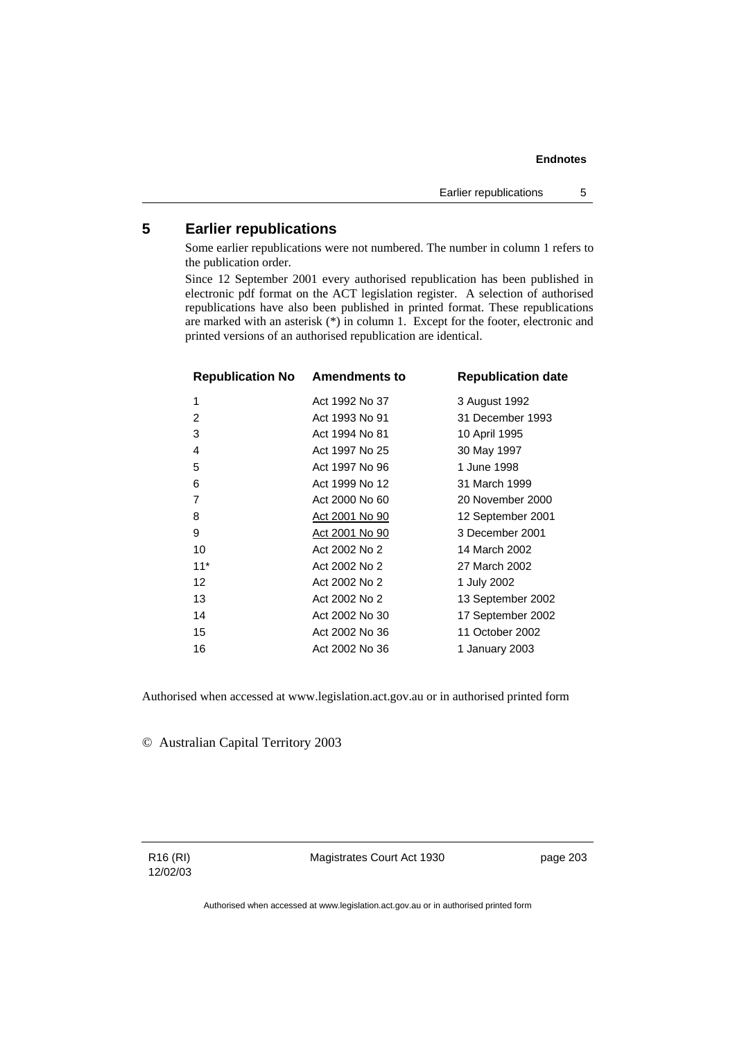## 5 Earlier republications

Some earlier republications were not numbered. The number in column 1 refers to the publication order.

Since 12 September 2001 every authorised republication has been published in electronic pdf format on the ACT legislation register. A selection of authorised republications have also been published in printed format. These republications are marked with an asterisk (*) in column 1. Except for the footer, electronic and printed versions of an authorised republication are identical.

| Republication No | Amendments to | Republication date |
|---|---|---|
| 1 | Act 1992 No 37 | 3 August 1992 |
| 2 | Act 1993 No 91 | 31 December 1993 |
| 3 | Act 1994 No 81 | 10 April 1995 |
| 4 | Act 1997 No 25 | 30 May 1997 |
| 5 | Act 1997 No 96 | 1 June 1998 |
| 6 | Act 1999 No 12 | 31 March 1999 |
| 7 | Act 2000 No 60 | 20 November 2000 |
| 8 | Act 2001 No 90 | 12 September 2001 |
| 9 | Act 2001 No 90 | 3 December 2001 |
| 10 | Act 2002 No 2 | 14 March 2002 |
| 11* | Act 2002 No 2 | 27 March 2002 |
| 12 | Act 2002 No 2 | 1 July 2002 |
| 13 | Act 2002 No 2 | 13 September 2002 |
| 14 | Act 2002 No 30 | 17 September 2002 |
| 15 | Act 2002 No 36 | 11 October 2002 |
| 16 | Act 2002 No 36 | 1 January 2003 |

Authorised when accessed at www.legislation.act.gov.au or in authorised printed form

© Australian Capital Territory 2003